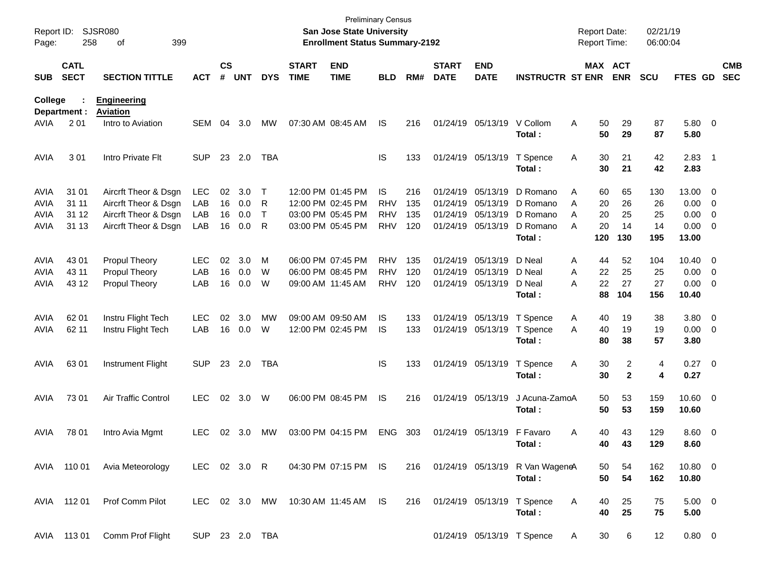Preliminary Census

**San Jose State University**

**Enrollment Status Summary-2192**

Report ID: SJSR080

Report Date: 02/21/19

Report Time: 06:00:04

**College : Engineering**

**Department : Aviation**

| SUB | CATL SECT | SECTION TITTLE | ACT | CS # | UNT | DYS | START TIME | END TIME | BLD | RM# | START DATE | END DATE | INSTRUCTR | ST | MAX ENR | ACT ENR | SCU | FTES | GD | CMB SEC |
|---|---|---|---|---|---|---|---|---|---|---|---|---|---|---|---|---|---|---|---|---|
| AVIA | 2 01 | Intro to Aviation | SEM | 04 | 3.0 | MW | 07:30 AM | 08:45 AM | IS | 216 | 01/24/19 | 05/13/19 | V Collom | A | 50 | 29 | 87 | 5.80 | 0 | |
| | | | | | | | | | | | | | **Total :** | | **50** | **29** | **87** | **5.80** | | |
| AVIA | 3 01 | Intro Private Flt | SUP | 23 | 2.0 | TBA | | | IS | 133 | 01/24/19 | 05/13/19 | T Spence | A | 30 | 21 | 42 | 2.83 | 1 | |
| | | | | | | | | | | | | | **Total :** | | **30** | **21** | **42** | **2.83** | | |
| AVIA | 31 01 | Aircrft Theor & Dsgn | LEC | 02 | 3.0 | T | 12:00 PM | 01:45 PM | IS | 216 | 01/24/19 | 05/13/19 | D Romano | A | 60 | 65 | 130 | 13.00 | 0 | |
| AVIA | 31 11 | Aircrft Theor & Dsgn | LAB | 16 | 0.0 | R | 12:00 PM | 02:45 PM | RHV | 135 | 01/24/19 | 05/13/19 | D Romano | A | 20 | 26 | 26 | 0.00 | 0 | |
| AVIA | 31 12 | Aircrft Theor & Dsgn | LAB | 16 | 0.0 | T | 03:00 PM | 05:45 PM | RHV | 135 | 01/24/19 | 05/13/19 | D Romano | A | 20 | 25 | 25 | 0.00 | 0 | |
| AVIA | 31 13 | Aircrft Theor & Dsgn | LAB | 16 | 0.0 | R | 03:00 PM | 05:45 PM | RHV | 120 | 01/24/19 | 05/13/19 | D Romano | A | 20 | 14 | 14 | 0.00 | 0 | |
| | | | | | | | | | | | | | **Total :** | | **120** | **130** | **195** | **13.00** | | |
| AVIA | 43 01 | Propul Theory | LEC | 02 | 3.0 | M | 06:00 PM | 07:45 PM | RHV | 135 | 01/24/19 | 05/13/19 | D Neal | A | 44 | 52 | 104 | 10.40 | 0 | |
| AVIA | 43 11 | Propul Theory | LAB | 16 | 0.0 | W | 06:00 PM | 08:45 PM | RHV | 120 | 01/24/19 | 05/13/19 | D Neal | A | 22 | 25 | 25 | 0.00 | 0 | |
| AVIA | 43 12 | Propul Theory | LAB | 16 | 0.0 | W | 09:00 AM | 11:45 AM | RHV | 120 | 01/24/19 | 05/13/19 | D Neal | A | 22 | 27 | 27 | 0.00 | 0 | |
| | | | | | | | | | | | | | **Total :** | | **88** | **104** | **156** | **10.40** | | |
| AVIA | 62 01 | Instru Flight Tech | LEC | 02 | 3.0 | MW | 09:00 AM | 09:50 AM | IS | 133 | 01/24/19 | 05/13/19 | T Spence | A | 40 | 19 | 38 | 3.80 | 0 | |
| AVIA | 62 11 | Instru Flight Tech | LAB | 16 | 0.0 | W | 12:00 PM | 02:45 PM | IS | 133 | 01/24/19 | 05/13/19 | T Spence | A | 40 | 19 | 19 | 0.00 | 0 | |
| | | | | | | | | | | | | | **Total :** | | **80** | **38** | **57** | **3.80** | | |
| AVIA | 63 01 | Instrument Flight | SUP | 23 | 2.0 | TBA | | | IS | 133 | 01/24/19 | 05/13/19 | T Spence | A | 30 | 2 | 4 | 0.27 | 0 | |
| | | | | | | | | | | | | | **Total :** | | **30** | **2** | **4** | **0.27** | | |
| AVIA | 73 01 | Air Traffic Control | LEC | 02 | 3.0 | W | 06:00 PM | 08:45 PM | IS | 216 | 01/24/19 | 05/13/19 | J Acuna-Zamo | A | 50 | 53 | 159 | 10.60 | 0 | |
| | | | | | | | | | | | | | **Total :** | | **50** | **53** | **159** | **10.60** | | |
| AVIA | 78 01 | Intro Avia Mgmt | LEC | 02 | 3.0 | MW | 03:00 PM | 04:15 PM | ENG | 303 | 01/24/19 | 05/13/19 | F Favaro | A | 40 | 43 | 129 | 8.60 | 0 | |
| | | | | | | | | | | | | | **Total :** | | **40** | **43** | **129** | **8.60** | | |
| AVIA | 110 01 | Avia Meteorology | LEC | 02 | 3.0 | R | 04:30 PM | 07:15 PM | IS | 216 | 01/24/19 | 05/13/19 | R Van Wagene | A | 50 | 54 | 162 | 10.80 | 0 | |
| | | | | | | | | | | | | | **Total :** | | **50** | **54** | **162** | **10.80** | | |
| AVIA | 112 01 | Prof Comm Pilot | LEC | 02 | 3.0 | MW | 10:30 AM | 11:45 AM | IS | 216 | 01/24/19 | 05/13/19 | T Spence | A | 40 | 25 | 75 | 5.00 | 0 | |
| | | | | | | | | | | | | | **Total :** | | **40** | **25** | **75** | **5.00** | | |
| AVIA | 113 01 | Comm Prof Flight | SUP | 23 | 2.0 | TBA | | | | | 01/24/19 | 05/13/19 | T Spence | A | 30 | 6 | 12 | 0.80 | 0 | |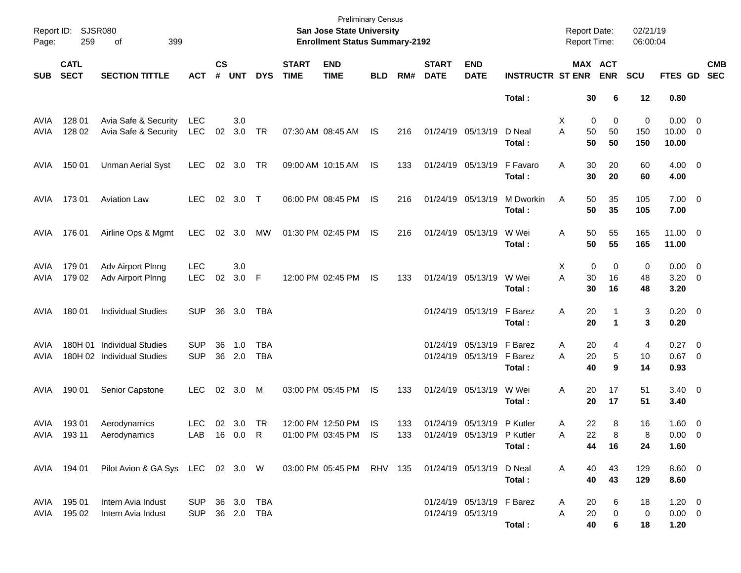Preliminary Census

**San Jose State University**

**Enrollment Status Summary-2192**

Report ID: SJSR080

Report Date: 02/21/19

Report Time: 06:00:04

| SUB | CATL SECT | SECTION TITTLE | ACT | CS # | UNT | DYS | START TIME | END TIME | BLD | RM# | START DATE | END DATE | INSTRUCTR | ST | MAX ENR | ACT ENR | SCU | FTES | GD | CMB SEC |
|---|---|---|---|---|---|---|---|---|---|---|---|---|---|---|---|---|---|---|---|---|
| | | | | | | | | | | | | | **Total :** | | **30** | **6** | **12** | **0.80** | | |
| AVIA | 128 01 | Avia Safe & Security | LEC | | 3.0 | | | | | | | | | X | 0 | 0 | 0 | 0.00 | 0 | |
| AVIA | 128 02 | Avia Safe & Security | LEC | 02 | 3.0 | TR | 07:30 AM | 08:45 AM | IS | 216 | 01/24/19 | 05/13/19 | D Neal | A | 50 | 50 | 150 | 10.00 | 0 | |
| | | | | | | | | | | | | | **Total :** | | **50** | **50** | **150** | **10.00** | | |
| AVIA | 150 01 | Unman Aerial Syst | LEC | 02 | 3.0 | TR | 09:00 AM | 10:15 AM | IS | 133 | 01/24/19 | 05/13/19 | F Favaro | A | 30 | 20 | 60 | 4.00 | 0 | |
| | | | | | | | | | | | | | **Total :** | | **30** | **20** | **60** | **4.00** | | |
| AVIA | 173 01 | Aviation Law | LEC | 02 | 3.0 | T | 06:00 PM | 08:45 PM | IS | 216 | 01/24/19 | 05/13/19 | M Dworkin | A | 50 | 35 | 105 | 7.00 | 0 | |
| | | | | | | | | | | | | | **Total :** | | **50** | **35** | **105** | **7.00** | | |
| AVIA | 176 01 | Airline Ops & Mgmt | LEC | 02 | 3.0 | MW | 01:30 PM | 02:45 PM | IS | 216 | 01/24/19 | 05/13/19 | W Wei | A | 50 | 55 | 165 | 11.00 | 0 | |
| | | | | | | | | | | | | | **Total :** | | **50** | **55** | **165** | **11.00** | | |
| AVIA | 179 01 | Adv Airport Plnng | LEC | | 3.0 | | | | | | | | | X | 0 | 0 | 0 | 0.00 | 0 | |
| AVIA | 179 02 | Adv Airport Plnng | LEC | 02 | 3.0 | F | 12:00 PM | 02:45 PM | IS | 133 | 01/24/19 | 05/13/19 | W Wei | A | 30 | 16 | 48 | 3.20 | 0 | |
| | | | | | | | | | | | | | **Total :** | | **30** | **16** | **48** | **3.20** | | |
| AVIA | 180 01 | Individual Studies | SUP | 36 | 3.0 | TBA | | | | | 01/24/19 | 05/13/19 | F Barez | A | 20 | 1 | 3 | 0.20 | 0 | |
| | | | | | | | | | | | | | **Total :** | | **20** | **1** | **3** | **0.20** | | |
| AVIA | 180H 01 | Individual Studies | SUP | 36 | 1.0 | TBA | | | | | 01/24/19 | 05/13/19 | F Barez | A | 20 | 4 | 4 | 0.27 | 0 | |
| AVIA | 180H 02 | Individual Studies | SUP | 36 | 2.0 | TBA | | | | | 01/24/19 | 05/13/19 | F Barez | A | 20 | 5 | 10 | 0.67 | 0 | |
| | | | | | | | | | | | | | **Total :** | | **40** | **9** | **14** | **0.93** | | |
| AVIA | 190 01 | Senior Capstone | LEC | 02 | 3.0 | M | 03:00 PM | 05:45 PM | IS | 133 | 01/24/19 | 05/13/19 | W Wei | A | 20 | 17 | 51 | 3.40 | 0 | |
| | | | | | | | | | | | | | **Total :** | | **20** | **17** | **51** | **3.40** | | |
| AVIA | 193 01 | Aerodynamics | LEC | 02 | 3.0 | TR | 12:00 PM | 12:50 PM | IS | 133 | 01/24/19 | 05/13/19 | P Kutler | A | 22 | 8 | 16 | 1.60 | 0 | |
| AVIA | 193 11 | Aerodynamics | LAB | 16 | 0.0 | R | 01:00 PM | 03:45 PM | IS | 133 | 01/24/19 | 05/13/19 | P Kutler | A | 22 | 8 | 8 | 0.00 | 0 | |
| | | | | | | | | | | | | | **Total :** | | **44** | **16** | **24** | **1.60** | | |
| AVIA | 194 01 | Pilot Avion & GA Sys | LEC | 02 | 3.0 | W | 03:00 PM | 05:45 PM | RHV | 135 | 01/24/19 | 05/13/19 | D Neal | A | 40 | 43 | 129 | 8.60 | 0 | |
| | | | | | | | | | | | | | **Total :** | | **40** | **43** | **129** | **8.60** | | |
| AVIA | 195 01 | Intern Avia Indust | SUP | 36 | 3.0 | TBA | | | | | 01/24/19 | 05/13/19 | F Barez | A | 20 | 6 | 18 | 1.20 | 0 | |
| AVIA | 195 02 | Intern Avia Indust | SUP | 36 | 2.0 | TBA | | | | | 01/24/19 | 05/13/19 | | A | 20 | 0 | 0 | 0.00 | 0 | |
| | | | | | | | | | | | | | **Total :** | | **40** | **6** | **18** | **1.20** | | |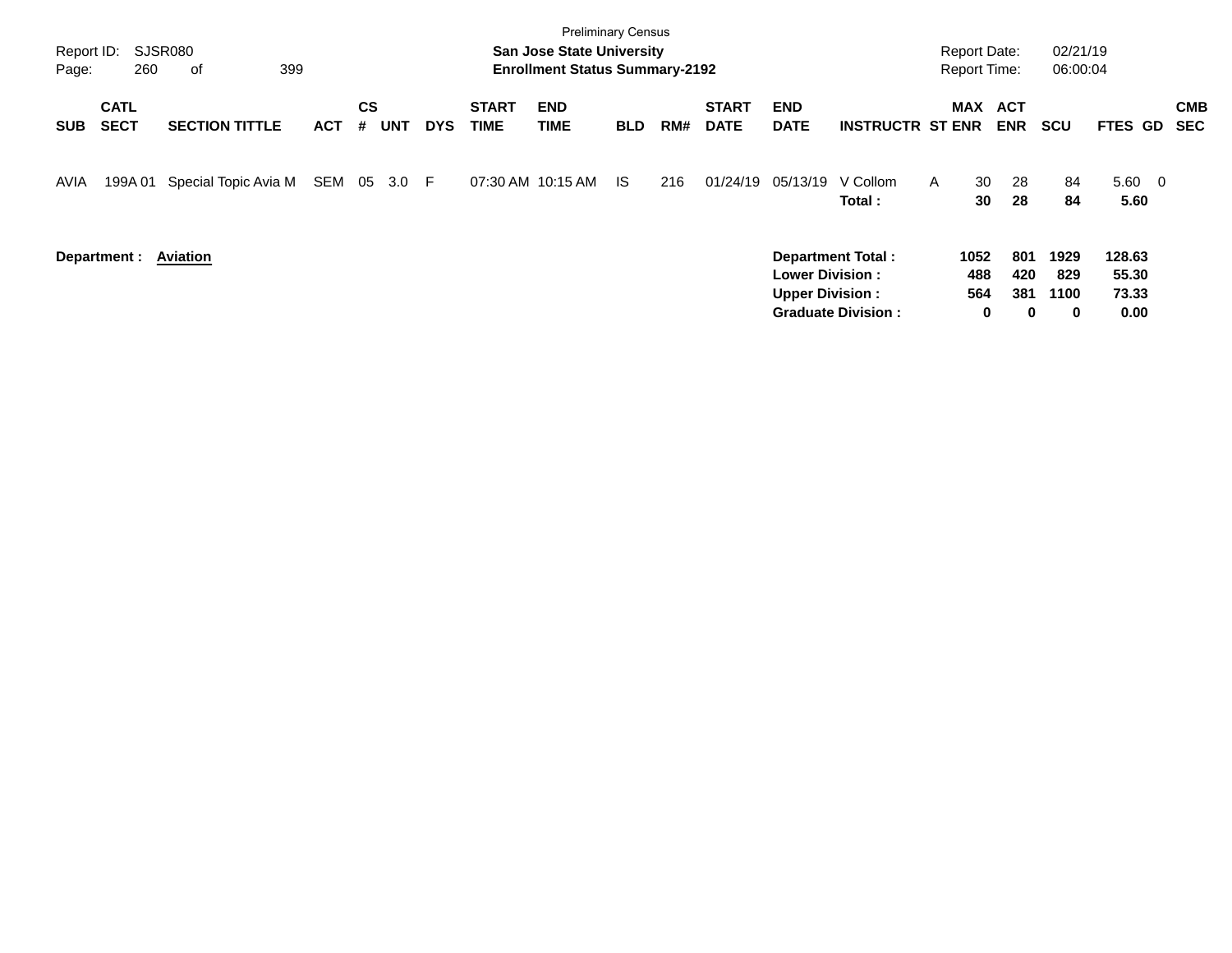Preliminary Census

**San Jose State University**
**Enrollment Status Summary-2192**

Report ID: SJSR080
Report Date: 02/21/19
Report Time: 06:00:04

| SUB | CATL SECT | SECTION TITTLE | ACT | CS # | UNT | DYS | START TIME | END TIME | BLD | RM# | START DATE | END DATE | INSTRUCTR | ST | MAX ENR | ACT ENR | SCU | FTES | GD | CMB SEC |
|---|---|---|---|---|---|---|---|---|---|---|---|---|---|---|---|---|---|---|---|---|
| AVIA | 199A 01 | Special Topic Avia M | SEM | 05 | 3.0 | F | 07:30 AM | 10:15 AM | IS | 216 | 01/24/19 | 05/13/19 | V Collom | A | 30 | 28 | 84 | 5.60 | 0 | |
| | | | | | | | | | | | | | **Total :** | | **30** | **28** | **84** | **5.60** | | |

**Department : Aviation**

| | MAX ENR | ACT ENR | SCU | FTES |
|---|---|---|---|---|
| **Department Total :** | **1052** | **801** | **1929** | **128.63** |
| **Lower Division :** | **488** | **420** | **829** | **55.30** |
| **Upper Division :** | **564** | **381** | **1100** | **73.33** |
| **Graduate Division :** | **0** | **0** | **0** | **0.00** |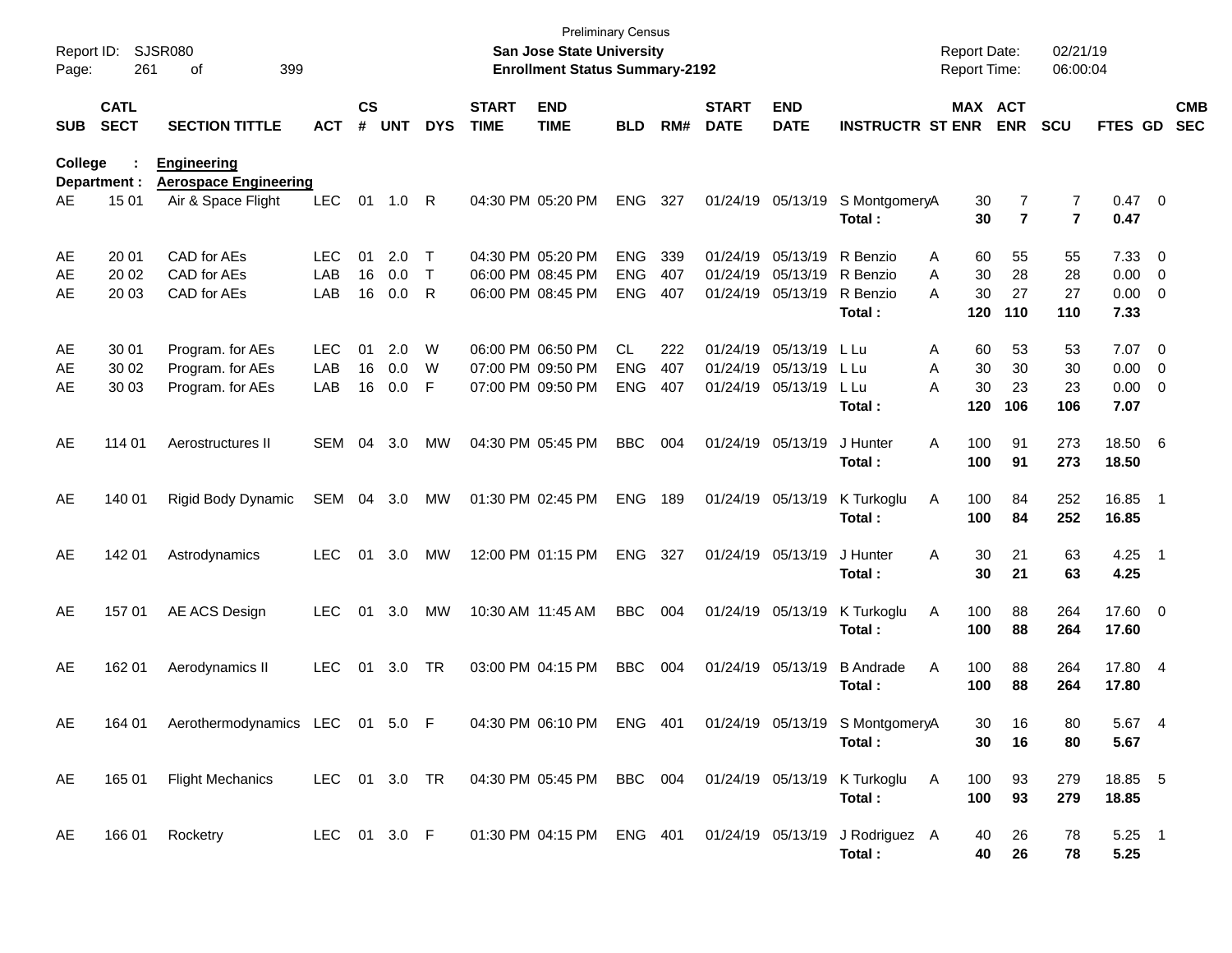Preliminary Census
**San Jose State University**
**Enrollment Status Summary-2192**

Report ID: SJSR080
Report Date: 02/21/19
Report Time: 06:00:04

**College : Engineering**
**Department : Aerospace Engineering**

| SUB | CATL SECT | SECTION TITTLE | ACT | CS # | UNT | DYS | START TIME | END TIME | BLD | RM# | START DATE | END DATE | INSTRUCTR | ST | MAX ENR | ACT ENR | SCU | FTES | GD | CMB SEC |
|---|---|---|---|---|---|---|---|---|---|---|---|---|---|---|---|---|---|---|---|---|
| AE | 15 01 | Air & Space Flight | LEC | 01 | 1.0 | R | 04:30 PM | 05:20 PM | ENG | 327 | 01/24/19 | 05/13/19 | S Montgomery | A | 30 | 7 | 7 | 0.47 | 0 | |
| | | | | | | | | | | | | | **Total :** | | **30** | **7** | **7** | **0.47** | | |
| AE | 20 01 | CAD for AEs | LEC | 01 | 2.0 | T | 04:30 PM | 05:20 PM | ENG | 339 | 01/24/19 | 05/13/19 | R Benzio | A | 60 | 55 | 55 | 7.33 | 0 | |
| AE | 20 02 | CAD for AEs | LAB | 16 | 0.0 | T | 06:00 PM | 08:45 PM | ENG | 407 | 01/24/19 | 05/13/19 | R Benzio | A | 30 | 28 | 28 | 0.00 | 0 | |
| AE | 20 03 | CAD for AEs | LAB | 16 | 0.0 | R | 06:00 PM | 08:45 PM | ENG | 407 | 01/24/19 | 05/13/19 | R Benzio | A | 30 | 27 | 27 | 0.00 | 0 | |
| | | | | | | | | | | | | | **Total :** | | **120** | **110** | **110** | **7.33** | | |
| AE | 30 01 | Program. for AEs | LEC | 01 | 2.0 | W | 06:00 PM | 06:50 PM | CL | 222 | 01/24/19 | 05/13/19 | L Lu | A | 60 | 53 | 53 | 7.07 | 0 | |
| AE | 30 02 | Program. for AEs | LAB | 16 | 0.0 | W | 07:00 PM | 09:50 PM | ENG | 407 | 01/24/19 | 05/13/19 | L Lu | A | 30 | 30 | 30 | 0.00 | 0 | |
| AE | 30 03 | Program. for AEs | LAB | 16 | 0.0 | F | 07:00 PM | 09:50 PM | ENG | 407 | 01/24/19 | 05/13/19 | L Lu | A | 30 | 23 | 23 | 0.00 | 0 | |
| | | | | | | | | | | | | | **Total :** | | **120** | **106** | **106** | **7.07** | | |
| AE | 114 01 | Aerostructures II | SEM | 04 | 3.0 | MW | 04:30 PM | 05:45 PM | BBC | 004 | 01/24/19 | 05/13/19 | J Hunter | A | 100 | 91 | 273 | 18.50 | 6 | |
| | | | | | | | | | | | | | **Total :** | | **100** | **91** | **273** | **18.50** | | |
| AE | 140 01 | Rigid Body Dynamic | SEM | 04 | 3.0 | MW | 01:30 PM | 02:45 PM | ENG | 189 | 01/24/19 | 05/13/19 | K Turkoglu | A | 100 | 84 | 252 | 16.85 | 1 | |
| | | | | | | | | | | | | | **Total :** | | **100** | **84** | **252** | **16.85** | | |
| AE | 142 01 | Astrodynamics | LEC | 01 | 3.0 | MW | 12:00 PM | 01:15 PM | ENG | 327 | 01/24/19 | 05/13/19 | J Hunter | A | 30 | 21 | 63 | 4.25 | 1 | |
| | | | | | | | | | | | | | **Total :** | | **30** | **21** | **63** | **4.25** | | |
| AE | 157 01 | AE ACS Design | LEC | 01 | 3.0 | MW | 10:30 AM | 11:45 AM | BBC | 004 | 01/24/19 | 05/13/19 | K Turkoglu | A | 100 | 88 | 264 | 17.60 | 0 | |
| | | | | | | | | | | | | | **Total :** | | **100** | **88** | **264** | **17.60** | | |
| AE | 162 01 | Aerodynamics II | LEC | 01 | 3.0 | TR | 03:00 PM | 04:15 PM | BBC | 004 | 01/24/19 | 05/13/19 | B Andrade | A | 100 | 88 | 264 | 17.80 | 4 | |
| | | | | | | | | | | | | | **Total :** | | **100** | **88** | **264** | **17.80** | | |
| AE | 164 01 | Aerothermodynamics | LEC | 01 | 5.0 | F | 04:30 PM | 06:10 PM | ENG | 401 | 01/24/19 | 05/13/19 | S Montgomery | A | 30 | 16 | 80 | 5.67 | 4 | |
| | | | | | | | | | | | | | **Total :** | | **30** | **16** | **80** | **5.67** | | |
| AE | 165 01 | Flight Mechanics | LEC | 01 | 3.0 | TR | 04:30 PM | 05:45 PM | BBC | 004 | 01/24/19 | 05/13/19 | K Turkoglu | A | 100 | 93 | 279 | 18.85 | 5 | |
| | | | | | | | | | | | | | **Total :** | | **100** | **93** | **279** | **18.85** | | |
| AE | 166 01 | Rocketry | LEC | 01 | 3.0 | F | 01:30 PM | 04:15 PM | ENG | 401 | 01/24/19 | 05/13/19 | J Rodriguez | A | 40 | 26 | 78 | 5.25 | 1 | |
| | | | | | | | | | | | | | **Total :** | | **40** | **26** | **78** | **5.25** | | |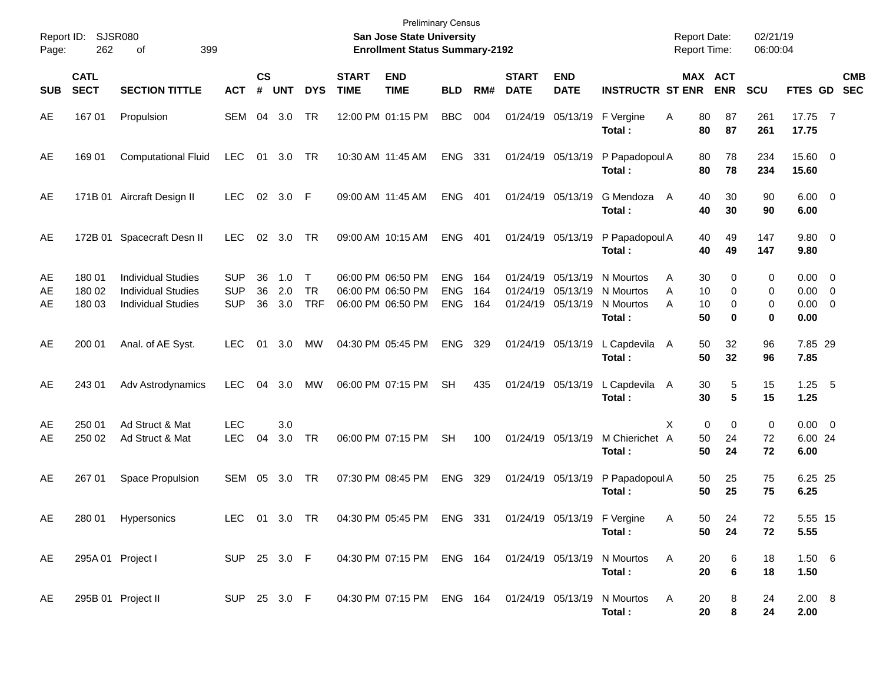Preliminary Census
**San Jose State University**
**Enrollment Status Summary-2192**

Report ID: SJSR080
Report Date: 02/21/19
Report Time: 06:00:04

| SUB | CATL SECT | SECTION TITTLE | ACT | CS # | UNT | DYS | START TIME | END TIME | BLD | RM# | START DATE | END DATE | INSTRUCTR | ST | MAX ENR | ACT ENR | SCU | FTES | GD | CMB SEC |
|---|---|---|---|---|---|---|---|---|---|---|---|---|---|---|---|---|---|---|---|---|
| AE | 167 01 | Propulsion | SEM | 04 | 3.0 | TR | 12:00 PM | 01:15 PM | BBC | 004 | 01/24/19 | 05/13/19 | F Vergine | A | 80 | 87 | 261 | 17.75 | 7 | |
| | | | | | | | | | | | | | **Total :** | | **80** | **87** | **261** | **17.75** | | |
| AE | 169 01 | Computational Fluid | LEC | 01 | 3.0 | TR | 10:30 AM | 11:45 AM | ENG | 331 | 01/24/19 | 05/13/19 | P Papadopoul | A | 80 | 78 | 234 | 15.60 | 0 | |
| | | | | | | | | | | | | | **Total :** | | **80** | **78** | **234** | **15.60** | | |
| AE | 171B 01 | Aircraft Design II | LEC | 02 | 3.0 | F | 09:00 AM | 11:45 AM | ENG | 401 | 01/24/19 | 05/13/19 | G Mendoza | A | 40 | 30 | 90 | 6.00 | 0 | |
| | | | | | | | | | | | | | **Total :** | | **40** | **30** | **90** | **6.00** | | |
| AE | 172B 01 | Spacecraft Desn II | LEC | 02 | 3.0 | TR | 09:00 AM | 10:15 AM | ENG | 401 | 01/24/19 | 05/13/19 | P Papadopoul | A | 40 | 49 | 147 | 9.80 | 0 | |
| | | | | | | | | | | | | | **Total :** | | **40** | **49** | **147** | **9.80** | | |
| AE | 180 01 | Individual Studies | SUP | 36 | 1.0 | T | 06:00 PM | 06:50 PM | ENG | 164 | 01/24/19 | 05/13/19 | N Mourtos | A | 30 | 0 | 0 | 0.00 | 0 | |
| AE | 180 02 | Individual Studies | SUP | 36 | 2.0 | TR | 06:00 PM | 06:50 PM | ENG | 164 | 01/24/19 | 05/13/19 | N Mourtos | A | 10 | 0 | 0 | 0.00 | 0 | |
| AE | 180 03 | Individual Studies | SUP | 36 | 3.0 | TRF | 06:00 PM | 06:50 PM | ENG | 164 | 01/24/19 | 05/13/19 | N Mourtos | A | 10 | 0 | 0 | 0.00 | 0 | |
| | | | | | | | | | | | | | **Total :** | | **50** | **0** | **0** | **0.00** | | |
| AE | 200 01 | Anal. of AE Syst. | LEC | 01 | 3.0 | MW | 04:30 PM | 05:45 PM | ENG | 329 | 01/24/19 | 05/13/19 | L Capdevila | A | 50 | 32 | 96 | 7.85 | 29 | |
| | | | | | | | | | | | | | **Total :** | | **50** | **32** | **96** | **7.85** | | |
| AE | 243 01 | Adv Astrodynamics | LEC | 04 | 3.0 | MW | 06:00 PM | 07:15 PM | SH | 435 | 01/24/19 | 05/13/19 | L Capdevila | A | 30 | 5 | 15 | 1.25 | 5 | |
| | | | | | | | | | | | | | **Total :** | | **30** | **5** | **15** | **1.25** | | |
| AE | 250 01 | Ad Struct & Mat | LEC | | 3.0 | | | | | | | | | X | 0 | 0 | 0 | 0.00 | 0 | |
| AE | 250 02 | Ad Struct & Mat | LEC | 04 | 3.0 | TR | 06:00 PM | 07:15 PM | SH | 100 | 01/24/19 | 05/13/19 | M Chierichet | A | 50 | 24 | 72 | 6.00 | 24 | |
| | | | | | | | | | | | | | **Total :** | | **50** | **24** | **72** | **6.00** | | |
| AE | 267 01 | Space Propulsion | SEM | 05 | 3.0 | TR | 07:30 PM | 08:45 PM | ENG | 329 | 01/24/19 | 05/13/19 | P Papadopoul | A | 50 | 25 | 75 | 6.25 | 25 | |
| | | | | | | | | | | | | | **Total :** | | **50** | **25** | **75** | **6.25** | | |
| AE | 280 01 | Hypersonics | LEC | 01 | 3.0 | TR | 04:30 PM | 05:45 PM | ENG | 331 | 01/24/19 | 05/13/19 | F Vergine | A | 50 | 24 | 72 | 5.55 | 15 | |
| | | | | | | | | | | | | | **Total :** | | **50** | **24** | **72** | **5.55** | | |
| AE | 295A 01 | Project I | SUP | 25 | 3.0 | F | 04:30 PM | 07:15 PM | ENG | 164 | 01/24/19 | 05/13/19 | N Mourtos | A | 20 | 6 | 18 | 1.50 | 6 | |
| | | | | | | | | | | | | | **Total :** | | **20** | **6** | **18** | **1.50** | | |
| AE | 295B 01 | Project II | SUP | 25 | 3.0 | F | 04:30 PM | 07:15 PM | ENG | 164 | 01/24/19 | 05/13/19 | N Mourtos | A | 20 | 8 | 24 | 2.00 | 8 | |
| | | | | | | | | | | | | | **Total :** | | **20** | **8** | **24** | **2.00** | | |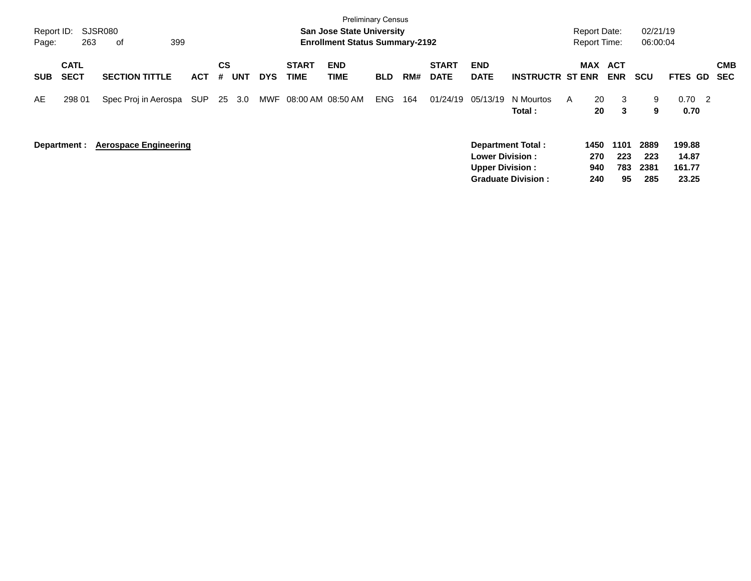| SUB | CATL SECT | SECTION TITTLE | ACT | CS # | UNT | DYS | START TIME | END TIME | BLD | RM# | START DATE | END DATE | INSTRUCTR | ST | MAX ENR | ACT ENR | SCU | FTES | GD | CMB SEC |
|---|---|---|---|---|---|---|---|---|---|---|---|---|---|---|---|---|---|---|---|---|
| AE | 298 01 | Spec Proj in Aerospa | SUP | 25 | 3.0 | MWF | 08:00 AM | 08:50 AM | ENG | 164 | 01/24/19 | 05/13/19 | N Mourtos | A | 20 | 3 | 9 | 0.70 | 2 | |
| | | | | | | | | | | | | | **Total :** | | **20** | **3** | **9** | **0.70** | | |

**Department :** **Aerospace Engineering**

| | MAX ENR | ACT ENR | SCU | FTES |
|---|---|---|---|---|
| **Department Total :** | **1450** | **1101** | **2889** | **199.88** |
| **Lower Division :** | **270** | **223** | **223** | **14.87** |
| **Upper Division :** | **940** | **783** | **2381** | **161.77** |
| **Graduate Division :** | **240** | **95** | **285** | **23.25** |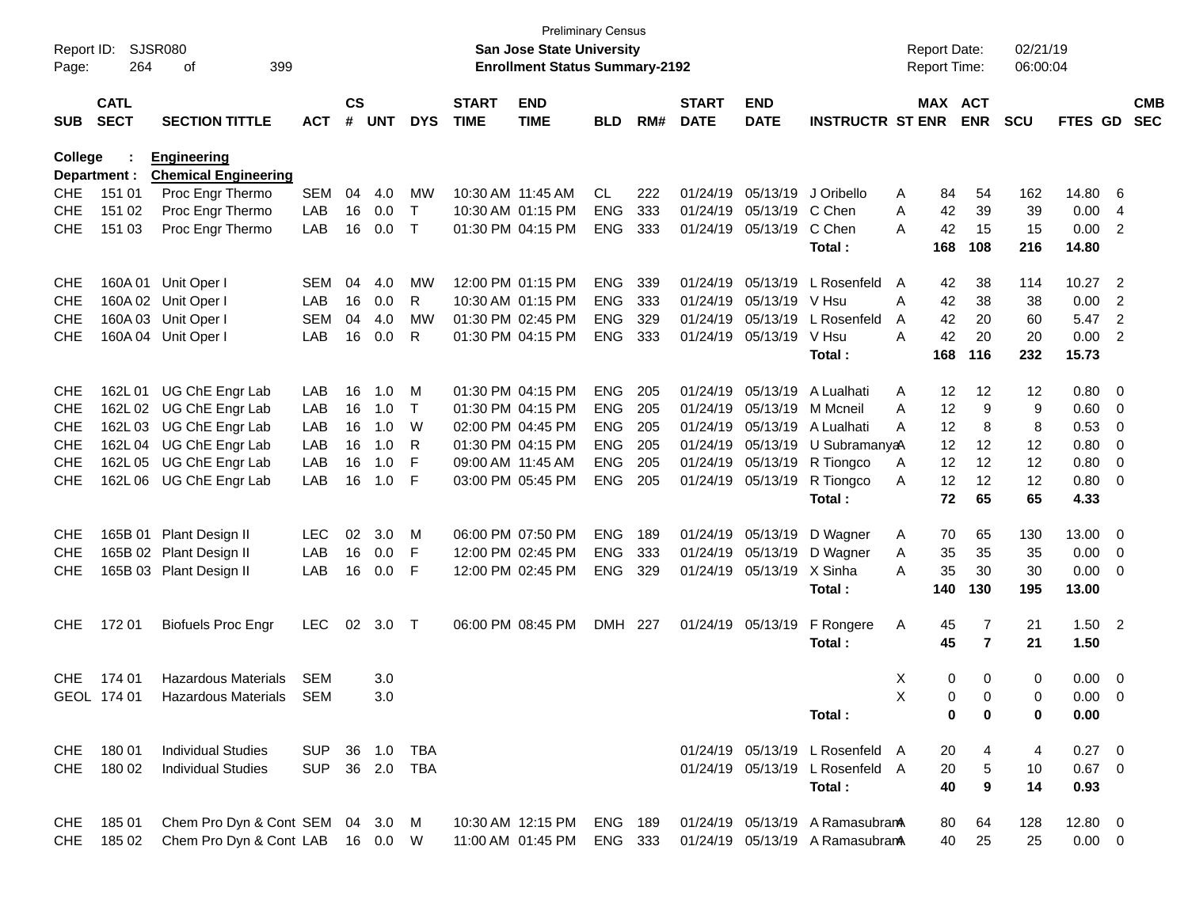Preliminary Census

**San Jose State University**

**Enrollment Status Summary-2192**

Report ID: SJSR080 | Report Date: 02/21/19 | Report Time: 06:00:04

| SUB | CATL SECT | SECTION TITTLE | ACT | CS # | UNT | DYS | START TIME | END TIME | BLD | RM# | START DATE | END DATE | INSTRUCTR | ST | MAX ENR | ACT ENR | SCU | FTES | GD | CMB SEC |
|---|---|---|---|---|---|---|---|---|---|---|---|---|---|---|---|---|---|---|---|---|
| **College :** | | **Engineering** | | | | | | | | | | | | | | | | | | |
| **Department :** | | **Chemical Engineering** | | | | | | | | | | | | | | | | | | |
| CHE | 151 01 | Proc Engr Thermo | SEM | 04 | 4.0 | MW | 10:30 AM | 11:45 AM | CL | 222 | 01/24/19 | 05/13/19 | J Oribello | A | 84 | 54 | 162 | 14.80 | 6 | |
| CHE | 151 02 | Proc Engr Thermo | LAB | 16 | 0.0 | T | 10:30 AM | 01:15 PM | ENG | 333 | 01/24/19 | 05/13/19 | C Chen | A | 42 | 39 | 39 | 0.00 | 4 | |
| CHE | 151 03 | Proc Engr Thermo | LAB | 16 | 0.0 | T | 01:30 PM | 04:15 PM | ENG | 333 | 01/24/19 | 05/13/19 | C Chen | A | 42 | 15 | 15 | 0.00 | 2 | |
| | | | | | | | | | | | | | **Total :** | | **168** | **108** | **216** | **14.80** | | |
| CHE | 160A 01 | Unit Oper I | SEM | 04 | 4.0 | MW | 12:00 PM | 01:15 PM | ENG | 339 | 01/24/19 | 05/13/19 | L Rosenfeld | A | 42 | 38 | 114 | 10.27 | 2 | |
| CHE | 160A 02 | Unit Oper I | LAB | 16 | 0.0 | R | 10:30 AM | 01:15 PM | ENG | 333 | 01/24/19 | 05/13/19 | V Hsu | A | 42 | 38 | 38 | 0.00 | 2 | |
| CHE | 160A 03 | Unit Oper I | SEM | 04 | 4.0 | MW | 01:30 PM | 02:45 PM | ENG | 329 | 01/24/19 | 05/13/19 | L Rosenfeld | A | 42 | 20 | 60 | 5.47 | 2 | |
| CHE | 160A 04 | Unit Oper I | LAB | 16 | 0.0 | R | 01:30 PM | 04:15 PM | ENG | 333 | 01/24/19 | 05/13/19 | V Hsu | A | 42 | 20 | 20 | 0.00 | 2 | |
| | | | | | | | | | | | | | **Total :** | | **168** | **116** | **232** | **15.73** | | |
| CHE | 162L 01 | UG ChE Engr Lab | LAB | 16 | 1.0 | M | 01:30 PM | 04:15 PM | ENG | 205 | 01/24/19 | 05/13/19 | A Lualhati | A | 12 | 12 | 12 | 0.80 | 0 | |
| CHE | 162L 02 | UG ChE Engr Lab | LAB | 16 | 1.0 | T | 01:30 PM | 04:15 PM | ENG | 205 | 01/24/19 | 05/13/19 | M Mcneil | A | 12 | 9 | 9 | 0.60 | 0 | |
| CHE | 162L 03 | UG ChE Engr Lab | LAB | 16 | 1.0 | W | 02:00 PM | 04:45 PM | ENG | 205 | 01/24/19 | 05/13/19 | A Lualhati | A | 12 | 8 | 8 | 0.53 | 0 | |
| CHE | 162L 04 | UG ChE Engr Lab | LAB | 16 | 1.0 | R | 01:30 PM | 04:15 PM | ENG | 205 | 01/24/19 | 05/13/19 | U Subramanya | A | 12 | 12 | 12 | 0.80 | 0 | |
| CHE | 162L 05 | UG ChE Engr Lab | LAB | 16 | 1.0 | F | 09:00 AM | 11:45 AM | ENG | 205 | 01/24/19 | 05/13/19 | R Tiongco | A | 12 | 12 | 12 | 0.80 | 0 | |
| CHE | 162L 06 | UG ChE Engr Lab | LAB | 16 | 1.0 | F | 03:00 PM | 05:45 PM | ENG | 205 | 01/24/19 | 05/13/19 | R Tiongco | A | 12 | 12 | 12 | 0.80 | 0 | |
| | | | | | | | | | | | | | **Total :** | | **72** | **65** | **65** | **4.33** | | |
| CHE | 165B 01 | Plant Design II | LEC | 02 | 3.0 | M | 06:00 PM | 07:50 PM | ENG | 189 | 01/24/19 | 05/13/19 | D Wagner | A | 70 | 65 | 130 | 13.00 | 0 | |
| CHE | 165B 02 | Plant Design II | LAB | 16 | 0.0 | F | 12:00 PM | 02:45 PM | ENG | 333 | 01/24/19 | 05/13/19 | D Wagner | A | 35 | 35 | 35 | 0.00 | 0 | |
| CHE | 165B 03 | Plant Design II | LAB | 16 | 0.0 | F | 12:00 PM | 02:45 PM | ENG | 329 | 01/24/19 | 05/13/19 | X Sinha | A | 35 | 30 | 30 | 0.00 | 0 | |
| | | | | | | | | | | | | | **Total :** | | **140** | **130** | **195** | **13.00** | | |
| CHE | 172 01 | Biofuels Proc Engr | LEC | 02 | 3.0 | T | 06:00 PM | 08:45 PM | DMH | 227 | 01/24/19 | 05/13/19 | F Rongere | A | 45 | 7 | 21 | 1.50 | 2 | |
| | | | | | | | | | | | | | **Total :** | | **45** | **7** | **21** | **1.50** | | |
| CHE | 174 01 | Hazardous Materials | SEM | | 3.0 | | | | | | | | | X | 0 | 0 | 0 | 0.00 | 0 | |
| GEOL | 174 01 | Hazardous Materials | SEM | | 3.0 | | | | | | | | | X | 0 | 0 | 0 | 0.00 | 0 | |
| | | | | | | | | | | | | | **Total :** | | **0** | **0** | **0** | **0.00** | | |
| CHE | 180 01 | Individual Studies | SUP | 36 | 1.0 | TBA | | | | | 01/24/19 | 05/13/19 | L Rosenfeld | A | 20 | 4 | 4 | 0.27 | 0 | |
| CHE | 180 02 | Individual Studies | SUP | 36 | 2.0 | TBA | | | | | 01/24/19 | 05/13/19 | L Rosenfeld | A | 20 | 5 | 10 | 0.67 | 0 | |
| | | | | | | | | | | | | | **Total :** | | **40** | **9** | **14** | **0.93** | | |
| CHE | 185 01 | Chem Pro Dyn & Cont | SEM | 04 | 3.0 | M | 10:30 AM | 12:15 PM | ENG | 189 | 01/24/19 | 05/13/19 | A Ramasubram | A | 80 | 64 | 128 | 12.80 | 0 | |
| CHE | 185 02 | Chem Pro Dyn & Cont | LAB | 16 | 0.0 | W | 11:00 AM | 01:45 PM | ENG | 333 | 01/24/19 | 05/13/19 | A Ramasubram | A | 40 | 25 | 25 | 0.00 | 0 | |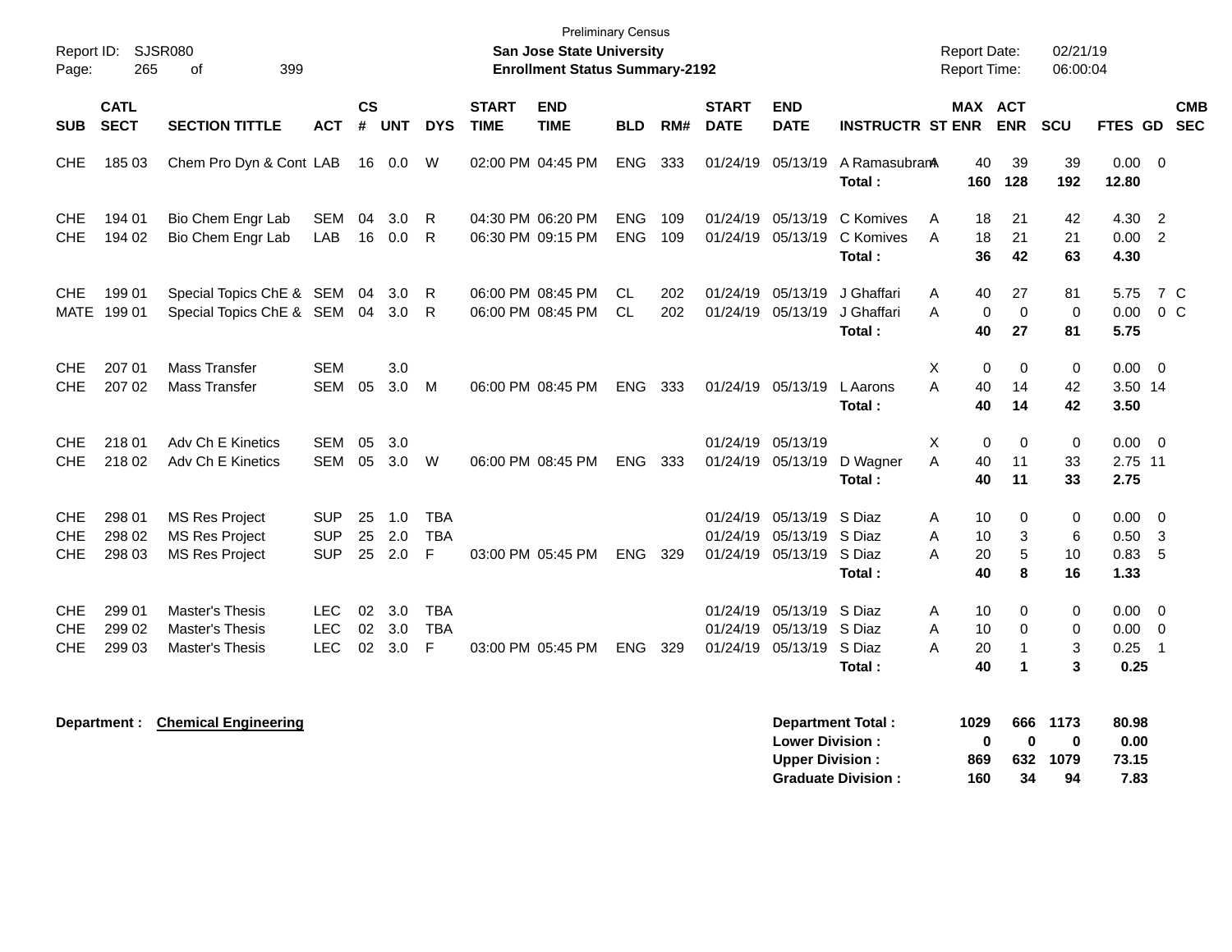Preliminary Census

**San Jose State University**

**Enrollment Status Summary-2192**

Report ID: SJSR080

Report Date: 02/21/19
Report Time: 06:00:04

| SUB | CATL SECT | SECTION TITTLE | ACT | CS # | UNT | DYS | START TIME | END TIME | BLD | RM# | START DATE | END DATE | INSTRUCTR | ST | MAX ENR | ACT ENR | SCU | FTES | GD | CMB SEC |
|---|---|---|---|---|---|---|---|---|---|---|---|---|---|---|---|---|---|---|---|---|
| CHE | 185 03 | Chem Pro Dyn & Cont | LAB | 16 | 0.0 | W | 02:00 PM | 04:45 PM | ENG | 333 | 01/24/19 | 05/13/19 | A Ramasubram | A | 40 | 39 | 39 | 0.00 | 0 | |
| | | | | | | | | | | | | | **Total :** | | **160** | **128** | **192** | **12.80** | | |
| CHE | 194 01 | Bio Chem Engr Lab | SEM | 04 | 3.0 | R | 04:30 PM | 06:20 PM | ENG | 109 | 01/24/19 | 05/13/19 | C Komives | A | 18 | 21 | 42 | 4.30 | 2 | |
| CHE | 194 02 | Bio Chem Engr Lab | LAB | 16 | 0.0 | R | 06:30 PM | 09:15 PM | ENG | 109 | 01/24/19 | 05/13/19 | C Komives | A | 18 | 21 | 21 | 0.00 | 2 | |
| | | | | | | | | | | | | | **Total :** | | **36** | **42** | **63** | **4.30** | | |
| CHE | 199 01 | Special Topics ChE & | SEM | 04 | 3.0 | R | 06:00 PM | 08:45 PM | CL | 202 | 01/24/19 | 05/13/19 | J Ghaffari | A | 40 | 27 | 81 | 5.75 | 7 | C |
| MATE | 199 01 | Special Topics ChE & | SEM | 04 | 3.0 | R | 06:00 PM | 08:45 PM | CL | 202 | 01/24/19 | 05/13/19 | J Ghaffari | A | 0 | 0 | 0 | 0.00 | 0 | C |
| | | | | | | | | | | | | | **Total :** | | **40** | **27** | **81** | **5.75** | | |
| CHE | 207 01 | Mass Transfer | SEM | | 3.0 | | | | | | | | | X | 0 | 0 | 0 | 0.00 | 0 | |
| CHE | 207 02 | Mass Transfer | SEM | 05 | 3.0 | M | 06:00 PM | 08:45 PM | ENG | 333 | 01/24/19 | 05/13/19 | L Aarons | A | 40 | 14 | 42 | 3.50 | 14 | |
| | | | | | | | | | | | | | **Total :** | | **40** | **14** | **42** | **3.50** | | |
| CHE | 218 01 | Adv Ch E Kinetics | SEM | 05 | 3.0 | | | | | | 01/24/19 | 05/13/19 | | X | 0 | 0 | 0 | 0.00 | 0 | |
| CHE | 218 02 | Adv Ch E Kinetics | SEM | 05 | 3.0 | W | 06:00 PM | 08:45 PM | ENG | 333 | 01/24/19 | 05/13/19 | D Wagner | A | 40 | 11 | 33 | 2.75 | 11 | |
| | | | | | | | | | | | | | **Total :** | | **40** | **11** | **33** | **2.75** | | |
| CHE | 298 01 | MS Res Project | SUP | 25 | 1.0 | TBA | | | | | 01/24/19 | 05/13/19 | S Diaz | A | 10 | 0 | 0 | 0.00 | 0 | |
| CHE | 298 02 | MS Res Project | SUP | 25 | 2.0 | TBA | | | | | 01/24/19 | 05/13/19 | S Diaz | A | 10 | 3 | 6 | 0.50 | 3 | |
| CHE | 298 03 | MS Res Project | SUP | 25 | 2.0 | F | 03:00 PM | 05:45 PM | ENG | 329 | 01/24/19 | 05/13/19 | S Diaz | A | 20 | 5 | 10 | 0.83 | 5 | |
| | | | | | | | | | | | | | **Total :** | | **40** | **8** | **16** | **1.33** | | |
| CHE | 299 01 | Master's Thesis | LEC | 02 | 3.0 | TBA | | | | | 01/24/19 | 05/13/19 | S Diaz | A | 10 | 0 | 0 | 0.00 | 0 | |
| CHE | 299 02 | Master's Thesis | LEC | 02 | 3.0 | TBA | | | | | 01/24/19 | 05/13/19 | S Diaz | A | 10 | 0 | 0 | 0.00 | 0 | |
| CHE | 299 03 | Master's Thesis | LEC | 02 | 3.0 | F | 03:00 PM | 05:45 PM | ENG | 329 | 01/24/19 | 05/13/19 | S Diaz | A | 20 | 1 | 3 | 0.25 | 1 | |
| | | | | | | | | | | | | | **Total :** | | **40** | **1** | **3** | **0.25** | | |

**Department :** **Chemical Engineering**

| | MAX ENR | ACT ENR | SCU | FTES |
|---|---|---|---|---|
| **Department Total :** | **1029** | **666** | **1173** | **80.98** |
| **Lower Division :** | **0** | **0** | **0** | **0.00** |
| **Upper Division :** | **869** | **632** | **1079** | **73.15** |
| **Graduate Division :** | **160** | **34** | **94** | **7.83** |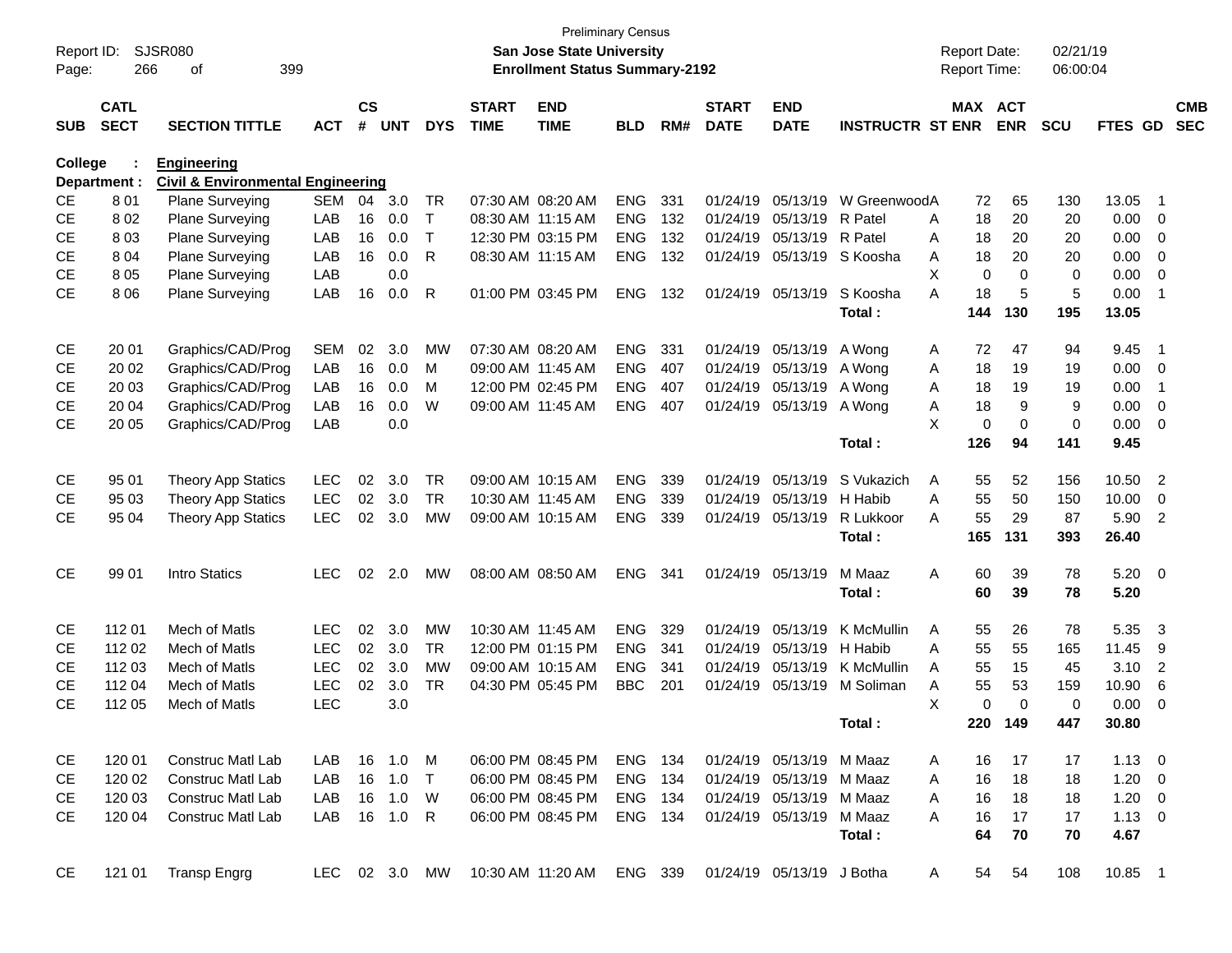Preliminary Census
**San Jose State University**
**Enrollment Status Summary-2192**

Report ID: SJSR080
Report Date: 02/21/19
Report Time: 06:00:04

| SUB | CATL SECT | SECTION TITTLE | ACT | CS # | UNT | DYS | START TIME | END TIME | BLD | RM# | START DATE | END DATE | INSTRUCTR | ST | MAX ENR | ACT ENR | SCU | FTES | GD | CMB SEC |
|---|---|---|---|---|---|---|---|---|---|---|---|---|---|---|---|---|---|---|---|---|
| **College :** | | **Engineering** | | | | | | | | | | | | | | | | | | |
| **Department :** | | **Civil & Environmental Engineering** | | | | | | | | | | | | | | | | | | |
| CE | 8 01 | Plane Surveying | SEM | 04 | 3.0 | TR | 07:30 AM | 08:20 AM | ENG | 331 | 01/24/19 | 05/13/19 | W Greenwood | A | 72 | 65 | 130 | 13.05 | 1 | |
| CE | 8 02 | Plane Surveying | LAB | 16 | 0.0 | T | 08:30 AM | 11:15 AM | ENG | 132 | 01/24/19 | 05/13/19 | R Patel | A | 18 | 20 | 20 | 0.00 | 0 | |
| CE | 8 03 | Plane Surveying | LAB | 16 | 0.0 | T | 12:30 PM | 03:15 PM | ENG | 132 | 01/24/19 | 05/13/19 | R Patel | A | 18 | 20 | 20 | 0.00 | 0 | |
| CE | 8 04 | Plane Surveying | LAB | 16 | 0.0 | R | 08:30 AM | 11:15 AM | ENG | 132 | 01/24/19 | 05/13/19 | S Koosha | A | 18 | 20 | 20 | 0.00 | 0 | |
| CE | 8 05 | Plane Surveying | LAB | | 0.0 | | | | | | | | | X | 0 | 0 | 0 | 0.00 | 0 | |
| CE | 8 06 | Plane Surveying | LAB | 16 | 0.0 | R | 01:00 PM | 03:45 PM | ENG | 132 | 01/24/19 | 05/13/19 | S Koosha | A | 18 | 5 | 5 | 0.00 | 1 | |
| | | | | | | | | | | | | | **Total :** | | **144** | **130** | **195** | **13.05** | | |
| CE | 20 01 | Graphics/CAD/Prog | SEM | 02 | 3.0 | MW | 07:30 AM | 08:20 AM | ENG | 331 | 01/24/19 | 05/13/19 | A Wong | A | 72 | 47 | 94 | 9.45 | 1 | |
| CE | 20 02 | Graphics/CAD/Prog | LAB | 16 | 0.0 | M | 09:00 AM | 11:45 AM | ENG | 407 | 01/24/19 | 05/13/19 | A Wong | A | 18 | 19 | 19 | 0.00 | 0 | |
| CE | 20 03 | Graphics/CAD/Prog | LAB | 16 | 0.0 | M | 12:00 PM | 02:45 PM | ENG | 407 | 01/24/19 | 05/13/19 | A Wong | A | 18 | 19 | 19 | 0.00 | 1 | |
| CE | 20 04 | Graphics/CAD/Prog | LAB | 16 | 0.0 | W | 09:00 AM | 11:45 AM | ENG | 407 | 01/24/19 | 05/13/19 | A Wong | A | 18 | 9 | 9 | 0.00 | 0 | |
| CE | 20 05 | Graphics/CAD/Prog | LAB | | 0.0 | | | | | | | | | X | 0 | 0 | 0 | 0.00 | 0 | |
| | | | | | | | | | | | | | **Total :** | | **126** | **94** | **141** | **9.45** | | |
| CE | 95 01 | Theory App Statics | LEC | 02 | 3.0 | TR | 09:00 AM | 10:15 AM | ENG | 339 | 01/24/19 | 05/13/19 | S Vukazich | A | 55 | 52 | 156 | 10.50 | 2 | |
| CE | 95 03 | Theory App Statics | LEC | 02 | 3.0 | TR | 10:30 AM | 11:45 AM | ENG | 339 | 01/24/19 | 05/13/19 | H Habib | A | 55 | 50 | 150 | 10.00 | 0 | |
| CE | 95 04 | Theory App Statics | LEC | 02 | 3.0 | MW | 09:00 AM | 10:15 AM | ENG | 339 | 01/24/19 | 05/13/19 | R Lukkoor | A | 55 | 29 | 87 | 5.90 | 2 | |
| | | | | | | | | | | | | | **Total :** | | **165** | **131** | **393** | **26.40** | | |
| CE | 99 01 | Intro Statics | LEC | 02 | 2.0 | MW | 08:00 AM | 08:50 AM | ENG | 341 | 01/24/19 | 05/13/19 | M Maaz | A | 60 | 39 | 78 | 5.20 | 0 | |
| | | | | | | | | | | | | | **Total :** | | **60** | **39** | **78** | **5.20** | | |
| CE | 112 01 | Mech of Matls | LEC | 02 | 3.0 | MW | 10:30 AM | 11:45 AM | ENG | 329 | 01/24/19 | 05/13/19 | K McMullin | A | 55 | 26 | 78 | 5.35 | 3 | |
| CE | 112 02 | Mech of Matls | LEC | 02 | 3.0 | TR | 12:00 PM | 01:15 PM | ENG | 341 | 01/24/19 | 05/13/19 | H Habib | A | 55 | 55 | 165 | 11.45 | 9 | |
| CE | 112 03 | Mech of Matls | LEC | 02 | 3.0 | MW | 09:00 AM | 10:15 AM | ENG | 341 | 01/24/19 | 05/13/19 | K McMullin | A | 55 | 15 | 45 | 3.10 | 2 | |
| CE | 112 04 | Mech of Matls | LEC | 02 | 3.0 | TR | 04:30 PM | 05:45 PM | BBC | 201 | 01/24/19 | 05/13/19 | M Soliman | A | 55 | 53 | 159 | 10.90 | 6 | |
| CE | 112 05 | Mech of Matls | LEC | | 3.0 | | | | | | | | | X | 0 | 0 | 0 | 0.00 | 0 | |
| | | | | | | | | | | | | | **Total :** | | **220** | **149** | **447** | **30.80** | | |
| CE | 120 01 | Construc Matl Lab | LAB | 16 | 1.0 | M | 06:00 PM | 08:45 PM | ENG | 134 | 01/24/19 | 05/13/19 | M Maaz | A | 16 | 17 | 17 | 1.13 | 0 | |
| CE | 120 02 | Construc Matl Lab | LAB | 16 | 1.0 | T | 06:00 PM | 08:45 PM | ENG | 134 | 01/24/19 | 05/13/19 | M Maaz | A | 16 | 18 | 18 | 1.20 | 0 | |
| CE | 120 03 | Construc Matl Lab | LAB | 16 | 1.0 | W | 06:00 PM | 08:45 PM | ENG | 134 | 01/24/19 | 05/13/19 | M Maaz | A | 16 | 18 | 18 | 1.20 | 0 | |
| CE | 120 04 | Construc Matl Lab | LAB | 16 | 1.0 | R | 06:00 PM | 08:45 PM | ENG | 134 | 01/24/19 | 05/13/19 | M Maaz | A | 16 | 17 | 17 | 1.13 | 0 | |
| | | | | | | | | | | | | | **Total :** | | **64** | **70** | **70** | **4.67** | | |
| CE | 121 01 | Transp Engrg | LEC | 02 | 3.0 | MW | 10:30 AM | 11:20 AM | ENG | 339 | 01/24/19 | 05/13/19 | J Botha | A | 54 | 54 | 108 | 10.85 | 1 | |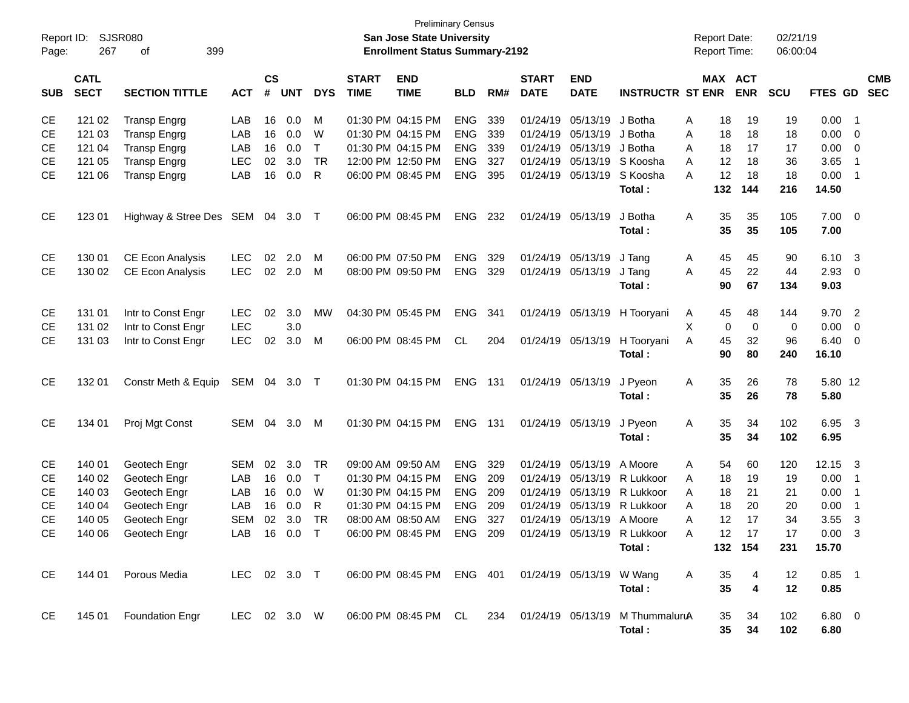Preliminary Census

Report ID: SJSR080 | San Jose State University | Report Date: 02/21/19
Page: 267 of 399 | Enrollment Status Summary-2192 | Report Time: 06:00:04

| SUB | CATL SECT | SECTION TITTLE | ACT | CS # | UNT | DYS | START TIME | END TIME | BLD | RM# | START DATE | END DATE | INSTRUCTR | ST | MAX ENR | ACT ENR | SCU | FTES | GD | CMB SEC |
|---|---|---|---|---|---|---|---|---|---|---|---|---|---|---|---|---|---|---|---|---|
| CE | 121 02 | Transp Engrg | LAB | 16 | 0.0 | M | 01:30 PM | 04:15 PM | ENG | 339 | 01/24/19 | 05/13/19 | J Botha | A | 18 | 19 | 19 | 0.00 | 1 | |
| CE | 121 03 | Transp Engrg | LAB | 16 | 0.0 | W | 01:30 PM | 04:15 PM | ENG | 339 | 01/24/19 | 05/13/19 | J Botha | A | 18 | 18 | 18 | 0.00 | 0 | |
| CE | 121 04 | Transp Engrg | LAB | 16 | 0.0 | T | 01:30 PM | 04:15 PM | ENG | 339 | 01/24/19 | 05/13/19 | J Botha | A | 18 | 17 | 17 | 0.00 | 0 | |
| CE | 121 05 | Transp Engrg | LEC | 02 | 3.0 | TR | 12:00 PM | 12:50 PM | ENG | 327 | 01/24/19 | 05/13/19 | S Koosha | A | 12 | 18 | 36 | 3.65 | 1 | |
| CE | 121 06 | Transp Engrg | LAB | 16 | 0.0 | R | 06:00 PM | 08:45 PM | ENG | 395 | 01/24/19 | 05/13/19 | S Koosha | A | 12 | 18 | 18 | 0.00 | 1 | |
| | | | | | | | | | | | | | **Total :** | | **132** | **144** | **216** | **14.50** | | |
| CE | 123 01 | Highway & Stree Des | SEM | 04 | 3.0 | T | 06:00 PM | 08:45 PM | ENG | 232 | 01/24/19 | 05/13/19 | J Botha | A | 35 | 35 | 105 | 7.00 | 0 | |
| | | | | | | | | | | | | | **Total :** | | **35** | **35** | **105** | **7.00** | | |
| CE | 130 01 | CE Econ Analysis | LEC | 02 | 2.0 | M | 06:00 PM | 07:50 PM | ENG | 329 | 01/24/19 | 05/13/19 | J Tang | A | 45 | 45 | 90 | 6.10 | 3 | |
| CE | 130 02 | CE Econ Analysis | LEC | 02 | 2.0 | M | 08:00 PM | 09:50 PM | ENG | 329 | 01/24/19 | 05/13/19 | J Tang | A | 45 | 22 | 44 | 2.93 | 0 | |
| | | | | | | | | | | | | | **Total :** | | **90** | **67** | **134** | **9.03** | | |
| CE | 131 01 | Intr to Const Engr | LEC | 02 | 3.0 | MW | 04:30 PM | 05:45 PM | ENG | 341 | 01/24/19 | 05/13/19 | H Tooryani | A | 45 | 48 | 144 | 9.70 | 2 | |
| CE | 131 02 | Intr to Const Engr | LEC | | 3.0 | | | | | | | | | X | 0 | 0 | 0 | 0.00 | 0 | |
| CE | 131 03 | Intr to Const Engr | LEC | 02 | 3.0 | M | 06:00 PM | 08:45 PM | CL | 204 | 01/24/19 | 05/13/19 | H Tooryani | A | 45 | 32 | 96 | 6.40 | 0 | |
| | | | | | | | | | | | | | **Total :** | | **90** | **80** | **240** | **16.10** | | |
| CE | 132 01 | Constr Meth & Equip | SEM | 04 | 3.0 | T | 01:30 PM | 04:15 PM | ENG | 131 | 01/24/19 | 05/13/19 | J Pyeon | A | 35 | 26 | 78 | 5.80 | 12 | |
| | | | | | | | | | | | | | **Total :** | | **35** | **26** | **78** | **5.80** | | |
| CE | 134 01 | Proj Mgt Const | SEM | 04 | 3.0 | M | 01:30 PM | 04:15 PM | ENG | 131 | 01/24/19 | 05/13/19 | J Pyeon | A | 35 | 34 | 102 | 6.95 | 3 | |
| | | | | | | | | | | | | | **Total :** | | **35** | **34** | **102** | **6.95** | | |
| CE | 140 01 | Geotech Engr | SEM | 02 | 3.0 | TR | 09:00 AM | 09:50 AM | ENG | 329 | 01/24/19 | 05/13/19 | A Moore | A | 54 | 60 | 120 | 12.15 | 3 | |
| CE | 140 02 | Geotech Engr | LAB | 16 | 0.0 | T | 01:30 PM | 04:15 PM | ENG | 209 | 01/24/19 | 05/13/19 | R Lukkoor | A | 18 | 19 | 19 | 0.00 | 1 | |
| CE | 140 03 | Geotech Engr | LAB | 16 | 0.0 | W | 01:30 PM | 04:15 PM | ENG | 209 | 01/24/19 | 05/13/19 | R Lukkoor | A | 18 | 21 | 21 | 0.00 | 1 | |
| CE | 140 04 | Geotech Engr | LAB | 16 | 0.0 | R | 01:30 PM | 04:15 PM | ENG | 209 | 01/24/19 | 05/13/19 | R Lukkoor | A | 18 | 20 | 20 | 0.00 | 1 | |
| CE | 140 05 | Geotech Engr | SEM | 02 | 3.0 | TR | 08:00 AM | 08:50 AM | ENG | 327 | 01/24/19 | 05/13/19 | A Moore | A | 12 | 17 | 34 | 3.55 | 3 | |
| CE | 140 06 | Geotech Engr | LAB | 16 | 0.0 | T | 06:00 PM | 08:45 PM | ENG | 209 | 01/24/19 | 05/13/19 | R Lukkoor | A | 12 | 17 | 17 | 0.00 | 3 | |
| | | | | | | | | | | | | | **Total :** | | **132** | **154** | **231** | **15.70** | | |
| CE | 144 01 | Porous Media | LEC | 02 | 3.0 | T | 06:00 PM | 08:45 PM | ENG | 401 | 01/24/19 | 05/13/19 | W Wang | A | 35 | 4 | 12 | 0.85 | 1 | |
| | | | | | | | | | | | | | **Total :** | | **35** | **4** | **12** | **0.85** | | |
| CE | 145 01 | Foundation Engr | LEC | 02 | 3.0 | W | 06:00 PM | 08:45 PM | CL | 234 | 01/24/19 | 05/13/19 | M Thummalur | A | 35 | 34 | 102 | 6.80 | 0 | |
| | | | | | | | | | | | | | **Total :** | | **35** | **34** | **102** | **6.80** | | |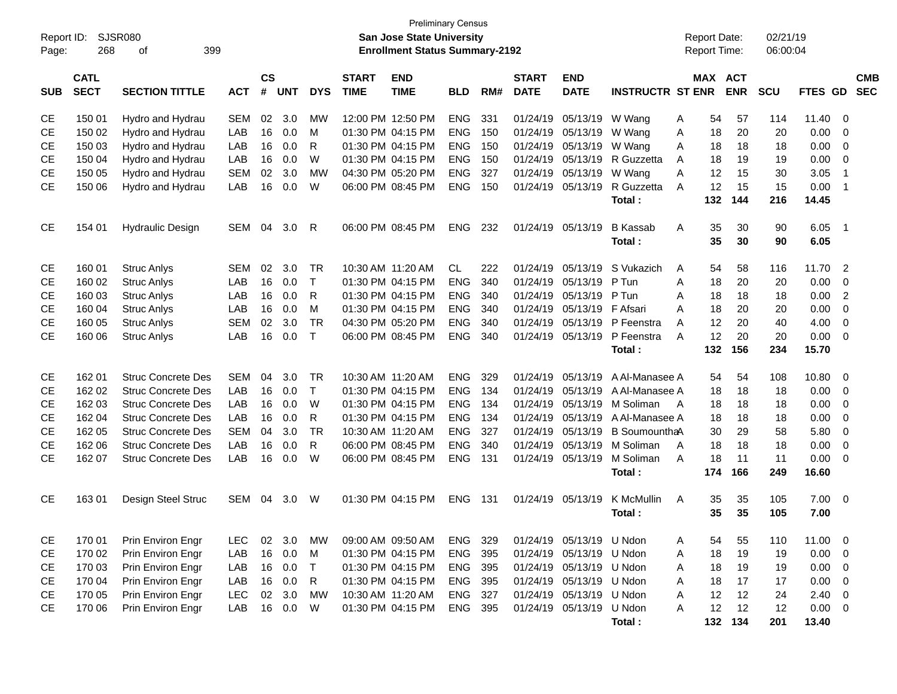Preliminary Census

**San Jose State University**

**Enrollment Status Summary-2192**

Report ID: SJSR080
Report Date: 02/21/19
Report Time: 06:00:04

| SUB | CATL SECT | SECTION TITTLE | ACT | CS # | UNT | DYS | START TIME | END TIME | BLD | RM# | START DATE | END DATE | INSTRUCTR | ST | MAX ENR | ACT ENR | SCU | FTES | GD | CMB SEC |
|---|---|---|---|---|---|---|---|---|---|---|---|---|---|---|---|---|---|---|---|---|
| CE | 150 01 | Hydro and Hydrau | SEM | 02 | 3.0 | MW | 12:00 PM | 12:50 PM | ENG | 331 | 01/24/19 | 05/13/19 | W Wang | A | 54 | 57 | 114 | 11.40 | 0 | |
| CE | 150 02 | Hydro and Hydrau | LAB | 16 | 0.0 | M | 01:30 PM | 04:15 PM | ENG | 150 | 01/24/19 | 05/13/19 | W Wang | A | 18 | 20 | 20 | 0.00 | 0 | |
| CE | 150 03 | Hydro and Hydrau | LAB | 16 | 0.0 | R | 01:30 PM | 04:15 PM | ENG | 150 | 01/24/19 | 05/13/19 | W Wang | A | 18 | 18 | 18 | 0.00 | 0 | |
| CE | 150 04 | Hydro and Hydrau | LAB | 16 | 0.0 | W | 01:30 PM | 04:15 PM | ENG | 150 | 01/24/19 | 05/13/19 | R Guzzetta | A | 18 | 19 | 19 | 0.00 | 0 | |
| CE | 150 05 | Hydro and Hydrau | SEM | 02 | 3.0 | MW | 04:30 PM | 05:20 PM | ENG | 327 | 01/24/19 | 05/13/19 | W Wang | A | 12 | 15 | 30 | 3.05 | 1 | |
| CE | 150 06 | Hydro and Hydrau | LAB | 16 | 0.0 | W | 06:00 PM | 08:45 PM | ENG | 150 | 01/24/19 | 05/13/19 | R Guzzetta | A | 12 | 15 | 15 | 0.00 | 1 | |
| | | | | | | | | | | | | | **Total :** | | **132** | **144** | **216** | **14.45** | | |
| CE | 154 01 | Hydraulic Design | SEM | 04 | 3.0 | R | 06:00 PM | 08:45 PM | ENG | 232 | 01/24/19 | 05/13/19 | B Kassab | A | 35 | 30 | 90 | 6.05 | 1 | |
| | | | | | | | | | | | | | **Total :** | | **35** | **30** | **90** | **6.05** | | |
| CE | 160 01 | Struc Anlys | SEM | 02 | 3.0 | TR | 10:30 AM | 11:20 AM | CL | 222 | 01/24/19 | 05/13/19 | S Vukazich | A | 54 | 58 | 116 | 11.70 | 2 | |
| CE | 160 02 | Struc Anlys | LAB | 16 | 0.0 | T | 01:30 PM | 04:15 PM | ENG | 340 | 01/24/19 | 05/13/19 | P Tun | A | 18 | 20 | 20 | 0.00 | 0 | |
| CE | 160 03 | Struc Anlys | LAB | 16 | 0.0 | R | 01:30 PM | 04:15 PM | ENG | 340 | 01/24/19 | 05/13/19 | P Tun | A | 18 | 18 | 18 | 0.00 | 2 | |
| CE | 160 04 | Struc Anlys | LAB | 16 | 0.0 | M | 01:30 PM | 04:15 PM | ENG | 340 | 01/24/19 | 05/13/19 | F Afsari | A | 18 | 20 | 20 | 0.00 | 0 | |
| CE | 160 05 | Struc Anlys | SEM | 02 | 3.0 | TR | 04:30 PM | 05:20 PM | ENG | 340 | 01/24/19 | 05/13/19 | P Feenstra | A | 12 | 20 | 40 | 4.00 | 0 | |
| CE | 160 06 | Struc Anlys | LAB | 16 | 0.0 | T | 06:00 PM | 08:45 PM | ENG | 340 | 01/24/19 | 05/13/19 | P Feenstra | A | 12 | 20 | 20 | 0.00 | 0 | |
| | | | | | | | | | | | | | **Total :** | | **132** | **156** | **234** | **15.70** | | |
| CE | 162 01 | Struc Concrete Des | SEM | 04 | 3.0 | TR | 10:30 AM | 11:20 AM | ENG | 329 | 01/24/19 | 05/13/19 | A Al-Manasee | A | 54 | 54 | 108 | 10.80 | 0 | |
| CE | 162 02 | Struc Concrete Des | LAB | 16 | 0.0 | T | 01:30 PM | 04:15 PM | ENG | 134 | 01/24/19 | 05/13/19 | A Al-Manasee | A | 18 | 18 | 18 | 0.00 | 0 | |
| CE | 162 03 | Struc Concrete Des | LAB | 16 | 0.0 | W | 01:30 PM | 04:15 PM | ENG | 134 | 01/24/19 | 05/13/19 | M Soliman | A | 18 | 18 | 18 | 0.00 | 0 | |
| CE | 162 04 | Struc Concrete Des | LAB | 16 | 0.0 | R | 01:30 PM | 04:15 PM | ENG | 134 | 01/24/19 | 05/13/19 | A Al-Manasee | A | 18 | 18 | 18 | 0.00 | 0 | |
| CE | 162 05 | Struc Concrete Des | SEM | 04 | 3.0 | TR | 10:30 AM | 11:20 AM | ENG | 327 | 01/24/19 | 05/13/19 | B Soumountha | A | 30 | 29 | 58 | 5.80 | 0 | |
| CE | 162 06 | Struc Concrete Des | LAB | 16 | 0.0 | R | 06:00 PM | 08:45 PM | ENG | 340 | 01/24/19 | 05/13/19 | M Soliman | A | 18 | 18 | 18 | 0.00 | 0 | |
| CE | 162 07 | Struc Concrete Des | LAB | 16 | 0.0 | W | 06:00 PM | 08:45 PM | ENG | 131 | 01/24/19 | 05/13/19 | M Soliman | A | 18 | 11 | 11 | 0.00 | 0 | |
| | | | | | | | | | | | | | **Total :** | | **174** | **166** | **249** | **16.60** | | |
| CE | 163 01 | Design Steel Struc | SEM | 04 | 3.0 | W | 01:30 PM | 04:15 PM | ENG | 131 | 01/24/19 | 05/13/19 | K McMullin | A | 35 | 35 | 105 | 7.00 | 0 | |
| | | | | | | | | | | | | | **Total :** | | **35** | **35** | **105** | **7.00** | | |
| CE | 170 01 | Prin Environ Engr | LEC | 02 | 3.0 | MW | 09:00 AM | 09:50 AM | ENG | 329 | 01/24/19 | 05/13/19 | U Ndon | A | 54 | 55 | 110 | 11.00 | 0 | |
| CE | 170 02 | Prin Environ Engr | LAB | 16 | 0.0 | M | 01:30 PM | 04:15 PM | ENG | 395 | 01/24/19 | 05/13/19 | U Ndon | A | 18 | 19 | 19 | 0.00 | 0 | |
| CE | 170 03 | Prin Environ Engr | LAB | 16 | 0.0 | T | 01:30 PM | 04:15 PM | ENG | 395 | 01/24/19 | 05/13/19 | U Ndon | A | 18 | 19 | 19 | 0.00 | 0 | |
| CE | 170 04 | Prin Environ Engr | LAB | 16 | 0.0 | R | 01:30 PM | 04:15 PM | ENG | 395 | 01/24/19 | 05/13/19 | U Ndon | A | 18 | 17 | 17 | 0.00 | 0 | |
| CE | 170 05 | Prin Environ Engr | LEC | 02 | 3.0 | MW | 10:30 AM | 11:20 AM | ENG | 327 | 01/24/19 | 05/13/19 | U Ndon | A | 12 | 12 | 24 | 2.40 | 0 | |
| CE | 170 06 | Prin Environ Engr | LAB | 16 | 0.0 | W | 01:30 PM | 04:15 PM | ENG | 395 | 01/24/19 | 05/13/19 | U Ndon | A | 12 | 12 | 12 | 0.00 | 0 | |
| | | | | | | | | | | | | | **Total :** | | **132** | **134** | **201** | **13.40** | | |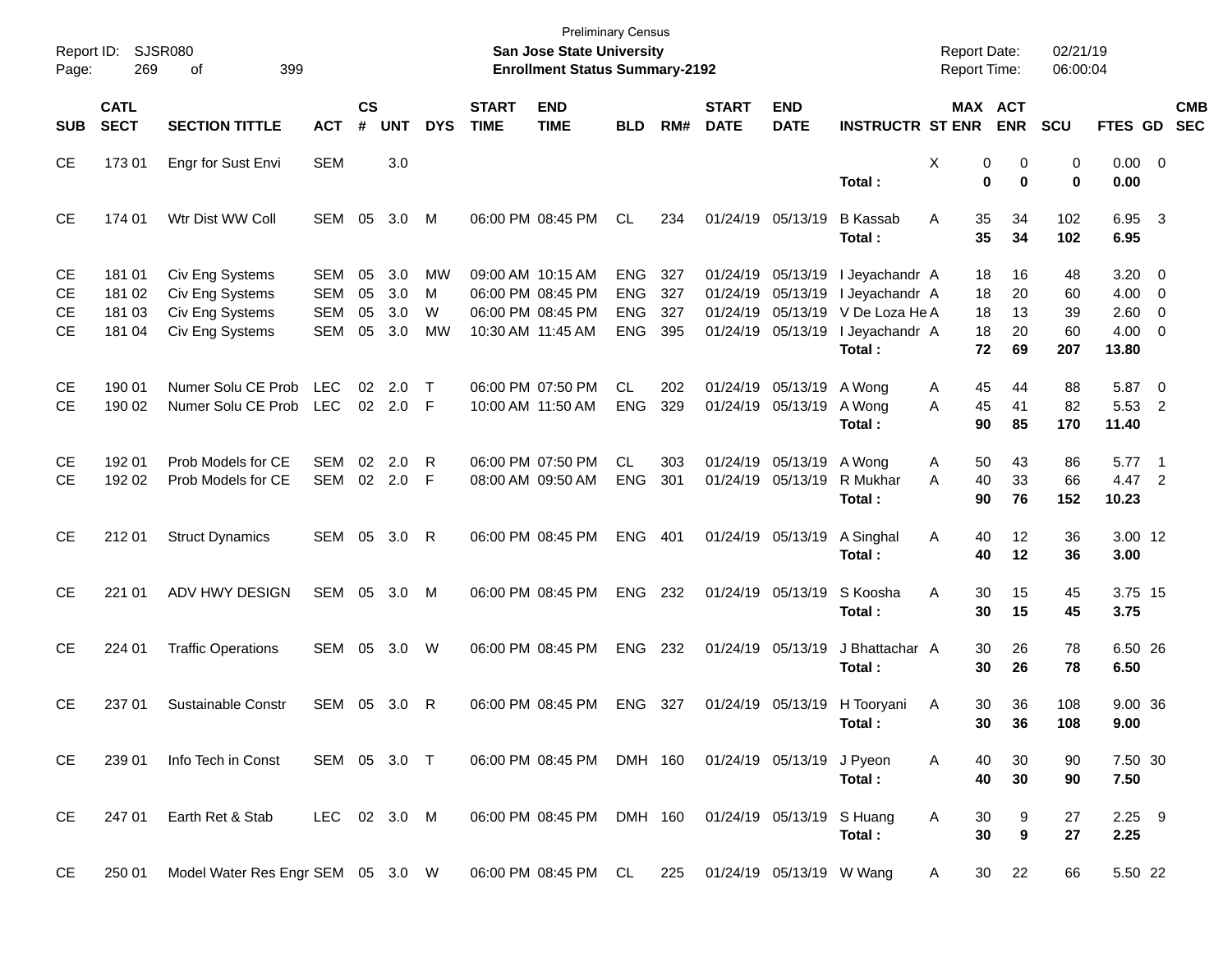Preliminary Census
**San Jose State University**
**Enrollment Status Summary-2192**

Report ID: SJSR080
Report Date: 02/21/19
Report Time: 06:00:04

| SUB | CATL SECT | SECTION TITTLE | ACT | CS # | UNT | DYS | START TIME | END TIME | BLD | RM# | START DATE | END DATE | INSTRUCTR | ST | MAX ENR | ACT ENR | SCU | FTES | GD | CMB SEC |
|---|---|---|---|---|---|---|---|---|---|---|---|---|---|---|---|---|---|---|---|---|
| CE | 173 01 | Engr for Sust Envi | SEM | | 3.0 | | | | | | | | | X | 0 | 0 | 0 | 0.00 | 0 | |
| | | | | | | | | | | | | | **Total :** | | **0** | **0** | **0** | **0.00** | | |
| CE | 174 01 | Wtr Dist WW Coll | SEM | 05 | 3.0 | M | 06:00 PM | 08:45 PM | CL | 234 | 01/24/19 | 05/13/19 | B Kassab | A | 35 | 34 | 102 | 6.95 | 3 | |
| | | | | | | | | | | | | | **Total :** | | **35** | **34** | **102** | **6.95** | | |
| CE | 181 01 | Civ Eng Systems | SEM | 05 | 3.0 | MW | 09:00 AM | 10:15 AM | ENG | 327 | 01/24/19 | 05/13/19 | I Jeyachandr | A | 18 | 16 | 48 | 3.20 | 0 | |
| CE | 181 02 | Civ Eng Systems | SEM | 05 | 3.0 | M | 06:00 PM | 08:45 PM | ENG | 327 | 01/24/19 | 05/13/19 | I Jeyachandr | A | 18 | 20 | 60 | 4.00 | 0 | |
| CE | 181 03 | Civ Eng Systems | SEM | 05 | 3.0 | W | 06:00 PM | 08:45 PM | ENG | 327 | 01/24/19 | 05/13/19 | V De Loza He | A | 18 | 13 | 39 | 2.60 | 0 | |
| CE | 181 04 | Civ Eng Systems | SEM | 05 | 3.0 | MW | 10:30 AM | 11:45 AM | ENG | 395 | 01/24/19 | 05/13/19 | I Jeyachandr | A | 18 | 20 | 60 | 4.00 | 0 | |
| | | | | | | | | | | | | | **Total :** | | **72** | **69** | **207** | **13.80** | | |
| CE | 190 01 | Numer Solu CE Prob | LEC | 02 | 2.0 | T | 06:00 PM | 07:50 PM | CL | 202 | 01/24/19 | 05/13/19 | A Wong | A | 45 | 44 | 88 | 5.87 | 0 | |
| CE | 190 02 | Numer Solu CE Prob | LEC | 02 | 2.0 | F | 10:00 AM | 11:50 AM | ENG | 329 | 01/24/19 | 05/13/19 | A Wong | A | 45 | 41 | 82 | 5.53 | 2 | |
| | | | | | | | | | | | | | **Total :** | | **90** | **85** | **170** | **11.40** | | |
| CE | 192 01 | Prob Models for CE | SEM | 02 | 2.0 | R | 06:00 PM | 07:50 PM | CL | 303 | 01/24/19 | 05/13/19 | A Wong | A | 50 | 43 | 86 | 5.77 | 1 | |
| CE | 192 02 | Prob Models for CE | SEM | 02 | 2.0 | F | 08:00 AM | 09:50 AM | ENG | 301 | 01/24/19 | 05/13/19 | R Mukhar | A | 40 | 33 | 66 | 4.47 | 2 | |
| | | | | | | | | | | | | | **Total :** | | **90** | **76** | **152** | **10.23** | | |
| CE | 212 01 | Struct Dynamics | SEM | 05 | 3.0 | R | 06:00 PM | 08:45 PM | ENG | 401 | 01/24/19 | 05/13/19 | A Singhal | A | 40 | 12 | 36 | 3.00 | 12 | |
| | | | | | | | | | | | | | **Total :** | | **40** | **12** | **36** | **3.00** | | |
| CE | 221 01 | ADV HWY DESIGN | SEM | 05 | 3.0 | M | 06:00 PM | 08:45 PM | ENG | 232 | 01/24/19 | 05/13/19 | S Koosha | A | 30 | 15 | 45 | 3.75 | 15 | |
| | | | | | | | | | | | | | **Total :** | | **30** | **15** | **45** | **3.75** | | |
| CE | 224 01 | Traffic Operations | SEM | 05 | 3.0 | W | 06:00 PM | 08:45 PM | ENG | 232 | 01/24/19 | 05/13/19 | J Bhattachar | A | 30 | 26 | 78 | 6.50 | 26 | |
| | | | | | | | | | | | | | **Total :** | | **30** | **26** | **78** | **6.50** | | |
| CE | 237 01 | Sustainable Constr | SEM | 05 | 3.0 | R | 06:00 PM | 08:45 PM | ENG | 327 | 01/24/19 | 05/13/19 | H Tooryani | A | 30 | 36 | 108 | 9.00 | 36 | |
| | | | | | | | | | | | | | **Total :** | | **30** | **36** | **108** | **9.00** | | |
| CE | 239 01 | Info Tech in Const | SEM | 05 | 3.0 | T | 06:00 PM | 08:45 PM | DMH | 160 | 01/24/19 | 05/13/19 | J Pyeon | A | 40 | 30 | 90 | 7.50 | 30 | |
| | | | | | | | | | | | | | **Total :** | | **40** | **30** | **90** | **7.50** | | |
| CE | 247 01 | Earth Ret & Stab | LEC | 02 | 3.0 | M | 06:00 PM | 08:45 PM | DMH | 160 | 01/24/19 | 05/13/19 | S Huang | A | 30 | 9 | 27 | 2.25 | 9 | |
| | | | | | | | | | | | | | **Total :** | | **30** | **9** | **27** | **2.25** | | |
| CE | 250 01 | Model Water Res Engr | SEM | 05 | 3.0 | W | 06:00 PM | 08:45 PM | CL | 225 | 01/24/19 | 05/13/19 | W Wang | A | 30 | 22 | 66 | 5.50 | 22 | |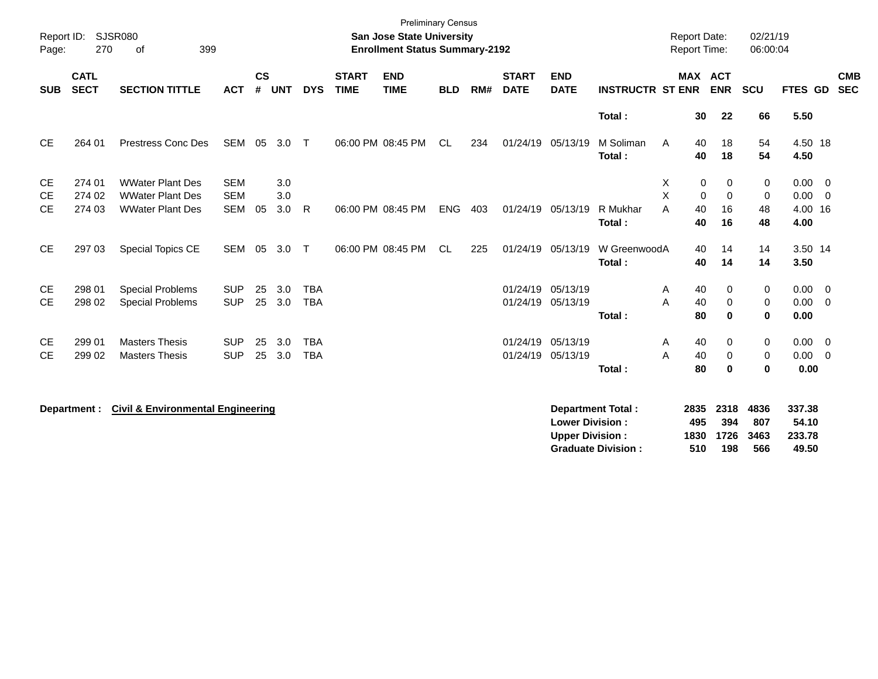Preliminary Census

**San Jose State University**
**Enrollment Status Summary-2192**

| SUB | CATL SECT | SECTION TITTLE | ACT | CS # | UNT | DYS | START TIME | END TIME | BLD | RM# | START DATE | END DATE | INSTRUCTR | ST | MAX ENR | ACT ENR | SCU | FTES | GD | CMB SEC |
|---|---|---|---|---|---|---|---|---|---|---|---|---|---|---|---|---|---|---|---|---|
| | | | | | | | | | | | | | **Total :** | | **30** | **22** | **66** | **5.50** | | |
| CE | 264 01 | Prestress Conc Des | SEM | 05 | 3.0 | T | 06:00 PM | 08:45 PM | CL | 234 | 01/24/19 | 05/13/19 | M Soliman | A | 40 | 18 | 54 | 4.50 | 18 | |
| | | | | | | | | | | | | | **Total :** | | **40** | **18** | **54** | **4.50** | | |
| CE | 274 01 | WWater Plant Des | SEM | | 3.0 | | | | | | | | | X | 0 | 0 | 0 | 0.00 | 0 | |
| CE | 274 02 | WWater Plant Des | SEM | | 3.0 | | | | | | | | | X | 0 | 0 | 0 | 0.00 | 0 | |
| CE | 274 03 | WWater Plant Des | SEM | 05 | 3.0 | R | 06:00 PM | 08:45 PM | ENG | 403 | 01/24/19 | 05/13/19 | R Mukhar | A | 40 | 16 | 48 | 4.00 | 16 | |
| | | | | | | | | | | | | | **Total :** | | **40** | **16** | **48** | **4.00** | | |
| CE | 297 03 | Special Topics CE | SEM | 05 | 3.0 | T | 06:00 PM | 08:45 PM | CL | 225 | 01/24/19 | 05/13/19 | W Greenwood | A | 40 | 14 | 14 | 3.50 | 14 | |
| | | | | | | | | | | | | | **Total :** | | **40** | **14** | **14** | **3.50** | | |
| CE | 298 01 | Special Problems | SUP | 25 | 3.0 | TBA | | | | | 01/24/19 | 05/13/19 | | A | 40 | 0 | 0 | 0.00 | 0 | |
| CE | 298 02 | Special Problems | SUP | 25 | 3.0 | TBA | | | | | 01/24/19 | 05/13/19 | | A | 40 | 0 | 0 | 0.00 | 0 | |
| | | | | | | | | | | | | | **Total :** | | **80** | **0** | **0** | **0.00** | | |
| CE | 299 01 | Masters Thesis | SUP | 25 | 3.0 | TBA | | | | | 01/24/19 | 05/13/19 | | A | 40 | 0 | 0 | 0.00 | 0 | |
| CE | 299 02 | Masters Thesis | SUP | 25 | 3.0 | TBA | | | | | 01/24/19 | 05/13/19 | | A | 40 | 0 | 0 | 0.00 | 0 | |
| | | | | | | | | | | | | | **Total :** | | **80** | **0** | **0** | **0.00** | | |

**Department : Civil & Environmental Engineering**

| | MAX ENR | ACT ENR | SCU | FTES |
|---|---|---|---|---|
| **Department Total :** | **2835** | **2318** | **4836** | **337.38** |
| **Lower Division :** | **495** | **394** | **807** | **54.10** |
| **Upper Division :** | **1830** | **1726** | **3463** | **233.78** |
| **Graduate Division :** | **510** | **198** | **566** | **49.50** |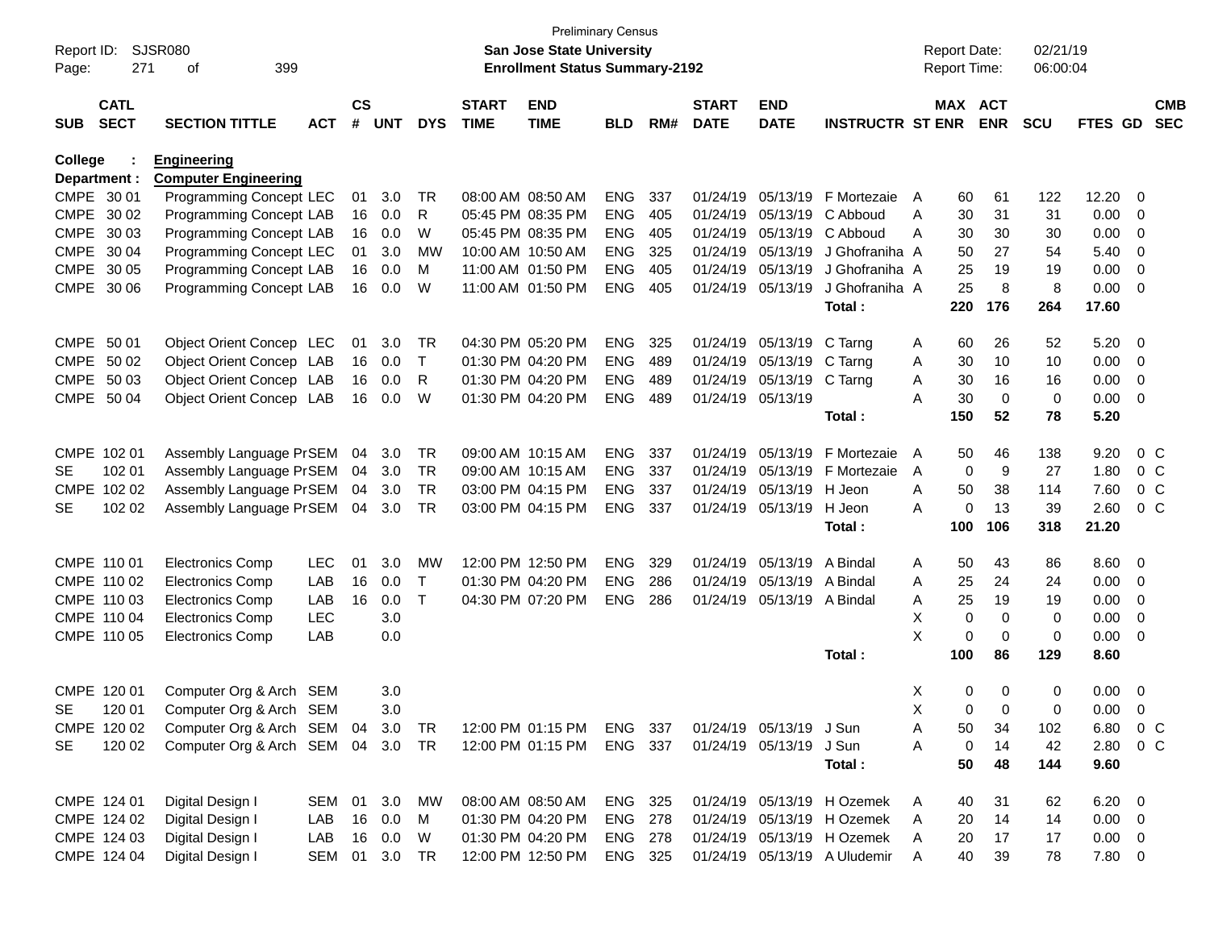Preliminary Census
San Jose State University
Enrollment Status Summary-2192

Report ID: SJSR080
Report Date: 02/21/19
Report Time: 06:00:04

| SUB | CATL SECT | SECTION TITTLE | ACT | CS # | UNT | DYS | START TIME | END TIME | BLD | RM# | START DATE | END DATE | INSTRUCTR | ST | MAX ENR | ACT ENR | SCU | FTES | GD | CMB SEC |
|---|---|---|---|---|---|---|---|---|---|---|---|---|---|---|---|---|---|---|---|---|
| **College** | **:** | **Engineering** | | | | | | | | | | | | | | | | | | |
| **Department :** | | **Computer Engineering** | | | | | | | | | | | | | | | | | | |
| CMPE | 30 01 | Programming Concept | LEC | 01 | 3.0 | TR | 08:00 AM | 08:50 AM | ENG | 337 | 01/24/19 | 05/13/19 | F Mortezaie | A | 60 | 61 | 122 | 12.20 | 0 | |
| CMPE | 30 02 | Programming Concept | LAB | 16 | 0.0 | R | 05:45 PM | 08:35 PM | ENG | 405 | 01/24/19 | 05/13/19 | C Abboud | A | 30 | 31 | 31 | 0.00 | 0 | |
| CMPE | 30 03 | Programming Concept | LAB | 16 | 0.0 | W | 05:45 PM | 08:35 PM | ENG | 405 | 01/24/19 | 05/13/19 | C Abboud | A | 30 | 30 | 30 | 0.00 | 0 | |
| CMPE | 30 04 | Programming Concept | LEC | 01 | 3.0 | MW | 10:00 AM | 10:50 AM | ENG | 325 | 01/24/19 | 05/13/19 | J Ghofraniha | A | 50 | 27 | 54 | 5.40 | 0 | |
| CMPE | 30 05 | Programming Concept | LAB | 16 | 0.0 | M | 11:00 AM | 01:50 PM | ENG | 405 | 01/24/19 | 05/13/19 | J Ghofraniha | A | 25 | 19 | 19 | 0.00 | 0 | |
| CMPE | 30 06 | Programming Concept | LAB | 16 | 0.0 | W | 11:00 AM | 01:50 PM | ENG | 405 | 01/24/19 | 05/13/19 | J Ghofraniha | A | 25 | 8 | 8 | 0.00 | 0 | |
| | | | | | | | | | | | | | **Total :** | | **220** | **176** | **264** | **17.60** | | |
| CMPE | 50 01 | Object Orient Concep | LEC | 01 | 3.0 | TR | 04:30 PM | 05:20 PM | ENG | 325 | 01/24/19 | 05/13/19 | C Tarng | A | 60 | 26 | 52 | 5.20 | 0 | |
| CMPE | 50 02 | Object Orient Concep | LAB | 16 | 0.0 | T | 01:30 PM | 04:20 PM | ENG | 489 | 01/24/19 | 05/13/19 | C Tarng | A | 30 | 10 | 10 | 0.00 | 0 | |
| CMPE | 50 03 | Object Orient Concep | LAB | 16 | 0.0 | R | 01:30 PM | 04:20 PM | ENG | 489 | 01/24/19 | 05/13/19 | C Tarng | A | 30 | 16 | 16 | 0.00 | 0 | |
| CMPE | 50 04 | Object Orient Concep | LAB | 16 | 0.0 | W | 01:30 PM | 04:20 PM | ENG | 489 | 01/24/19 | 05/13/19 | | A | 30 | 0 | 0 | 0.00 | 0 | |
| | | | | | | | | | | | | | **Total :** | | **150** | **52** | **78** | **5.20** | | |
| CMPE | 102 01 | Assembly Language Pr | SEM | 04 | 3.0 | TR | 09:00 AM | 10:15 AM | ENG | 337 | 01/24/19 | 05/13/19 | F Mortezaie | A | 50 | 46 | 138 | 9.20 | 0 | C |
| SE | 102 01 | Assembly Language Pr | SEM | 04 | 3.0 | TR | 09:00 AM | 10:15 AM | ENG | 337 | 01/24/19 | 05/13/19 | F Mortezaie | A | 0 | 9 | 27 | 1.80 | 0 | C |
| CMPE | 102 02 | Assembly Language Pr | SEM | 04 | 3.0 | TR | 03:00 PM | 04:15 PM | ENG | 337 | 01/24/19 | 05/13/19 | H Jeon | A | 50 | 38 | 114 | 7.60 | 0 | C |
| SE | 102 02 | Assembly Language Pr | SEM | 04 | 3.0 | TR | 03:00 PM | 04:15 PM | ENG | 337 | 01/24/19 | 05/13/19 | H Jeon | A | 0 | 13 | 39 | 2.60 | 0 | C |
| | | | | | | | | | | | | | **Total :** | | **100** | **106** | **318** | **21.20** | | |
| CMPE | 110 01 | Electronics Comp | LEC | 01 | 3.0 | MW | 12:00 PM | 12:50 PM | ENG | 329 | 01/24/19 | 05/13/19 | A Bindal | A | 50 | 43 | 86 | 8.60 | 0 | |
| CMPE | 110 02 | Electronics Comp | LAB | 16 | 0.0 | T | 01:30 PM | 04:20 PM | ENG | 286 | 01/24/19 | 05/13/19 | A Bindal | A | 25 | 24 | 24 | 0.00 | 0 | |
| CMPE | 110 03 | Electronics Comp | LAB | 16 | 0.0 | T | 04:30 PM | 07:20 PM | ENG | 286 | 01/24/19 | 05/13/19 | A Bindal | A | 25 | 19 | 19 | 0.00 | 0 | |
| CMPE | 110 04 | Electronics Comp | LEC | | 3.0 | | | | | | | | | X | 0 | 0 | 0 | 0.00 | 0 | |
| CMPE | 110 05 | Electronics Comp | LAB | | 0.0 | | | | | | | | | X | 0 | 0 | 0 | 0.00 | 0 | |
| | | | | | | | | | | | | | **Total :** | | **100** | **86** | **129** | **8.60** | | |
| CMPE | 120 01 | Computer Org & Arch | SEM | | 3.0 | | | | | | | | | X | 0 | 0 | 0 | 0.00 | 0 | |
| SE | 120 01 | Computer Org & Arch | SEM | | 3.0 | | | | | | | | | X | 0 | 0 | 0 | 0.00 | 0 | |
| CMPE | 120 02 | Computer Org & Arch | SEM | 04 | 3.0 | TR | 12:00 PM | 01:15 PM | ENG | 337 | 01/24/19 | 05/13/19 | J Sun | A | 50 | 34 | 102 | 6.80 | 0 | C |
| SE | 120 02 | Computer Org & Arch | SEM | 04 | 3.0 | TR | 12:00 PM | 01:15 PM | ENG | 337 | 01/24/19 | 05/13/19 | J Sun | A | 0 | 14 | 42 | 2.80 | 0 | C |
| | | | | | | | | | | | | | **Total :** | | **50** | **48** | **144** | **9.60** | | |
| CMPE | 124 01 | Digital Design I | SEM | 01 | 3.0 | MW | 08:00 AM | 08:50 AM | ENG | 325 | 01/24/19 | 05/13/19 | H Ozemek | A | 40 | 31 | 62 | 6.20 | 0 | |
| CMPE | 124 02 | Digital Design I | LAB | 16 | 0.0 | M | 01:30 PM | 04:20 PM | ENG | 278 | 01/24/19 | 05/13/19 | H Ozemek | A | 20 | 14 | 14 | 0.00 | 0 | |
| CMPE | 124 03 | Digital Design I | LAB | 16 | 0.0 | W | 01:30 PM | 04:20 PM | ENG | 278 | 01/24/19 | 05/13/19 | H Ozemek | A | 20 | 17 | 17 | 0.00 | 0 | |
| CMPE | 124 04 | Digital Design I | SEM | 01 | 3.0 | TR | 12:00 PM | 12:50 PM | ENG | 325 | 01/24/19 | 05/13/19 | A Uludemir | A | 40 | 39 | 78 | 7.80 | 0 | |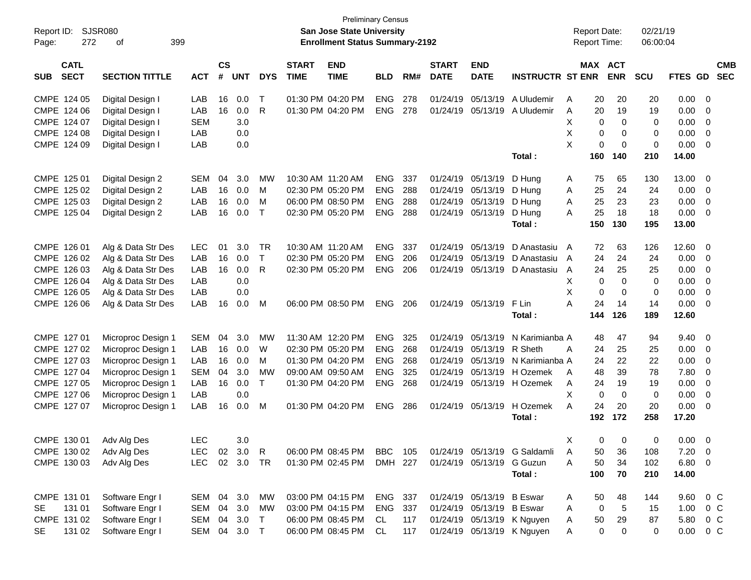Preliminary Census

**San Jose State University**

**Enrollment Status Summary-2192**

Report ID: SJSR080
Report Date: 02/21/19
Report Time: 06:00:04

| SUB | CATL SECT | SECTION TITTLE | ACT | CS # | UNT | DYS | START TIME | END TIME | BLD | RM# | START DATE | END DATE | INSTRUCTR | ST | MAX ENR | ACT ENR | SCU | FTES | GD | CMB SEC |
|---|---|---|---|---|---|---|---|---|---|---|---|---|---|---|---|---|---|---|---|---|
| CMPE | 124 05 | Digital Design I | LAB | 16 | 0.0 | T | 01:30 PM | 04:20 PM | ENG | 278 | 01/24/19 | 05/13/19 | A Uludemir | A | 20 | 20 | 20 | 0.00 | 0 | |
| CMPE | 124 06 | Digital Design I | LAB | 16 | 0.0 | R | 01:30 PM | 04:20 PM | ENG | 278 | 01/24/19 | 05/13/19 | A Uludemir | A | 20 | 19 | 19 | 0.00 | 0 | |
| CMPE | 124 07 | Digital Design I | SEM | | 3.0 | | | | | | | | | X | 0 | 0 | 0 | 0.00 | 0 | |
| CMPE | 124 08 | Digital Design I | LAB | | 0.0 | | | | | | | | | X | 0 | 0 | 0 | 0.00 | 0 | |
| CMPE | 124 09 | Digital Design I | LAB | | 0.0 | | | | | | | | | X | 0 | 0 | 0 | 0.00 | 0 | |
| | | | | | | | | | | | | | **Total :** | | **160** | **140** | **210** | **14.00** | | |
| CMPE | 125 01 | Digital Design 2 | SEM | 04 | 3.0 | MW | 10:30 AM | 11:20 AM | ENG | 337 | 01/24/19 | 05/13/19 | D Hung | A | 75 | 65 | 130 | 13.00 | 0 | |
| CMPE | 125 02 | Digital Design 2 | LAB | 16 | 0.0 | M | 02:30 PM | 05:20 PM | ENG | 288 | 01/24/19 | 05/13/19 | D Hung | A | 25 | 24 | 24 | 0.00 | 0 | |
| CMPE | 125 03 | Digital Design 2 | LAB | 16 | 0.0 | M | 06:00 PM | 08:50 PM | ENG | 288 | 01/24/19 | 05/13/19 | D Hung | A | 25 | 23 | 23 | 0.00 | 0 | |
| CMPE | 125 04 | Digital Design 2 | LAB | 16 | 0.0 | T | 02:30 PM | 05:20 PM | ENG | 288 | 01/24/19 | 05/13/19 | D Hung | A | 25 | 18 | 18 | 0.00 | 0 | |
| | | | | | | | | | | | | | **Total :** | | **150** | **130** | **195** | **13.00** | | |
| CMPE | 126 01 | Alg & Data Str Des | LEC | 01 | 3.0 | TR | 10:30 AM | 11:20 AM | ENG | 337 | 01/24/19 | 05/13/19 | D Anastasiu | A | 72 | 63 | 126 | 12.60 | 0 | |
| CMPE | 126 02 | Alg & Data Str Des | LAB | 16 | 0.0 | T | 02:30 PM | 05:20 PM | ENG | 206 | 01/24/19 | 05/13/19 | D Anastasiu | A | 24 | 24 | 24 | 0.00 | 0 | |
| CMPE | 126 03 | Alg & Data Str Des | LAB | 16 | 0.0 | R | 02:30 PM | 05:20 PM | ENG | 206 | 01/24/19 | 05/13/19 | D Anastasiu | A | 24 | 25 | 25 | 0.00 | 0 | |
| CMPE | 126 04 | Alg & Data Str Des | LAB | | 0.0 | | | | | | | | | X | 0 | 0 | 0 | 0.00 | 0 | |
| CMPE | 126 05 | Alg & Data Str Des | LAB | | 0.0 | | | | | | | | | X | 0 | 0 | 0 | 0.00 | 0 | |
| CMPE | 126 06 | Alg & Data Str Des | LAB | 16 | 0.0 | M | 06:00 PM | 08:50 PM | ENG | 206 | 01/24/19 | 05/13/19 | F Lin | A | 24 | 14 | 14 | 0.00 | 0 | |
| | | | | | | | | | | | | | **Total :** | | **144** | **126** | **189** | **12.60** | | |
| CMPE | 127 01 | Microproc Design 1 | SEM | 04 | 3.0 | MW | 11:30 AM | 12:20 PM | ENG | 325 | 01/24/19 | 05/13/19 | N Karimianba | A | 48 | 47 | 94 | 9.40 | 0 | |
| CMPE | 127 02 | Microproc Design 1 | LAB | 16 | 0.0 | W | 02:30 PM | 05:20 PM | ENG | 268 | 01/24/19 | 05/13/19 | R Sheth | A | 24 | 25 | 25 | 0.00 | 0 | |
| CMPE | 127 03 | Microproc Design 1 | LAB | 16 | 0.0 | M | 01:30 PM | 04:20 PM | ENG | 268 | 01/24/19 | 05/13/19 | N Karimianba | A | 24 | 22 | 22 | 0.00 | 0 | |
| CMPE | 127 04 | Microproc Design 1 | SEM | 04 | 3.0 | MW | 09:00 AM | 09:50 AM | ENG | 325 | 01/24/19 | 05/13/19 | H Ozemek | A | 48 | 39 | 78 | 7.80 | 0 | |
| CMPE | 127 05 | Microproc Design 1 | LAB | 16 | 0.0 | T | 01:30 PM | 04:20 PM | ENG | 268 | 01/24/19 | 05/13/19 | H Ozemek | A | 24 | 19 | 19 | 0.00 | 0 | |
| CMPE | 127 06 | Microproc Design 1 | LAB | | 0.0 | | | | | | | | | X | 0 | 0 | 0 | 0.00 | 0 | |
| CMPE | 127 07 | Microproc Design 1 | LAB | 16 | 0.0 | M | 01:30 PM | 04:20 PM | ENG | 286 | 01/24/19 | 05/13/19 | H Ozemek | A | 24 | 20 | 20 | 0.00 | 0 | |
| | | | | | | | | | | | | | **Total :** | | **192** | **172** | **258** | **17.20** | | |
| CMPE | 130 01 | Adv Alg Des | LEC | | 3.0 | | | | | | | | | X | 0 | 0 | 0 | 0.00 | 0 | |
| CMPE | 130 02 | Adv Alg Des | LEC | 02 | 3.0 | R | 06:00 PM | 08:45 PM | BBC | 105 | 01/24/19 | 05/13/19 | G Saldamli | A | 50 | 36 | 108 | 7.20 | 0 | |
| CMPE | 130 03 | Adv Alg Des | LEC | 02 | 3.0 | TR | 01:30 PM | 02:45 PM | DMH | 227 | 01/24/19 | 05/13/19 | G Guzun | A | 50 | 34 | 102 | 6.80 | 0 | |
| | | | | | | | | | | | | | **Total :** | | **100** | **70** | **210** | **14.00** | | |
| CMPE | 131 01 | Software Engr I | SEM | 04 | 3.0 | MW | 03:00 PM | 04:15 PM | ENG | 337 | 01/24/19 | 05/13/19 | B Eswar | A | 50 | 48 | 144 | 9.60 | 0 | C |
| SE | 131 01 | Software Engr I | SEM | 04 | 3.0 | MW | 03:00 PM | 04:15 PM | ENG | 337 | 01/24/19 | 05/13/19 | B Eswar | A | 0 | 5 | 15 | 1.00 | 0 | C |
| CMPE | 131 02 | Software Engr I | SEM | 04 | 3.0 | T | 06:00 PM | 08:45 PM | CL | 117 | 01/24/19 | 05/13/19 | K Nguyen | A | 50 | 29 | 87 | 5.80 | 0 | C |
| SE | 131 02 | Software Engr I | SEM | 04 | 3.0 | T | 06:00 PM | 08:45 PM | CL | 117 | 01/24/19 | 05/13/19 | K Nguyen | A | 0 | 0 | 0 | 0.00 | 0 | C |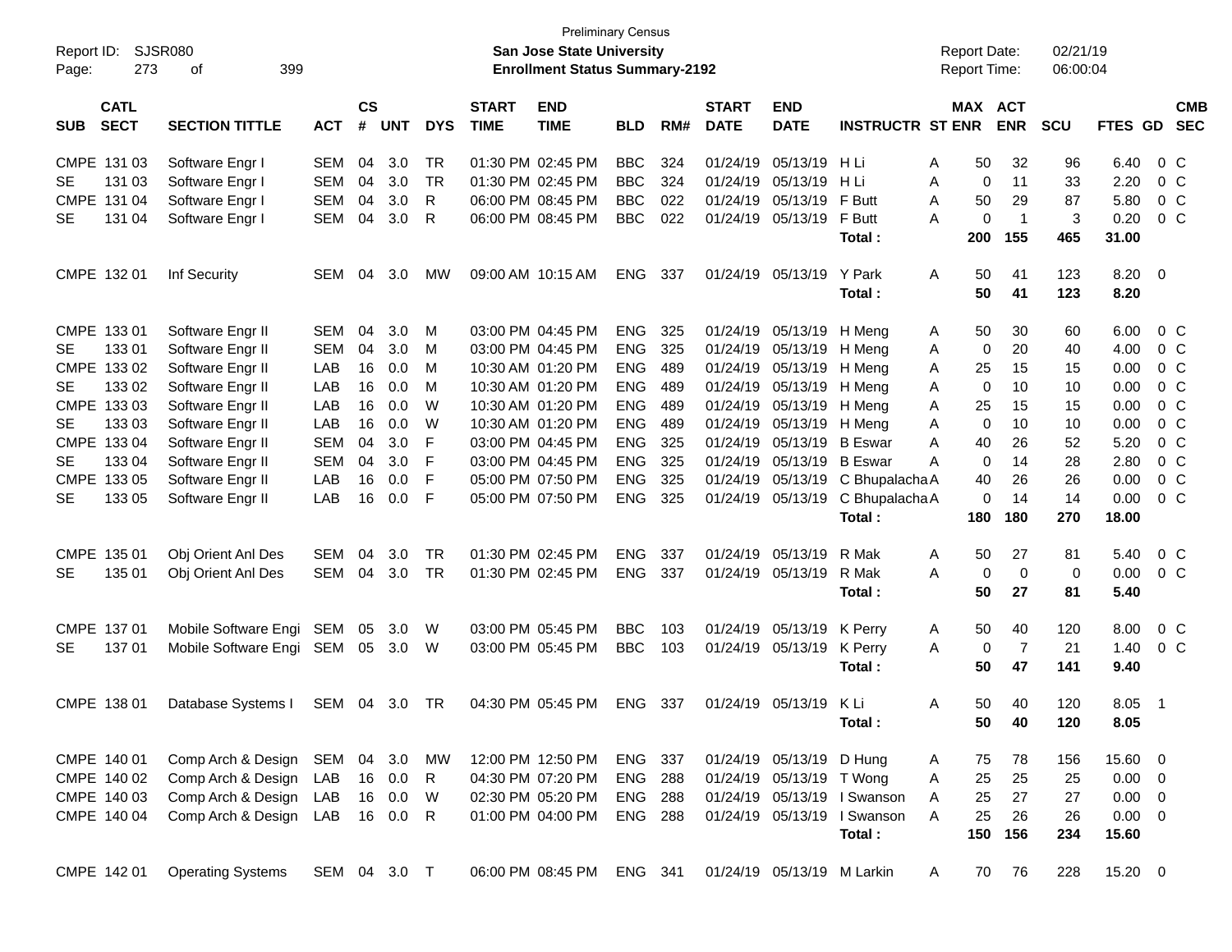Preliminary Census

**San Jose State University**

**Enrollment Status Summary-2192**

Report ID: SJSR080

Report Date: 02/21/19

Report Time: 06:00:04

| SUB | CATL SECT | SECTION TITTLE | ACT | CS # | UNT | DYS | START TIME | END TIME | BLD | RM# | START DATE | END DATE | INSTRUCTR | ST | MAX ENR | ACT ENR | SCU | FTES | GD | CMB SEC |
|---|---|---|---|---|---|---|---|---|---|---|---|---|---|---|---|---|---|---|---|---|
| CMPE | 131 03 | Software Engr I | SEM | 04 | 3.0 | TR | 01:30 PM | 02:45 PM | BBC | 324 | 01/24/19 | 05/13/19 | H Li | A | 50 | 32 | 96 | 6.40 | 0 | C |
| SE | 131 03 | Software Engr I | SEM | 04 | 3.0 | TR | 01:30 PM | 02:45 PM | BBC | 324 | 01/24/19 | 05/13/19 | H Li | A | 0 | 11 | 33 | 2.20 | 0 | C |
| CMPE | 131 04 | Software Engr I | SEM | 04 | 3.0 | R | 06:00 PM | 08:45 PM | BBC | 022 | 01/24/19 | 05/13/19 | F Butt | A | 50 | 29 | 87 | 5.80 | 0 | C |
| SE | 131 04 | Software Engr I | SEM | 04 | 3.0 | R | 06:00 PM | 08:45 PM | BBC | 022 | 01/24/19 | 05/13/19 | F Butt | A | 0 | 1 | 3 | 0.20 | 0 | C |
| | | | | | | | | | | | | | **Total :** | | **200** | **155** | **465** | **31.00** | | |
| CMPE | 132 01 | Inf Security | SEM | 04 | 3.0 | MW | 09:00 AM | 10:15 AM | ENG | 337 | 01/24/19 | 05/13/19 | Y Park | A | 50 | 41 | 123 | 8.20 | 0 | |
| | | | | | | | | | | | | | **Total :** | | **50** | **41** | **123** | **8.20** | | |
| CMPE | 133 01 | Software Engr II | SEM | 04 | 3.0 | M | 03:00 PM | 04:45 PM | ENG | 325 | 01/24/19 | 05/13/19 | H Meng | A | 50 | 30 | 60 | 6.00 | 0 | C |
| SE | 133 01 | Software Engr II | SEM | 04 | 3.0 | M | 03:00 PM | 04:45 PM | ENG | 325 | 01/24/19 | 05/13/19 | H Meng | A | 0 | 20 | 40 | 4.00 | 0 | C |
| CMPE | 133 02 | Software Engr II | LAB | 16 | 0.0 | M | 10:30 AM | 01:20 PM | ENG | 489 | 01/24/19 | 05/13/19 | H Meng | A | 25 | 15 | 15 | 0.00 | 0 | C |
| SE | 133 02 | Software Engr II | LAB | 16 | 0.0 | M | 10:30 AM | 01:20 PM | ENG | 489 | 01/24/19 | 05/13/19 | H Meng | A | 0 | 10 | 10 | 0.00 | 0 | C |
| CMPE | 133 03 | Software Engr II | LAB | 16 | 0.0 | W | 10:30 AM | 01:20 PM | ENG | 489 | 01/24/19 | 05/13/19 | H Meng | A | 25 | 15 | 15 | 0.00 | 0 | C |
| SE | 133 03 | Software Engr II | LAB | 16 | 0.0 | W | 10:30 AM | 01:20 PM | ENG | 489 | 01/24/19 | 05/13/19 | H Meng | A | 0 | 10 | 10 | 0.00 | 0 | C |
| CMPE | 133 04 | Software Engr II | SEM | 04 | 3.0 | F | 03:00 PM | 04:45 PM | ENG | 325 | 01/24/19 | 05/13/19 | B Eswar | A | 40 | 26 | 52 | 5.20 | 0 | C |
| SE | 133 04 | Software Engr II | SEM | 04 | 3.0 | F | 03:00 PM | 04:45 PM | ENG | 325 | 01/24/19 | 05/13/19 | B Eswar | A | 0 | 14 | 28 | 2.80 | 0 | C |
| CMPE | 133 05 | Software Engr II | LAB | 16 | 0.0 | F | 05:00 PM | 07:50 PM | ENG | 325 | 01/24/19 | 05/13/19 | C Bhupalacha | A | 40 | 26 | 26 | 0.00 | 0 | C |
| SE | 133 05 | Software Engr II | LAB | 16 | 0.0 | F | 05:00 PM | 07:50 PM | ENG | 325 | 01/24/19 | 05/13/19 | C Bhupalacha | A | 0 | 14 | 14 | 0.00 | 0 | C |
| | | | | | | | | | | | | | **Total :** | | **180** | **180** | **270** | **18.00** | | |
| CMPE | 135 01 | Obj Orient Anl Des | SEM | 04 | 3.0 | TR | 01:30 PM | 02:45 PM | ENG | 337 | 01/24/19 | 05/13/19 | R Mak | A | 50 | 27 | 81 | 5.40 | 0 | C |
| SE | 135 01 | Obj Orient Anl Des | SEM | 04 | 3.0 | TR | 01:30 PM | 02:45 PM | ENG | 337 | 01/24/19 | 05/13/19 | R Mak | A | 0 | 0 | 0 | 0.00 | 0 | C |
| | | | | | | | | | | | | | **Total :** | | **50** | **27** | **81** | **5.40** | | |
| CMPE | 137 01 | Mobile Software Engi | SEM | 05 | 3.0 | W | 03:00 PM | 05:45 PM | BBC | 103 | 01/24/19 | 05/13/19 | K Perry | A | 50 | 40 | 120 | 8.00 | 0 | C |
| SE | 137 01 | Mobile Software Engi | SEM | 05 | 3.0 | W | 03:00 PM | 05:45 PM | BBC | 103 | 01/24/19 | 05/13/19 | K Perry | A | 0 | 7 | 21 | 1.40 | 0 | C |
| | | | | | | | | | | | | | **Total :** | | **50** | **47** | **141** | **9.40** | | |
| CMPE | 138 01 | Database Systems I | SEM | 04 | 3.0 | TR | 04:30 PM | 05:45 PM | ENG | 337 | 01/24/19 | 05/13/19 | K Li | A | 50 | 40 | 120 | 8.05 | 1 | |
| | | | | | | | | | | | | | **Total :** | | **50** | **40** | **120** | **8.05** | | |
| CMPE | 140 01 | Comp Arch & Design | SEM | 04 | 3.0 | MW | 12:00 PM | 12:50 PM | ENG | 337 | 01/24/19 | 05/13/19 | D Hung | A | 75 | 78 | 156 | 15.60 | 0 | |
| CMPE | 140 02 | Comp Arch & Design | LAB | 16 | 0.0 | R | 04:30 PM | 07:20 PM | ENG | 288 | 01/24/19 | 05/13/19 | T Wong | A | 25 | 25 | 25 | 0.00 | 0 | |
| CMPE | 140 03 | Comp Arch & Design | LAB | 16 | 0.0 | W | 02:30 PM | 05:20 PM | ENG | 288 | 01/24/19 | 05/13/19 | I Swanson | A | 25 | 27 | 27 | 0.00 | 0 | |
| CMPE | 140 04 | Comp Arch & Design | LAB | 16 | 0.0 | R | 01:00 PM | 04:00 PM | ENG | 288 | 01/24/19 | 05/13/19 | I Swanson | A | 25 | 26 | 26 | 0.00 | 0 | |
| | | | | | | | | | | | | | **Total :** | | **150** | **156** | **234** | **15.60** | | |
| CMPE | 142 01 | Operating Systems | SEM | 04 | 3.0 | T | 06:00 PM | 08:45 PM | ENG | 341 | 01/24/19 | 05/13/19 | M Larkin | A | 70 | 76 | 228 | 15.20 | 0 | |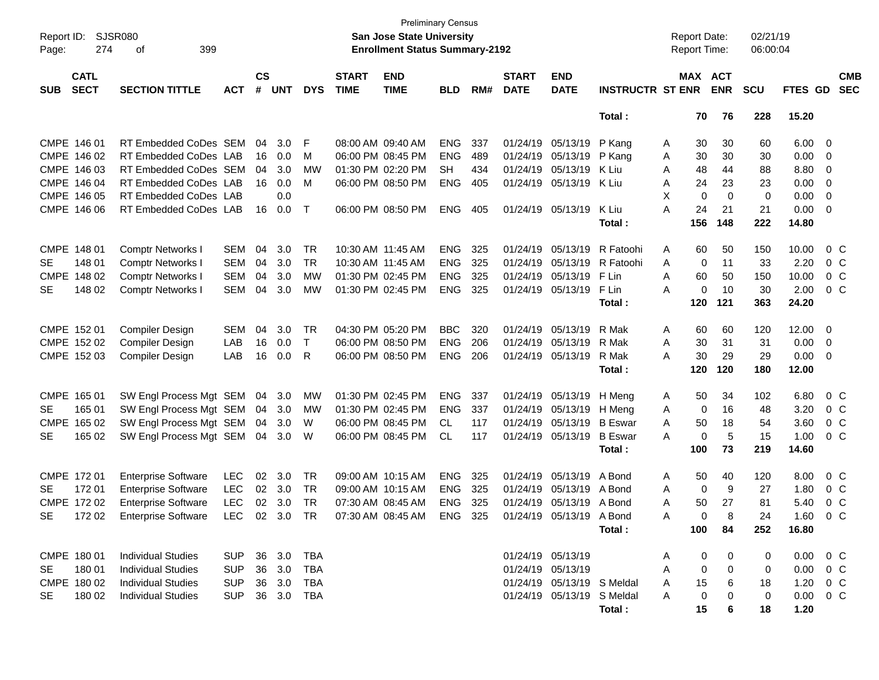Preliminary Census
San Jose State University
Enrollment Status Summary-2192

Report ID: SJSR080
Report Date: 02/21/19
Report Time: 06:00:04

| SUB | CATL SECT | SECTION TITTLE | ACT | CS # | UNT | DYS | START TIME | END TIME | BLD | RM# | START DATE | END DATE | INSTRUCTR | ST | MAX ENR | ACT ENR | SCU | FTES | GD | CMB SEC |
|---|---|---|---|---|---|---|---|---|---|---|---|---|---|---|---|---|---|---|---|---|
| | | | | | | | | | | | | | Total : | | 70 | 76 | 228 | 15.20 | | |
| CMPE | 146 01 | RT Embedded CoDes | SEM | 04 | 3.0 | F | 08:00 AM | 09:40 AM | ENG | 337 | 01/24/19 | 05/13/19 | P Kang | A | 30 | 30 | 60 | 6.00 | 0 | |
| CMPE | 146 02 | RT Embedded CoDes | LAB | 16 | 0.0 | M | 06:00 PM | 08:45 PM | ENG | 489 | 01/24/19 | 05/13/19 | P Kang | A | 30 | 30 | 30 | 0.00 | 0 | |
| CMPE | 146 03 | RT Embedded CoDes | SEM | 04 | 3.0 | MW | 01:30 PM | 02:20 PM | SH | 434 | 01/24/19 | 05/13/19 | K Liu | A | 48 | 44 | 88 | 8.80 | 0 | |
| CMPE | 146 04 | RT Embedded CoDes | LAB | 16 | 0.0 | M | 06:00 PM | 08:50 PM | ENG | 405 | 01/24/19 | 05/13/19 | K Liu | A | 24 | 23 | 23 | 0.00 | 0 | |
| CMPE | 146 05 | RT Embedded CoDes | LAB | | 0.0 | | | | | | | | | X | 0 | 0 | 0 | 0.00 | 0 | |
| CMPE | 146 06 | RT Embedded CoDes | LAB | 16 | 0.0 | T | 06:00 PM | 08:50 PM | ENG | 405 | 01/24/19 | 05/13/19 | K Liu | A | 24 | 21 | 21 | 0.00 | 0 | |
| | | | | | | | | | | | | | Total : | | 156 | 148 | 222 | 14.80 | | |
| CMPE | 148 01 | Comptr Networks I | SEM | 04 | 3.0 | TR | 10:30 AM | 11:45 AM | ENG | 325 | 01/24/19 | 05/13/19 | R Fatoohi | A | 60 | 50 | 150 | 10.00 | 0 | C |
| SE | 148 01 | Comptr Networks I | SEM | 04 | 3.0 | TR | 10:30 AM | 11:45 AM | ENG | 325 | 01/24/19 | 05/13/19 | R Fatoohi | A | 0 | 11 | 33 | 2.20 | 0 | C |
| CMPE | 148 02 | Comptr Networks I | SEM | 04 | 3.0 | MW | 01:30 PM | 02:45 PM | ENG | 325 | 01/24/19 | 05/13/19 | F Lin | A | 60 | 50 | 150 | 10.00 | 0 | C |
| SE | 148 02 | Comptr Networks I | SEM | 04 | 3.0 | MW | 01:30 PM | 02:45 PM | ENG | 325 | 01/24/19 | 05/13/19 | F Lin | A | 0 | 10 | 30 | 2.00 | 0 | C |
| | | | | | | | | | | | | | Total : | | 120 | 121 | 363 | 24.20 | | |
| CMPE | 152 01 | Compiler Design | SEM | 04 | 3.0 | TR | 04:30 PM | 05:20 PM | BBC | 320 | 01/24/19 | 05/13/19 | R Mak | A | 60 | 60 | 120 | 12.00 | 0 | |
| CMPE | 152 02 | Compiler Design | LAB | 16 | 0.0 | T | 06:00 PM | 08:50 PM | ENG | 206 | 01/24/19 | 05/13/19 | R Mak | A | 30 | 31 | 31 | 0.00 | 0 | |
| CMPE | 152 03 | Compiler Design | LAB | 16 | 0.0 | R | 06:00 PM | 08:50 PM | ENG | 206 | 01/24/19 | 05/13/19 | R Mak | A | 30 | 29 | 29 | 0.00 | 0 | |
| | | | | | | | | | | | | | Total : | | 120 | 120 | 180 | 12.00 | | |
| CMPE | 165 01 | SW Engl Process Mgt | SEM | 04 | 3.0 | MW | 01:30 PM | 02:45 PM | ENG | 337 | 01/24/19 | 05/13/19 | H Meng | A | 50 | 34 | 102 | 6.80 | 0 | C |
| SE | 165 01 | SW Engl Process Mgt | SEM | 04 | 3.0 | MW | 01:30 PM | 02:45 PM | ENG | 337 | 01/24/19 | 05/13/19 | H Meng | A | 0 | 16 | 48 | 3.20 | 0 | C |
| CMPE | 165 02 | SW Engl Process Mgt | SEM | 04 | 3.0 | W | 06:00 PM | 08:45 PM | CL | 117 | 01/24/19 | 05/13/19 | B Eswar | A | 50 | 18 | 54 | 3.60 | 0 | C |
| SE | 165 02 | SW Engl Process Mgt | SEM | 04 | 3.0 | W | 06:00 PM | 08:45 PM | CL | 117 | 01/24/19 | 05/13/19 | B Eswar | A | 0 | 5 | 15 | 1.00 | 0 | C |
| | | | | | | | | | | | | | Total : | | 100 | 73 | 219 | 14.60 | | |
| CMPE | 172 01 | Enterprise Software | LEC | 02 | 3.0 | TR | 09:00 AM | 10:15 AM | ENG | 325 | 01/24/19 | 05/13/19 | A Bond | A | 50 | 40 | 120 | 8.00 | 0 | C |
| SE | 172 01 | Enterprise Software | LEC | 02 | 3.0 | TR | 09:00 AM | 10:15 AM | ENG | 325 | 01/24/19 | 05/13/19 | A Bond | A | 0 | 9 | 27 | 1.80 | 0 | C |
| CMPE | 172 02 | Enterprise Software | LEC | 02 | 3.0 | TR | 07:30 AM | 08:45 AM | ENG | 325 | 01/24/19 | 05/13/19 | A Bond | A | 50 | 27 | 81 | 5.40 | 0 | C |
| SE | 172 02 | Enterprise Software | LEC | 02 | 3.0 | TR | 07:30 AM | 08:45 AM | ENG | 325 | 01/24/19 | 05/13/19 | A Bond | A | 0 | 8 | 24 | 1.60 | 0 | C |
| | | | | | | | | | | | | | Total : | | 100 | 84 | 252 | 16.80 | | |
| CMPE | 180 01 | Individual Studies | SUP | 36 | 3.0 | TBA | | | | | 01/24/19 | 05/13/19 | | A | 0 | 0 | 0 | 0.00 | 0 | C |
| SE | 180 01 | Individual Studies | SUP | 36 | 3.0 | TBA | | | | | 01/24/19 | 05/13/19 | | A | 0 | 0 | 0 | 0.00 | 0 | C |
| CMPE | 180 02 | Individual Studies | SUP | 36 | 3.0 | TBA | | | | | 01/24/19 | 05/13/19 | S Meldal | A | 15 | 6 | 18 | 1.20 | 0 | C |
| SE | 180 02 | Individual Studies | SUP | 36 | 3.0 | TBA | | | | | 01/24/19 | 05/13/19 | S Meldal | A | 0 | 0 | 0 | 0.00 | 0 | C |
| | | | | | | | | | | | | | Total : | | 15 | 6 | 18 | 1.20 | | |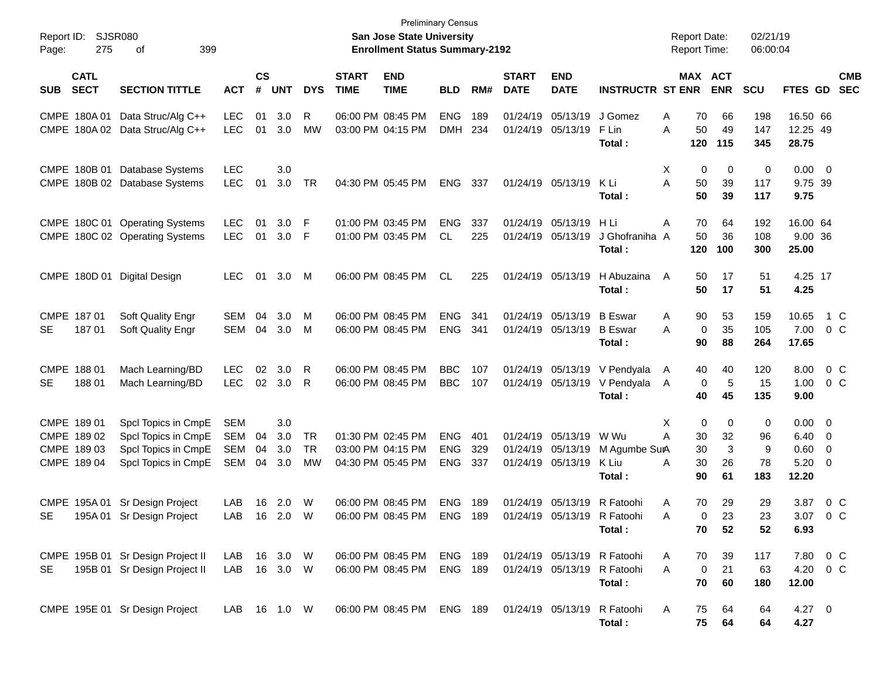Preliminary Census

**San Jose State University**

**Enrollment Status Summary-2192**

Report ID: SJSR080

Report Date: 02/21/19

Report Time: 06:00:04

| SUB | CATL SECT | SECTION TITTLE | ACT | CS # | UNT | DYS | START TIME | END TIME | BLD | RM# | START DATE | END DATE | INSTRUCTR | ST | MAX ENR | ACT ENR | SCU | FTES | GD | CMB SEC |
|---|---|---|---|---|---|---|---|---|---|---|---|---|---|---|---|---|---|---|---|---|
| CMPE | 180A 01 | Data Struc/Alg C++ | LEC | 01 | 3.0 | R | 06:00 PM | 08:45 PM | ENG | 189 | 01/24/19 | 05/13/19 | J Gomez | A | 70 | 66 | 198 | 16.50 | 66 | |
| CMPE | 180A 02 | Data Struc/Alg C++ | LEC | 01 | 3.0 | MW | 03:00 PM | 04:15 PM | DMH | 234 | 01/24/19 | 05/13/19 | F Lin | A | 50 | 49 | 147 | 12.25 | 49 | |
| | | | | | | | | | | | | | **Total :** | | **120** | **115** | **345** | **28.75** | | |
| CMPE | 180B 01 | Database Systems | LEC | | 3.0 | | | | | | | | | X | 0 | 0 | 0 | 0.00 | 0 | |
| CMPE | 180B 02 | Database Systems | LEC | 01 | 3.0 | TR | 04:30 PM | 05:45 PM | ENG | 337 | 01/24/19 | 05/13/19 | K Li | A | 50 | 39 | 117 | 9.75 | 39 | |
| | | | | | | | | | | | | | **Total :** | | **50** | **39** | **117** | **9.75** | | |
| CMPE | 180C 01 | Operating Systems | LEC | 01 | 3.0 | F | 01:00 PM | 03:45 PM | ENG | 337 | 01/24/19 | 05/13/19 | H Li | A | 70 | 64 | 192 | 16.00 | 64 | |
| CMPE | 180C 02 | Operating Systems | LEC | 01 | 3.0 | F | 01:00 PM | 03:45 PM | CL | 225 | 01/24/19 | 05/13/19 | J Ghofraniha | A | 50 | 36 | 108 | 9.00 | 36 | |
| | | | | | | | | | | | | | **Total :** | | **120** | **100** | **300** | **25.00** | | |
| CMPE | 180D 01 | Digital Design | LEC | 01 | 3.0 | M | 06:00 PM | 08:45 PM | CL | 225 | 01/24/19 | 05/13/19 | H Abuzaina | A | 50 | 17 | 51 | 4.25 | 17 | |
| | | | | | | | | | | | | | **Total :** | | **50** | **17** | **51** | **4.25** | | |
| CMPE | 187 01 | Soft Quality Engr | SEM | 04 | 3.0 | M | 06:00 PM | 08:45 PM | ENG | 341 | 01/24/19 | 05/13/19 | B Eswar | A | 90 | 53 | 159 | 10.65 | 1 | C |
| SE | 187 01 | Soft Quality Engr | SEM | 04 | 3.0 | M | 06:00 PM | 08:45 PM | ENG | 341 | 01/24/19 | 05/13/19 | B Eswar | A | 0 | 35 | 105 | 7.00 | 0 | C |
| | | | | | | | | | | | | | **Total :** | | **90** | **88** | **264** | **17.65** | | |
| CMPE | 188 01 | Mach Learning/BD | LEC | 02 | 3.0 | R | 06:00 PM | 08:45 PM | BBC | 107 | 01/24/19 | 05/13/19 | V Pendyala | A | 40 | 40 | 120 | 8.00 | 0 | C |
| SE | 188 01 | Mach Learning/BD | LEC | 02 | 3.0 | R | 06:00 PM | 08:45 PM | BBC | 107 | 01/24/19 | 05/13/19 | V Pendyala | A | 0 | 5 | 15 | 1.00 | 0 | C |
| | | | | | | | | | | | | | **Total :** | | **40** | **45** | **135** | **9.00** | | |
| CMPE | 189 01 | Spcl Topics in CmpE | SEM | | 3.0 | | | | | | | | | X | 0 | 0 | 0 | 0.00 | 0 | |
| CMPE | 189 02 | Spcl Topics in CmpE | SEM | 04 | 3.0 | TR | 01:30 PM | 02:45 PM | ENG | 401 | 01/24/19 | 05/13/19 | W Wu | A | 30 | 32 | 96 | 6.40 | 0 | |
| CMPE | 189 03 | Spcl Topics in CmpE | SEM | 04 | 3.0 | TR | 03:00 PM | 04:15 PM | ENG | 329 | 01/24/19 | 05/13/19 | M Agumbe Sur | A | 30 | 3 | 9 | 0.60 | 0 | |
| CMPE | 189 04 | Spcl Topics in CmpE | SEM | 04 | 3.0 | MW | 04:30 PM | 05:45 PM | ENG | 337 | 01/24/19 | 05/13/19 | K Liu | A | 30 | 26 | 78 | 5.20 | 0 | |
| | | | | | | | | | | | | | **Total :** | | **90** | **61** | **183** | **12.20** | | |
| CMPE | 195A 01 | Sr Design Project | LAB | 16 | 2.0 | W | 06:00 PM | 08:45 PM | ENG | 189 | 01/24/19 | 05/13/19 | R Fatoohi | A | 70 | 29 | 29 | 3.87 | 0 | C |
| SE | 195A 01 | Sr Design Project | LAB | 16 | 2.0 | W | 06:00 PM | 08:45 PM | ENG | 189 | 01/24/19 | 05/13/19 | R Fatoohi | A | 0 | 23 | 23 | 3.07 | 0 | C |
| | | | | | | | | | | | | | **Total :** | | **70** | **52** | **52** | **6.93** | | |
| CMPE | 195B 01 | Sr Design Project II | LAB | 16 | 3.0 | W | 06:00 PM | 08:45 PM | ENG | 189 | 01/24/19 | 05/13/19 | R Fatoohi | A | 70 | 39 | 117 | 7.80 | 0 | C |
| SE | 195B 01 | Sr Design Project II | LAB | 16 | 3.0 | W | 06:00 PM | 08:45 PM | ENG | 189 | 01/24/19 | 05/13/19 | R Fatoohi | A | 0 | 21 | 63 | 4.20 | 0 | C |
| | | | | | | | | | | | | | **Total :** | | **70** | **60** | **180** | **12.00** | | |
| CMPE | 195E 01 | Sr Design Project | LAB | 16 | 1.0 | W | 06:00 PM | 08:45 PM | ENG | 189 | 01/24/19 | 05/13/19 | R Fatoohi | A | 75 | 64 | 64 | 4.27 | 0 | |
| | | | | | | | | | | | | | **Total :** | | **75** | **64** | **64** | **4.27** | | |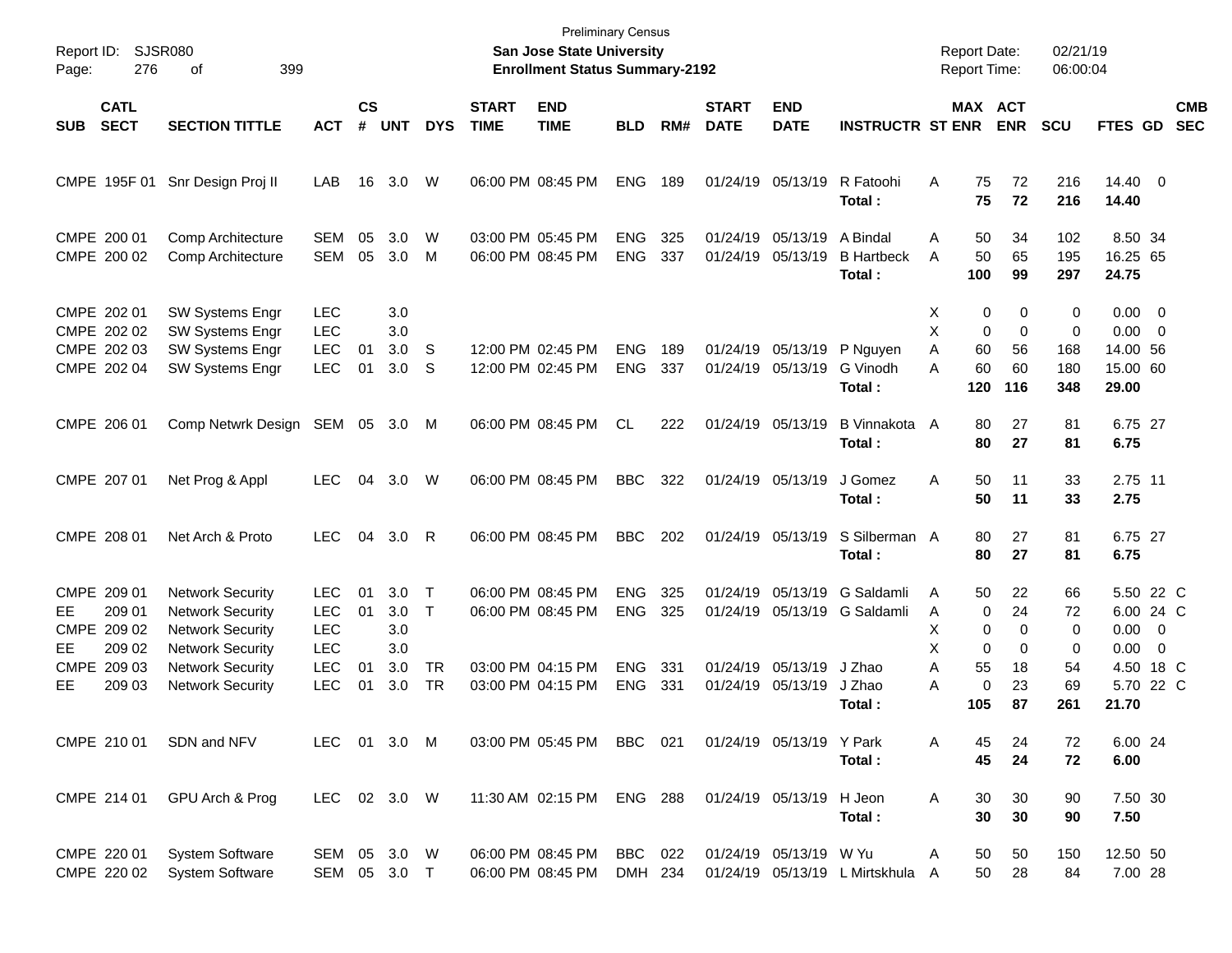Preliminary Census

**San Jose State University**

**Enrollment Status Summary-2192**

Report ID: SJSR080

Report Date: 02/21/19

Report Time: 06:00:04

| SUB | CATL SECT | SECTION TITTLE | ACT | CS # | UNT | DYS | START TIME | END TIME | BLD | RM# | START DATE | END DATE | INSTRUCTR | ST | MAX ENR | ACT ENR | SCU | FTES | GD | CMB SEC |
|---|---|---|---|---|---|---|---|---|---|---|---|---|---|---|---|---|---|---|---|---|
| CMPE | 195F 01 | Snr Design Proj II | LAB | 16 | 3.0 | W | 06:00 PM | 08:45 PM | ENG | 189 | 01/24/19 | 05/13/19 | R Fatoohi | A | 75 | 72 | 216 | 14.40 | 0 | |
| | | | | | | | | | | | | | **Total :** | | **75** | **72** | **216** | **14.40** | | |
| CMPE | 200 01 | Comp Architecture | SEM | 05 | 3.0 | W | 03:00 PM | 05:45 PM | ENG | 325 | 01/24/19 | 05/13/19 | A Bindal | A | 50 | 34 | 102 | 8.50 | 34 | |
| CMPE | 200 02 | Comp Architecture | SEM | 05 | 3.0 | M | 06:00 PM | 08:45 PM | ENG | 337 | 01/24/19 | 05/13/19 | B Hartbeck | A | 50 | 65 | 195 | 16.25 | 65 | |
| | | | | | | | | | | | | | **Total :** | | **100** | **99** | **297** | **24.75** | | |
| CMPE | 202 01 | SW Systems Engr | LEC | | 3.0 | | | | | | | | | X | 0 | 0 | 0 | 0.00 | 0 | |
| CMPE | 202 02 | SW Systems Engr | LEC | | 3.0 | | | | | | | | | X | 0 | 0 | 0 | 0.00 | 0 | |
| CMPE | 202 03 | SW Systems Engr | LEC | 01 | 3.0 | S | 12:00 PM | 02:45 PM | ENG | 189 | 01/24/19 | 05/13/19 | P Nguyen | A | 60 | 56 | 168 | 14.00 | 56 | |
| CMPE | 202 04 | SW Systems Engr | LEC | 01 | 3.0 | S | 12:00 PM | 02:45 PM | ENG | 337 | 01/24/19 | 05/13/19 | G Vinodh | A | 60 | 60 | 180 | 15.00 | 60 | |
| | | | | | | | | | | | | | **Total :** | | **120** | **116** | **348** | **29.00** | | |
| CMPE | 206 01 | Comp Netwrk Design | SEM | 05 | 3.0 | M | 06:00 PM | 08:45 PM | CL | 222 | 01/24/19 | 05/13/19 | B Vinnakota | A | 80 | 27 | 81 | 6.75 | 27 | |
| | | | | | | | | | | | | | **Total :** | | **80** | **27** | **81** | **6.75** | | |
| CMPE | 207 01 | Net Prog & Appl | LEC | 04 | 3.0 | W | 06:00 PM | 08:45 PM | BBC | 322 | 01/24/19 | 05/13/19 | J Gomez | A | 50 | 11 | 33 | 2.75 | 11 | |
| | | | | | | | | | | | | | **Total :** | | **50** | **11** | **33** | **2.75** | | |
| CMPE | 208 01 | Net Arch & Proto | LEC | 04 | 3.0 | R | 06:00 PM | 08:45 PM | BBC | 202 | 01/24/19 | 05/13/19 | S Silberman | A | 80 | 27 | 81 | 6.75 | 27 | |
| | | | | | | | | | | | | | **Total :** | | **80** | **27** | **81** | **6.75** | | |
| CMPE | 209 01 | Network Security | LEC | 01 | 3.0 | T | 06:00 PM | 08:45 PM | ENG | 325 | 01/24/19 | 05/13/19 | G Saldamli | A | 50 | 22 | 66 | 5.50 | 22 | C |
| EE | 209 01 | Network Security | LEC | 01 | 3.0 | T | 06:00 PM | 08:45 PM | ENG | 325 | 01/24/19 | 05/13/19 | G Saldamli | A | 0 | 24 | 72 | 6.00 | 24 | C |
| CMPE | 209 02 | Network Security | LEC | | 3.0 | | | | | | | | | X | 0 | 0 | 0 | 0.00 | 0 | |
| EE | 209 02 | Network Security | LEC | | 3.0 | | | | | | | | | X | 0 | 0 | 0 | 0.00 | 0 | |
| CMPE | 209 03 | Network Security | LEC | 01 | 3.0 | TR | 03:00 PM | 04:15 PM | ENG | 331 | 01/24/19 | 05/13/19 | J Zhao | A | 55 | 18 | 54 | 4.50 | 18 | C |
| EE | 209 03 | Network Security | LEC | 01 | 3.0 | TR | 03:00 PM | 04:15 PM | ENG | 331 | 01/24/19 | 05/13/19 | J Zhao | A | 0 | 23 | 69 | 5.70 | 22 | C |
| | | | | | | | | | | | | | **Total :** | | **105** | **87** | **261** | **21.70** | | |
| CMPE | 210 01 | SDN and NFV | LEC | 01 | 3.0 | M | 03:00 PM | 05:45 PM | BBC | 021 | 01/24/19 | 05/13/19 | Y Park | A | 45 | 24 | 72 | 6.00 | 24 | |
| | | | | | | | | | | | | | **Total :** | | **45** | **24** | **72** | **6.00** | | |
| CMPE | 214 01 | GPU Arch & Prog | LEC | 02 | 3.0 | W | 11:30 AM | 02:15 PM | ENG | 288 | 01/24/19 | 05/13/19 | H Jeon | A | 30 | 30 | 90 | 7.50 | 30 | |
| | | | | | | | | | | | | | **Total :** | | **30** | **30** | **90** | **7.50** | | |
| CMPE | 220 01 | System Software | SEM | 05 | 3.0 | W | 06:00 PM | 08:45 PM | BBC | 022 | 01/24/19 | 05/13/19 | W Yu | A | 50 | 50 | 150 | 12.50 | 50 | |
| CMPE | 220 02 | System Software | SEM | 05 | 3.0 | T | 06:00 PM | 08:45 PM | DMH | 234 | 01/24/19 | 05/13/19 | L Mirtskhula | A | 50 | 28 | 84 | 7.00 | 28 | |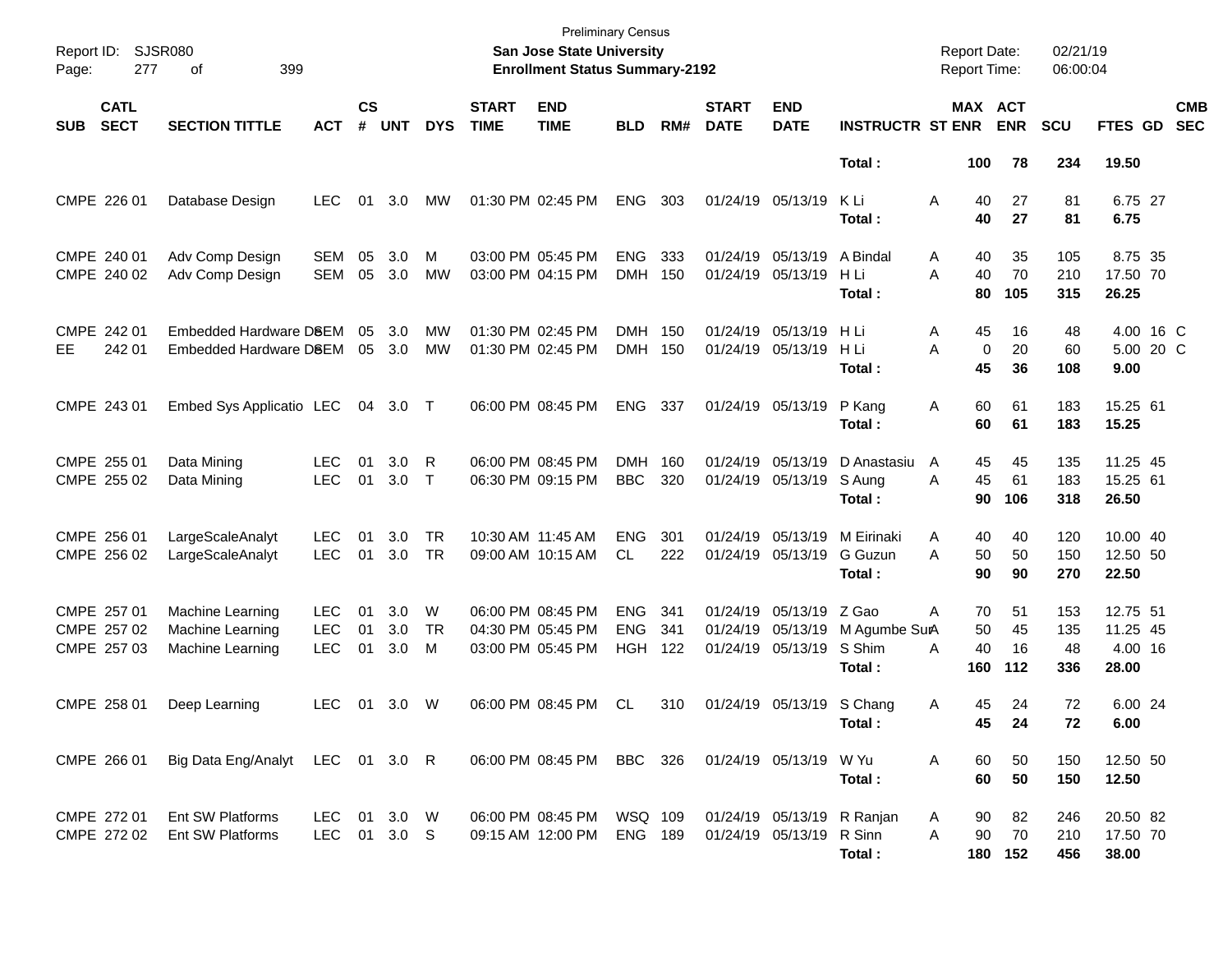Preliminary Census

**San Jose State University**

**Enrollment Status Summary-2192**

Report ID: SJSR080

Report Date: 02/21/19

Report Time: 06:00:04

| SUB | CATL SECT | SECTION TITTLE | ACT | CS # | UNT | DYS | START TIME | END TIME | BLD | RM# | START DATE | END DATE | INSTRUCTR | ST | MAX ENR | ACT ENR | SCU | FTES | GD | CMB SEC |
|---|---|---|---|---|---|---|---|---|---|---|---|---|---|---|---|---|---|---|---|---|
| | | | | | | | | | | | | | **Total :** | | **100** | **78** | **234** | **19.50** | | |
| CMPE | 226 01 | Database Design | LEC | 01 | 3.0 | MW | 01:30 PM | 02:45 PM | ENG | 303 | 01/24/19 | 05/13/19 | K Li | A | 40 | 27 | 81 | 6.75 | 27 | |
| | | | | | | | | | | | | | **Total :** | | **40** | **27** | **81** | **6.75** | | |
| CMPE | 240 01 | Adv Comp Design | SEM | 05 | 3.0 | M | 03:00 PM | 05:45 PM | ENG | 333 | 01/24/19 | 05/13/19 | A Bindal | A | 40 | 35 | 105 | 8.75 | 35 | |
| CMPE | 240 02 | Adv Comp Design | SEM | 05 | 3.0 | MW | 03:00 PM | 04:15 PM | DMH | 150 | 01/24/19 | 05/13/19 | H Li | A | 40 | 70 | 210 | 17.50 | 70 | |
| | | | | | | | | | | | | | **Total :** | | **80** | **105** | **315** | **26.25** | | |
| CMPE | 242 01 | Embedded Hardware DeSEM | SEM | 05 | 3.0 | MW | 01:30 PM | 02:45 PM | DMH | 150 | 01/24/19 | 05/13/19 | H Li | A | 45 | 16 | 48 | 4.00 | 16 | C |
| EE | 242 01 | Embedded Hardware DeSEM | SEM | 05 | 3.0 | MW | 01:30 PM | 02:45 PM | DMH | 150 | 01/24/19 | 05/13/19 | H Li | A | 0 | 20 | 60 | 5.00 | 20 | C |
| | | | | | | | | | | | | | **Total :** | | **45** | **36** | **108** | **9.00** | | |
| CMPE | 243 01 | Embed Sys Applicatio | LEC | 04 | 3.0 | T | 06:00 PM | 08:45 PM | ENG | 337 | 01/24/19 | 05/13/19 | P Kang | A | 60 | 61 | 183 | 15.25 | 61 | |
| | | | | | | | | | | | | | **Total :** | | **60** | **61** | **183** | **15.25** | | |
| CMPE | 255 01 | Data Mining | LEC | 01 | 3.0 | R | 06:00 PM | 08:45 PM | DMH | 160 | 01/24/19 | 05/13/19 | D Anastasiu | A | 45 | 45 | 135 | 11.25 | 45 | |
| CMPE | 255 02 | Data Mining | LEC | 01 | 3.0 | T | 06:30 PM | 09:15 PM | BBC | 320 | 01/24/19 | 05/13/19 | S Aung | A | 45 | 61 | 183 | 15.25 | 61 | |
| | | | | | | | | | | | | | **Total :** | | **90** | **106** | **318** | **26.50** | | |
| CMPE | 256 01 | LargeScaleAnalyt | LEC | 01 | 3.0 | TR | 10:30 AM | 11:45 AM | ENG | 301 | 01/24/19 | 05/13/19 | M Eirinaki | A | 40 | 40 | 120 | 10.00 | 40 | |
| CMPE | 256 02 | LargeScaleAnalyt | LEC | 01 | 3.0 | TR | 09:00 AM | 10:15 AM | CL | 222 | 01/24/19 | 05/13/19 | G Guzun | A | 50 | 50 | 150 | 12.50 | 50 | |
| | | | | | | | | | | | | | **Total :** | | **90** | **90** | **270** | **22.50** | | |
| CMPE | 257 01 | Machine Learning | LEC | 01 | 3.0 | W | 06:00 PM | 08:45 PM | ENG | 341 | 01/24/19 | 05/13/19 | Z Gao | A | 70 | 51 | 153 | 12.75 | 51 | |
| CMPE | 257 02 | Machine Learning | LEC | 01 | 3.0 | TR | 04:30 PM | 05:45 PM | ENG | 341 | 01/24/19 | 05/13/19 | M Agumbe Sur | A | 50 | 45 | 135 | 11.25 | 45 | |
| CMPE | 257 03 | Machine Learning | LEC | 01 | 3.0 | M | 03:00 PM | 05:45 PM | HGH | 122 | 01/24/19 | 05/13/19 | S Shim | A | 40 | 16 | 48 | 4.00 | 16 | |
| | | | | | | | | | | | | | **Total :** | | **160** | **112** | **336** | **28.00** | | |
| CMPE | 258 01 | Deep Learning | LEC | 01 | 3.0 | W | 06:00 PM | 08:45 PM | CL | 310 | 01/24/19 | 05/13/19 | S Chang | A | 45 | 24 | 72 | 6.00 | 24 | |
| | | | | | | | | | | | | | **Total :** | | **45** | **24** | **72** | **6.00** | | |
| CMPE | 266 01 | Big Data Eng/Analyt | LEC | 01 | 3.0 | R | 06:00 PM | 08:45 PM | BBC | 326 | 01/24/19 | 05/13/19 | W Yu | A | 60 | 50 | 150 | 12.50 | 50 | |
| | | | | | | | | | | | | | **Total :** | | **60** | **50** | **150** | **12.50** | | |
| CMPE | 272 01 | Ent SW Platforms | LEC | 01 | 3.0 | W | 06:00 PM | 08:45 PM | WSQ | 109 | 01/24/19 | 05/13/19 | R Ranjan | A | 90 | 82 | 246 | 20.50 | 82 | |
| CMPE | 272 02 | Ent SW Platforms | LEC | 01 | 3.0 | S | 09:15 AM | 12:00 PM | ENG | 189 | 01/24/19 | 05/13/19 | R Sinn | A | 90 | 70 | 210 | 17.50 | 70 | |
| | | | | | | | | | | | | | **Total :** | | **180** | **152** | **456** | **38.00** | | |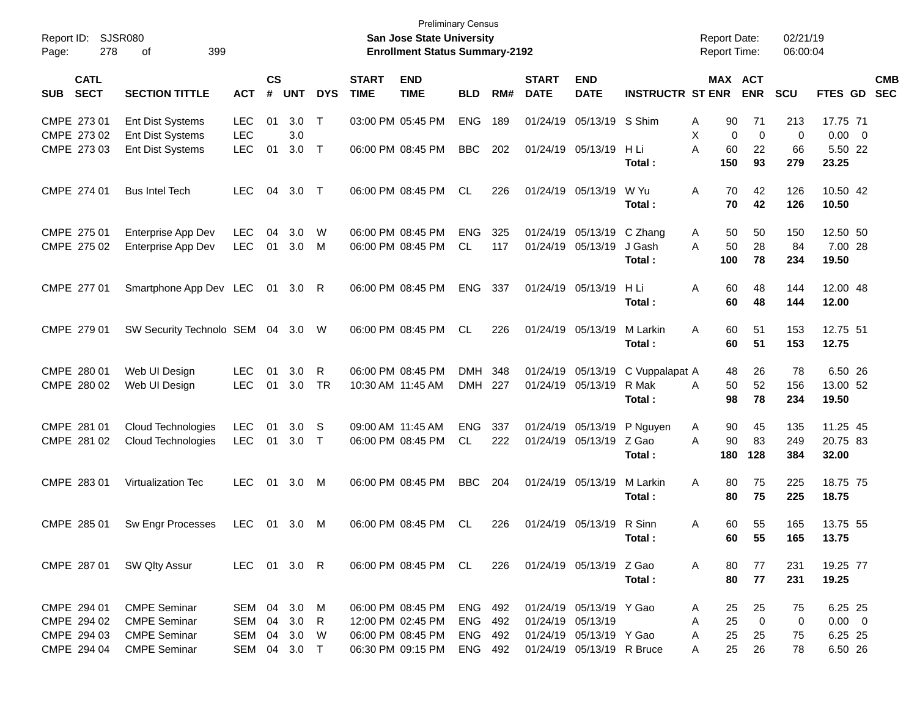Preliminary Census

**San Jose State University**

**Enrollment Status Summary-2192**

Report ID: SJSR080

Report Date: 02/21/19

Report Time: 06:00:04

| SUB | CATL SECT | SECTION TITTLE | ACT | CS # | UNT | DYS | START TIME | END TIME | BLD | RM# | START DATE | END DATE | INSTRUCTR | ST | MAX ENR | ACT ENR | SCU | FTES | GD | CMB SEC |
|---|---|---|---|---|---|---|---|---|---|---|---|---|---|---|---|---|---|---|---|---|
| CMPE | 273 01 | Ent Dist Systems | LEC | 01 | 3.0 | T | 03:00 PM | 05:45 PM | ENG | 189 | 01/24/19 | 05/13/19 | S Shim | A | 90 | 71 | 213 | 17.75 | 71 | |
| CMPE | 273 02 | Ent Dist Systems | LEC | | 3.0 | | | | | | | | | X | 0 | 0 | 0 | 0.00 | 0 | |
| CMPE | 273 03 | Ent Dist Systems | LEC | 01 | 3.0 | T | 06:00 PM | 08:45 PM | BBC | 202 | 01/24/19 | 05/13/19 | H Li | A | 60 | 22 | 66 | 5.50 | 22 | |
| | | | | | | | | | | | | | **Total :** | | **150** | **93** | **279** | **23.25** | | |
| CMPE | 274 01 | Bus Intel Tech | LEC | 04 | 3.0 | T | 06:00 PM | 08:45 PM | CL | 226 | 01/24/19 | 05/13/19 | W Yu | A | 70 | 42 | 126 | 10.50 | 42 | |
| | | | | | | | | | | | | | **Total :** | | **70** | **42** | **126** | **10.50** | | |
| CMPE | 275 01 | Enterprise App Dev | LEC | 04 | 3.0 | W | 06:00 PM | 08:45 PM | ENG | 325 | 01/24/19 | 05/13/19 | C Zhang | A | 50 | 50 | 150 | 12.50 | 50 | |
| CMPE | 275 02 | Enterprise App Dev | LEC | 01 | 3.0 | M | 06:00 PM | 08:45 PM | CL | 117 | 01/24/19 | 05/13/19 | J Gash | A | 50 | 28 | 84 | 7.00 | 28 | |
| | | | | | | | | | | | | | **Total :** | | **100** | **78** | **234** | **19.50** | | |
| CMPE | 277 01 | Smartphone App Dev | LEC | 01 | 3.0 | R | 06:00 PM | 08:45 PM | ENG | 337 | 01/24/19 | 05/13/19 | H Li | A | 60 | 48 | 144 | 12.00 | 48 | |
| | | | | | | | | | | | | | **Total :** | | **60** | **48** | **144** | **12.00** | | |
| CMPE | 279 01 | SW Security Technolo | SEM | 04 | 3.0 | W | 06:00 PM | 08:45 PM | CL | 226 | 01/24/19 | 05/13/19 | M Larkin | A | 60 | 51 | 153 | 12.75 | 51 | |
| | | | | | | | | | | | | | **Total :** | | **60** | **51** | **153** | **12.75** | | |
| CMPE | 280 01 | Web UI Design | LEC | 01 | 3.0 | R | 06:00 PM | 08:45 PM | DMH | 348 | 01/24/19 | 05/13/19 | C Vuppalapat | A | 48 | 26 | 78 | 6.50 | 26 | |
| CMPE | 280 02 | Web UI Design | LEC | 01 | 3.0 | TR | 10:30 AM | 11:45 AM | DMH | 227 | 01/24/19 | 05/13/19 | R Mak | A | 50 | 52 | 156 | 13.00 | 52 | |
| | | | | | | | | | | | | | **Total :** | | **98** | **78** | **234** | **19.50** | | |
| CMPE | 281 01 | Cloud Technologies | LEC | 01 | 3.0 | S | 09:00 AM | 11:45 AM | ENG | 337 | 01/24/19 | 05/13/19 | P Nguyen | A | 90 | 45 | 135 | 11.25 | 45 | |
| CMPE | 281 02 | Cloud Technologies | LEC | 01 | 3.0 | T | 06:00 PM | 08:45 PM | CL | 222 | 01/24/19 | 05/13/19 | Z Gao | A | 90 | 83 | 249 | 20.75 | 83 | |
| | | | | | | | | | | | | | **Total :** | | **180** | **128** | **384** | **32.00** | | |
| CMPE | 283 01 | Virtualization Tec | LEC | 01 | 3.0 | M | 06:00 PM | 08:45 PM | BBC | 204 | 01/24/19 | 05/13/19 | M Larkin | A | 80 | 75 | 225 | 18.75 | 75 | |
| | | | | | | | | | | | | | **Total :** | | **80** | **75** | **225** | **18.75** | | |
| CMPE | 285 01 | Sw Engr Processes | LEC | 01 | 3.0 | M | 06:00 PM | 08:45 PM | CL | 226 | 01/24/19 | 05/13/19 | R Sinn | A | 60 | 55 | 165 | 13.75 | 55 | |
| | | | | | | | | | | | | | **Total :** | | **60** | **55** | **165** | **13.75** | | |
| CMPE | 287 01 | SW Qlty Assur | LEC | 01 | 3.0 | R | 06:00 PM | 08:45 PM | CL | 226 | 01/24/19 | 05/13/19 | Z Gao | A | 80 | 77 | 231 | 19.25 | 77 | |
| | | | | | | | | | | | | | **Total :** | | **80** | **77** | **231** | **19.25** | | |
| CMPE | 294 01 | CMPE Seminar | SEM | 04 | 3.0 | M | 06:00 PM | 08:45 PM | ENG | 492 | 01/24/19 | 05/13/19 | Y Gao | A | 25 | 25 | 75 | 6.25 | 25 | |
| CMPE | 294 02 | CMPE Seminar | SEM | 04 | 3.0 | R | 12:00 PM | 02:45 PM | ENG | 492 | 01/24/19 | 05/13/19 | | A | 25 | 0 | 0 | 0.00 | 0 | |
| CMPE | 294 03 | CMPE Seminar | SEM | 04 | 3.0 | W | 06:00 PM | 08:45 PM | ENG | 492 | 01/24/19 | 05/13/19 | Y Gao | A | 25 | 25 | 75 | 6.25 | 25 | |
| CMPE | 294 04 | CMPE Seminar | SEM | 04 | 3.0 | T | 06:30 PM | 09:15 PM | ENG | 492 | 01/24/19 | 05/13/19 | R Bruce | A | 25 | 26 | 78 | 6.50 | 26 | |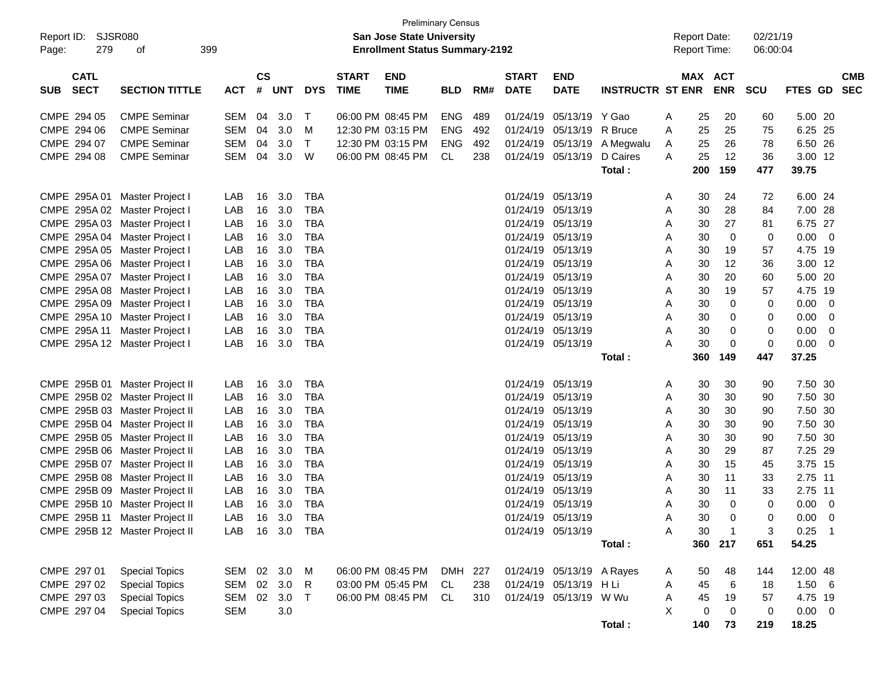Preliminary Census

**San Jose State University**
**Enrollment Status Summary-2192**

Report ID: SJSR080
Report Date: 02/21/19
Report Time: 06:00:04

| SUB | CATL SECT | SECTION TITTLE | ACT | CS # | UNT | DYS | START TIME | END TIME | BLD | RM# | START DATE | END DATE | INSTRUCTR | ST | MAX ENR | ACT ENR | SCU | FTES | GD | CMB SEC |
|---|---|---|---|---|---|---|---|---|---|---|---|---|---|---|---|---|---|---|---|---|
| CMPE | 294 05 | CMPE Seminar | SEM | 04 | 3.0 | T | 06:00 PM | 08:45 PM | ENG | 489 | 01/24/19 | 05/13/19 | Y Gao | A | 25 | 20 | 60 | 5.00 | 20 | |
| CMPE | 294 06 | CMPE Seminar | SEM | 04 | 3.0 | M | 12:30 PM | 03:15 PM | ENG | 492 | 01/24/19 | 05/13/19 | R Bruce | A | 25 | 25 | 75 | 6.25 | 25 | |
| CMPE | 294 07 | CMPE Seminar | SEM | 04 | 3.0 | T | 12:30 PM | 03:15 PM | ENG | 492 | 01/24/19 | 05/13/19 | A Megwalu | A | 25 | 26 | 78 | 6.50 | 26 | |
| CMPE | 294 08 | CMPE Seminar | SEM | 04 | 3.0 | W | 06:00 PM | 08:45 PM | CL | 238 | 01/24/19 | 05/13/19 | D Caires | A | 25 | 12 | 36 | 3.00 | 12 | |
| | | | | | | | | | | | | | **Total :** | | **200** | **159** | **477** | **39.75** | | |
| CMPE | 295A 01 | Master Project I | LAB | 16 | 3.0 | TBA | | | | | 01/24/19 | 05/13/19 | | A | 30 | 24 | 72 | 6.00 | 24 | |
| CMPE | 295A 02 | Master Project I | LAB | 16 | 3.0 | TBA | | | | | 01/24/19 | 05/13/19 | | A | 30 | 28 | 84 | 7.00 | 28 | |
| CMPE | 295A 03 | Master Project I | LAB | 16 | 3.0 | TBA | | | | | 01/24/19 | 05/13/19 | | A | 30 | 27 | 81 | 6.75 | 27 | |
| CMPE | 295A 04 | Master Project I | LAB | 16 | 3.0 | TBA | | | | | 01/24/19 | 05/13/19 | | A | 30 | 0 | 0 | 0.00 | 0 | |
| CMPE | 295A 05 | Master Project I | LAB | 16 | 3.0 | TBA | | | | | 01/24/19 | 05/13/19 | | A | 30 | 19 | 57 | 4.75 | 19 | |
| CMPE | 295A 06 | Master Project I | LAB | 16 | 3.0 | TBA | | | | | 01/24/19 | 05/13/19 | | A | 30 | 12 | 36 | 3.00 | 12 | |
| CMPE | 295A 07 | Master Project I | LAB | 16 | 3.0 | TBA | | | | | 01/24/19 | 05/13/19 | | A | 30 | 20 | 60 | 5.00 | 20 | |
| CMPE | 295A 08 | Master Project I | LAB | 16 | 3.0 | TBA | | | | | 01/24/19 | 05/13/19 | | A | 30 | 19 | 57 | 4.75 | 19 | |
| CMPE | 295A 09 | Master Project I | LAB | 16 | 3.0 | TBA | | | | | 01/24/19 | 05/13/19 | | A | 30 | 0 | 0 | 0.00 | 0 | |
| CMPE | 295A 10 | Master Project I | LAB | 16 | 3.0 | TBA | | | | | 01/24/19 | 05/13/19 | | A | 30 | 0 | 0 | 0.00 | 0 | |
| CMPE | 295A 11 | Master Project I | LAB | 16 | 3.0 | TBA | | | | | 01/24/19 | 05/13/19 | | A | 30 | 0 | 0 | 0.00 | 0 | |
| CMPE | 295A 12 | Master Project I | LAB | 16 | 3.0 | TBA | | | | | 01/24/19 | 05/13/19 | | A | 30 | 0 | 0 | 0.00 | 0 | |
| | | | | | | | | | | | | | **Total :** | | **360** | **149** | **447** | **37.25** | | |
| CMPE | 295B 01 | Master Project II | LAB | 16 | 3.0 | TBA | | | | | 01/24/19 | 05/13/19 | | A | 30 | 30 | 90 | 7.50 | 30 | |
| CMPE | 295B 02 | Master Project II | LAB | 16 | 3.0 | TBA | | | | | 01/24/19 | 05/13/19 | | A | 30 | 30 | 90 | 7.50 | 30 | |
| CMPE | 295B 03 | Master Project II | LAB | 16 | 3.0 | TBA | | | | | 01/24/19 | 05/13/19 | | A | 30 | 30 | 90 | 7.50 | 30 | |
| CMPE | 295B 04 | Master Project II | LAB | 16 | 3.0 | TBA | | | | | 01/24/19 | 05/13/19 | | A | 30 | 30 | 90 | 7.50 | 30 | |
| CMPE | 295B 05 | Master Project II | LAB | 16 | 3.0 | TBA | | | | | 01/24/19 | 05/13/19 | | A | 30 | 30 | 90 | 7.50 | 30 | |
| CMPE | 295B 06 | Master Project II | LAB | 16 | 3.0 | TBA | | | | | 01/24/19 | 05/13/19 | | A | 30 | 29 | 87 | 7.25 | 29 | |
| CMPE | 295B 07 | Master Project II | LAB | 16 | 3.0 | TBA | | | | | 01/24/19 | 05/13/19 | | A | 30 | 15 | 45 | 3.75 | 15 | |
| CMPE | 295B 08 | Master Project II | LAB | 16 | 3.0 | TBA | | | | | 01/24/19 | 05/13/19 | | A | 30 | 11 | 33 | 2.75 | 11 | |
| CMPE | 295B 09 | Master Project II | LAB | 16 | 3.0 | TBA | | | | | 01/24/19 | 05/13/19 | | A | 30 | 11 | 33 | 2.75 | 11 | |
| CMPE | 295B 10 | Master Project II | LAB | 16 | 3.0 | TBA | | | | | 01/24/19 | 05/13/19 | | A | 30 | 0 | 0 | 0.00 | 0 | |
| CMPE | 295B 11 | Master Project II | LAB | 16 | 3.0 | TBA | | | | | 01/24/19 | 05/13/19 | | A | 30 | 0 | 0 | 0.00 | 0 | |
| CMPE | 295B 12 | Master Project II | LAB | 16 | 3.0 | TBA | | | | | 01/24/19 | 05/13/19 | | A | 30 | 1 | 3 | 0.25 | 1 | |
| | | | | | | | | | | | | | **Total :** | | **360** | **217** | **651** | **54.25** | | |
| CMPE | 297 01 | Special Topics | SEM | 02 | 3.0 | M | 06:00 PM | 08:45 PM | DMH | 227 | 01/24/19 | 05/13/19 | A Rayes | A | 50 | 48 | 144 | 12.00 | 48 | |
| CMPE | 297 02 | Special Topics | SEM | 02 | 3.0 | R | 03:00 PM | 05:45 PM | CL | 238 | 01/24/19 | 05/13/19 | H Li | A | 45 | 6 | 18 | 1.50 | 6 | |
| CMPE | 297 03 | Special Topics | SEM | 02 | 3.0 | T | 06:00 PM | 08:45 PM | CL | 310 | 01/24/19 | 05/13/19 | W Wu | A | 45 | 19 | 57 | 4.75 | 19 | |
| CMPE | 297 04 | Special Topics | SEM | | 3.0 | | | | | | | | | X | 0 | 0 | 0 | 0.00 | 0 | |
| | | | | | | | | | | | | | **Total :** | | **140** | **73** | **219** | **18.25** | | |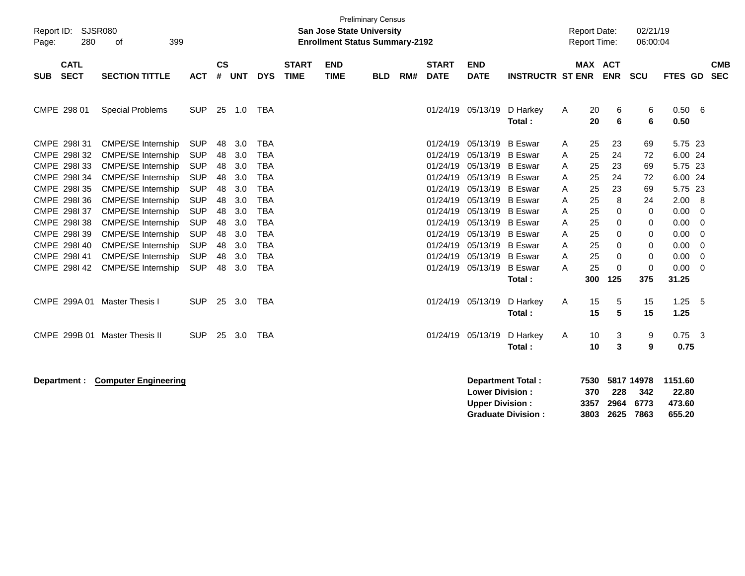Preliminary Census

**San Jose State University**

**Enrollment Status Summary-2192**

Report ID: SJSR080

Report Date: 02/21/19
Report Time: 06:00:04

| SUB | CATL SECT | SECTION TITTLE | ACT | CS # | UNT | DYS | START TIME | END TIME | BLD | RM# | START DATE | END DATE | INSTRUCTR | ST | MAX ENR | ACT ENR | SCU | FTES | GD | CMB SEC |
|---|---|---|---|---|---|---|---|---|---|---|---|---|---|---|---|---|---|---|---|---|
| CMPE | 298 01 | Special Problems | SUP | 25 | 1.0 | TBA | | | | | 01/24/19 | 05/13/19 | D Harkey | A | 20 | 6 | 6 | 0.50 | 6 | |
| | | | | | | | | | | | | | **Total :** | | **20** | **6** | **6** | **0.50** | | |
| CMPE | 298I 31 | CMPE/SE Internship | SUP | 48 | 3.0 | TBA | | | | | 01/24/19 | 05/13/19 | B Eswar | A | 25 | 23 | 69 | 5.75 | 23 | |
| CMPE | 298I 32 | CMPE/SE Internship | SUP | 48 | 3.0 | TBA | | | | | 01/24/19 | 05/13/19 | B Eswar | A | 25 | 24 | 72 | 6.00 | 24 | |
| CMPE | 298I 33 | CMPE/SE Internship | SUP | 48 | 3.0 | TBA | | | | | 01/24/19 | 05/13/19 | B Eswar | A | 25 | 23 | 69 | 5.75 | 23 | |
| CMPE | 298I 34 | CMPE/SE Internship | SUP | 48 | 3.0 | TBA | | | | | 01/24/19 | 05/13/19 | B Eswar | A | 25 | 24 | 72 | 6.00 | 24 | |
| CMPE | 298I 35 | CMPE/SE Internship | SUP | 48 | 3.0 | TBA | | | | | 01/24/19 | 05/13/19 | B Eswar | A | 25 | 23 | 69 | 5.75 | 23 | |
| CMPE | 298I 36 | CMPE/SE Internship | SUP | 48 | 3.0 | TBA | | | | | 01/24/19 | 05/13/19 | B Eswar | A | 25 | 8 | 24 | 2.00 | 8 | |
| CMPE | 298I 37 | CMPE/SE Internship | SUP | 48 | 3.0 | TBA | | | | | 01/24/19 | 05/13/19 | B Eswar | A | 25 | 0 | 0 | 0.00 | 0 | |
| CMPE | 298I 38 | CMPE/SE Internship | SUP | 48 | 3.0 | TBA | | | | | 01/24/19 | 05/13/19 | B Eswar | A | 25 | 0 | 0 | 0.00 | 0 | |
| CMPE | 298I 39 | CMPE/SE Internship | SUP | 48 | 3.0 | TBA | | | | | 01/24/19 | 05/13/19 | B Eswar | A | 25 | 0 | 0 | 0.00 | 0 | |
| CMPE | 298I 40 | CMPE/SE Internship | SUP | 48 | 3.0 | TBA | | | | | 01/24/19 | 05/13/19 | B Eswar | A | 25 | 0 | 0 | 0.00 | 0 | |
| CMPE | 298I 41 | CMPE/SE Internship | SUP | 48 | 3.0 | TBA | | | | | 01/24/19 | 05/13/19 | B Eswar | A | 25 | 0 | 0 | 0.00 | 0 | |
| CMPE | 298I 42 | CMPE/SE Internship | SUP | 48 | 3.0 | TBA | | | | | 01/24/19 | 05/13/19 | B Eswar | A | 25 | 0 | 0 | 0.00 | 0 | |
| | | | | | | | | | | | | | **Total :** | | **300** | **125** | **375** | **31.25** | | |
| CMPE | 299A 01 | Master Thesis I | SUP | 25 | 3.0 | TBA | | | | | 01/24/19 | 05/13/19 | D Harkey | A | 15 | 5 | 15 | 1.25 | 5 | |
| | | | | | | | | | | | | | **Total :** | | **15** | **5** | **15** | **1.25** | | |
| CMPE | 299B 01 | Master Thesis II | SUP | 25 | 3.0 | TBA | | | | | 01/24/19 | 05/13/19 | D Harkey | A | 10 | 3 | 9 | 0.75 | 3 | |
| | | | | | | | | | | | | | **Total :** | | **10** | **3** | **9** | **0.75** | | |

**Department :** **Computer Engineering**

| | MAX ENR | ACT ENR | SCU | FTES |
|---|---|---|---|---|
| **Department Total :** | **7530** | **5817** | **14978** | **1151.60** |
| **Lower Division :** | **370** | **228** | **342** | **22.80** |
| **Upper Division :** | **3357** | **2964** | **6773** | **473.60** |
| **Graduate Division :** | **3803** | **2625** | **7863** | **655.20** |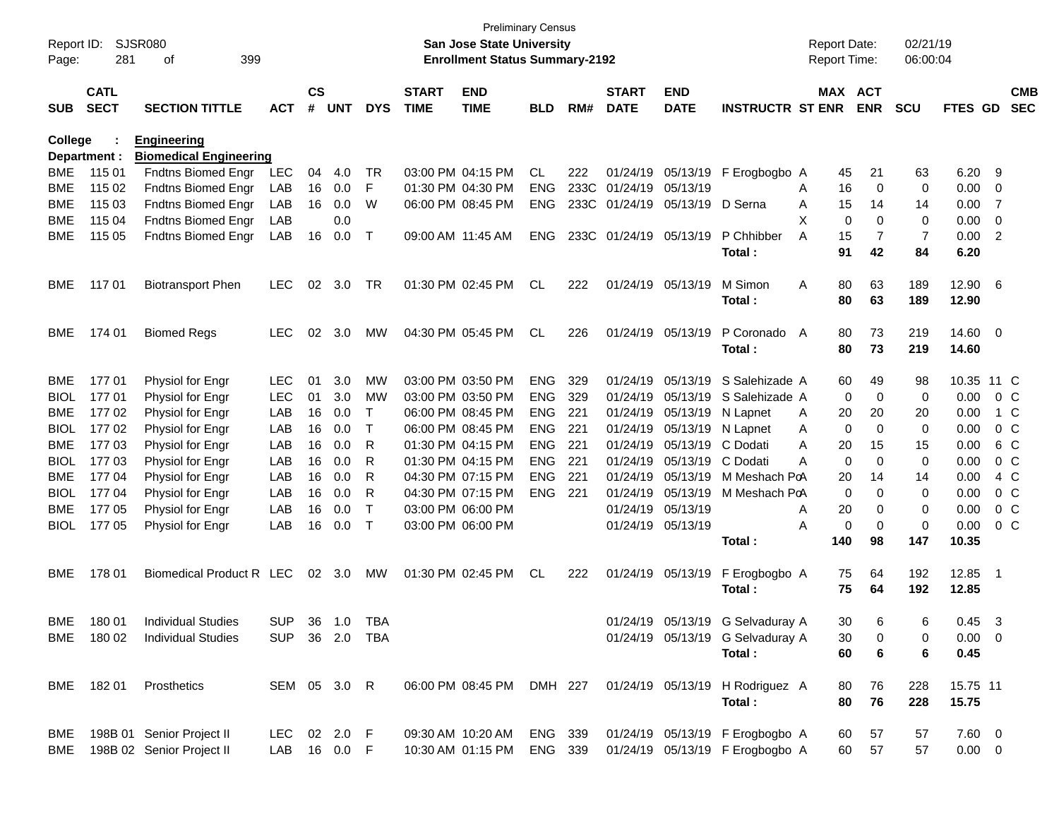Preliminary Census
**San Jose State University**
**Enrollment Status Summary-2192**

Report ID: SJSR080
Report Date: 02/21/19
Report Time: 06:00:04

| SUB | CATL SECT | SECTION TITTLE | ACT | CS # | UNT | DYS | START TIME | END TIME | BLD | RM# | START DATE | END DATE | INSTRUCTR | ST | MAX ENR | ACT ENR | SCU | FTES | GD | CMB SEC |
|---|---|---|---|---|---|---|---|---|---|---|---|---|---|---|---|---|---|---|---|---|
| **College :** | | **Engineering** | | | | | | | | | | | | | | | | | | |
| **Department :** | | **Biomedical Engineering** | | | | | | | | | | | | | | | | | | |
| BME | 115 01 | Fndtns Biomed Engr | LEC | 04 | 4.0 | TR | 03:00 PM | 04:15 PM | CL | 222 | 01/24/19 | 05/13/19 | F Erogbogbo | A | 45 | 21 | 63 | 6.20 | 9 | |
| BME | 115 02 | Fndtns Biomed Engr | LAB | 16 | 0.0 | F | 01:30 PM | 04:30 PM | ENG | 233C | 01/24/19 | 05/13/19 | | A | 16 | 0 | 0 | 0.00 | 0 | |
| BME | 115 03 | Fndtns Biomed Engr | LAB | 16 | 0.0 | W | 06:00 PM | 08:45 PM | ENG | 233C | 01/24/19 | 05/13/19 | D Serna | A | 15 | 14 | 14 | 0.00 | 7 | |
| BME | 115 04 | Fndtns Biomed Engr | LAB | | 0.0 | | | | | | | | | X | 0 | 0 | 0 | 0.00 | 0 | |
| BME | 115 05 | Fndtns Biomed Engr | LAB | 16 | 0.0 | T | 09:00 AM | 11:45 AM | ENG | 233C | 01/24/19 | 05/13/19 | P Chhibber | A | 15 | 7 | 7 | 0.00 | 2 | |
| | | | | | | | | | | | | | **Total :** | | **91** | **42** | **84** | **6.20** | | |
| BME | 117 01 | Biotransport Phen | LEC | 02 | 3.0 | TR | 01:30 PM | 02:45 PM | CL | 222 | 01/24/19 | 05/13/19 | M Simon | A | 80 | 63 | 189 | 12.90 | 6 | |
| | | | | | | | | | | | | | **Total :** | | **80** | **63** | **189** | **12.90** | | |
| BME | 174 01 | Biomed Regs | LEC | 02 | 3.0 | MW | 04:30 PM | 05:45 PM | CL | 226 | 01/24/19 | 05/13/19 | P Coronado | A | 80 | 73 | 219 | 14.60 | 0 | |
| | | | | | | | | | | | | | **Total :** | | **80** | **73** | **219** | **14.60** | | |
| BME | 177 01 | Physiol for Engr | LEC | 01 | 3.0 | MW | 03:00 PM | 03:50 PM | ENG | 329 | 01/24/19 | 05/13/19 | S Salehizade | A | 60 | 49 | 98 | 10.35 | 11 | C |
| BIOL | 177 01 | Physiol for Engr | LEC | 01 | 3.0 | MW | 03:00 PM | 03:50 PM | ENG | 329 | 01/24/19 | 05/13/19 | S Salehizade | A | 0 | 0 | 0 | 0.00 | 0 | C |
| BME | 177 02 | Physiol for Engr | LAB | 16 | 0.0 | T | 06:00 PM | 08:45 PM | ENG | 221 | 01/24/19 | 05/13/19 | N Lapnet | A | 20 | 20 | 20 | 0.00 | 1 | C |
| BIOL | 177 02 | Physiol for Engr | LAB | 16 | 0.0 | T | 06:00 PM | 08:45 PM | ENG | 221 | 01/24/19 | 05/13/19 | N Lapnet | A | 0 | 0 | 0 | 0.00 | 0 | C |
| BME | 177 03 | Physiol for Engr | LAB | 16 | 0.0 | R | 01:30 PM | 04:15 PM | ENG | 221 | 01/24/19 | 05/13/19 | C Dodati | A | 20 | 15 | 15 | 0.00 | 6 | C |
| BIOL | 177 03 | Physiol for Engr | LAB | 16 | 0.0 | R | 01:30 PM | 04:15 PM | ENG | 221 | 01/24/19 | 05/13/19 | C Dodati | A | 0 | 0 | 0 | 0.00 | 0 | C |
| BME | 177 04 | Physiol for Engr | LAB | 16 | 0.0 | R | 04:30 PM | 07:15 PM | ENG | 221 | 01/24/19 | 05/13/19 | M Meshach Po | A | 20 | 14 | 14 | 0.00 | 4 | C |
| BIOL | 177 04 | Physiol for Engr | LAB | 16 | 0.0 | R | 04:30 PM | 07:15 PM | ENG | 221 | 01/24/19 | 05/13/19 | M Meshach Po | A | 0 | 0 | 0 | 0.00 | 0 | C |
| BME | 177 05 | Physiol for Engr | LAB | 16 | 0.0 | T | 03:00 PM | 06:00 PM | | | 01/24/19 | 05/13/19 | | A | 20 | 0 | 0 | 0.00 | 0 | C |
| BIOL | 177 05 | Physiol for Engr | LAB | 16 | 0.0 | T | 03:00 PM | 06:00 PM | | | 01/24/19 | 05/13/19 | | A | 0 | 0 | 0 | 0.00 | 0 | C |
| | | | | | | | | | | | | | **Total :** | | **140** | **98** | **147** | **10.35** | | |
| BME | 178 01 | Biomedical Product R | LEC | 02 | 3.0 | MW | 01:30 PM | 02:45 PM | CL | 222 | 01/24/19 | 05/13/19 | F Erogbogbo | A | 75 | 64 | 192 | 12.85 | 1 | |
| | | | | | | | | | | | | | **Total :** | | **75** | **64** | **192** | **12.85** | | |
| BME | 180 01 | Individual Studies | SUP | 36 | 1.0 | TBA | | | | | 01/24/19 | 05/13/19 | G Selvaduray | A | 30 | 6 | 6 | 0.45 | 3 | |
| BME | 180 02 | Individual Studies | SUP | 36 | 2.0 | TBA | | | | | 01/24/19 | 05/13/19 | G Selvaduray | A | 30 | 0 | 0 | 0.00 | 0 | |
| | | | | | | | | | | | | | **Total :** | | **60** | **6** | **6** | **0.45** | | |
| BME | 182 01 | Prosthetics | SEM | 05 | 3.0 | R | 06:00 PM | 08:45 PM | DMH | 227 | 01/24/19 | 05/13/19 | H Rodriguez | A | 80 | 76 | 228 | 15.75 | 11 | |
| | | | | | | | | | | | | | **Total :** | | **80** | **76** | **228** | **15.75** | | |
| BME | 198B 01 | Senior Project II | LEC | 02 | 2.0 | F | 09:30 AM | 10:20 AM | ENG | 339 | 01/24/19 | 05/13/19 | F Erogbogbo | A | 60 | 57 | 57 | 7.60 | 0 | |
| BME | 198B 02 | Senior Project II | LAB | 16 | 0.0 | F | 10:30 AM | 01:15 PM | ENG | 339 | 01/24/19 | 05/13/19 | F Erogbogbo | A | 60 | 57 | 57 | 0.00 | 0 | |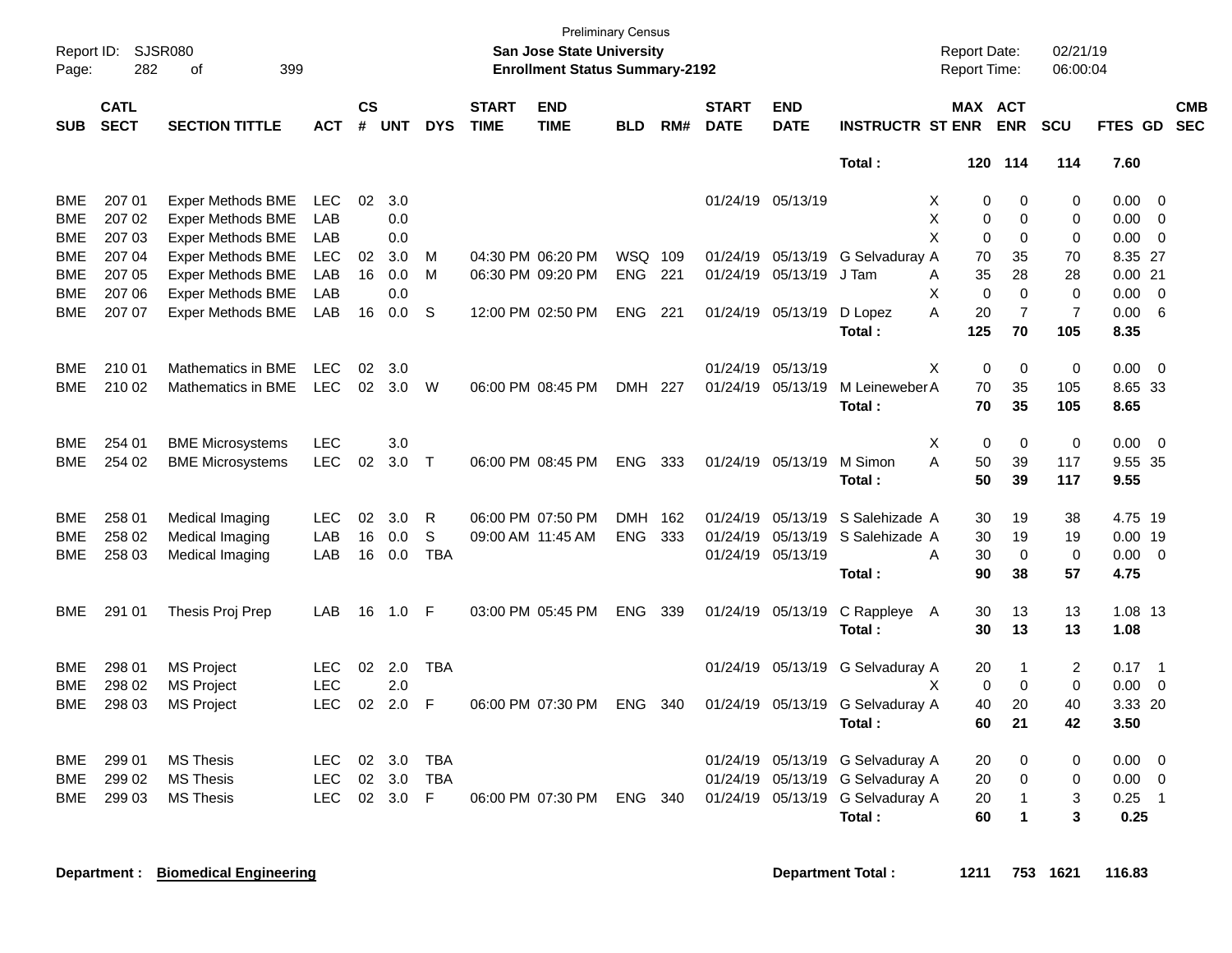Preliminary Census

Report ID: SJSR080
**San Jose State University**
**Enrollment Status Summary-2192**

Report Date: 02/21/19
Report Time: 06:00:04

| SUB | CATL SECT | SECTION TITTLE | ACT | CS # | UNT | DYS | START TIME | END TIME | BLD | RM# | START DATE | END DATE | INSTRUCTR | ST | MAX ENR | ACT ENR | SCU | FTES | GD | CMB SEC |
|---|---|---|---|---|---|---|---|---|---|---|---|---|---|---|---|---|---|---|---|---|
| | | | | | | | | | | | | | **Total :** | | **120** | **114** | **114** | **7.60** | | |
| BME | 207 01 | Exper Methods BME | LEC | 02 | 3.0 | | | | | | 01/24/19 | 05/13/19 | | X | 0 | 0 | 0 | 0.00 | 0 | |
| BME | 207 02 | Exper Methods BME | LAB | | 0.0 | | | | | | | | | X | 0 | 0 | 0 | 0.00 | 0 | |
| BME | 207 03 | Exper Methods BME | LAB | | 0.0 | | | | | | | | | X | 0 | 0 | 0 | 0.00 | 0 | |
| BME | 207 04 | Exper Methods BME | LEC | 02 | 3.0 | M | 04:30 PM | 06:20 PM | WSQ | 109 | 01/24/19 | 05/13/19 | G Selvaduray | A | 70 | 35 | 70 | 8.35 | 27 | |
| BME | 207 05 | Exper Methods BME | LAB | 16 | 0.0 | M | 06:30 PM | 09:20 PM | ENG | 221 | 01/24/19 | 05/13/19 | J Tam | A | 35 | 28 | 28 | 0.00 | 21 | |
| BME | 207 06 | Exper Methods BME | LAB | | 0.0 | | | | | | | | | X | 0 | 0 | 0 | 0.00 | 0 | |
| BME | 207 07 | Exper Methods BME | LAB | 16 | 0.0 | S | 12:00 PM | 02:50 PM | ENG | 221 | 01/24/19 | 05/13/19 | D Lopez | A | 20 | 7 | 7 | 0.00 | 6 | |
| | | | | | | | | | | | | | **Total :** | | **125** | **70** | **105** | **8.35** | | |
| BME | 210 01 | Mathematics in BME | LEC | 02 | 3.0 | | | | | | 01/24/19 | 05/13/19 | | X | 0 | 0 | 0 | 0.00 | 0 | |
| BME | 210 02 | Mathematics in BME | LEC | 02 | 3.0 | W | 06:00 PM | 08:45 PM | DMH | 227 | 01/24/19 | 05/13/19 | M Leineweber | A | 70 | 35 | 105 | 8.65 | 33 | |
| | | | | | | | | | | | | | **Total :** | | **70** | **35** | **105** | **8.65** | | |
| BME | 254 01 | BME Microsystems | LEC | | 3.0 | | | | | | | | | X | 0 | 0 | 0 | 0.00 | 0 | |
| BME | 254 02 | BME Microsystems | LEC | 02 | 3.0 | T | 06:00 PM | 08:45 PM | ENG | 333 | 01/24/19 | 05/13/19 | M Simon | A | 50 | 39 | 117 | 9.55 | 35 | |
| | | | | | | | | | | | | | **Total :** | | **50** | **39** | **117** | **9.55** | | |
| BME | 258 01 | Medical Imaging | LEC | 02 | 3.0 | R | 06:00 PM | 07:50 PM | DMH | 162 | 01/24/19 | 05/13/19 | S Salehizade | A | 30 | 19 | 38 | 4.75 | 19 | |
| BME | 258 02 | Medical Imaging | LAB | 16 | 0.0 | S | 09:00 AM | 11:45 AM | ENG | 333 | 01/24/19 | 05/13/19 | S Salehizade | A | 30 | 19 | 19 | 0.00 | 19 | |
| BME | 258 03 | Medical Imaging | LAB | 16 | 0.0 | TBA | | | | | 01/24/19 | 05/13/19 | | A | 30 | 0 | 0 | 0.00 | 0 | |
| | | | | | | | | | | | | | **Total :** | | **90** | **38** | **57** | **4.75** | | |
| BME | 291 01 | Thesis Proj Prep | LAB | 16 | 1.0 | F | 03:00 PM | 05:45 PM | ENG | 339 | 01/24/19 | 05/13/19 | C Rappleye | A | 30 | 13 | 13 | 1.08 | 13 | |
| | | | | | | | | | | | | | **Total :** | | **30** | **13** | **13** | **1.08** | | |
| BME | 298 01 | MS Project | LEC | 02 | 2.0 | TBA | | | | | 01/24/19 | 05/13/19 | G Selvaduray | A | 20 | 1 | 2 | 0.17 | 1 | |
| BME | 298 02 | MS Project | LEC | | 2.0 | | | | | | | | | X | 0 | 0 | 0 | 0.00 | 0 | |
| BME | 298 03 | MS Project | LEC | 02 | 2.0 | F | 06:00 PM | 07:30 PM | ENG | 340 | 01/24/19 | 05/13/19 | G Selvaduray | A | 40 | 20 | 40 | 3.33 | 20 | |
| | | | | | | | | | | | | | **Total :** | | **60** | **21** | **42** | **3.50** | | |
| BME | 299 01 | MS Thesis | LEC | 02 | 3.0 | TBA | | | | | 01/24/19 | 05/13/19 | G Selvaduray | A | 20 | 0 | 0 | 0.00 | 0 | |
| BME | 299 02 | MS Thesis | LEC | 02 | 3.0 | TBA | | | | | 01/24/19 | 05/13/19 | G Selvaduray | A | 20 | 0 | 0 | 0.00 | 0 | |
| BME | 299 03 | MS Thesis | LEC | 02 | 3.0 | F | 06:00 PM | 07:30 PM | ENG | 340 | 01/24/19 | 05/13/19 | G Selvaduray | A | 20 | 1 | 3 | 0.25 | 1 | |
| | | | | | | | | | | | | | **Total :** | | **60** | **1** | **3** | **0.25** | | |

**Department :** **Biomedical Engineering** | **Department Total :** 1211 753 1621 116.83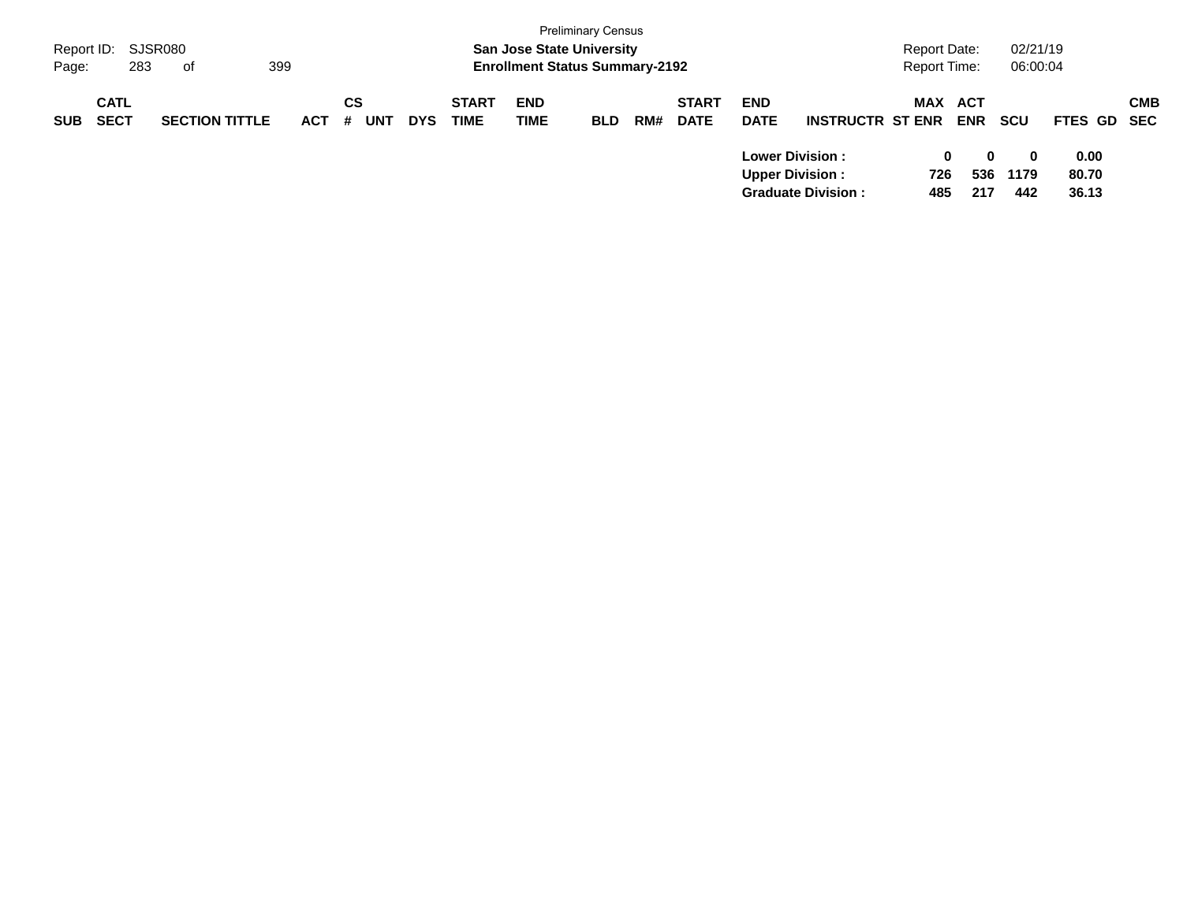| SUB | CATL SECT | SECTION TITTLE | ACT | CS # | UNT | DYS | START TIME | END TIME | BLD | RM# | START DATE | END DATE | INSTRUCTR | ST | MAX ENR | ACT ENR | SCU | FTES | GD | CMB SEC |
|---|---|---|---|---|---|---|---|---|---|---|---|---|---|---|---|---|---|---|---|---|
| | | | | | | | | | | | | Lower Division : | | | 0 | 0 | 0 | 0.00 | | |
| | | | | | | | | | | | | Upper Division : | | | 726 | 536 | 1179 | 80.70 | | |
| | | | | | | | | | | | | Graduate Division : | | | 485 | 217 | 442 | 36.13 | | |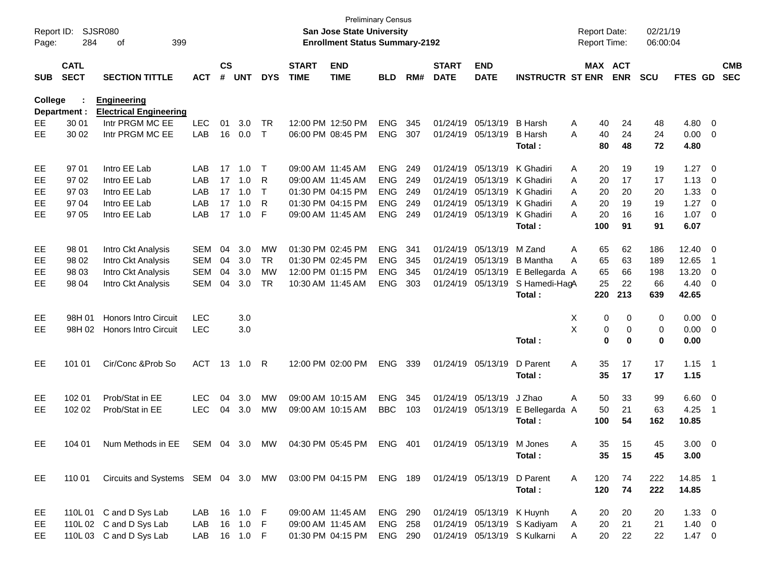Preliminary Census

**San Jose State University**

**Enrollment Status Summary-2192**

Report ID: SJSR080

Report Date: 02/21/19

Report Time: 06:00:04

**College : Engineering**

**Department : Electrical Engineering**

| SUB | CATL SECT | SECTION TITTLE | ACT | CS # | UNT | DYS | START TIME | END TIME | BLD | RM# | START DATE | END DATE | INSTRUCTR | ST | MAX ENR | ACT ENR | SCU | FTES | GD | CMB SEC |
|---|---|---|---|---|---|---|---|---|---|---|---|---|---|---|---|---|---|---|---|---|
| EE | 30 01 | Intr PRGM MC EE | LEC | 01 | 3.0 | TR | 12:00 PM | 12:50 PM | ENG | 345 | 01/24/19 | 05/13/19 | B Harsh | A | 40 | 24 | 48 | 4.80 | 0 | |
| EE | 30 02 | Intr PRGM MC EE | LAB | 16 | 0.0 | T | 06:00 PM | 08:45 PM | ENG | 307 | 01/24/19 | 05/13/19 | B Harsh | A | 40 | 24 | 24 | 0.00 | 0 | |
| | | | | | | | | | | | | | **Total :** | | **80** | **48** | **72** | **4.80** | | |
| EE | 97 01 | Intro EE Lab | LAB | 17 | 1.0 | T | 09:00 AM | 11:45 AM | ENG | 249 | 01/24/19 | 05/13/19 | K Ghadiri | A | 20 | 19 | 19 | 1.27 | 0 | |
| EE | 97 02 | Intro EE Lab | LAB | 17 | 1.0 | R | 09:00 AM | 11:45 AM | ENG | 249 | 01/24/19 | 05/13/19 | K Ghadiri | A | 20 | 17 | 17 | 1.13 | 0 | |
| EE | 97 03 | Intro EE Lab | LAB | 17 | 1.0 | T | 01:30 PM | 04:15 PM | ENG | 249 | 01/24/19 | 05/13/19 | K Ghadiri | A | 20 | 20 | 20 | 1.33 | 0 | |
| EE | 97 04 | Intro EE Lab | LAB | 17 | 1.0 | R | 01:30 PM | 04:15 PM | ENG | 249 | 01/24/19 | 05/13/19 | K Ghadiri | A | 20 | 19 | 19 | 1.27 | 0 | |
| EE | 97 05 | Intro EE Lab | LAB | 17 | 1.0 | F | 09:00 AM | 11:45 AM | ENG | 249 | 01/24/19 | 05/13/19 | K Ghadiri | A | 20 | 16 | 16 | 1.07 | 0 | |
| | | | | | | | | | | | | | **Total :** | | **100** | **91** | **91** | **6.07** | | |
| EE | 98 01 | Intro Ckt Analysis | SEM | 04 | 3.0 | MW | 01:30 PM | 02:45 PM | ENG | 341 | 01/24/19 | 05/13/19 | M Zand | A | 65 | 62 | 186 | 12.40 | 0 | |
| EE | 98 02 | Intro Ckt Analysis | SEM | 04 | 3.0 | TR | 01:30 PM | 02:45 PM | ENG | 345 | 01/24/19 | 05/13/19 | B Mantha | A | 65 | 63 | 189 | 12.65 | 1 | |
| EE | 98 03 | Intro Ckt Analysis | SEM | 04 | 3.0 | MW | 12:00 PM | 01:15 PM | ENG | 345 | 01/24/19 | 05/13/19 | E Bellegarda | A | 65 | 66 | 198 | 13.20 | 0 | |
| EE | 98 04 | Intro Ckt Analysis | SEM | 04 | 3.0 | TR | 10:30 AM | 11:45 AM | ENG | 303 | 01/24/19 | 05/13/19 | S Hamedi-Hag | A | 25 | 22 | 66 | 4.40 | 0 | |
| | | | | | | | | | | | | | **Total :** | | **220** | **213** | **639** | **42.65** | | |
| EE | 98H 01 | Honors Intro Circuit | LEC | | 3.0 | | | | | | | | | X | 0 | 0 | 0 | 0.00 | 0 | |
| EE | 98H 02 | Honors Intro Circuit | LEC | | 3.0 | | | | | | | | | X | 0 | 0 | 0 | 0.00 | 0 | |
| | | | | | | | | | | | | | **Total :** | | **0** | **0** | **0** | **0.00** | | |
| EE | 101 01 | Cir/Conc &Prob So | ACT | 13 | 1.0 | R | 12:00 PM | 02:00 PM | ENG | 339 | 01/24/19 | 05/13/19 | D Parent | A | 35 | 17 | 17 | 1.15 | 1 | |
| | | | | | | | | | | | | | **Total :** | | **35** | **17** | **17** | **1.15** | | |
| EE | 102 01 | Prob/Stat in EE | LEC | 04 | 3.0 | MW | 09:00 AM | 10:15 AM | ENG | 345 | 01/24/19 | 05/13/19 | J Zhao | A | 50 | 33 | 99 | 6.60 | 0 | |
| EE | 102 02 | Prob/Stat in EE | LEC | 04 | 3.0 | MW | 09:00 AM | 10:15 AM | BBC | 103 | 01/24/19 | 05/13/19 | E Bellegarda | A | 50 | 21 | 63 | 4.25 | 1 | |
| | | | | | | | | | | | | | **Total :** | | **100** | **54** | **162** | **10.85** | | |
| EE | 104 01 | Num Methods in EE | SEM | 04 | 3.0 | MW | 04:30 PM | 05:45 PM | ENG | 401 | 01/24/19 | 05/13/19 | M Jones | A | 35 | 15 | 45 | 3.00 | 0 | |
| | | | | | | | | | | | | | **Total :** | | **35** | **15** | **45** | **3.00** | | |
| EE | 110 01 | Circuits and Systems | SEM | 04 | 3.0 | MW | 03:00 PM | 04:15 PM | ENG | 189 | 01/24/19 | 05/13/19 | D Parent | A | 120 | 74 | 222 | 14.85 | 1 | |
| | | | | | | | | | | | | | **Total :** | | **120** | **74** | **222** | **14.85** | | |
| EE | 110L 01 | C and D Sys Lab | LAB | 16 | 1.0 | F | 09:00 AM | 11:45 AM | ENG | 290 | 01/24/19 | 05/13/19 | K Huynh | A | 20 | 20 | 20 | 1.33 | 0 | |
| EE | 110L 02 | C and D Sys Lab | LAB | 16 | 1.0 | F | 09:00 AM | 11:45 AM | ENG | 258 | 01/24/19 | 05/13/19 | S Kadiyam | A | 20 | 21 | 21 | 1.40 | 0 | |
| EE | 110L 03 | C and D Sys Lab | LAB | 16 | 1.0 | F | 01:30 PM | 04:15 PM | ENG | 290 | 01/24/19 | 05/13/19 | S Kulkarni | A | 20 | 22 | 22 | 1.47 | 0 | |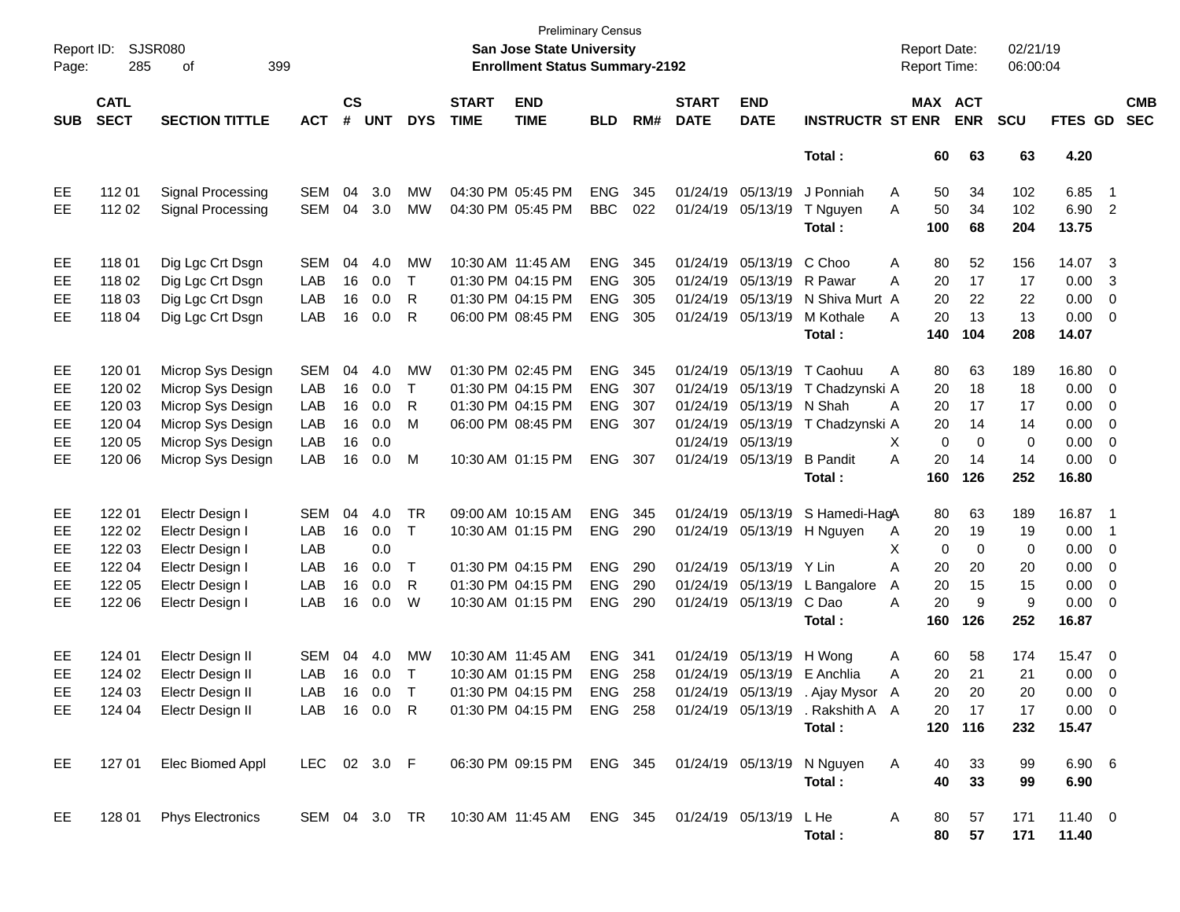Preliminary Census
**San Jose State University**
**Enrollment Status Summary-2192**

Report ID: SJSR080
Report Date: 02/21/19
Report Time: 06:00:04

| SUB | CATL SECT | SECTION TITTLE | ACT | CS # | UNT | DYS | START TIME | END TIME | BLD | RM# | START DATE | END DATE | INSTRUCTR | ST | MAX ENR | ACT ENR | SCU | FTES | GD | CMB SEC |
|---|---|---|---|---|---|---|---|---|---|---|---|---|---|---|---|---|---|---|---|---|
| | | | | | | | | | | | | | **Total :** | | **60** | **63** | **63** | **4.20** | | |
| EE | 112 01 | Signal Processing | SEM | 04 | 3.0 | MW | 04:30 PM | 05:45 PM | ENG | 345 | 01/24/19 | 05/13/19 | J Ponniah | A | 50 | 34 | 102 | 6.85 | 1 | |
| EE | 112 02 | Signal Processing | SEM | 04 | 3.0 | MW | 04:30 PM | 05:45 PM | BBC | 022 | 01/24/19 | 05/13/19 | T Nguyen | A | 50 | 34 | 102 | 6.90 | 2 | |
| | | | | | | | | | | | | | **Total :** | | **100** | **68** | **204** | **13.75** | | |
| EE | 118 01 | Dig Lgc Crt Dsgn | SEM | 04 | 4.0 | MW | 10:30 AM | 11:45 AM | ENG | 345 | 01/24/19 | 05/13/19 | C Choo | A | 80 | 52 | 156 | 14.07 | 3 | |
| EE | 118 02 | Dig Lgc Crt Dsgn | LAB | 16 | 0.0 | T | 01:30 PM | 04:15 PM | ENG | 305 | 01/24/19 | 05/13/19 | R Pawar | A | 20 | 17 | 17 | 0.00 | 3 | |
| EE | 118 03 | Dig Lgc Crt Dsgn | LAB | 16 | 0.0 | R | 01:30 PM | 04:15 PM | ENG | 305 | 01/24/19 | 05/13/19 | N Shiva Murt | A | 20 | 22 | 22 | 0.00 | 0 | |
| EE | 118 04 | Dig Lgc Crt Dsgn | LAB | 16 | 0.0 | R | 06:00 PM | 08:45 PM | ENG | 305 | 01/24/19 | 05/13/19 | M Kothale | A | 20 | 13 | 13 | 0.00 | 0 | |
| | | | | | | | | | | | | | **Total :** | | **140** | **104** | **208** | **14.07** | | |
| EE | 120 01 | Microp Sys Design | SEM | 04 | 4.0 | MW | 01:30 PM | 02:45 PM | ENG | 345 | 01/24/19 | 05/13/19 | T Caohuu | A | 80 | 63 | 189 | 16.80 | 0 | |
| EE | 120 02 | Microp Sys Design | LAB | 16 | 0.0 | T | 01:30 PM | 04:15 PM | ENG | 307 | 01/24/19 | 05/13/19 | T Chadzynski | A | 20 | 18 | 18 | 0.00 | 0 | |
| EE | 120 03 | Microp Sys Design | LAB | 16 | 0.0 | R | 01:30 PM | 04:15 PM | ENG | 307 | 01/24/19 | 05/13/19 | N Shah | A | 20 | 17 | 17 | 0.00 | 0 | |
| EE | 120 04 | Microp Sys Design | LAB | 16 | 0.0 | M | 06:00 PM | 08:45 PM | ENG | 307 | 01/24/19 | 05/13/19 | T Chadzynski | A | 20 | 14 | 14 | 0.00 | 0 | |
| EE | 120 05 | Microp Sys Design | LAB | 16 | 0.0 | | | | | | 01/24/19 | 05/13/19 | | X | 0 | 0 | 0 | 0.00 | 0 | |
| EE | 120 06 | Microp Sys Design | LAB | 16 | 0.0 | M | 10:30 AM | 01:15 PM | ENG | 307 | 01/24/19 | 05/13/19 | B Pandit | A | 20 | 14 | 14 | 0.00 | 0 | |
| | | | | | | | | | | | | | **Total :** | | **160** | **126** | **252** | **16.80** | | |
| EE | 122 01 | Electr Design I | SEM | 04 | 4.0 | TR | 09:00 AM | 10:15 AM | ENG | 345 | 01/24/19 | 05/13/19 | S Hamedi-Hag | A | 80 | 63 | 189 | 16.87 | 1 | |
| EE | 122 02 | Electr Design I | LAB | 16 | 0.0 | T | 10:30 AM | 01:15 PM | ENG | 290 | 01/24/19 | 05/13/19 | H Nguyen | A | 20 | 19 | 19 | 0.00 | 1 | |
| EE | 122 03 | Electr Design I | LAB | | 0.0 | | | | | | | | | X | 0 | 0 | 0 | 0.00 | 0 | |
| EE | 122 04 | Electr Design I | LAB | 16 | 0.0 | T | 01:30 PM | 04:15 PM | ENG | 290 | 01/24/19 | 05/13/19 | Y Lin | A | 20 | 20 | 20 | 0.00 | 0 | |
| EE | 122 05 | Electr Design I | LAB | 16 | 0.0 | R | 01:30 PM | 04:15 PM | ENG | 290 | 01/24/19 | 05/13/19 | L Bangalore | A | 20 | 15 | 15 | 0.00 | 0 | |
| EE | 122 06 | Electr Design I | LAB | 16 | 0.0 | W | 10:30 AM | 01:15 PM | ENG | 290 | 01/24/19 | 05/13/19 | C Dao | A | 20 | 9 | 9 | 0.00 | 0 | |
| | | | | | | | | | | | | | **Total :** | | **160** | **126** | **252** | **16.87** | | |
| EE | 124 01 | Electr Design II | SEM | 04 | 4.0 | MW | 10:30 AM | 11:45 AM | ENG | 341 | 01/24/19 | 05/13/19 | H Wong | A | 60 | 58 | 174 | 15.47 | 0 | |
| EE | 124 02 | Electr Design II | LAB | 16 | 0.0 | T | 10:30 AM | 01:15 PM | ENG | 258 | 01/24/19 | 05/13/19 | E Anchlia | A | 20 | 21 | 21 | 0.00 | 0 | |
| EE | 124 03 | Electr Design II | LAB | 16 | 0.0 | T | 01:30 PM | 04:15 PM | ENG | 258 | 01/24/19 | 05/13/19 | . Ajay Mysor | A | 20 | 20 | 20 | 0.00 | 0 | |
| EE | 124 04 | Electr Design II | LAB | 16 | 0.0 | R | 01:30 PM | 04:15 PM | ENG | 258 | 01/24/19 | 05/13/19 | . Rakshith A | A | 20 | 17 | 17 | 0.00 | 0 | |
| | | | | | | | | | | | | | **Total :** | | **120** | **116** | **232** | **15.47** | | |
| EE | 127 01 | Elec Biomed Appl | LEC | 02 | 3.0 | F | 06:30 PM | 09:15 PM | ENG | 345 | 01/24/19 | 05/13/19 | N Nguyen | A | 40 | 33 | 99 | 6.90 | 6 | |
| | | | | | | | | | | | | | **Total :** | | **40** | **33** | **99** | **6.90** | | |
| EE | 128 01 | Phys Electronics | SEM | 04 | 3.0 | TR | 10:30 AM | 11:45 AM | ENG | 345 | 01/24/19 | 05/13/19 | L He | A | 80 | 57 | 171 | 11.40 | 0 | |
| | | | | | | | | | | | | | **Total :** | | **80** | **57** | **171** | **11.40** | | |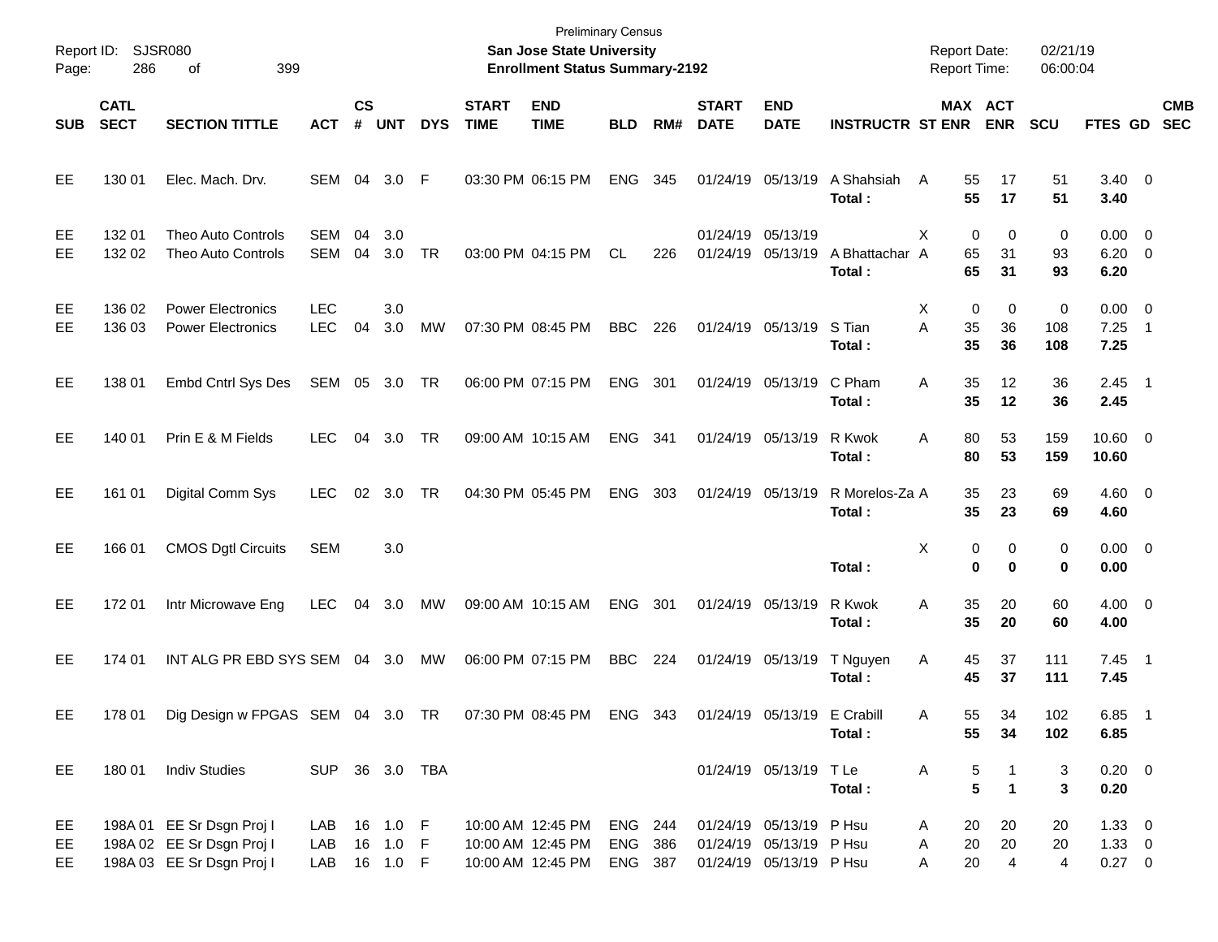Preliminary Census

**San Jose State University**

**Enrollment Status Summary-2192**

Report ID: SJSR080

Report Date: 02/21/19

Report Time: 06:00:04

| SUB | CATL SECT | SECTION TITTLE | ACT | CS # | UNT | DYS | START TIME | END TIME | BLD | RM# | START DATE | END DATE | INSTRUCTR | ST | MAX ENR | ACT ENR | SCU | FTES | GD | CMB SEC |
|---|---|---|---|---|---|---|---|---|---|---|---|---|---|---|---|---|---|---|---|---|
| EE | 130 01 | Elec. Mach. Drv. | SEM | 04 | 3.0 | F | 03:30 PM | 06:15 PM | ENG | 345 | 01/24/19 | 05/13/19 | A Shahsiah | A | 55 | 17 | 51 | 3.40 | 0 | |
| | | | | | | | | | | | | | **Total :** | | **55** | **17** | **51** | **3.40** | | |
| EE | 132 01 | Theo Auto Controls | SEM | 04 | 3.0 | | | | | | 01/24/19 | 05/13/19 | | X | 0 | 0 | 0 | 0.00 | 0 | |
| EE | 132 02 | Theo Auto Controls | SEM | 04 | 3.0 | TR | 03:00 PM | 04:15 PM | CL | 226 | 01/24/19 | 05/13/19 | A Bhattachar | A | 65 | 31 | 93 | 6.20 | 0 | |
| | | | | | | | | | | | | | **Total :** | | **65** | **31** | **93** | **6.20** | | |
| EE | 136 02 | Power Electronics | LEC | | 3.0 | | | | | | | | | X | 0 | 0 | 0 | 0.00 | 0 | |
| EE | 136 03 | Power Electronics | LEC | 04 | 3.0 | MW | 07:30 PM | 08:45 PM | BBC | 226 | 01/24/19 | 05/13/19 | S Tian | A | 35 | 36 | 108 | 7.25 | 1 | |
| | | | | | | | | | | | | | **Total :** | | **35** | **36** | **108** | **7.25** | | |
| EE | 138 01 | Embd Cntrl Sys Des | SEM | 05 | 3.0 | TR | 06:00 PM | 07:15 PM | ENG | 301 | 01/24/19 | 05/13/19 | C Pham | A | 35 | 12 | 36 | 2.45 | 1 | |
| | | | | | | | | | | | | | **Total :** | | **35** | **12** | **36** | **2.45** | | |
| EE | 140 01 | Prin E & M Fields | LEC | 04 | 3.0 | TR | 09:00 AM | 10:15 AM | ENG | 341 | 01/24/19 | 05/13/19 | R Kwok | A | 80 | 53 | 159 | 10.60 | 0 | |
| | | | | | | | | | | | | | **Total :** | | **80** | **53** | **159** | **10.60** | | |
| EE | 161 01 | Digital Comm Sys | LEC | 02 | 3.0 | TR | 04:30 PM | 05:45 PM | ENG | 303 | 01/24/19 | 05/13/19 | R Morelos-Za | A | 35 | 23 | 69 | 4.60 | 0 | |
| | | | | | | | | | | | | | **Total :** | | **35** | **23** | **69** | **4.60** | | |
| EE | 166 01 | CMOS Dgtl Circuits | SEM | | 3.0 | | | | | | | | | X | 0 | 0 | 0 | 0.00 | 0 | |
| | | | | | | | | | | | | | **Total :** | | **0** | **0** | **0** | **0.00** | | |
| EE | 172 01 | Intr Microwave Eng | LEC | 04 | 3.0 | MW | 09:00 AM | 10:15 AM | ENG | 301 | 01/24/19 | 05/13/19 | R Kwok | A | 35 | 20 | 60 | 4.00 | 0 | |
| | | | | | | | | | | | | | **Total :** | | **35** | **20** | **60** | **4.00** | | |
| EE | 174 01 | INT ALG PR EBD SYS | SEM | 04 | 3.0 | MW | 06:00 PM | 07:15 PM | BBC | 224 | 01/24/19 | 05/13/19 | T Nguyen | A | 45 | 37 | 111 | 7.45 | 1 | |
| | | | | | | | | | | | | | **Total :** | | **45** | **37** | **111** | **7.45** | | |
| EE | 178 01 | Dig Design w FPGAS | SEM | 04 | 3.0 | TR | 07:30 PM | 08:45 PM | ENG | 343 | 01/24/19 | 05/13/19 | E Crabill | A | 55 | 34 | 102 | 6.85 | 1 | |
| | | | | | | | | | | | | | **Total :** | | **55** | **34** | **102** | **6.85** | | |
| EE | 180 01 | Indiv Studies | SUP | 36 | 3.0 | TBA | | | | | 01/24/19 | 05/13/19 | T Le | A | 5 | 1 | 3 | 0.20 | 0 | |
| | | | | | | | | | | | | | **Total :** | | **5** | **1** | **3** | **0.20** | | |
| EE | 198A 01 | EE Sr Dsgn Proj I | LAB | 16 | 1.0 | F | 10:00 AM | 12:45 PM | ENG | 244 | 01/24/19 | 05/13/19 | P Hsu | A | 20 | 20 | 20 | 1.33 | 0 | |
| EE | 198A 02 | EE Sr Dsgn Proj I | LAB | 16 | 1.0 | F | 10:00 AM | 12:45 PM | ENG | 386 | 01/24/19 | 05/13/19 | P Hsu | A | 20 | 20 | 20 | 1.33 | 0 | |
| EE | 198A 03 | EE Sr Dsgn Proj I | LAB | 16 | 1.0 | F | 10:00 AM | 12:45 PM | ENG | 387 | 01/24/19 | 05/13/19 | P Hsu | A | 20 | 4 | 4 | 0.27 | 0 | |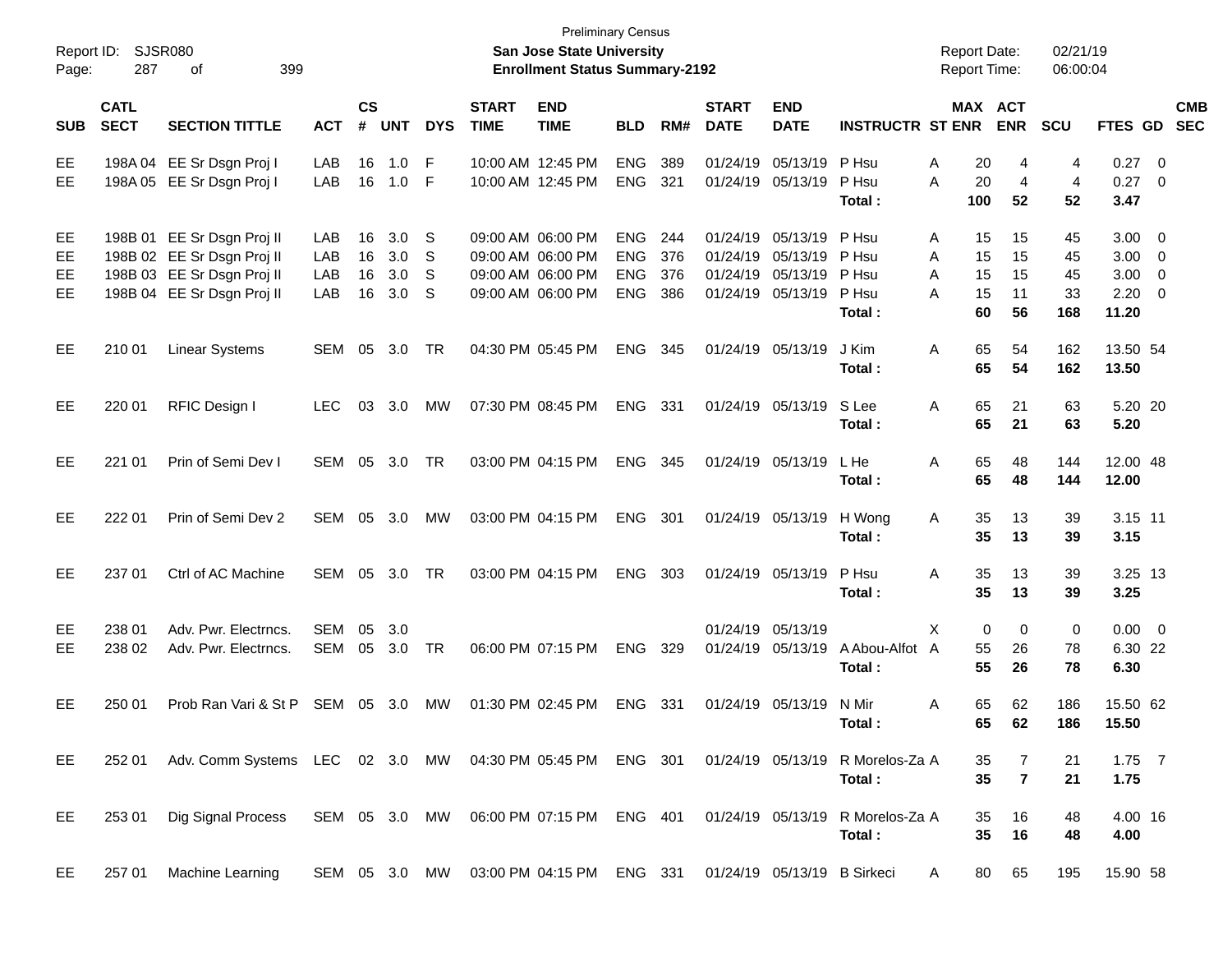Preliminary Census

**San Jose State University**

**Enrollment Status Summary-2192**

Report ID: SJSR080
Report Date: 02/21/19
Report Time: 06:00:04

| SUB | CATL SECT | SECTION TITTLE | ACT | CS # | UNT | DYS | START TIME | END TIME | BLD | RM# | START DATE | END DATE | INSTRUCTR | ST | MAX ENR | ACT ENR | SCU | FTES | GD | CMB SEC |
|---|---|---|---|---|---|---|---|---|---|---|---|---|---|---|---|---|---|---|---|---|
| EE | 198A 04 | EE Sr Dsgn Proj I | LAB | 16 | 1.0 | F | 10:00 AM | 12:45 PM | ENG | 389 | 01/24/19 | 05/13/19 | P Hsu | A | 20 | 4 | 4 | 0.27 | 0 | |
| EE | 198A 05 | EE Sr Dsgn Proj I | LAB | 16 | 1.0 | F | 10:00 AM | 12:45 PM | ENG | 321 | 01/24/19 | 05/13/19 | P Hsu | A | 20 | 4 | 4 | 0.27 | 0 | |
| | | | | | | | | | | | | | **Total :** | | **100** | **52** | **52** | **3.47** | | |
| EE | 198B 01 | EE Sr Dsgn Proj II | LAB | 16 | 3.0 | S | 09:00 AM | 06:00 PM | ENG | 244 | 01/24/19 | 05/13/19 | P Hsu | A | 15 | 15 | 45 | 3.00 | 0 | |
| EE | 198B 02 | EE Sr Dsgn Proj II | LAB | 16 | 3.0 | S | 09:00 AM | 06:00 PM | ENG | 376 | 01/24/19 | 05/13/19 | P Hsu | A | 15 | 15 | 45 | 3.00 | 0 | |
| EE | 198B 03 | EE Sr Dsgn Proj II | LAB | 16 | 3.0 | S | 09:00 AM | 06:00 PM | ENG | 376 | 01/24/19 | 05/13/19 | P Hsu | A | 15 | 15 | 45 | 3.00 | 0 | |
| EE | 198B 04 | EE Sr Dsgn Proj II | LAB | 16 | 3.0 | S | 09:00 AM | 06:00 PM | ENG | 386 | 01/24/19 | 05/13/19 | P Hsu | A | 15 | 11 | 33 | 2.20 | 0 | |
| | | | | | | | | | | | | | **Total :** | | **60** | **56** | **168** | **11.20** | | |
| EE | 210 01 | Linear Systems | SEM | 05 | 3.0 | TR | 04:30 PM | 05:45 PM | ENG | 345 | 01/24/19 | 05/13/19 | J Kim | A | 65 | 54 | 162 | 13.50 | 54 | |
| | | | | | | | | | | | | | **Total :** | | **65** | **54** | **162** | **13.50** | | |
| EE | 220 01 | RFIC Design I | LEC | 03 | 3.0 | MW | 07:30 PM | 08:45 PM | ENG | 331 | 01/24/19 | 05/13/19 | S Lee | A | 65 | 21 | 63 | 5.20 | 20 | |
| | | | | | | | | | | | | | **Total :** | | **65** | **21** | **63** | **5.20** | | |
| EE | 221 01 | Prin of Semi Dev I | SEM | 05 | 3.0 | TR | 03:00 PM | 04:15 PM | ENG | 345 | 01/24/19 | 05/13/19 | L He | A | 65 | 48 | 144 | 12.00 | 48 | |
| | | | | | | | | | | | | | **Total :** | | **65** | **48** | **144** | **12.00** | | |
| EE | 222 01 | Prin of Semi Dev 2 | SEM | 05 | 3.0 | MW | 03:00 PM | 04:15 PM | ENG | 301 | 01/24/19 | 05/13/19 | H Wong | A | 35 | 13 | 39 | 3.15 | 11 | |
| | | | | | | | | | | | | | **Total :** | | **35** | **13** | **39** | **3.15** | | |
| EE | 237 01 | Ctrl of AC Machine | SEM | 05 | 3.0 | TR | 03:00 PM | 04:15 PM | ENG | 303 | 01/24/19 | 05/13/19 | P Hsu | A | 35 | 13 | 39 | 3.25 | 13 | |
| | | | | | | | | | | | | | **Total :** | | **35** | **13** | **39** | **3.25** | | |
| EE | 238 01 | Adv. Pwr. Electrncs. | SEM | 05 | 3.0 | | | | | | 01/24/19 | 05/13/19 | | X | 0 | 0 | 0 | 0.00 | 0 | |
| EE | 238 02 | Adv. Pwr. Electrncs. | SEM | 05 | 3.0 | TR | 06:00 PM | 07:15 PM | ENG | 329 | 01/24/19 | 05/13/19 | A Abou-Alfot | A | 55 | 26 | 78 | 6.30 | 22 | |
| | | | | | | | | | | | | | **Total :** | | **55** | **26** | **78** | **6.30** | | |
| EE | 250 01 | Prob Ran Vari & St P | SEM | 05 | 3.0 | MW | 01:30 PM | 02:45 PM | ENG | 331 | 01/24/19 | 05/13/19 | N Mir | A | 65 | 62 | 186 | 15.50 | 62 | |
| | | | | | | | | | | | | | **Total :** | | **65** | **62** | **186** | **15.50** | | |
| EE | 252 01 | Adv. Comm Systems | LEC | 02 | 3.0 | MW | 04:30 PM | 05:45 PM | ENG | 301 | 01/24/19 | 05/13/19 | R Morelos-Za | A | 35 | 7 | 21 | 1.75 | 7 | |
| | | | | | | | | | | | | | **Total :** | | **35** | **7** | **21** | **1.75** | | |
| EE | 253 01 | Dig Signal Process | SEM | 05 | 3.0 | MW | 06:00 PM | 07:15 PM | ENG | 401 | 01/24/19 | 05/13/19 | R Morelos-Za | A | 35 | 16 | 48 | 4.00 | 16 | |
| | | | | | | | | | | | | | **Total :** | | **35** | **16** | **48** | **4.00** | | |
| EE | 257 01 | Machine Learning | SEM | 05 | 3.0 | MW | 03:00 PM | 04:15 PM | ENG | 331 | 01/24/19 | 05/13/19 | B Sirkeci | A | 80 | 65 | 195 | 15.90 | 58 | |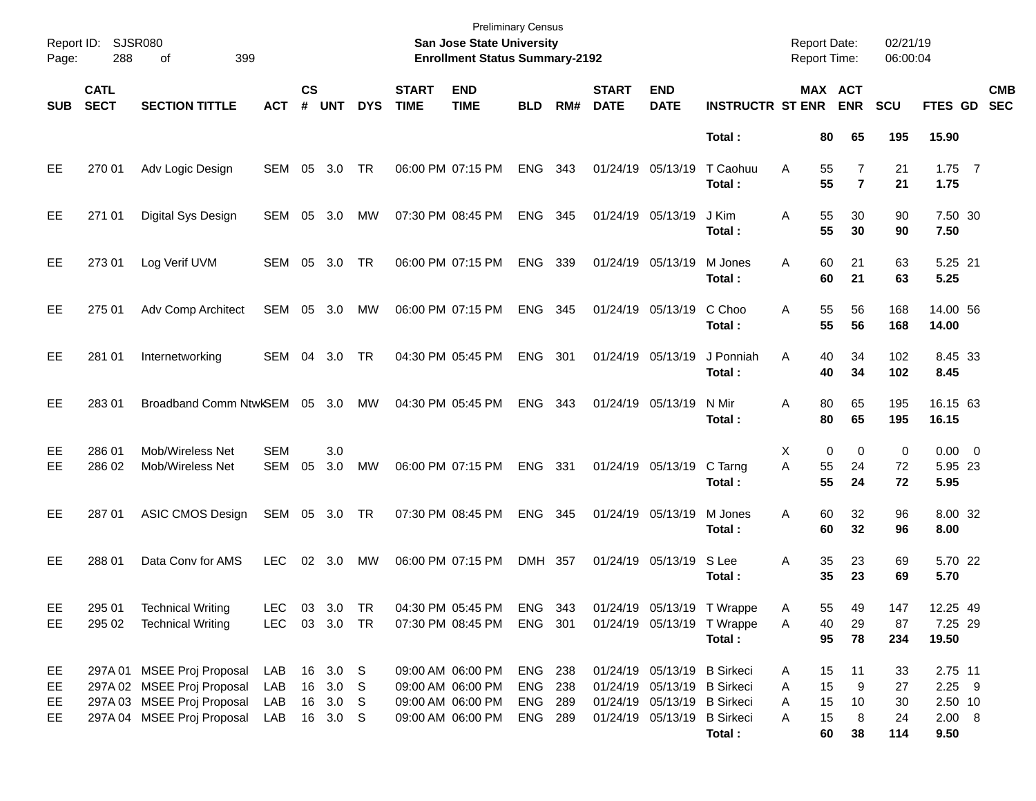Preliminary Census
**San Jose State University**
**Enrollment Status Summary-2192**

Report ID: SJSR080
Report Date: 02/21/19
Report Time: 06:00:04

| SUB | CATL SECT | SECTION TITTLE | ACT | CS # | UNT | DYS | START TIME | END TIME | BLD | RM# | START DATE | END DATE | INSTRUCTR | ST | MAX ENR | ACT ENR | SCU | FTES | GD | CMB SEC |
|---|---|---|---|---|---|---|---|---|---|---|---|---|---|---|---|---|---|---|---|---|
| | | | | | | | | | | | | | **Total :** | | **80** | **65** | **195** | **15.90** | | |
| EE | 270 01 | Adv Logic Design | SEM | 05 | 3.0 | TR | 06:00 PM | 07:15 PM | ENG | 343 | 01/24/19 | 05/13/19 | T Caohuu | A | 55 | 7 | 21 | 1.75 | 7 | |
| | | | | | | | | | | | | | **Total :** | | **55** | **7** | **21** | **1.75** | | |
| EE | 271 01 | Digital Sys Design | SEM | 05 | 3.0 | MW | 07:30 PM | 08:45 PM | ENG | 345 | 01/24/19 | 05/13/19 | J Kim | A | 55 | 30 | 90 | 7.50 | 30 | |
| | | | | | | | | | | | | | **Total :** | | **55** | **30** | **90** | **7.50** | | |
| EE | 273 01 | Log Verif UVM | SEM | 05 | 3.0 | TR | 06:00 PM | 07:15 PM | ENG | 339 | 01/24/19 | 05/13/19 | M Jones | A | 60 | 21 | 63 | 5.25 | 21 | |
| | | | | | | | | | | | | | **Total :** | | **60** | **21** | **63** | **5.25** | | |
| EE | 275 01 | Adv Comp Architect | SEM | 05 | 3.0 | MW | 06:00 PM | 07:15 PM | ENG | 345 | 01/24/19 | 05/13/19 | C Choo | A | 55 | 56 | 168 | 14.00 | 56 | |
| | | | | | | | | | | | | | **Total :** | | **55** | **56** | **168** | **14.00** | | |
| EE | 281 01 | Internetworking | SEM | 04 | 3.0 | TR | 04:30 PM | 05:45 PM | ENG | 301 | 01/24/19 | 05/13/19 | J Ponniah | A | 40 | 34 | 102 | 8.45 | 33 | |
| | | | | | | | | | | | | | **Total :** | | **40** | **34** | **102** | **8.45** | | |
| EE | 283 01 | Broadband Comm Ntwk | SEM | 05 | 3.0 | MW | 04:30 PM | 05:45 PM | ENG | 343 | 01/24/19 | 05/13/19 | N Mir | A | 80 | 65 | 195 | 16.15 | 63 | |
| | | | | | | | | | | | | | **Total :** | | **80** | **65** | **195** | **16.15** | | |
| EE | 286 01 | Mob/Wireless Net | SEM | | 3.0 | | | | | | | | | X | 0 | 0 | 0 | 0.00 | 0 | |
| EE | 286 02 | Mob/Wireless Net | SEM | 05 | 3.0 | MW | 06:00 PM | 07:15 PM | ENG | 331 | 01/24/19 | 05/13/19 | C Tarng | A | 55 | 24 | 72 | 5.95 | 23 | |
| | | | | | | | | | | | | | **Total :** | | **55** | **24** | **72** | **5.95** | | |
| EE | 287 01 | ASIC CMOS Design | SEM | 05 | 3.0 | TR | 07:30 PM | 08:45 PM | ENG | 345 | 01/24/19 | 05/13/19 | M Jones | A | 60 | 32 | 96 | 8.00 | 32 | |
| | | | | | | | | | | | | | **Total :** | | **60** | **32** | **96** | **8.00** | | |
| EE | 288 01 | Data Conv for AMS | LEC | 02 | 3.0 | MW | 06:00 PM | 07:15 PM | DMH | 357 | 01/24/19 | 05/13/19 | S Lee | A | 35 | 23 | 69 | 5.70 | 22 | |
| | | | | | | | | | | | | | **Total :** | | **35** | **23** | **69** | **5.70** | | |
| EE | 295 01 | Technical Writing | LEC | 03 | 3.0 | TR | 04:30 PM | 05:45 PM | ENG | 343 | 01/24/19 | 05/13/19 | T Wrappe | A | 55 | 49 | 147 | 12.25 | 49 | |
| EE | 295 02 | Technical Writing | LEC | 03 | 3.0 | TR | 07:30 PM | 08:45 PM | ENG | 301 | 01/24/19 | 05/13/19 | T Wrappe | A | 40 | 29 | 87 | 7.25 | 29 | |
| | | | | | | | | | | | | | **Total :** | | **95** | **78** | **234** | **19.50** | | |
| EE | 297A 01 | MSEE Proj Proposal | LAB | 16 | 3.0 | S | 09:00 AM | 06:00 PM | ENG | 238 | 01/24/19 | 05/13/19 | B Sirkeci | A | 15 | 11 | 33 | 2.75 | 11 | |
| EE | 297A 02 | MSEE Proj Proposal | LAB | 16 | 3.0 | S | 09:00 AM | 06:00 PM | ENG | 238 | 01/24/19 | 05/13/19 | B Sirkeci | A | 15 | 9 | 27 | 2.25 | 9 | |
| EE | 297A 03 | MSEE Proj Proposal | LAB | 16 | 3.0 | S | 09:00 AM | 06:00 PM | ENG | 289 | 01/24/19 | 05/13/19 | B Sirkeci | A | 15 | 10 | 30 | 2.50 | 10 | |
| EE | 297A 04 | MSEE Proj Proposal | LAB | 16 | 3.0 | S | 09:00 AM | 06:00 PM | ENG | 289 | 01/24/19 | 05/13/19 | B Sirkeci | A | 15 | 8 | 24 | 2.00 | 8 | |
| | | | | | | | | | | | | | **Total :** | | **60** | **38** | **114** | **9.50** | | |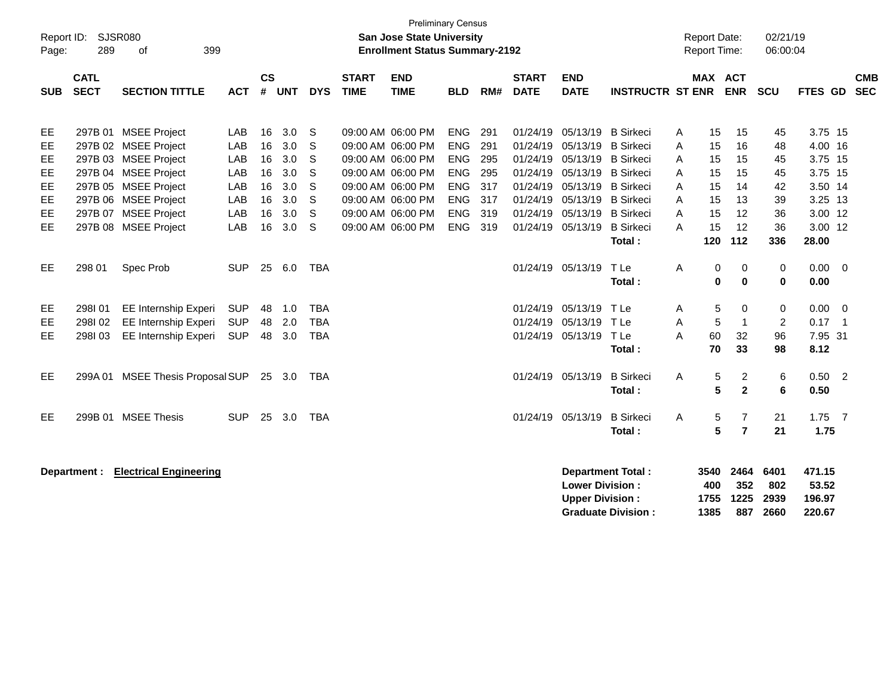Preliminary Census

**San Jose State University**

**Enrollment Status Summary-2192**

Report ID: SJSR080

Report Date: 02/21/19

Report Time: 06:00:04

| SUB | CATL SECT | SECTION TITTLE | ACT | CS # | UNT | DYS | START TIME | END TIME | BLD | RM# | START DATE | END DATE | INSTRUCTR | ST | MAX ENR | ACT ENR | SCU | FTES | GD | CMB SEC |
|---|---|---|---|---|---|---|---|---|---|---|---|---|---|---|---|---|---|---|---|---|
| EE | 297B 01 | MSEE Project | LAB | 16 | 3.0 | S | 09:00 AM | 06:00 PM | ENG | 291 | 01/24/19 | 05/13/19 | B Sirkeci | A | 15 | 15 | 45 | 3.75 | 15 | |
| EE | 297B 02 | MSEE Project | LAB | 16 | 3.0 | S | 09:00 AM | 06:00 PM | ENG | 291 | 01/24/19 | 05/13/19 | B Sirkeci | A | 15 | 16 | 48 | 4.00 | 16 | |
| EE | 297B 03 | MSEE Project | LAB | 16 | 3.0 | S | 09:00 AM | 06:00 PM | ENG | 295 | 01/24/19 | 05/13/19 | B Sirkeci | A | 15 | 15 | 45 | 3.75 | 15 | |
| EE | 297B 04 | MSEE Project | LAB | 16 | 3.0 | S | 09:00 AM | 06:00 PM | ENG | 295 | 01/24/19 | 05/13/19 | B Sirkeci | A | 15 | 15 | 45 | 3.75 | 15 | |
| EE | 297B 05 | MSEE Project | LAB | 16 | 3.0 | S | 09:00 AM | 06:00 PM | ENG | 317 | 01/24/19 | 05/13/19 | B Sirkeci | A | 15 | 14 | 42 | 3.50 | 14 | |
| EE | 297B 06 | MSEE Project | LAB | 16 | 3.0 | S | 09:00 AM | 06:00 PM | ENG | 317 | 01/24/19 | 05/13/19 | B Sirkeci | A | 15 | 13 | 39 | 3.25 | 13 | |
| EE | 297B 07 | MSEE Project | LAB | 16 | 3.0 | S | 09:00 AM | 06:00 PM | ENG | 319 | 01/24/19 | 05/13/19 | B Sirkeci | A | 15 | 12 | 36 | 3.00 | 12 | |
| EE | 297B 08 | MSEE Project | LAB | 16 | 3.0 | S | 09:00 AM | 06:00 PM | ENG | 319 | 01/24/19 | 05/13/19 | B Sirkeci | A | 15 | 12 | 36 | 3.00 | 12 | |
| | | | | | | | | | | | | | **Total :** | | **120** | **112** | **336** | **28.00** | | |
| EE | 298 01 | Spec Prob | SUP | 25 | 6.0 | TBA | | | | | 01/24/19 | 05/13/19 | T Le | A | 0 | 0 | 0 | 0.00 | 0 | |
| | | | | | | | | | | | | | **Total :** | | **0** | **0** | **0** | **0.00** | | |
| EE | 298I 01 | EE Internship Experi | SUP | 48 | 1.0 | TBA | | | | | 01/24/19 | 05/13/19 | T Le | A | 5 | 0 | 0 | 0.00 | 0 | |
| EE | 298I 02 | EE Internship Experi | SUP | 48 | 2.0 | TBA | | | | | 01/24/19 | 05/13/19 | T Le | A | 5 | 1 | 2 | 0.17 | 1 | |
| EE | 298I 03 | EE Internship Experi | SUP | 48 | 3.0 | TBA | | | | | 01/24/19 | 05/13/19 | T Le | A | 60 | 32 | 96 | 7.95 | 31 | |
| | | | | | | | | | | | | | **Total :** | | **70** | **33** | **98** | **8.12** | | |
| EE | 299A 01 | MSEE Thesis Proposal | SUP | 25 | 3.0 | TBA | | | | | 01/24/19 | 05/13/19 | B Sirkeci | A | 5 | 2 | 6 | 0.50 | 2 | |
| | | | | | | | | | | | | | **Total :** | | **5** | **2** | **6** | **0.50** | | |
| EE | 299B 01 | MSEE Thesis | SUP | 25 | 3.0 | TBA | | | | | 01/24/19 | 05/13/19 | B Sirkeci | A | 5 | 7 | 21 | 1.75 | 7 | |
| | | | | | | | | | | | | | **Total :** | | **5** | **7** | **21** | **1.75** | | |

**Department : Electrical Engineering**

| | MAX ENR | ACT ENR | SCU | FTES |
|---|---|---|---|---|
| **Department Total :** | **3540** | **2464** | **6401** | **471.15** |
| **Lower Division :** | **400** | **352** | **802** | **53.52** |
| **Upper Division :** | **1755** | **1225** | **2939** | **196.97** |
| **Graduate Division :** | **1385** | **887** | **2660** | **220.67** |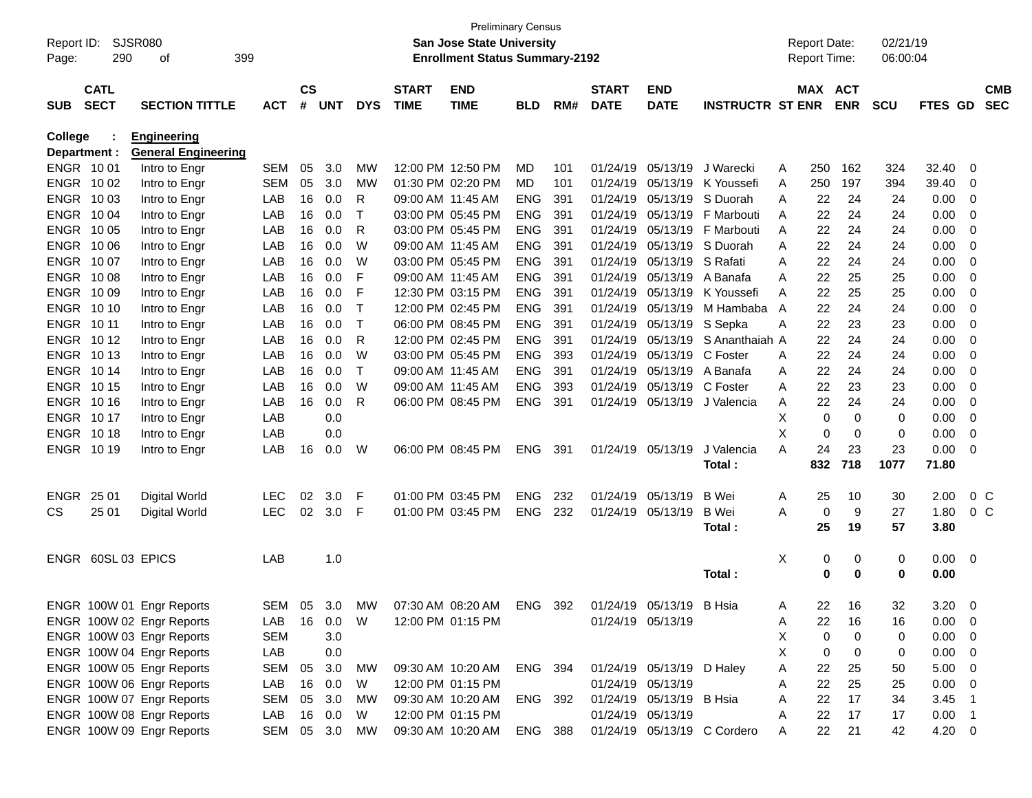Preliminary Census

Report ID: SJSR080 **San Jose State University** Report Date: 02/21/19

**Enrollment Status Summary-2192** Report Time: 06:00:04

| SUB | CATL SECT | SECTION TITTLE | ACT | CS # | UNT | DYS | START TIME | END TIME | BLD | RM# | START DATE | END DATE | INSTRUCTR | ST | MAX ENR | ACT ENR | SCU | FTES | GD | CMB SEC |
|---|---|---|---|---|---|---|---|---|---|---|---|---|---|---|---|---|---|---|---|---|
| **College :** | | **Engineering** | | | | | | | | | | | | | | | | | | |
| **Department :** | | **General Engineering** | | | | | | | | | | | | | | | | | | |
| ENGR | 10 01 | Intro to Engr | SEM | 05 | 3.0 | MW | 12:00 PM | 12:50 PM | MD | 101 | 01/24/19 | 05/13/19 | J Warecki | A | 250 | 162 | 324 | 32.40 | 0 | |
| ENGR | 10 02 | Intro to Engr | SEM | 05 | 3.0 | MW | 01:30 PM | 02:20 PM | MD | 101 | 01/24/19 | 05/13/19 | K Youssefi | A | 250 | 197 | 394 | 39.40 | 0 | |
| ENGR | 10 03 | Intro to Engr | LAB | 16 | 0.0 | R | 09:00 AM | 11:45 AM | ENG | 391 | 01/24/19 | 05/13/19 | S Duorah | A | 22 | 24 | 24 | 0.00 | 0 | |
| ENGR | 10 04 | Intro to Engr | LAB | 16 | 0.0 | T | 03:00 PM | 05:45 PM | ENG | 391 | 01/24/19 | 05/13/19 | F Marbouti | A | 22 | 24 | 24 | 0.00 | 0 | |
| ENGR | 10 05 | Intro to Engr | LAB | 16 | 0.0 | R | 03:00 PM | 05:45 PM | ENG | 391 | 01/24/19 | 05/13/19 | F Marbouti | A | 22 | 24 | 24 | 0.00 | 0 | |
| ENGR | 10 06 | Intro to Engr | LAB | 16 | 0.0 | W | 09:00 AM | 11:45 AM | ENG | 391 | 01/24/19 | 05/13/19 | S Duorah | A | 22 | 24 | 24 | 0.00 | 0 | |
| ENGR | 10 07 | Intro to Engr | LAB | 16 | 0.0 | W | 03:00 PM | 05:45 PM | ENG | 391 | 01/24/19 | 05/13/19 | S Rafati | A | 22 | 24 | 24 | 0.00 | 0 | |
| ENGR | 10 08 | Intro to Engr | LAB | 16 | 0.0 | F | 09:00 AM | 11:45 AM | ENG | 391 | 01/24/19 | 05/13/19 | A Banafa | A | 22 | 25 | 25 | 0.00 | 0 | |
| ENGR | 10 09 | Intro to Engr | LAB | 16 | 0.0 | F | 12:30 PM | 03:15 PM | ENG | 391 | 01/24/19 | 05/13/19 | K Youssefi | A | 22 | 25 | 25 | 0.00 | 0 | |
| ENGR | 10 10 | Intro to Engr | LAB | 16 | 0.0 | T | 12:00 PM | 02:45 PM | ENG | 391 | 01/24/19 | 05/13/19 | M Hambaba | A | 22 | 24 | 24 | 0.00 | 0 | |
| ENGR | 10 11 | Intro to Engr | LAB | 16 | 0.0 | T | 06:00 PM | 08:45 PM | ENG | 391 | 01/24/19 | 05/13/19 | S Sepka | A | 22 | 23 | 23 | 0.00 | 0 | |
| ENGR | 10 12 | Intro to Engr | LAB | 16 | 0.0 | R | 12:00 PM | 02:45 PM | ENG | 391 | 01/24/19 | 05/13/19 | S Ananthaiah | A | 22 | 24 | 24 | 0.00 | 0 | |
| ENGR | 10 13 | Intro to Engr | LAB | 16 | 0.0 | W | 03:00 PM | 05:45 PM | ENG | 393 | 01/24/19 | 05/13/19 | C Foster | A | 22 | 24 | 24 | 0.00 | 0 | |
| ENGR | 10 14 | Intro to Engr | LAB | 16 | 0.0 | T | 09:00 AM | 11:45 AM | ENG | 391 | 01/24/19 | 05/13/19 | A Banafa | A | 22 | 24 | 24 | 0.00 | 0 | |
| ENGR | 10 15 | Intro to Engr | LAB | 16 | 0.0 | W | 09:00 AM | 11:45 AM | ENG | 393 | 01/24/19 | 05/13/19 | C Foster | A | 22 | 23 | 23 | 0.00 | 0 | |
| ENGR | 10 16 | Intro to Engr | LAB | 16 | 0.0 | R | 06:00 PM | 08:45 PM | ENG | 391 | 01/24/19 | 05/13/19 | J Valencia | A | 22 | 24 | 24 | 0.00 | 0 | |
| ENGR | 10 17 | Intro to Engr | LAB | | 0.0 | | | | | | | | | X | 0 | 0 | 0 | 0.00 | 0 | |
| ENGR | 10 18 | Intro to Engr | LAB | | 0.0 | | | | | | | | | X | 0 | 0 | 0 | 0.00 | 0 | |
| ENGR | 10 19 | Intro to Engr | LAB | 16 | 0.0 | W | 06:00 PM | 08:45 PM | ENG | 391 | 01/24/19 | 05/13/19 | J Valencia | A | 24 | 23 | 23 | 0.00 | 0 | |
| | | | | | | | | | | | | | **Total :** | | **832** | **718** | **1077** | **71.80** | | |
| ENGR | 25 01 | Digital World | LEC | 02 | 3.0 | F | 01:00 PM | 03:45 PM | ENG | 232 | 01/24/19 | 05/13/19 | B Wei | A | 25 | 10 | 30 | 2.00 | 0 | C |
| CS | 25 01 | Digital World | LEC | 02 | 3.0 | F | 01:00 PM | 03:45 PM | ENG | 232 | 01/24/19 | 05/13/19 | B Wei | A | 0 | 9 | 27 | 1.80 | 0 | C |
| | | | | | | | | | | | | | **Total :** | | **25** | **19** | **57** | **3.80** | | |
| ENGR | 60SL 03 | EPICS | LAB | | 1.0 | | | | | | | | | X | 0 | 0 | 0 | 0.00 | 0 | |
| | | | | | | | | | | | | | **Total :** | | **0** | **0** | **0** | **0.00** | | |
| ENGR | 100W 01 | Engr Reports | SEM | 05 | 3.0 | MW | 07:30 AM | 08:20 AM | ENG | 392 | 01/24/19 | 05/13/19 | B Hsia | A | 22 | 16 | 32 | 3.20 | 0 | |
| ENGR | 100W 02 | Engr Reports | LAB | 16 | 0.0 | W | 12:00 PM | 01:15 PM | | | 01/24/19 | 05/13/19 | | A | 22 | 16 | 16 | 0.00 | 0 | |
| ENGR | 100W 03 | Engr Reports | SEM | | 3.0 | | | | | | | | | X | 0 | 0 | 0 | 0.00 | 0 | |
| ENGR | 100W 04 | Engr Reports | LAB | | 0.0 | | | | | | | | | X | 0 | 0 | 0 | 0.00 | 0 | |
| ENGR | 100W 05 | Engr Reports | SEM | 05 | 3.0 | MW | 09:30 AM | 10:20 AM | ENG | 394 | 01/24/19 | 05/13/19 | D Haley | A | 22 | 25 | 50 | 5.00 | 0 | |
| ENGR | 100W 06 | Engr Reports | LAB | 16 | 0.0 | W | 12:00 PM | 01:15 PM | | | 01/24/19 | 05/13/19 | | A | 22 | 25 | 25 | 0.00 | 0 | |
| ENGR | 100W 07 | Engr Reports | SEM | 05 | 3.0 | MW | 09:30 AM | 10:20 AM | ENG | 392 | 01/24/19 | 05/13/19 | B Hsia | A | 22 | 17 | 34 | 3.45 | 1 | |
| ENGR | 100W 08 | Engr Reports | LAB | 16 | 0.0 | W | 12:00 PM | 01:15 PM | | | 01/24/19 | 05/13/19 | | A | 22 | 17 | 17 | 0.00 | 1 | |
| ENGR | 100W 09 | Engr Reports | SEM | 05 | 3.0 | MW | 09:30 AM | 10:20 AM | ENG | 388 | 01/24/19 | 05/13/19 | C Cordero | A | 22 | 21 | 42 | 4.20 | 0 | |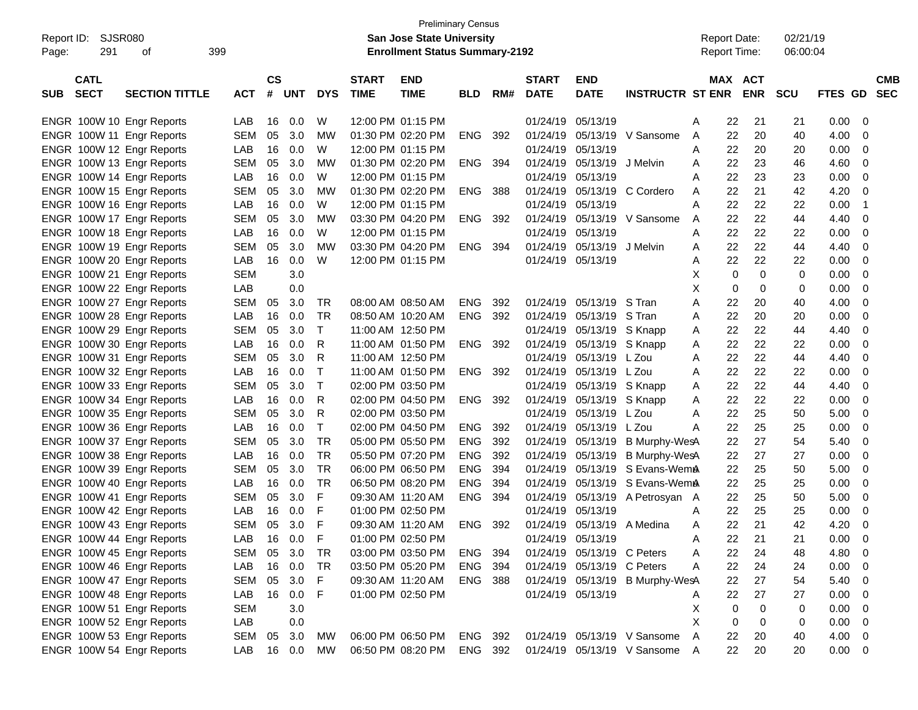Preliminary Census

Report ID: SJSR080

**San Jose State University**

**Enrollment Status Summary-2192**

Report Date: 02/21/19

Report Time: 06:00:04

| SUB | CATL SECT | SECTION TITTLE | ACT | CS # | UNT | DYS | START TIME | END TIME | BLD | RM# | START DATE | END DATE | INSTRUCTR | ST | MAX ENR | ACT ENR | SCU | FTES | GD | CMB SEC |
|---|---|---|---|---|---|---|---|---|---|---|---|---|---|---|---|---|---|---|---|---|
| ENGR | 100W 10 | Engr Reports | LAB | 16 | 0.0 | W | 12:00 PM | 01:15 PM | | | 01/24/19 | 05/13/19 | | A | 22 | 21 | 21 | 0.00 | 0 | |
| ENGR | 100W 11 | Engr Reports | SEM | 05 | 3.0 | MW | 01:30 PM | 02:20 PM | ENG | 392 | 01/24/19 | 05/13/19 | V Sansome | A | 22 | 20 | 40 | 4.00 | 0 | |
| ENGR | 100W 12 | Engr Reports | LAB | 16 | 0.0 | W | 12:00 PM | 01:15 PM | | | 01/24/19 | 05/13/19 | | A | 22 | 20 | 20 | 0.00 | 0 | |
| ENGR | 100W 13 | Engr Reports | SEM | 05 | 3.0 | MW | 01:30 PM | 02:20 PM | ENG | 394 | 01/24/19 | 05/13/19 | J Melvin | A | 22 | 23 | 46 | 4.60 | 0 | |
| ENGR | 100W 14 | Engr Reports | LAB | 16 | 0.0 | W | 12:00 PM | 01:15 PM | | | 01/24/19 | 05/13/19 | | A | 22 | 23 | 23 | 0.00 | 0 | |
| ENGR | 100W 15 | Engr Reports | SEM | 05 | 3.0 | MW | 01:30 PM | 02:20 PM | ENG | 388 | 01/24/19 | 05/13/19 | C Cordero | A | 22 | 21 | 42 | 4.20 | 0 | |
| ENGR | 100W 16 | Engr Reports | LAB | 16 | 0.0 | W | 12:00 PM | 01:15 PM | | | 01/24/19 | 05/13/19 | | A | 22 | 22 | 22 | 0.00 | 1 | |
| ENGR | 100W 17 | Engr Reports | SEM | 05 | 3.0 | MW | 03:30 PM | 04:20 PM | ENG | 392 | 01/24/19 | 05/13/19 | V Sansome | A | 22 | 22 | 44 | 4.40 | 0 | |
| ENGR | 100W 18 | Engr Reports | LAB | 16 | 0.0 | W | 12:00 PM | 01:15 PM | | | 01/24/19 | 05/13/19 | | A | 22 | 22 | 22 | 0.00 | 0 | |
| ENGR | 100W 19 | Engr Reports | SEM | 05 | 3.0 | MW | 03:30 PM | 04:20 PM | ENG | 394 | 01/24/19 | 05/13/19 | J Melvin | A | 22 | 22 | 44 | 4.40 | 0 | |
| ENGR | 100W 20 | Engr Reports | LAB | 16 | 0.0 | W | 12:00 PM | 01:15 PM | | | 01/24/19 | 05/13/19 | | A | 22 | 22 | 22 | 0.00 | 0 | |
| ENGR | 100W 21 | Engr Reports | SEM | | 3.0 | | | | | | | | | X | 0 | 0 | 0 | 0.00 | 0 | |
| ENGR | 100W 22 | Engr Reports | LAB | | 0.0 | | | | | | | | | X | 0 | 0 | 0 | 0.00 | 0 | |
| ENGR | 100W 27 | Engr Reports | SEM | 05 | 3.0 | TR | 08:00 AM | 08:50 AM | ENG | 392 | 01/24/19 | 05/13/19 | S Tran | A | 22 | 20 | 40 | 4.00 | 0 | |
| ENGR | 100W 28 | Engr Reports | LAB | 16 | 0.0 | TR | 08:50 AM | 10:20 AM | ENG | 392 | 01/24/19 | 05/13/19 | S Tran | A | 22 | 20 | 20 | 0.00 | 0 | |
| ENGR | 100W 29 | Engr Reports | SEM | 05 | 3.0 | T | 11:00 AM | 12:50 PM | | | 01/24/19 | 05/13/19 | S Knapp | A | 22 | 22 | 44 | 4.40 | 0 | |
| ENGR | 100W 30 | Engr Reports | LAB | 16 | 0.0 | R | 11:00 AM | 01:50 PM | ENG | 392 | 01/24/19 | 05/13/19 | S Knapp | A | 22 | 22 | 22 | 0.00 | 0 | |
| ENGR | 100W 31 | Engr Reports | SEM | 05 | 3.0 | R | 11:00 AM | 12:50 PM | | | 01/24/19 | 05/13/19 | L Zou | A | 22 | 22 | 44 | 4.40 | 0 | |
| ENGR | 100W 32 | Engr Reports | LAB | 16 | 0.0 | T | 11:00 AM | 01:50 PM | ENG | 392 | 01/24/19 | 05/13/19 | L Zou | A | 22 | 22 | 22 | 0.00 | 0 | |
| ENGR | 100W 33 | Engr Reports | SEM | 05 | 3.0 | T | 02:00 PM | 03:50 PM | | | 01/24/19 | 05/13/19 | S Knapp | A | 22 | 22 | 44 | 4.40 | 0 | |
| ENGR | 100W 34 | Engr Reports | LAB | 16 | 0.0 | R | 02:00 PM | 04:50 PM | ENG | 392 | 01/24/19 | 05/13/19 | S Knapp | A | 22 | 22 | 22 | 0.00 | 0 | |
| ENGR | 100W 35 | Engr Reports | SEM | 05 | 3.0 | R | 02:00 PM | 03:50 PM | | | 01/24/19 | 05/13/19 | L Zou | A | 22 | 25 | 50 | 5.00 | 0 | |
| ENGR | 100W 36 | Engr Reports | LAB | 16 | 0.0 | T | 02:00 PM | 04:50 PM | ENG | 392 | 01/24/19 | 05/13/19 | L Zou | A | 22 | 25 | 25 | 0.00 | 0 | |
| ENGR | 100W 37 | Engr Reports | SEM | 05 | 3.0 | TR | 05:00 PM | 05:50 PM | ENG | 392 | 01/24/19 | 05/13/19 | B Murphy-Wes | A | 22 | 27 | 54 | 5.40 | 0 | |
| ENGR | 100W 38 | Engr Reports | LAB | 16 | 0.0 | TR | 05:50 PM | 07:20 PM | ENG | 392 | 01/24/19 | 05/13/19 | B Murphy-Wes | A | 22 | 27 | 27 | 0.00 | 0 | |
| ENGR | 100W 39 | Engr Reports | SEM | 05 | 3.0 | TR | 06:00 PM | 06:50 PM | ENG | 394 | 01/24/19 | 05/13/19 | S Evans-Wema | A | 22 | 25 | 50 | 5.00 | 0 | |
| ENGR | 100W 40 | Engr Reports | LAB | 16 | 0.0 | TR | 06:50 PM | 08:20 PM | ENG | 394 | 01/24/19 | 05/13/19 | S Evans-Wema | A | 22 | 25 | 25 | 0.00 | 0 | |
| ENGR | 100W 41 | Engr Reports | SEM | 05 | 3.0 | F | 09:30 AM | 11:20 AM | ENG | 394 | 01/24/19 | 05/13/19 | A Petrosyan | A | 22 | 25 | 50 | 5.00 | 0 | |
| ENGR | 100W 42 | Engr Reports | LAB | 16 | 0.0 | F | 01:00 PM | 02:50 PM | | | 01/24/19 | 05/13/19 | | A | 22 | 25 | 25 | 0.00 | 0 | |
| ENGR | 100W 43 | Engr Reports | SEM | 05 | 3.0 | F | 09:30 AM | 11:20 AM | ENG | 392 | 01/24/19 | 05/13/19 | A Medina | A | 22 | 21 | 42 | 4.20 | 0 | |
| ENGR | 100W 44 | Engr Reports | LAB | 16 | 0.0 | F | 01:00 PM | 02:50 PM | | | 01/24/19 | 05/13/19 | | A | 22 | 21 | 21 | 0.00 | 0 | |
| ENGR | 100W 45 | Engr Reports | SEM | 05 | 3.0 | TR | 03:00 PM | 03:50 PM | ENG | 394 | 01/24/19 | 05/13/19 | C Peters | A | 22 | 24 | 48 | 4.80 | 0 | |
| ENGR | 100W 46 | Engr Reports | LAB | 16 | 0.0 | TR | 03:50 PM | 05:20 PM | ENG | 394 | 01/24/19 | 05/13/19 | C Peters | A | 22 | 24 | 24 | 0.00 | 0 | |
| ENGR | 100W 47 | Engr Reports | SEM | 05 | 3.0 | F | 09:30 AM | 11:20 AM | ENG | 388 | 01/24/19 | 05/13/19 | B Murphy-Wes | A | 22 | 27 | 54 | 5.40 | 0 | |
| ENGR | 100W 48 | Engr Reports | LAB | 16 | 0.0 | F | 01:00 PM | 02:50 PM | | | 01/24/19 | 05/13/19 | | A | 22 | 27 | 27 | 0.00 | 0 | |
| ENGR | 100W 51 | Engr Reports | SEM | | 3.0 | | | | | | | | | X | 0 | 0 | 0 | 0.00 | 0 | |
| ENGR | 100W 52 | Engr Reports | LAB | | 0.0 | | | | | | | | | X | 0 | 0 | 0 | 0.00 | 0 | |
| ENGR | 100W 53 | Engr Reports | SEM | 05 | 3.0 | MW | 06:00 PM | 06:50 PM | ENG | 392 | 01/24/19 | 05/13/19 | V Sansome | A | 22 | 20 | 40 | 4.00 | 0 | |
| ENGR | 100W 54 | Engr Reports | LAB | 16 | 0.0 | MW | 06:50 PM | 08:20 PM | ENG | 392 | 01/24/19 | 05/13/19 | V Sansome | A | 22 | 20 | 20 | 0.00 | 0 | |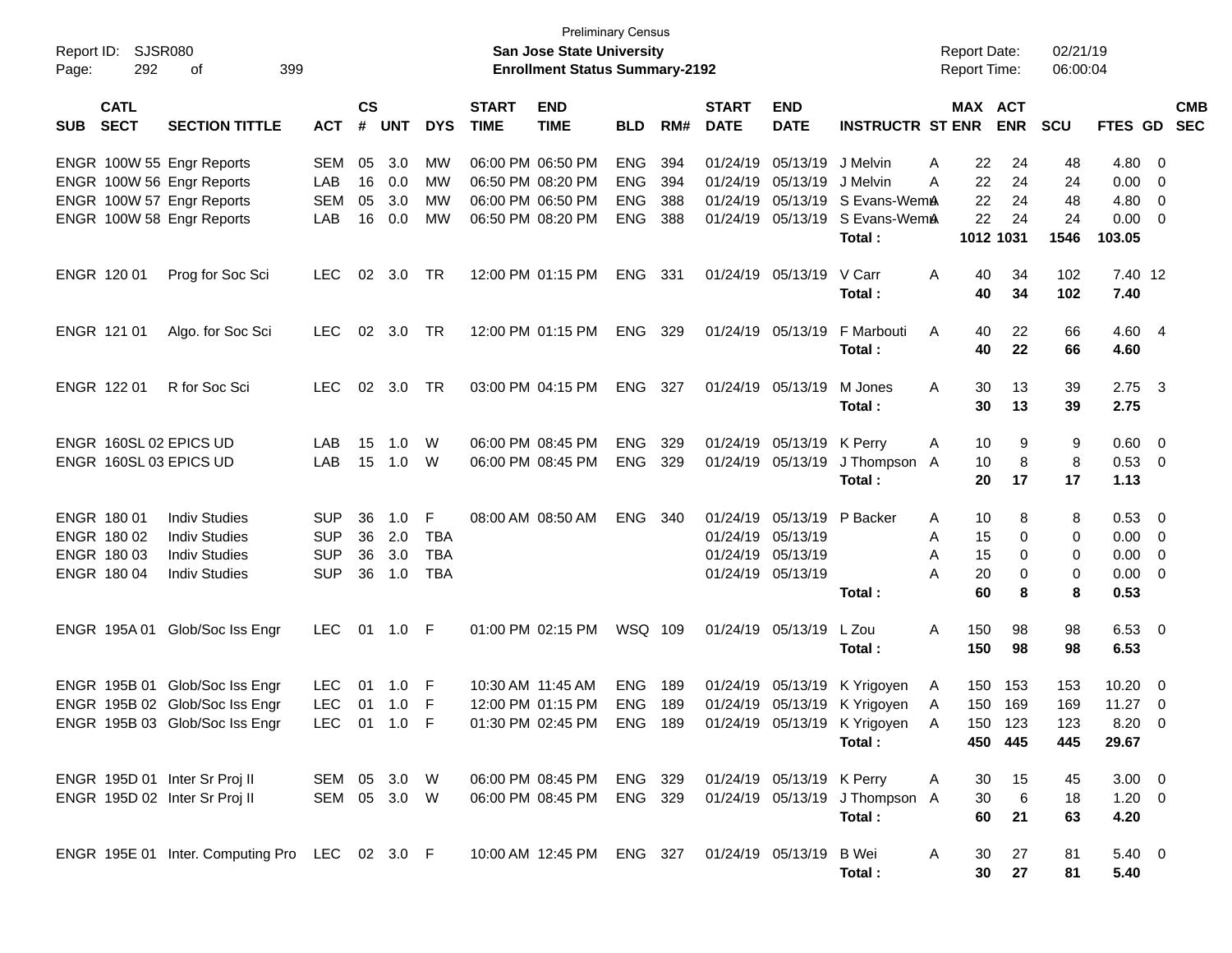Preliminary Census

**San Jose State University**

**Enrollment Status Summary-2192**

Report ID: SJSR080

Report Date: 02/21/19

Report Time: 06:00:04

| SUB | CATL SECT | SECTION TITTLE | ACT | CS # | UNT | DYS | START TIME | END TIME | BLD | RM# | START DATE | END DATE | INSTRUCTR | ST | MAX ENR | ACT ENR | SCU | FTES | GD | CMB SEC |
|---|---|---|---|---|---|---|---|---|---|---|---|---|---|---|---|---|---|---|---|---|
| ENGR | 100W 55 | Engr Reports | SEM | 05 | 3.0 | MW | 06:00 PM | 06:50 PM | ENG | 394 | 01/24/19 | 05/13/19 | J Melvin | A | 22 | 24 | 48 | 4.80 | 0 | |
| ENGR | 100W 56 | Engr Reports | LAB | 16 | 0.0 | MW | 06:50 PM | 08:20 PM | ENG | 394 | 01/24/19 | 05/13/19 | J Melvin | A | 22 | 24 | 24 | 0.00 | 0 | |
| ENGR | 100W 57 | Engr Reports | SEM | 05 | 3.0 | MW | 06:00 PM | 06:50 PM | ENG | 388 | 01/24/19 | 05/13/19 | S Evans-Wem | A | 22 | 24 | 48 | 4.80 | 0 | |
| ENGR | 100W 58 | Engr Reports | LAB | 16 | 0.0 | MW | 06:50 PM | 08:20 PM | ENG | 388 | 01/24/19 | 05/13/19 | S Evans-Wem | A | 22 | 24 | 24 | 0.00 | 0 | |
| | | | | | | | | | | | | | **Total :** | | **1012** | **1031** | **1546** | **103.05** | | |
| ENGR | 120 01 | Prog for Soc Sci | LEC | 02 | 3.0 | TR | 12:00 PM | 01:15 PM | ENG | 331 | 01/24/19 | 05/13/19 | V Carr | A | 40 | 34 | 102 | 7.40 | 12 | |
| | | | | | | | | | | | | | **Total :** | | **40** | **34** | **102** | **7.40** | | |
| ENGR | 121 01 | Algo. for Soc Sci | LEC | 02 | 3.0 | TR | 12:00 PM | 01:15 PM | ENG | 329 | 01/24/19 | 05/13/19 | F Marbouti | A | 40 | 22 | 66 | 4.60 | 4 | |
| | | | | | | | | | | | | | **Total :** | | **40** | **22** | **66** | **4.60** | | |
| ENGR | 122 01 | R for Soc Sci | LEC | 02 | 3.0 | TR | 03:00 PM | 04:15 PM | ENG | 327 | 01/24/19 | 05/13/19 | M Jones | A | 30 | 13 | 39 | 2.75 | 3 | |
| | | | | | | | | | | | | | **Total :** | | **30** | **13** | **39** | **2.75** | | |
| ENGR | 160SL 02 | EPICS UD | LAB | 15 | 1.0 | W | 06:00 PM | 08:45 PM | ENG | 329 | 01/24/19 | 05/13/19 | K Perry | A | 10 | 9 | 9 | 0.60 | 0 | |
| ENGR | 160SL 03 | EPICS UD | LAB | 15 | 1.0 | W | 06:00 PM | 08:45 PM | ENG | 329 | 01/24/19 | 05/13/19 | J Thompson | A | 10 | 8 | 8 | 0.53 | 0 | |
| | | | | | | | | | | | | | **Total :** | | **20** | **17** | **17** | **1.13** | | |
| ENGR | 180 01 | Indiv Studies | SUP | 36 | 1.0 | F | 08:00 AM | 08:50 AM | ENG | 340 | 01/24/19 | 05/13/19 | P Backer | A | 10 | 8 | 8 | 0.53 | 0 | |
| ENGR | 180 02 | Indiv Studies | SUP | 36 | 2.0 | TBA | | | | | 01/24/19 | 05/13/19 | | A | 15 | 0 | 0 | 0.00 | 0 | |
| ENGR | 180 03 | Indiv Studies | SUP | 36 | 3.0 | TBA | | | | | 01/24/19 | 05/13/19 | | A | 15 | 0 | 0 | 0.00 | 0 | |
| ENGR | 180 04 | Indiv Studies | SUP | 36 | 1.0 | TBA | | | | | 01/24/19 | 05/13/19 | | A | 20 | 0 | 0 | 0.00 | 0 | |
| | | | | | | | | | | | | | **Total :** | | **60** | **8** | **8** | **0.53** | | |
| ENGR | 195A 01 | Glob/Soc Iss Engr | LEC | 01 | 1.0 | F | 01:00 PM | 02:15 PM | WSQ | 109 | 01/24/19 | 05/13/19 | L Zou | A | 150 | 98 | 98 | 6.53 | 0 | |
| | | | | | | | | | | | | | **Total :** | | **150** | **98** | **98** | **6.53** | | |
| ENGR | 195B 01 | Glob/Soc Iss Engr | LEC | 01 | 1.0 | F | 10:30 AM | 11:45 AM | ENG | 189 | 01/24/19 | 05/13/19 | K Yrigoyen | A | 150 | 153 | 153 | 10.20 | 0 | |
| ENGR | 195B 02 | Glob/Soc Iss Engr | LEC | 01 | 1.0 | F | 12:00 PM | 01:15 PM | ENG | 189 | 01/24/19 | 05/13/19 | K Yrigoyen | A | 150 | 169 | 169 | 11.27 | 0 | |
| ENGR | 195B 03 | Glob/Soc Iss Engr | LEC | 01 | 1.0 | F | 01:30 PM | 02:45 PM | ENG | 189 | 01/24/19 | 05/13/19 | K Yrigoyen | A | 150 | 123 | 123 | 8.20 | 0 | |
| | | | | | | | | | | | | | **Total :** | | **450** | **445** | **445** | **29.67** | | |
| ENGR | 195D 01 | Inter Sr Proj II | SEM | 05 | 3.0 | W | 06:00 PM | 08:45 PM | ENG | 329 | 01/24/19 | 05/13/19 | K Perry | A | 30 | 15 | 45 | 3.00 | 0 | |
| ENGR | 195D 02 | Inter Sr Proj II | SEM | 05 | 3.0 | W | 06:00 PM | 08:45 PM | ENG | 329 | 01/24/19 | 05/13/19 | J Thompson | A | 30 | 6 | 18 | 1.20 | 0 | |
| | | | | | | | | | | | | | **Total :** | | **60** | **21** | **63** | **4.20** | | |
| ENGR | 195E 01 | Inter. Computing Pro | LEC | 02 | 3.0 | F | 10:00 AM | 12:45 PM | ENG | 327 | 01/24/19 | 05/13/19 | B Wei | A | 30 | 27 | 81 | 5.40 | 0 | |
| | | | | | | | | | | | | | **Total :** | | **30** | **27** | **81** | **5.40** | | |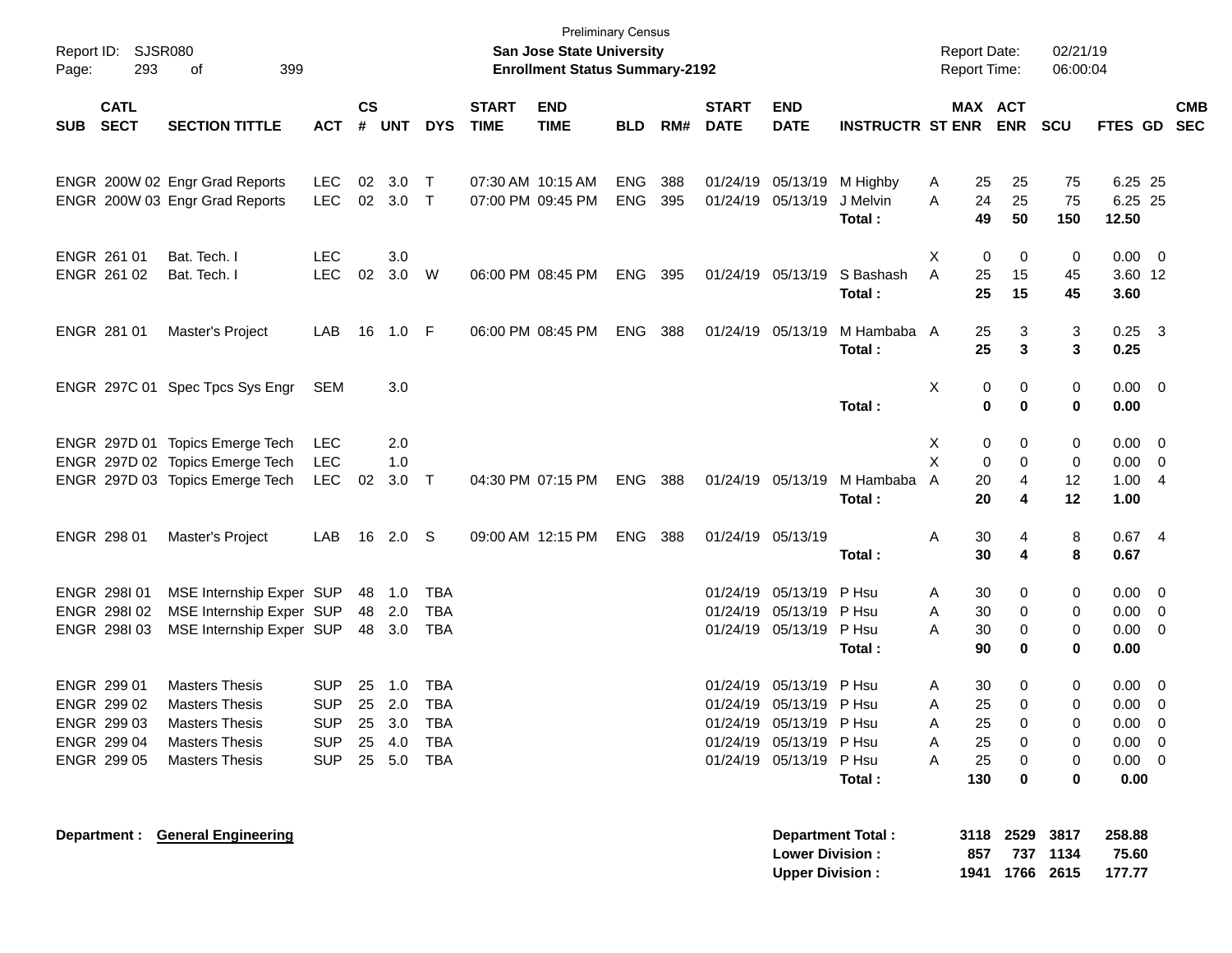Preliminary Census

**San Jose State University**
**Enrollment Status Summary-2192**

Report ID: SJSR080
Report Date: 02/21/19
Report Time: 06:00:04

| SUB | CATL SECT | SECTION TITTLE | ACT | CS # | UNT | DYS | START TIME | END TIME | BLD | RM# | START DATE | END DATE | INSTRUCTR | ST | MAX ENR | ACT ENR | SCU | FTES | GD | CMB SEC |
|---|---|---|---|---|---|---|---|---|---|---|---|---|---|---|---|---|---|---|---|---|
| ENGR | 200W 02 | Engr Grad Reports | LEC | 02 | 3.0 | T | 07:30 AM | 10:15 AM | ENG | 388 | 01/24/19 | 05/13/19 | M Highby | A | 25 | 25 | 75 | 6.25 | 25 | |
| ENGR | 200W 03 | Engr Grad Reports | LEC | 02 | 3.0 | T | 07:00 PM | 09:45 PM | ENG | 395 | 01/24/19 | 05/13/19 | J Melvin | A | 24 | 25 | 75 | 6.25 | 25 | |
| | | | | | | | | | | | | | **Total :** | | **49** | **50** | **150** | **12.50** | | |
| ENGR | 261 01 | Bat. Tech. I | LEC | | 3.0 | | | | | | | | | X | 0 | 0 | 0 | 0.00 | 0 | |
| ENGR | 261 02 | Bat. Tech. I | LEC | 02 | 3.0 | W | 06:00 PM | 08:45 PM | ENG | 395 | 01/24/19 | 05/13/19 | S Bashash | A | 25 | 15 | 45 | 3.60 | 12 | |
| | | | | | | | | | | | | | **Total :** | | **25** | **15** | **45** | **3.60** | | |
| ENGR | 281 01 | Master's Project | LAB | 16 | 1.0 | F | 06:00 PM | 08:45 PM | ENG | 388 | 01/24/19 | 05/13/19 | M Hambaba | A | 25 | 3 | 3 | 0.25 | 3 | |
| | | | | | | | | | | | | | **Total :** | | **25** | **3** | **3** | **0.25** | | |
| ENGR | 297C 01 | Spec Tpcs Sys Engr | SEM | | 3.0 | | | | | | | | | X | 0 | 0 | 0 | 0.00 | 0 | |
| | | | | | | | | | | | | | **Total :** | | **0** | **0** | **0** | **0.00** | | |
| ENGR | 297D 01 | Topics Emerge Tech | LEC | | 2.0 | | | | | | | | | X | 0 | 0 | 0 | 0.00 | 0 | |
| ENGR | 297D 02 | Topics Emerge Tech | LEC | | 1.0 | | | | | | | | | X | 0 | 0 | 0 | 0.00 | 0 | |
| ENGR | 297D 03 | Topics Emerge Tech | LEC | 02 | 3.0 | T | 04:30 PM | 07:15 PM | ENG | 388 | 01/24/19 | 05/13/19 | M Hambaba | A | 20 | 4 | 12 | 1.00 | 4 | |
| | | | | | | | | | | | | | **Total :** | | **20** | **4** | **12** | **1.00** | | |
| ENGR | 298 01 | Master's Project | LAB | 16 | 2.0 | S | 09:00 AM | 12:15 PM | ENG | 388 | 01/24/19 | 05/13/19 | | A | 30 | 4 | 8 | 0.67 | 4 | |
| | | | | | | | | | | | | | **Total :** | | **30** | **4** | **8** | **0.67** | | |
| ENGR | 298I 01 | MSE Internship Exper | SUP | 48 | 1.0 | TBA | | | | | 01/24/19 | 05/13/19 | P Hsu | A | 30 | 0 | 0 | 0.00 | 0 | |
| ENGR | 298I 02 | MSE Internship Exper | SUP | 48 | 2.0 | TBA | | | | | 01/24/19 | 05/13/19 | P Hsu | A | 30 | 0 | 0 | 0.00 | 0 | |
| ENGR | 298I 03 | MSE Internship Exper | SUP | 48 | 3.0 | TBA | | | | | 01/24/19 | 05/13/19 | P Hsu | A | 30 | 0 | 0 | 0.00 | 0 | |
| | | | | | | | | | | | | | **Total :** | | **90** | **0** | **0** | **0.00** | | |
| ENGR | 299 01 | Masters Thesis | SUP | 25 | 1.0 | TBA | | | | | 01/24/19 | 05/13/19 | P Hsu | A | 30 | 0 | 0 | 0.00 | 0 | |
| ENGR | 299 02 | Masters Thesis | SUP | 25 | 2.0 | TBA | | | | | 01/24/19 | 05/13/19 | P Hsu | A | 25 | 0 | 0 | 0.00 | 0 | |
| ENGR | 299 03 | Masters Thesis | SUP | 25 | 3.0 | TBA | | | | | 01/24/19 | 05/13/19 | P Hsu | A | 25 | 0 | 0 | 0.00 | 0 | |
| ENGR | 299 04 | Masters Thesis | SUP | 25 | 4.0 | TBA | | | | | 01/24/19 | 05/13/19 | P Hsu | A | 25 | 0 | 0 | 0.00 | 0 | |
| ENGR | 299 05 | Masters Thesis | SUP | 25 | 5.0 | TBA | | | | | 01/24/19 | 05/13/19 | P Hsu | A | 25 | 0 | 0 | 0.00 | 0 | |
| | | | | | | | | | | | | | **Total :** | | **130** | **0** | **0** | **0.00** | | |

**Department :** **General Engineering**

| | MAX ENR | ACT ENR | SCU | FTES |
|---|---|---|---|---|
| **Department Total :** | **3118** | **2529** | **3817** | **258.88** |
| **Lower Division :** | **857** | **737** | **1134** | **75.60** |
| **Upper Division :** | **1941** | **1766** | **2615** | **177.77** |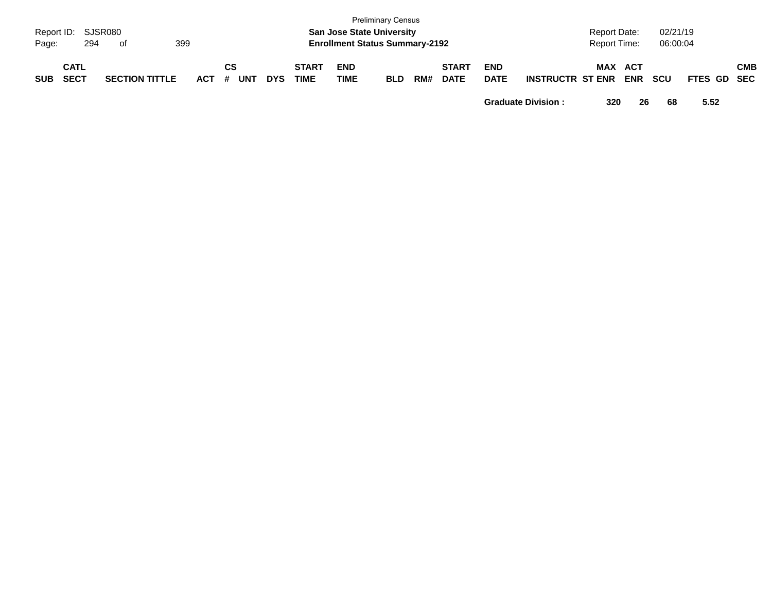| SUB | CATL SECT | SECTION TITTLE | ACT | CS # | UNT | DYS | START TIME | END TIME | BLD | RM# | START DATE | END DATE | INSTRUCTR | ST | MAX ENR | ACT ENR | SCU | FTES | GD | CMB SEC |
|---|---|---|---|---|---|---|---|---|---|---|---|---|---|---|---|---|---|---|---|---|
| | | | | | | | | | | | | | Graduate Division : | | 320 | 26 | 68 | 5.52 | | |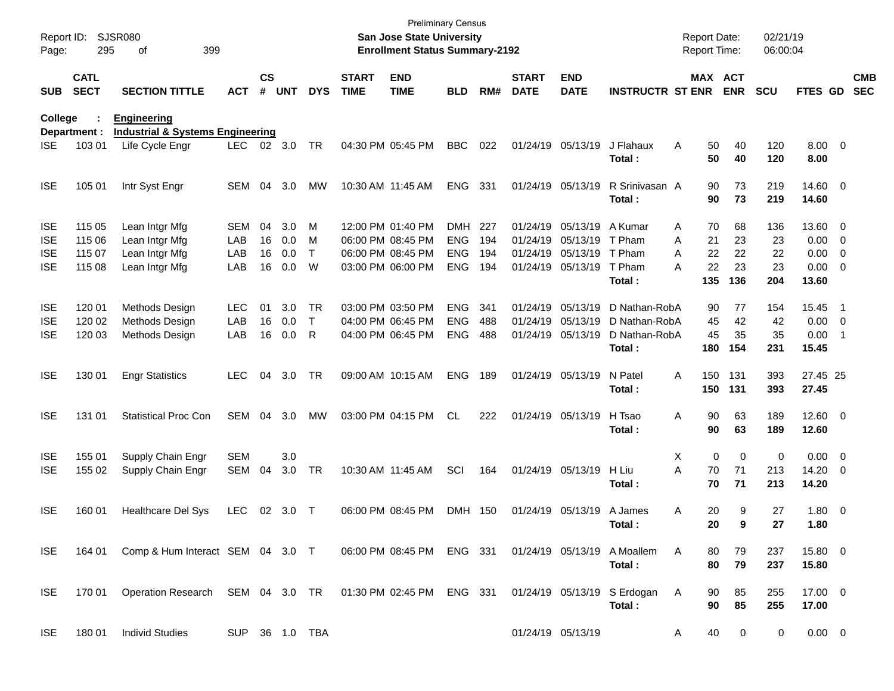Preliminary Census

**San Jose State University**
**Enrollment Status Summary-2192**

Report ID: SJSR080
Report Date: 02/21/19
Report Time: 06:00:04

| SUB | CATL SECT | SECTION TITTLE | ACT | CS # | UNT | DYS | START TIME | END TIME | BLD | RM# | START DATE | END DATE | INSTRUCTR | ST | MAX ENR | ACT ENR | SCU | FTES | GD | CMB SEC |
|---|---|---|---|---|---|---|---|---|---|---|---|---|---|---|---|---|---|---|---|---|
| **College :** | | **Engineering** | | | | | | | | | | | | | | | | | | |
| **Department :** | | **Industrial & Systems Engineering** | | | | | | | | | | | | | | | | | | |
| ISE | 103 01 | Life Cycle Engr | LEC | 02 | 3.0 | TR | 04:30 PM | 05:45 PM | BBC | 022 | 01/24/19 | 05/13/19 | J Flahaux | A | 50 | 40 | 120 | 8.00 | 0 | |
| | | | | | | | | | | | | | **Total :** | | **50** | **40** | **120** | **8.00** | | |
| ISE | 105 01 | Intr Syst Engr | SEM | 04 | 3.0 | MW | 10:30 AM | 11:45 AM | ENG | 331 | 01/24/19 | 05/13/19 | R Srinivasan | A | 90 | 73 | 219 | 14.60 | 0 | |
| | | | | | | | | | | | | | **Total :** | | **90** | **73** | **219** | **14.60** | | |
| ISE | 115 05 | Lean Intgr Mfg | SEM | 04 | 3.0 | M | 12:00 PM | 01:40 PM | DMH | 227 | 01/24/19 | 05/13/19 | A Kumar | A | 70 | 68 | 136 | 13.60 | 0 | |
| ISE | 115 06 | Lean Intgr Mfg | LAB | 16 | 0.0 | M | 06:00 PM | 08:45 PM | ENG | 194 | 01/24/19 | 05/13/19 | T Pham | A | 21 | 23 | 23 | 0.00 | 0 | |
| ISE | 115 07 | Lean Intgr Mfg | LAB | 16 | 0.0 | T | 06:00 PM | 08:45 PM | ENG | 194 | 01/24/19 | 05/13/19 | T Pham | A | 22 | 22 | 22 | 0.00 | 0 | |
| ISE | 115 08 | Lean Intgr Mfg | LAB | 16 | 0.0 | W | 03:00 PM | 06:00 PM | ENG | 194 | 01/24/19 | 05/13/19 | T Pham | A | 22 | 23 | 23 | 0.00 | 0 | |
| | | | | | | | | | | | | | **Total :** | | **135** | **136** | **204** | **13.60** | | |
| ISE | 120 01 | Methods Design | LEC | 01 | 3.0 | TR | 03:00 PM | 03:50 PM | ENG | 341 | 01/24/19 | 05/13/19 | D Nathan-Rob | A | 90 | 77 | 154 | 15.45 | 1 | |
| ISE | 120 02 | Methods Design | LAB | 16 | 0.0 | T | 04:00 PM | 06:45 PM | ENG | 488 | 01/24/19 | 05/13/19 | D Nathan-Rob | A | 45 | 42 | 42 | 0.00 | 0 | |
| ISE | 120 03 | Methods Design | LAB | 16 | 0.0 | R | 04:00 PM | 06:45 PM | ENG | 488 | 01/24/19 | 05/13/19 | D Nathan-Rob | A | 45 | 35 | 35 | 0.00 | 1 | |
| | | | | | | | | | | | | | **Total :** | | **180** | **154** | **231** | **15.45** | | |
| ISE | 130 01 | Engr Statistics | LEC | 04 | 3.0 | TR | 09:00 AM | 10:15 AM | ENG | 189 | 01/24/19 | 05/13/19 | N Patel | A | 150 | 131 | 393 | 27.45 | 25 | |
| | | | | | | | | | | | | | **Total :** | | **150** | **131** | **393** | **27.45** | | |
| ISE | 131 01 | Statistical Proc Con | SEM | 04 | 3.0 | MW | 03:00 PM | 04:15 PM | CL | 222 | 01/24/19 | 05/13/19 | H Tsao | A | 90 | 63 | 189 | 12.60 | 0 | |
| | | | | | | | | | | | | | **Total :** | | **90** | **63** | **189** | **12.60** | | |
| ISE | 155 01 | Supply Chain Engr | SEM | | 3.0 | | | | | | | | | X | 0 | 0 | 0 | 0.00 | 0 | |
| ISE | 155 02 | Supply Chain Engr | SEM | 04 | 3.0 | TR | 10:30 AM | 11:45 AM | SCI | 164 | 01/24/19 | 05/13/19 | H Liu | A | 70 | 71 | 213 | 14.20 | 0 | |
| | | | | | | | | | | | | | **Total :** | | **70** | **71** | **213** | **14.20** | | |
| ISE | 160 01 | Healthcare Del Sys | LEC | 02 | 3.0 | T | 06:00 PM | 08:45 PM | DMH | 150 | 01/24/19 | 05/13/19 | A James | A | 20 | 9 | 27 | 1.80 | 0 | |
| | | | | | | | | | | | | | **Total :** | | **20** | **9** | **27** | **1.80** | | |
| ISE | 164 01 | Comp & Hum Interact | SEM | 04 | 3.0 | T | 06:00 PM | 08:45 PM | ENG | 331 | 01/24/19 | 05/13/19 | A Moallem | A | 80 | 79 | 237 | 15.80 | 0 | |
| | | | | | | | | | | | | | **Total :** | | **80** | **79** | **237** | **15.80** | | |
| ISE | 170 01 | Operation Research | SEM | 04 | 3.0 | TR | 01:30 PM | 02:45 PM | ENG | 331 | 01/24/19 | 05/13/19 | S Erdogan | A | 90 | 85 | 255 | 17.00 | 0 | |
| | | | | | | | | | | | | | **Total :** | | **90** | **85** | **255** | **17.00** | | |
| ISE | 180 01 | Individ Studies | SUP | 36 | 1.0 | TBA | | | | | 01/24/19 | 05/13/19 | | A | 40 | 0 | 0 | 0.00 | 0 | |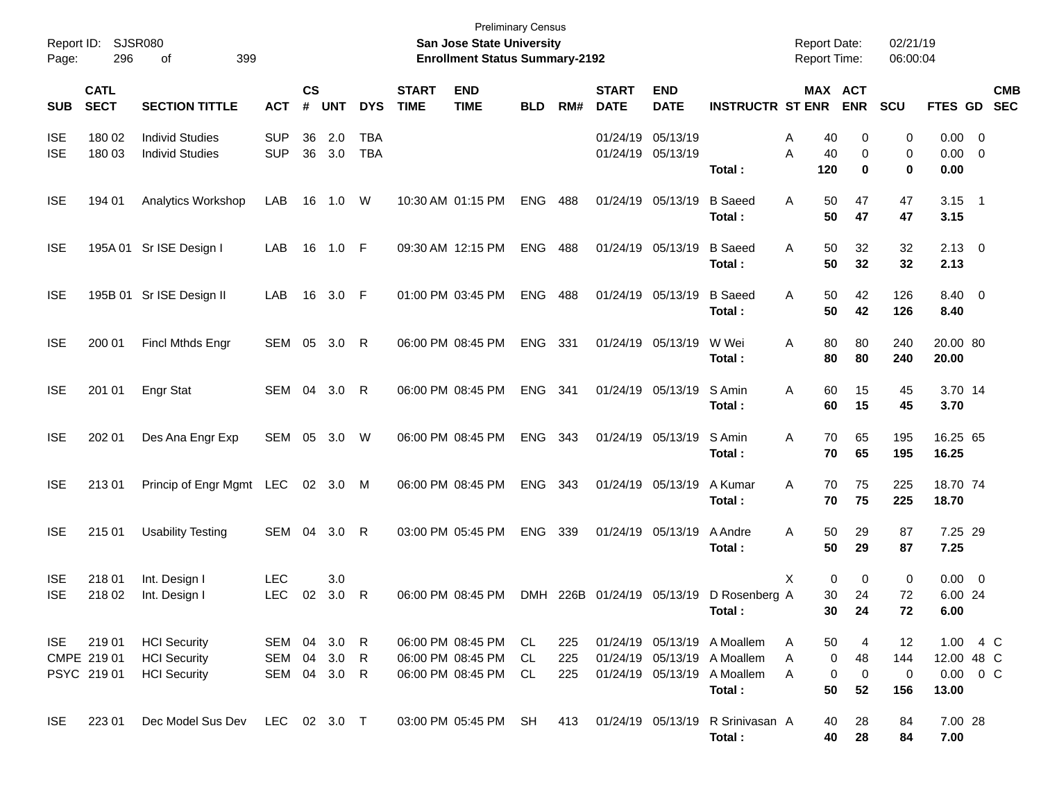Preliminary Census
**San Jose State University**
**Enrollment Status Summary-2192**

Report ID: SJSR080
Report Date: 02/21/19
Report Time: 06:00:04

| SUB | CATL SECT | SECTION TITTLE | ACT | CS # | UNT | DYS | START TIME | END TIME | BLD | RM# | START DATE | END DATE | INSTRUCTR | ST | MAX ENR | ACT ENR | SCU | FTES | GD | CMB SEC |
|---|---|---|---|---|---|---|---|---|---|---|---|---|---|---|---|---|---|---|---|---|
| ISE | 180 02 | Individ Studies | SUP | 36 | 2.0 | TBA | | | | | 01/24/19 | 05/13/19 | | A | 40 | 0 | 0 | 0.00 | 0 | |
| ISE | 180 03 | Individ Studies | SUP | 36 | 3.0 | TBA | | | | | 01/24/19 | 05/13/19 | | A | 40 | 0 | 0 | 0.00 | 0 | |
| | | | | | | | | | | | | | **Total :** | | **120** | **0** | **0** | **0.00** | | |
| ISE | 194 01 | Analytics Workshop | LAB | 16 | 1.0 | W | 10:30 AM | 01:15 PM | ENG | 488 | 01/24/19 | 05/13/19 | B Saeed | A | 50 | 47 | 47 | 3.15 | 1 | |
| | | | | | | | | | | | | | **Total :** | | **50** | **47** | **47** | **3.15** | | |
| ISE | 195A 01 | Sr ISE Design I | LAB | 16 | 1.0 | F | 09:30 AM | 12:15 PM | ENG | 488 | 01/24/19 | 05/13/19 | B Saeed | A | 50 | 32 | 32 | 2.13 | 0 | |
| | | | | | | | | | | | | | **Total :** | | **50** | **32** | **32** | **2.13** | | |
| ISE | 195B 01 | Sr ISE Design II | LAB | 16 | 3.0 | F | 01:00 PM | 03:45 PM | ENG | 488 | 01/24/19 | 05/13/19 | B Saeed | A | 50 | 42 | 126 | 8.40 | 0 | |
| | | | | | | | | | | | | | **Total :** | | **50** | **42** | **126** | **8.40** | | |
| ISE | 200 01 | Fincl Mthds Engr | SEM | 05 | 3.0 | R | 06:00 PM | 08:45 PM | ENG | 331 | 01/24/19 | 05/13/19 | W Wei | A | 80 | 80 | 240 | 20.00 | 80 | |
| | | | | | | | | | | | | | **Total :** | | **80** | **80** | **240** | **20.00** | | |
| ISE | 201 01 | Engr Stat | SEM | 04 | 3.0 | R | 06:00 PM | 08:45 PM | ENG | 341 | 01/24/19 | 05/13/19 | S Amin | A | 60 | 15 | 45 | 3.70 | 14 | |
| | | | | | | | | | | | | | **Total :** | | **60** | **15** | **45** | **3.70** | | |
| ISE | 202 01 | Des Ana Engr Exp | SEM | 05 | 3.0 | W | 06:00 PM | 08:45 PM | ENG | 343 | 01/24/19 | 05/13/19 | S Amin | A | 70 | 65 | 195 | 16.25 | 65 | |
| | | | | | | | | | | | | | **Total :** | | **70** | **65** | **195** | **16.25** | | |
| ISE | 213 01 | Princip of Engr Mgmt | LEC | 02 | 3.0 | M | 06:00 PM | 08:45 PM | ENG | 343 | 01/24/19 | 05/13/19 | A Kumar | A | 70 | 75 | 225 | 18.70 | 74 | |
| | | | | | | | | | | | | | **Total :** | | **70** | **75** | **225** | **18.70** | | |
| ISE | 215 01 | Usability Testing | SEM | 04 | 3.0 | R | 03:00 PM | 05:45 PM | ENG | 339 | 01/24/19 | 05/13/19 | A Andre | A | 50 | 29 | 87 | 7.25 | 29 | |
| | | | | | | | | | | | | | **Total :** | | **50** | **29** | **87** | **7.25** | | |
| ISE | 218 01 | Int. Design I | LEC | | 3.0 | | | | | | | | | X | 0 | 0 | 0 | 0.00 | 0 | |
| ISE | 218 02 | Int. Design I | LEC | 02 | 3.0 | R | 06:00 PM | 08:45 PM | DMH | 226B | 01/24/19 | 05/13/19 | D Rosenberg | A | 30 | 24 | 72 | 6.00 | 24 | |
| | | | | | | | | | | | | | **Total :** | | **30** | **24** | **72** | **6.00** | | |
| ISE | 219 01 | HCI Security | SEM | 04 | 3.0 | R | 06:00 PM | 08:45 PM | CL | 225 | 01/24/19 | 05/13/19 | A Moallem | A | 50 | 4 | 12 | 1.00 | 4 | C |
| CMPE | 219 01 | HCI Security | SEM | 04 | 3.0 | R | 06:00 PM | 08:45 PM | CL | 225 | 01/24/19 | 05/13/19 | A Moallem | A | 0 | 48 | 144 | 12.00 | 48 | C |
| PSYC | 219 01 | HCI Security | SEM | 04 | 3.0 | R | 06:00 PM | 08:45 PM | CL | 225 | 01/24/19 | 05/13/19 | A Moallem | A | 0 | 0 | 0 | 0.00 | 0 | C |
| | | | | | | | | | | | | | **Total :** | | **50** | **52** | **156** | **13.00** | | |
| ISE | 223 01 | Dec Model Sus Dev | LEC | 02 | 3.0 | T | 03:00 PM | 05:45 PM | SH | 413 | 01/24/19 | 05/13/19 | R Srinivasan | A | 40 | 28 | 84 | 7.00 | 28 | |
| | | | | | | | | | | | | | **Total :** | | **40** | **28** | **84** | **7.00** | | |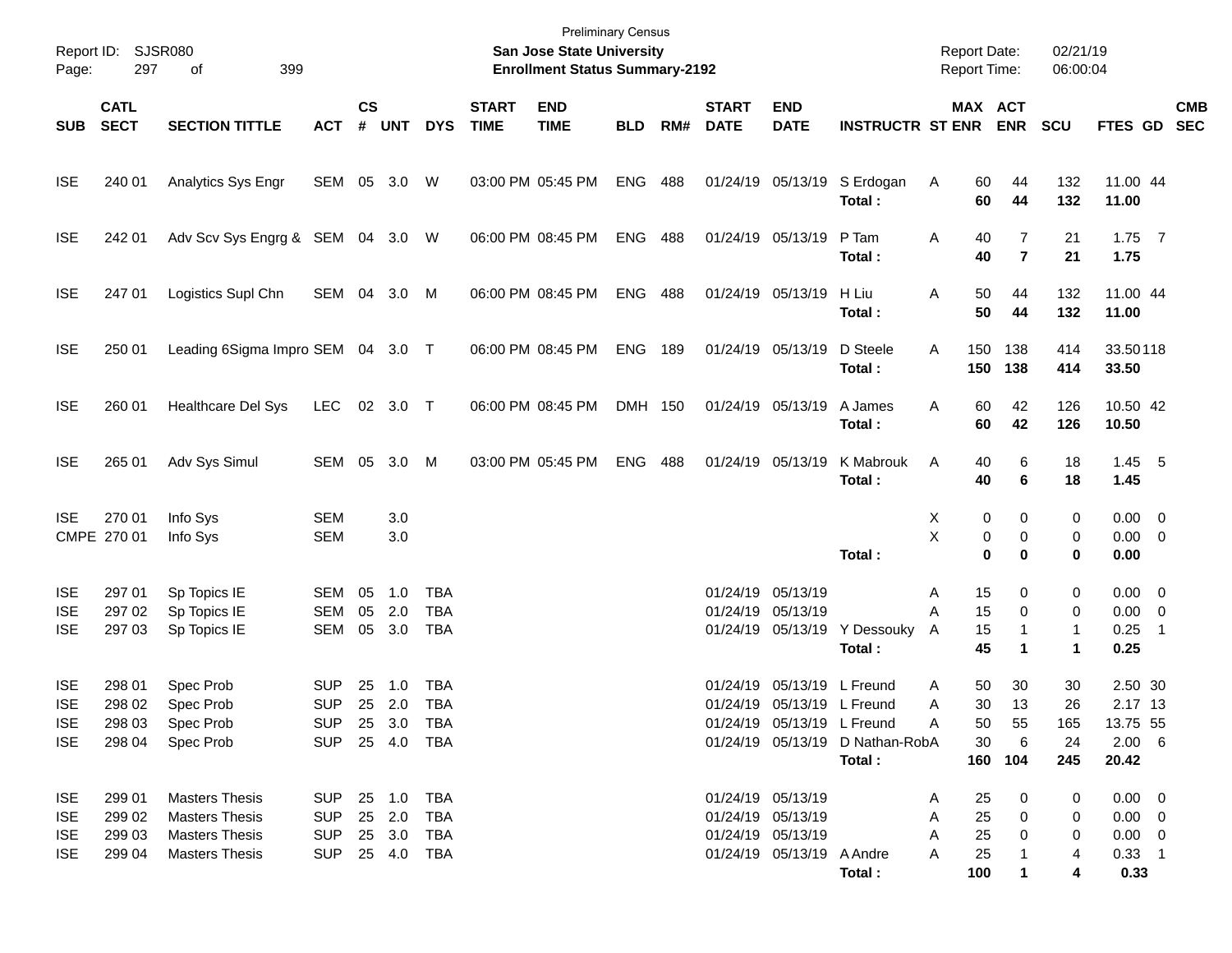Preliminary Census

**San Jose State University**

**Enrollment Status Summary-2192**

Report ID: SJSR080

Report Date: 02/21/19

Report Time: 06:00:04

| SUB | CATL SECT | SECTION TITTLE | ACT | CS # | UNT | DYS | START TIME | END TIME | BLD | RM# | START DATE | END DATE | INSTRUCTR | ST | MAX ENR | ACT ENR | SCU | FTES | GD | CMB SEC |
|---|---|---|---|---|---|---|---|---|---|---|---|---|---|---|---|---|---|---|---|---|
| ISE | 240 01 | Analytics Sys Engr | SEM | 05 | 3.0 | W | 03:00 PM | 05:45 PM | ENG | 488 | 01/24/19 | 05/13/19 | S Erdogan | A | 60 | 44 | 132 | 11.00 | 44 | |
| | | | | | | | | | | | | | **Total :** | | **60** | **44** | **132** | **11.00** | | |
| ISE | 242 01 | Adv Scv Sys Engrg & | SEM | 04 | 3.0 | W | 06:00 PM | 08:45 PM | ENG | 488 | 01/24/19 | 05/13/19 | P Tam | A | 40 | 7 | 21 | 1.75 | 7 | |
| | | | | | | | | | | | | | **Total :** | | **40** | **7** | **21** | **1.75** | | |
| ISE | 247 01 | Logistics Supl Chn | SEM | 04 | 3.0 | M | 06:00 PM | 08:45 PM | ENG | 488 | 01/24/19 | 05/13/19 | H Liu | A | 50 | 44 | 132 | 11.00 | 44 | |
| | | | | | | | | | | | | | **Total :** | | **50** | **44** | **132** | **11.00** | | |
| ISE | 250 01 | Leading 6Sigma Impro | SEM | 04 | 3.0 | T | 06:00 PM | 08:45 PM | ENG | 189 | 01/24/19 | 05/13/19 | D Steele | A | 150 | 138 | 414 | 33.50 | 118 | |
| | | | | | | | | | | | | | **Total :** | | **150** | **138** | **414** | **33.50** | | |
| ISE | 260 01 | Healthcare Del Sys | LEC | 02 | 3.0 | T | 06:00 PM | 08:45 PM | DMH | 150 | 01/24/19 | 05/13/19 | A James | A | 60 | 42 | 126 | 10.50 | 42 | |
| | | | | | | | | | | | | | **Total :** | | **60** | **42** | **126** | **10.50** | | |
| ISE | 265 01 | Adv Sys Simul | SEM | 05 | 3.0 | M | 03:00 PM | 05:45 PM | ENG | 488 | 01/24/19 | 05/13/19 | K Mabrouk | A | 40 | 6 | 18 | 1.45 | 5 | |
| | | | | | | | | | | | | | **Total :** | | **40** | **6** | **18** | **1.45** | | |
| ISE | 270 01 | Info Sys | SEM | | 3.0 | | | | | | | | | X | 0 | 0 | 0 | 0.00 | 0 | |
| CMPE | 270 01 | Info Sys | SEM | | 3.0 | | | | | | | | | X | 0 | 0 | 0 | 0.00 | 0 | |
| | | | | | | | | | | | | | **Total :** | | **0** | **0** | **0** | **0.00** | | |
| ISE | 297 01 | Sp Topics IE | SEM | 05 | 1.0 | TBA | | | | | 01/24/19 | 05/13/19 | | A | 15 | 0 | 0 | 0.00 | 0 | |
| ISE | 297 02 | Sp Topics IE | SEM | 05 | 2.0 | TBA | | | | | 01/24/19 | 05/13/19 | | A | 15 | 0 | 0 | 0.00 | 0 | |
| ISE | 297 03 | Sp Topics IE | SEM | 05 | 3.0 | TBA | | | | | 01/24/19 | 05/13/19 | Y Dessouky | A | 15 | 1 | 1 | 0.25 | 1 | |
| | | | | | | | | | | | | | **Total :** | | **45** | **1** | **1** | **0.25** | | |
| ISE | 298 01 | Spec Prob | SUP | 25 | 1.0 | TBA | | | | | 01/24/19 | 05/13/19 | L Freund | A | 50 | 30 | 30 | 2.50 | 30 | |
| ISE | 298 02 | Spec Prob | SUP | 25 | 2.0 | TBA | | | | | 01/24/19 | 05/13/19 | L Freund | A | 30 | 13 | 26 | 2.17 | 13 | |
| ISE | 298 03 | Spec Prob | SUP | 25 | 3.0 | TBA | | | | | 01/24/19 | 05/13/19 | L Freund | A | 50 | 55 | 165 | 13.75 | 55 | |
| ISE | 298 04 | Spec Prob | SUP | 25 | 4.0 | TBA | | | | | 01/24/19 | 05/13/19 | D Nathan-Rob | A | 30 | 6 | 24 | 2.00 | 6 | |
| | | | | | | | | | | | | | **Total :** | | **160** | **104** | **245** | **20.42** | | |
| ISE | 299 01 | Masters Thesis | SUP | 25 | 1.0 | TBA | | | | | 01/24/19 | 05/13/19 | | A | 25 | 0 | 0 | 0.00 | 0 | |
| ISE | 299 02 | Masters Thesis | SUP | 25 | 2.0 | TBA | | | | | 01/24/19 | 05/13/19 | | A | 25 | 0 | 0 | 0.00 | 0 | |
| ISE | 299 03 | Masters Thesis | SUP | 25 | 3.0 | TBA | | | | | 01/24/19 | 05/13/19 | | A | 25 | 0 | 0 | 0.00 | 0 | |
| ISE | 299 04 | Masters Thesis | SUP | 25 | 4.0 | TBA | | | | | 01/24/19 | 05/13/19 | A Andre | A | 25 | 1 | 4 | 0.33 | 1 | |
| | | | | | | | | | | | | | **Total :** | | **100** | **1** | **4** | **0.33** | | |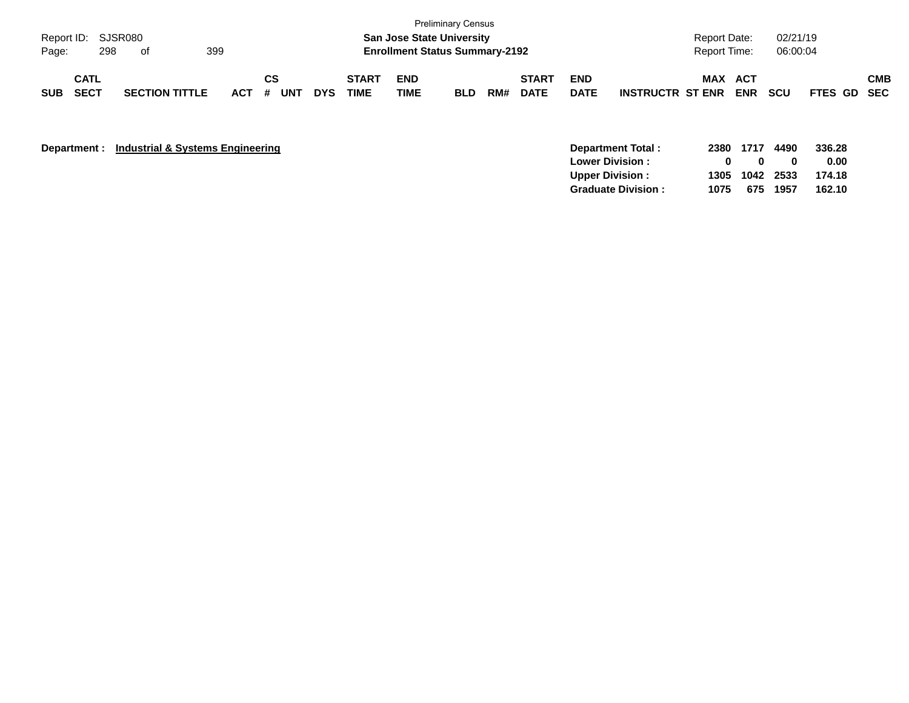Preliminary Census

**San Jose State University**
**Enrollment Status Summary-2192**

| SUB | CATL SECT | SECTION TITTLE | ACT | CS # | UNT | DYS | START TIME | END TIME | BLD | RM# | START DATE | END DATE | INSTRUCTR | ST | MAX ENR | ACT ENR | SCU | FTES | GD | CMB SEC |
|---|---|---|---|---|---|---|---|---|---|---|---|---|---|---|---|---|---|---|---|---|

**Department :** **Industrial & Systems Engineering**

| | MAX ENR | ACT ENR | SCU | FTES |
|---|---|---|---|---|
| **Department Total :** | **2380** | **1717** | **4490** | **336.28** |
| **Lower Division :** | **0** | **0** | **0** | **0.00** |
| **Upper Division :** | **1305** | **1042** | **2533** | **174.18** |
| **Graduate Division :** | **1075** | **675** | **1957** | **162.10** |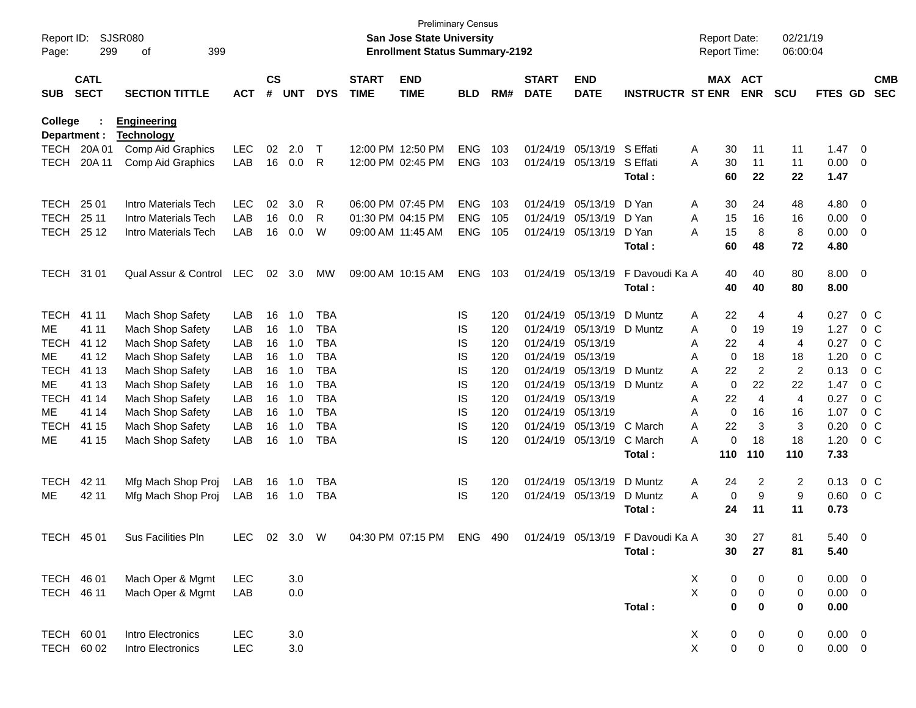Preliminary Census
**San Jose State University**
**Enrollment Status Summary-2192**

Report ID: SJSR080
Report Date: 02/21/19
Report Time: 06:00:04

**College : Engineering**
**Department : Technology**

| SUB | CATL SECT | SECTION TITTLE | ACT | CS # | UNT | DYS | START TIME | END TIME | BLD | RM# | START DATE | END DATE | INSTRUCTR | ST | MAX ENR | ACT ENR | SCU | FTES | GD | CMB SEC |
|---|---|---|---|---|---|---|---|---|---|---|---|---|---|---|---|---|---|---|---|---|
| TECH | 20A 01 | Comp Aid Graphics | LEC | 02 | 2.0 | T | 12:00 PM | 12:50 PM | ENG | 103 | 01/24/19 | 05/13/19 | S Effati | A | 30 | 11 | 11 | 1.47 | 0 | |
| TECH | 20A 11 | Comp Aid Graphics | LAB | 16 | 0.0 | R | 12:00 PM | 02:45 PM | ENG | 103 | 01/24/19 | 05/13/19 | S Effati | A | 30 | 11 | 11 | 0.00 | 0 | |
| | | | | | | | | | | | | | **Total :** | | **60** | **22** | **22** | **1.47** | | |
| TECH | 25 01 | Intro Materials Tech | LEC | 02 | 3.0 | R | 06:00 PM | 07:45 PM | ENG | 103 | 01/24/19 | 05/13/19 | D Yan | A | 30 | 24 | 48 | 4.80 | 0 | |
| TECH | 25 11 | Intro Materials Tech | LAB | 16 | 0.0 | R | 01:30 PM | 04:15 PM | ENG | 105 | 01/24/19 | 05/13/19 | D Yan | A | 15 | 16 | 16 | 0.00 | 0 | |
| TECH | 25 12 | Intro Materials Tech | LAB | 16 | 0.0 | W | 09:00 AM | 11:45 AM | ENG | 105 | 01/24/19 | 05/13/19 | D Yan | A | 15 | 8 | 8 | 0.00 | 0 | |
| | | | | | | | | | | | | | **Total :** | | **60** | **48** | **72** | **4.80** | | |
| TECH | 31 01 | Qual Assur & Control | LEC | 02 | 3.0 | MW | 09:00 AM | 10:15 AM | ENG | 103 | 01/24/19 | 05/13/19 | F Davoudi Ka | A | 40 | 40 | 80 | 8.00 | 0 | |
| | | | | | | | | | | | | | **Total :** | | **40** | **40** | **80** | **8.00** | | |
| TECH | 41 11 | Mach Shop Safety | LAB | 16 | 1.0 | TBA | | | IS | 120 | 01/24/19 | 05/13/19 | D Muntz | A | 22 | 4 | 4 | 0.27 | 0 | C |
| ME | 41 11 | Mach Shop Safety | LAB | 16 | 1.0 | TBA | | | IS | 120 | 01/24/19 | 05/13/19 | D Muntz | A | 0 | 19 | 19 | 1.27 | 0 | C |
| TECH | 41 12 | Mach Shop Safety | LAB | 16 | 1.0 | TBA | | | IS | 120 | 01/24/19 | 05/13/19 | | A | 22 | 4 | 4 | 0.27 | 0 | C |
| ME | 41 12 | Mach Shop Safety | LAB | 16 | 1.0 | TBA | | | IS | 120 | 01/24/19 | 05/13/19 | | A | 0 | 18 | 18 | 1.20 | 0 | C |
| TECH | 41 13 | Mach Shop Safety | LAB | 16 | 1.0 | TBA | | | IS | 120 | 01/24/19 | 05/13/19 | D Muntz | A | 22 | 2 | 2 | 0.13 | 0 | C |
| ME | 41 13 | Mach Shop Safety | LAB | 16 | 1.0 | TBA | | | IS | 120 | 01/24/19 | 05/13/19 | D Muntz | A | 0 | 22 | 22 | 1.47 | 0 | C |
| TECH | 41 14 | Mach Shop Safety | LAB | 16 | 1.0 | TBA | | | IS | 120 | 01/24/19 | 05/13/19 | | A | 22 | 4 | 4 | 0.27 | 0 | C |
| ME | 41 14 | Mach Shop Safety | LAB | 16 | 1.0 | TBA | | | IS | 120 | 01/24/19 | 05/13/19 | | A | 0 | 16 | 16 | 1.07 | 0 | C |
| TECH | 41 15 | Mach Shop Safety | LAB | 16 | 1.0 | TBA | | | IS | 120 | 01/24/19 | 05/13/19 | C March | A | 22 | 3 | 3 | 0.20 | 0 | C |
| ME | 41 15 | Mach Shop Safety | LAB | 16 | 1.0 | TBA | | | IS | 120 | 01/24/19 | 05/13/19 | C March | A | 0 | 18 | 18 | 1.20 | 0 | C |
| | | | | | | | | | | | | | **Total :** | | **110** | **110** | **110** | **7.33** | | |
| TECH | 42 11 | Mfg Mach Shop Proj | LAB | 16 | 1.0 | TBA | | | IS | 120 | 01/24/19 | 05/13/19 | D Muntz | A | 24 | 2 | 2 | 0.13 | 0 | C |
| ME | 42 11 | Mfg Mach Shop Proj | LAB | 16 | 1.0 | TBA | | | IS | 120 | 01/24/19 | 05/13/19 | D Muntz | A | 0 | 9 | 9 | 0.60 | 0 | C |
| | | | | | | | | | | | | | **Total :** | | **24** | **11** | **11** | **0.73** | | |
| TECH | 45 01 | Sus Facilities Pln | LEC | 02 | 3.0 | W | 04:30 PM | 07:15 PM | ENG | 490 | 01/24/19 | 05/13/19 | F Davoudi Ka | A | 30 | 27 | 81 | 5.40 | 0 | |
| | | | | | | | | | | | | | **Total :** | | **30** | **27** | **81** | **5.40** | | |
| TECH | 46 01 | Mach Oper & Mgmt | LEC | | 3.0 | | | | | | | | | X | 0 | 0 | 0 | 0.00 | 0 | |
| TECH | 46 11 | Mach Oper & Mgmt | LAB | | 0.0 | | | | | | | | | X | 0 | 0 | 0 | 0.00 | 0 | |
| | | | | | | | | | | | | | **Total :** | | **0** | **0** | **0** | **0.00** | | |
| TECH | 60 01 | Intro Electronics | LEC | | 3.0 | | | | | | | | | X | 0 | 0 | 0 | 0.00 | 0 | |
| TECH | 60 02 | Intro Electronics | LEC | | 3.0 | | | | | | | | | X | 0 | 0 | 0 | 0.00 | 0 | |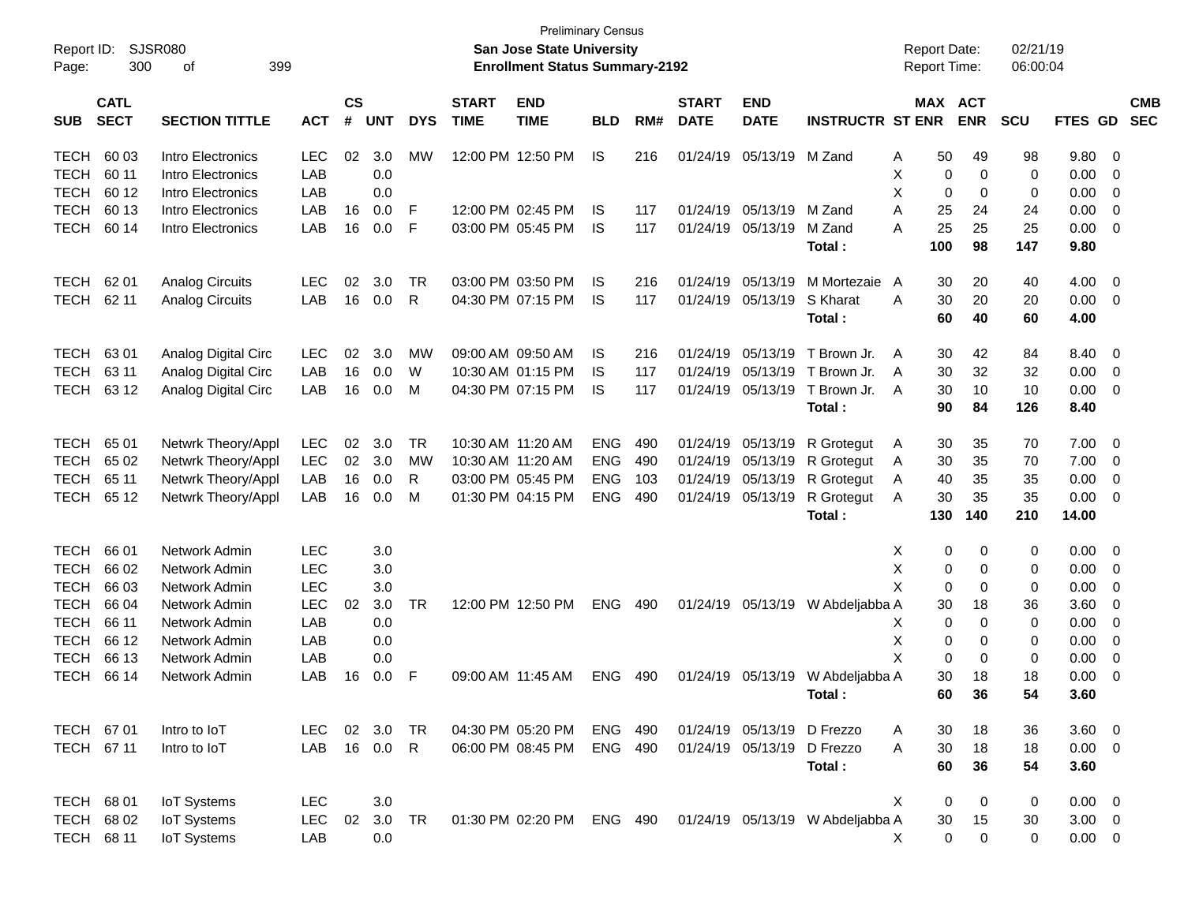Preliminary Census

**San Jose State University**

**Enrollment Status Summary-2192**

Report ID: SJSR080

Report Date: 02/21/19

Report Time: 06:00:04

| SUB | CATL SECT | SECTION TITTLE | ACT | CS # | UNT | DYS | START TIME | END TIME | BLD | RM# | START DATE | END DATE | INSTRUCTR | ST | MAX ENR | ACT ENR | SCU | FTES | GD | CMB SEC |
|---|---|---|---|---|---|---|---|---|---|---|---|---|---|---|---|---|---|---|---|---|
| TECH | 60 03 | Intro Electronics | LEC | 02 | 3.0 | MW | 12:00 PM | 12:50 PM | IS | 216 | 01/24/19 | 05/13/19 | M Zand | A | 50 | 49 | 98 | 9.80 | 0 | |
| TECH | 60 11 | Intro Electronics | LAB | | 0.0 | | | | | | | | | X | 0 | 0 | 0 | 0.00 | 0 | |
| TECH | 60 12 | Intro Electronics | LAB | | 0.0 | | | | | | | | | X | 0 | 0 | 0 | 0.00 | 0 | |
| TECH | 60 13 | Intro Electronics | LAB | 16 | 0.0 | F | 12:00 PM | 02:45 PM | IS | 117 | 01/24/19 | 05/13/19 | M Zand | A | 25 | 24 | 24 | 0.00 | 0 | |
| TECH | 60 14 | Intro Electronics | LAB | 16 | 0.0 | F | 03:00 PM | 05:45 PM | IS | 117 | 01/24/19 | 05/13/19 | M Zand | A | 25 | 25 | 25 | 0.00 | 0 | |
| | | | | | | | | | | | | | **Total :** | | **100** | **98** | **147** | **9.80** | | |
| TECH | 62 01 | Analog Circuits | LEC | 02 | 3.0 | TR | 03:00 PM | 03:50 PM | IS | 216 | 01/24/19 | 05/13/19 | M Mortezaie | A | 30 | 20 | 40 | 4.00 | 0 | |
| TECH | 62 11 | Analog Circuits | LAB | 16 | 0.0 | R | 04:30 PM | 07:15 PM | IS | 117 | 01/24/19 | 05/13/19 | S Kharat | A | 30 | 20 | 20 | 0.00 | 0 | |
| | | | | | | | | | | | | | **Total :** | | **60** | **40** | **60** | **4.00** | | |
| TECH | 63 01 | Analog Digital Circ | LEC | 02 | 3.0 | MW | 09:00 AM | 09:50 AM | IS | 216 | 01/24/19 | 05/13/19 | T Brown Jr. | A | 30 | 42 | 84 | 8.40 | 0 | |
| TECH | 63 11 | Analog Digital Circ | LAB | 16 | 0.0 | W | 10:30 AM | 01:15 PM | IS | 117 | 01/24/19 | 05/13/19 | T Brown Jr. | A | 30 | 32 | 32 | 0.00 | 0 | |
| TECH | 63 12 | Analog Digital Circ | LAB | 16 | 0.0 | M | 04:30 PM | 07:15 PM | IS | 117 | 01/24/19 | 05/13/19 | T Brown Jr. | A | 30 | 10 | 10 | 0.00 | 0 | |
| | | | | | | | | | | | | | **Total :** | | **90** | **84** | **126** | **8.40** | | |
| TECH | 65 01 | Netwrk Theory/Appl | LEC | 02 | 3.0 | TR | 10:30 AM | 11:20 AM | ENG | 490 | 01/24/19 | 05/13/19 | R Grotegut | A | 30 | 35 | 70 | 7.00 | 0 | |
| TECH | 65 02 | Netwrk Theory/Appl | LEC | 02 | 3.0 | MW | 10:30 AM | 11:20 AM | ENG | 490 | 01/24/19 | 05/13/19 | R Grotegut | A | 30 | 35 | 70 | 7.00 | 0 | |
| TECH | 65 11 | Netwrk Theory/Appl | LAB | 16 | 0.0 | R | 03:00 PM | 05:45 PM | ENG | 103 | 01/24/19 | 05/13/19 | R Grotegut | A | 40 | 35 | 35 | 0.00 | 0 | |
| TECH | 65 12 | Netwrk Theory/Appl | LAB | 16 | 0.0 | M | 01:30 PM | 04:15 PM | ENG | 490 | 01/24/19 | 05/13/19 | R Grotegut | A | 30 | 35 | 35 | 0.00 | 0 | |
| | | | | | | | | | | | | | **Total :** | | **130** | **140** | **210** | **14.00** | | |
| TECH | 66 01 | Network Admin | LEC | | 3.0 | | | | | | | | | X | 0 | 0 | 0 | 0.00 | 0 | |
| TECH | 66 02 | Network Admin | LEC | | 3.0 | | | | | | | | | X | 0 | 0 | 0 | 0.00 | 0 | |
| TECH | 66 03 | Network Admin | LEC | | 3.0 | | | | | | | | | X | 0 | 0 | 0 | 0.00 | 0 | |
| TECH | 66 04 | Network Admin | LEC | 02 | 3.0 | TR | 12:00 PM | 12:50 PM | ENG | 490 | 01/24/19 | 05/13/19 | W Abdeljabba | A | 30 | 18 | 36 | 3.60 | 0 | |
| TECH | 66 11 | Network Admin | LAB | | 0.0 | | | | | | | | | X | 0 | 0 | 0 | 0.00 | 0 | |
| TECH | 66 12 | Network Admin | LAB | | 0.0 | | | | | | | | | X | 0 | 0 | 0 | 0.00 | 0 | |
| TECH | 66 13 | Network Admin | LAB | | 0.0 | | | | | | | | | X | 0 | 0 | 0 | 0.00 | 0 | |
| TECH | 66 14 | Network Admin | LAB | 16 | 0.0 | F | 09:00 AM | 11:45 AM | ENG | 490 | 01/24/19 | 05/13/19 | W Abdeljabba | A | 30 | 18 | 18 | 0.00 | 0 | |
| | | | | | | | | | | | | | **Total :** | | **60** | **36** | **54** | **3.60** | | |
| TECH | 67 01 | Intro to IoT | LEC | 02 | 3.0 | TR | 04:30 PM | 05:20 PM | ENG | 490 | 01/24/19 | 05/13/19 | D Frezzo | A | 30 | 18 | 36 | 3.60 | 0 | |
| TECH | 67 11 | Intro to IoT | LAB | 16 | 0.0 | R | 06:00 PM | 08:45 PM | ENG | 490 | 01/24/19 | 05/13/19 | D Frezzo | A | 30 | 18 | 18 | 0.00 | 0 | |
| | | | | | | | | | | | | | **Total :** | | **60** | **36** | **54** | **3.60** | | |
| TECH | 68 01 | IoT Systems | LEC | | 3.0 | | | | | | | | | X | 0 | 0 | 0 | 0.00 | 0 | |
| TECH | 68 02 | IoT Systems | LEC | 02 | 3.0 | TR | 01:30 PM | 02:20 PM | ENG | 490 | 01/24/19 | 05/13/19 | W Abdeljabba | A | 30 | 15 | 30 | 3.00 | 0 | |
| TECH | 68 11 | IoT Systems | LAB | | 0.0 | | | | | | | | | X | 0 | 0 | 0 | 0.00 | 0 | |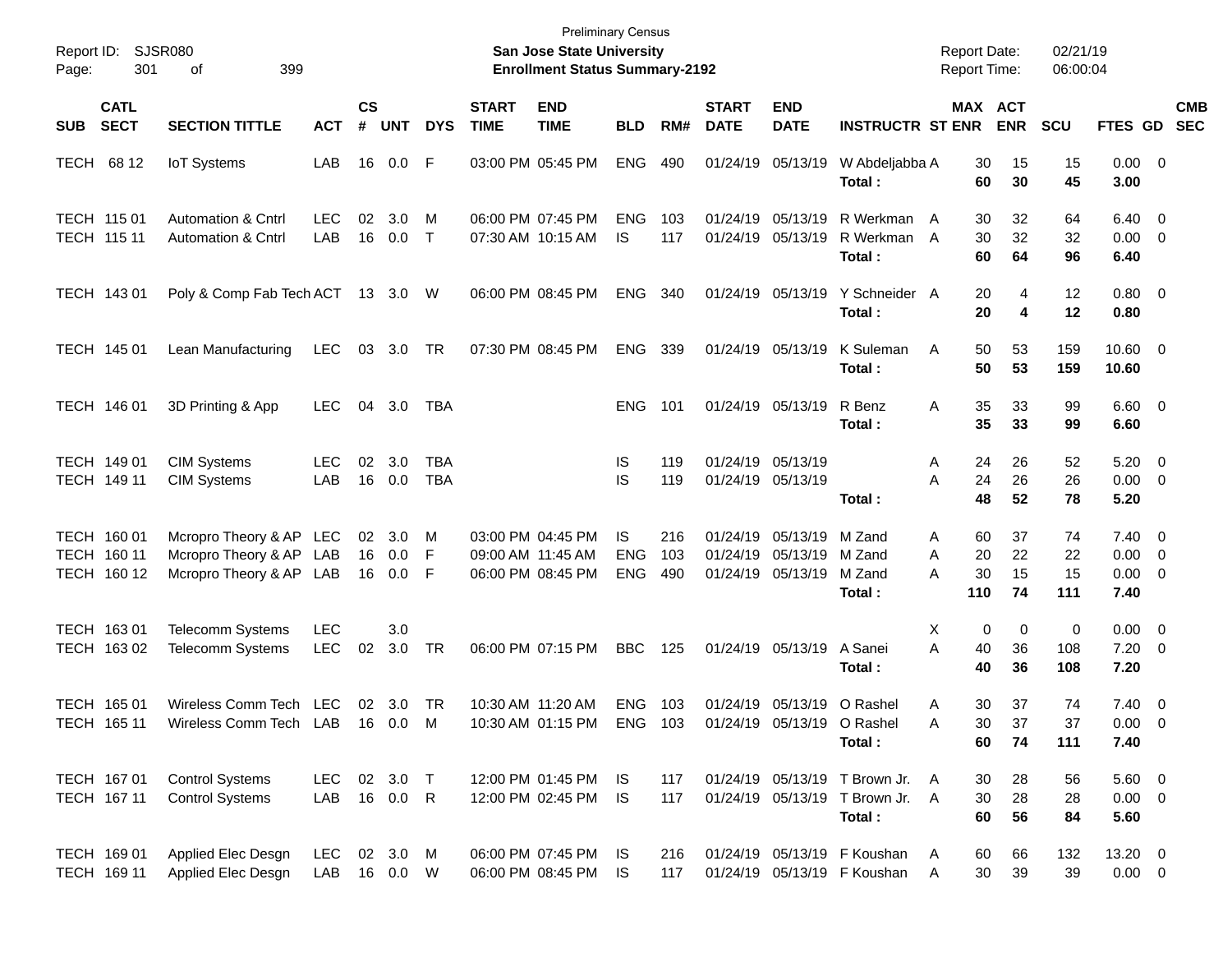Preliminary Census

Report ID: SJSR080 | **San Jose State University** | Report Date: 02/21/19
Page: 301 of 399 | **Enrollment Status Summary-2192** | Report Time: 06:00:04

| SUB | CATL SECT | SECTION TITTLE | ACT | CS # | UNT | DYS | START TIME | END TIME | BLD | RM# | START DATE | END DATE | INSTRUCTR | ST | MAX ENR | ACT ENR | SCU | FTES | GD | CMB SEC |
|---|---|---|---|---|---|---|---|---|---|---|---|---|---|---|---|---|---|---|---|---|
| TECH | 68 12 | IoT Systems | LAB | 16 | 0.0 | F | 03:00 PM | 05:45 PM | ENG | 490 | 01/24/19 | 05/13/19 | W Abdeljabba | A | 30 | 15 | 15 | 0.00 | 0 | |
| | | | | | | | | | | | | | **Total :** | | **60** | **30** | **45** | **3.00** | | |
| TECH | 115 01 | Automation & Cntrl | LEC | 02 | 3.0 | M | 06:00 PM | 07:45 PM | ENG | 103 | 01/24/19 | 05/13/19 | R Werkman | A | 30 | 32 | 64 | 6.40 | 0 | |
| TECH | 115 11 | Automation & Cntrl | LAB | 16 | 0.0 | T | 07:30 AM | 10:15 AM | IS | 117 | 01/24/19 | 05/13/19 | R Werkman | A | 30 | 32 | 32 | 0.00 | 0 | |
| | | | | | | | | | | | | | **Total :** | | **60** | **64** | **96** | **6.40** | | |
| TECH | 143 01 | Poly & Comp Fab Tech | ACT | 13 | 3.0 | W | 06:00 PM | 08:45 PM | ENG | 340 | 01/24/19 | 05/13/19 | Y Schneider | A | 20 | 4 | 12 | 0.80 | 0 | |
| | | | | | | | | | | | | | **Total :** | | **20** | **4** | **12** | **0.80** | | |
| TECH | 145 01 | Lean Manufacturing | LEC | 03 | 3.0 | TR | 07:30 PM | 08:45 PM | ENG | 339 | 01/24/19 | 05/13/19 | K Suleman | A | 50 | 53 | 159 | 10.60 | 0 | |
| | | | | | | | | | | | | | **Total :** | | **50** | **53** | **159** | **10.60** | | |
| TECH | 146 01 | 3D Printing & App | LEC | 04 | 3.0 | TBA | | | ENG | 101 | 01/24/19 | 05/13/19 | R Benz | A | 35 | 33 | 99 | 6.60 | 0 | |
| | | | | | | | | | | | | | **Total :** | | **35** | **33** | **99** | **6.60** | | |
| TECH | 149 01 | CIM Systems | LEC | 02 | 3.0 | TBA | | | IS | 119 | 01/24/19 | 05/13/19 | | A | 24 | 26 | 52 | 5.20 | 0 | |
| TECH | 149 11 | CIM Systems | LAB | 16 | 0.0 | TBA | | | IS | 119 | 01/24/19 | 05/13/19 | | A | 24 | 26 | 26 | 0.00 | 0 | |
| | | | | | | | | | | | | | **Total :** | | **48** | **52** | **78** | **5.20** | | |
| TECH | 160 01 | Mcropro Theory & AP | LEC | 02 | 3.0 | M | 03:00 PM | 04:45 PM | IS | 216 | 01/24/19 | 05/13/19 | M Zand | A | 60 | 37 | 74 | 7.40 | 0 | |
| TECH | 160 11 | Mcropro Theory & AP | LAB | 16 | 0.0 | F | 09:00 AM | 11:45 AM | ENG | 103 | 01/24/19 | 05/13/19 | M Zand | A | 20 | 22 | 22 | 0.00 | 0 | |
| TECH | 160 12 | Mcropro Theory & AP | LAB | 16 | 0.0 | F | 06:00 PM | 08:45 PM | ENG | 490 | 01/24/19 | 05/13/19 | M Zand | A | 30 | 15 | 15 | 0.00 | 0 | |
| | | | | | | | | | | | | | **Total :** | | **110** | **74** | **111** | **7.40** | | |
| TECH | 163 01 | Telecomm Systems | LEC | | 3.0 | | | | | | | | | X | 0 | 0 | 0 | 0.00 | 0 | |
| TECH | 163 02 | Telecomm Systems | LEC | 02 | 3.0 | TR | 06:00 PM | 07:15 PM | BBC | 125 | 01/24/19 | 05/13/19 | A Sanei | A | 40 | 36 | 108 | 7.20 | 0 | |
| | | | | | | | | | | | | | **Total :** | | **40** | **36** | **108** | **7.20** | | |
| TECH | 165 01 | Wireless Comm Tech | LEC | 02 | 3.0 | TR | 10:30 AM | 11:20 AM | ENG | 103 | 01/24/19 | 05/13/19 | O Rashel | A | 30 | 37 | 74 | 7.40 | 0 | |
| TECH | 165 11 | Wireless Comm Tech | LAB | 16 | 0.0 | M | 10:30 AM | 01:15 PM | ENG | 103 | 01/24/19 | 05/13/19 | O Rashel | A | 30 | 37 | 37 | 0.00 | 0 | |
| | | | | | | | | | | | | | **Total :** | | **60** | **74** | **111** | **7.40** | | |
| TECH | 167 01 | Control Systems | LEC | 02 | 3.0 | T | 12:00 PM | 01:45 PM | IS | 117 | 01/24/19 | 05/13/19 | T Brown Jr. | A | 30 | 28 | 56 | 5.60 | 0 | |
| TECH | 167 11 | Control Systems | LAB | 16 | 0.0 | R | 12:00 PM | 02:45 PM | IS | 117 | 01/24/19 | 05/13/19 | T Brown Jr. | A | 30 | 28 | 28 | 0.00 | 0 | |
| | | | | | | | | | | | | | **Total :** | | **60** | **56** | **84** | **5.60** | | |
| TECH | 169 01 | Applied Elec Desgn | LEC | 02 | 3.0 | M | 06:00 PM | 07:45 PM | IS | 216 | 01/24/19 | 05/13/19 | F Koushan | A | 60 | 66 | 132 | 13.20 | 0 | |
| TECH | 169 11 | Applied Elec Desgn | LAB | 16 | 0.0 | W | 06:00 PM | 08:45 PM | IS | 117 | 01/24/19 | 05/13/19 | F Koushan | A | 30 | 39 | 39 | 0.00 | 0 | |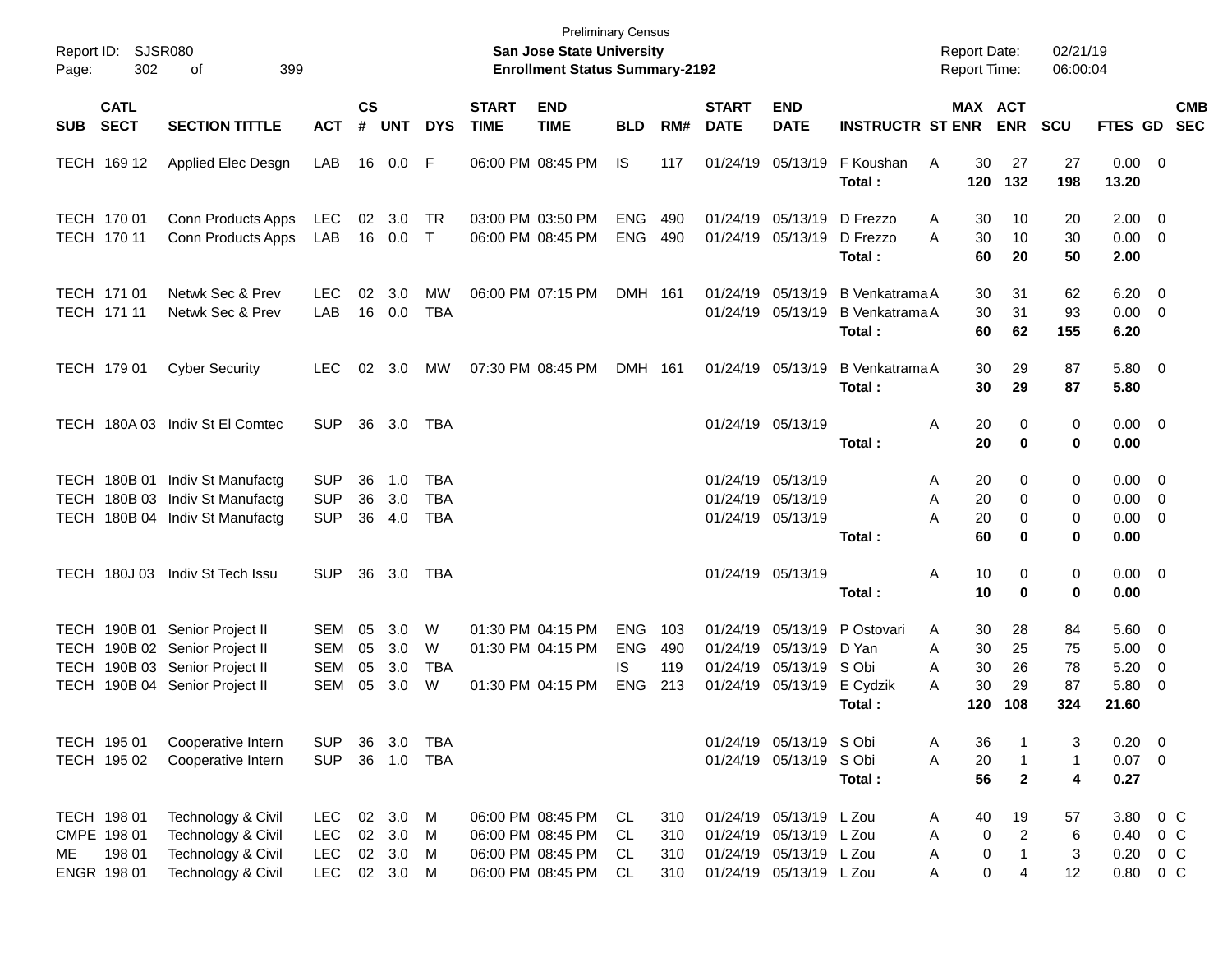Preliminary Census

**San Jose State University**

**Enrollment Status Summary-2192**

Report ID: SJSR080

Report Date: 02/21/19
Report Time: 06:00:04

| SUB | CATL SECT | SECTION TITTLE | ACT | CS # | UNT | DYS | START TIME | END TIME | BLD | RM# | START DATE | END DATE | INSTRUCTR | ST | MAX ENR | ACT ENR | SCU | FTES | GD | CMB SEC |
|---|---|---|---|---|---|---|---|---|---|---|---|---|---|---|---|---|---|---|---|---|
| TECH | 169 12 | Applied Elec Desgn | LAB | 16 | 0.0 | F | 06:00 PM | 08:45 PM | IS | 117 | 01/24/19 | 05/13/19 | F Koushan | A | 30 | 27 | 27 | 0.00 | 0 | |
| | | | | | | | | | | | | | **Total :** | | **120** | **132** | **198** | **13.20** | | |
| TECH | 170 01 | Conn Products Apps | LEC | 02 | 3.0 | TR | 03:00 PM | 03:50 PM | ENG | 490 | 01/24/19 | 05/13/19 | D Frezzo | A | 30 | 10 | 20 | 2.00 | 0 | |
| TECH | 170 11 | Conn Products Apps | LAB | 16 | 0.0 | T | 06:00 PM | 08:45 PM | ENG | 490 | 01/24/19 | 05/13/19 | D Frezzo | A | 30 | 10 | 30 | 0.00 | 0 | |
| | | | | | | | | | | | | | **Total :** | | **60** | **20** | **50** | **2.00** | | |
| TECH | 171 01 | Netwk Sec & Prev | LEC | 02 | 3.0 | MW | 06:00 PM | 07:15 PM | DMH | 161 | 01/24/19 | 05/13/19 | B Venkatrama | A | 30 | 31 | 62 | 6.20 | 0 | |
| TECH | 171 11 | Netwk Sec & Prev | LAB | 16 | 0.0 | TBA | | | | | 01/24/19 | 05/13/19 | B Venkatrama | A | 30 | 31 | 93 | 0.00 | 0 | |
| | | | | | | | | | | | | | **Total :** | | **60** | **62** | **155** | **6.20** | | |
| TECH | 179 01 | Cyber Security | LEC | 02 | 3.0 | MW | 07:30 PM | 08:45 PM | DMH | 161 | 01/24/19 | 05/13/19 | B Venkatrama | A | 30 | 29 | 87 | 5.80 | 0 | |
| | | | | | | | | | | | | | **Total :** | | **30** | **29** | **87** | **5.80** | | |
| TECH | 180A 03 | Indiv St El Comtec | SUP | 36 | 3.0 | TBA | | | | | 01/24/19 | 05/13/19 | | A | 20 | 0 | 0 | 0.00 | 0 | |
| | | | | | | | | | | | | | **Total :** | | **20** | **0** | **0** | **0.00** | | |
| TECH | 180B 01 | Indiv St Manufactg | SUP | 36 | 1.0 | TBA | | | | | 01/24/19 | 05/13/19 | | A | 20 | 0 | 0 | 0.00 | 0 | |
| TECH | 180B 03 | Indiv St Manufactg | SUP | 36 | 3.0 | TBA | | | | | 01/24/19 | 05/13/19 | | A | 20 | 0 | 0 | 0.00 | 0 | |
| TECH | 180B 04 | Indiv St Manufactg | SUP | 36 | 4.0 | TBA | | | | | 01/24/19 | 05/13/19 | | A | 20 | 0 | 0 | 0.00 | 0 | |
| | | | | | | | | | | | | | **Total :** | | **60** | **0** | **0** | **0.00** | | |
| TECH | 180J 03 | Indiv St Tech Issu | SUP | 36 | 3.0 | TBA | | | | | 01/24/19 | 05/13/19 | | A | 10 | 0 | 0 | 0.00 | 0 | |
| | | | | | | | | | | | | | **Total :** | | **10** | **0** | **0** | **0.00** | | |
| TECH | 190B 01 | Senior Project II | SEM | 05 | 3.0 | W | 01:30 PM | 04:15 PM | ENG | 103 | 01/24/19 | 05/13/19 | P Ostovari | A | 30 | 28 | 84 | 5.60 | 0 | |
| TECH | 190B 02 | Senior Project II | SEM | 05 | 3.0 | W | 01:30 PM | 04:15 PM | ENG | 490 | 01/24/19 | 05/13/19 | D Yan | A | 30 | 25 | 75 | 5.00 | 0 | |
| TECH | 190B 03 | Senior Project II | SEM | 05 | 3.0 | TBA | | | IS | 119 | 01/24/19 | 05/13/19 | S Obi | A | 30 | 26 | 78 | 5.20 | 0 | |
| TECH | 190B 04 | Senior Project II | SEM | 05 | 3.0 | W | 01:30 PM | 04:15 PM | ENG | 213 | 01/24/19 | 05/13/19 | E Cydzik | A | 30 | 29 | 87 | 5.80 | 0 | |
| | | | | | | | | | | | | | **Total :** | | **120** | **108** | **324** | **21.60** | | |
| TECH | 195 01 | Cooperative Intern | SUP | 36 | 3.0 | TBA | | | | | 01/24/19 | 05/13/19 | S Obi | A | 36 | 1 | 3 | 0.20 | 0 | |
| TECH | 195 02 | Cooperative Intern | SUP | 36 | 1.0 | TBA | | | | | 01/24/19 | 05/13/19 | S Obi | A | 20 | 1 | 1 | 0.07 | 0 | |
| | | | | | | | | | | | | | **Total :** | | **56** | **2** | **4** | **0.27** | | |
| TECH | 198 01 | Technology & Civil | LEC | 02 | 3.0 | M | 06:00 PM | 08:45 PM | CL | 310 | 01/24/19 | 05/13/19 | L Zou | A | 40 | 19 | 57 | 3.80 | 0 | C |
| CMPE | 198 01 | Technology & Civil | LEC | 02 | 3.0 | M | 06:00 PM | 08:45 PM | CL | 310 | 01/24/19 | 05/13/19 | L Zou | A | 0 | 2 | 6 | 0.40 | 0 | C |
| ME | 198 01 | Technology & Civil | LEC | 02 | 3.0 | M | 06:00 PM | 08:45 PM | CL | 310 | 01/24/19 | 05/13/19 | L Zou | A | 0 | 1 | 3 | 0.20 | 0 | C |
| ENGR | 198 01 | Technology & Civil | LEC | 02 | 3.0 | M | 06:00 PM | 08:45 PM | CL | 310 | 01/24/19 | 05/13/19 | L Zou | A | 0 | 4 | 12 | 0.80 | 0 | C |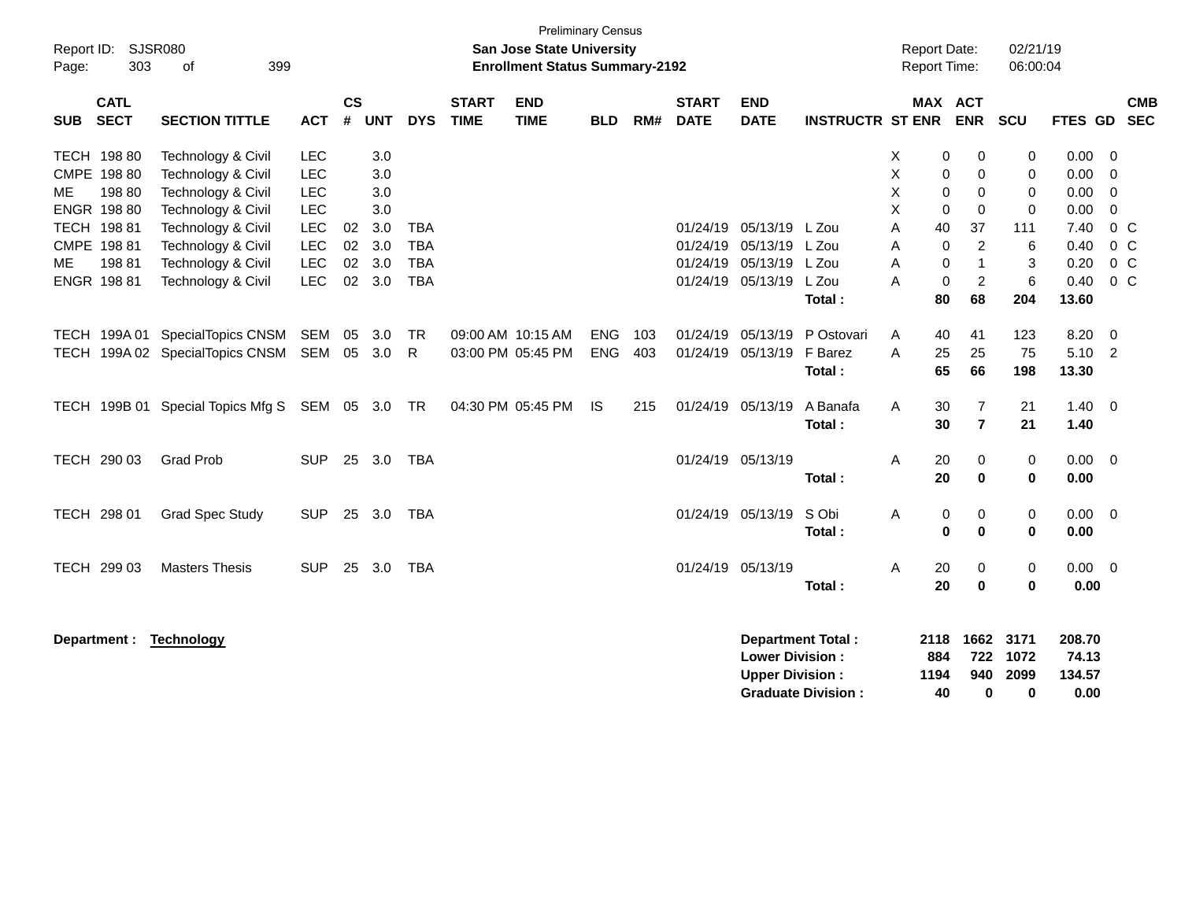Preliminary Census

Report ID: SJSR080

**San Jose State University**

**Enrollment Status Summary-2192**

Report Date: 02/21/19

Report Time: 06:00:04

| SUB | CATL SECT | SECTION TITTLE | ACT | CS # | UNT | DYS | START TIME | END TIME | BLD | RM# | START DATE | END DATE | INSTRUCTR | ST | MAX ENR | ACT ENR | SCU | FTES | GD | CMB SEC |
|---|---|---|---|---|---|---|---|---|---|---|---|---|---|---|---|---|---|---|---|---|
| TECH | 198 80 | Technology & Civil | LEC | | 3.0 | | | | | | | | | X | 0 | 0 | 0 | 0.00 | 0 | |
| CMPE | 198 80 | Technology & Civil | LEC | | 3.0 | | | | | | | | | X | 0 | 0 | 0 | 0.00 | 0 | |
| ME | 198 80 | Technology & Civil | LEC | | 3.0 | | | | | | | | | X | 0 | 0 | 0 | 0.00 | 0 | |
| ENGR | 198 80 | Technology & Civil | LEC | | 3.0 | | | | | | | | | X | 0 | 0 | 0 | 0.00 | 0 | |
| TECH | 198 81 | Technology & Civil | LEC | 02 | 3.0 | TBA | | | | | 01/24/19 | 05/13/19 | L Zou | A | 40 | 37 | 111 | 7.40 | 0 | C |
| CMPE | 198 81 | Technology & Civil | LEC | 02 | 3.0 | TBA | | | | | 01/24/19 | 05/13/19 | L Zou | A | 0 | 2 | 6 | 0.40 | 0 | C |
| ME | 198 81 | Technology & Civil | LEC | 02 | 3.0 | TBA | | | | | 01/24/19 | 05/13/19 | L Zou | A | 0 | 1 | 3 | 0.20 | 0 | C |
| ENGR | 198 81 | Technology & Civil | LEC | 02 | 3.0 | TBA | | | | | 01/24/19 | 05/13/19 | L Zou | A | 0 | 2 | 6 | 0.40 | 0 | C |
| | | | | | | | | | | | | | **Total :** | | **80** | **68** | **204** | **13.60** | | |
| TECH | 199A 01 | SpecialTopics CNSM | SEM | 05 | 3.0 | TR | 09:00 AM | 10:15 AM | ENG | 103 | 01/24/19 | 05/13/19 | P Ostovari | A | 40 | 41 | 123 | 8.20 | 0 | |
| TECH | 199A 02 | SpecialTopics CNSM | SEM | 05 | 3.0 | R | 03:00 PM | 05:45 PM | ENG | 403 | 01/24/19 | 05/13/19 | F Barez | A | 25 | 25 | 75 | 5.10 | 2 | |
| | | | | | | | | | | | | | **Total :** | | **65** | **66** | **198** | **13.30** | | |
| TECH | 199B 01 | Special Topics Mfg S | SEM | 05 | 3.0 | TR | 04:30 PM | 05:45 PM | IS | 215 | 01/24/19 | 05/13/19 | A Banafa | A | 30 | 7 | 21 | 1.40 | 0 | |
| | | | | | | | | | | | | | **Total :** | | **30** | **7** | **21** | **1.40** | | |
| TECH | 290 03 | Grad Prob | SUP | 25 | 3.0 | TBA | | | | | 01/24/19 | 05/13/19 | | A | 20 | 0 | 0 | 0.00 | 0 | |
| | | | | | | | | | | | | | **Total :** | | **20** | **0** | **0** | **0.00** | | |
| TECH | 298 01 | Grad Spec Study | SUP | 25 | 3.0 | TBA | | | | | 01/24/19 | 05/13/19 | S Obi | A | 0 | 0 | 0 | 0.00 | 0 | |
| | | | | | | | | | | | | | **Total :** | | **0** | **0** | **0** | **0.00** | | |
| TECH | 299 03 | Masters Thesis | SUP | 25 | 3.0 | TBA | | | | | 01/24/19 | 05/13/19 | | A | 20 | 0 | 0 | 0.00 | 0 | |
| | | | | | | | | | | | | | **Total :** | | **20** | **0** | **0** | **0.00** | | |

**Department :** **Technology**

| | MAX ENR | ACT ENR | SCU | FTES |
|---|---|---|---|---|
| **Department Total :** | **2118** | **1662** | **3171** | **208.70** |
| **Lower Division :** | **884** | **722** | **1072** | **74.13** |
| **Upper Division :** | **1194** | **940** | **2099** | **134.57** |
| **Graduate Division :** | **40** | **0** | **0** | **0.00** |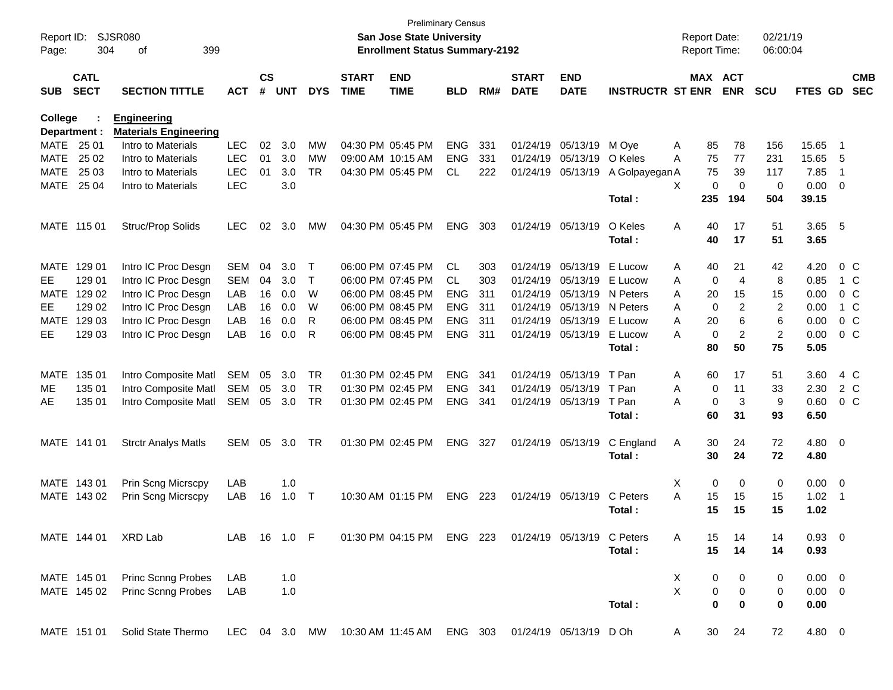Preliminary Census

**San Jose State University**
**Enrollment Status Summary-2192**

Report ID: SJSR080
Report Date: 02/21/19
Report Time: 06:00:04

**College : Engineering**
**Department : Materials Engineering**

| SUB | CATL SECT | SECTION TITTLE | ACT | CS # | UNT | DYS | START TIME | END TIME | BLD | RM# | START DATE | END DATE | INSTRUCTR | ST | MAX ENR | ACT ENR | SCU | FTES | GD | CMB SEC |
|---|---|---|---|---|---|---|---|---|---|---|---|---|---|---|---|---|---|---|---|---|
| MATE | 25 01 | Intro to Materials | LEC | 02 | 3.0 | MW | 04:30 PM | 05:45 PM | ENG | 331 | 01/24/19 | 05/13/19 | M Oye | A | 85 | 78 | 156 | 15.65 | 1 | |
| MATE | 25 02 | Intro to Materials | LEC | 01 | 3.0 | MW | 09:00 AM | 10:15 AM | ENG | 331 | 01/24/19 | 05/13/19 | O Keles | A | 75 | 77 | 231 | 15.65 | 5 | |
| MATE | 25 03 | Intro to Materials | LEC | 01 | 3.0 | TR | 04:30 PM | 05:45 PM | CL | 222 | 01/24/19 | 05/13/19 | A Golpayegan | A | 75 | 39 | 117 | 7.85 | 1 | |
| MATE | 25 04 | Intro to Materials | LEC | | 3.0 | | | | | | | | | X | 0 | 0 | 0 | 0.00 | 0 | |
| | | | | | | | | | | | | | **Total :** | | **235** | **194** | **504** | **39.15** | | |
| MATE | 115 01 | Struc/Prop Solids | LEC | 02 | 3.0 | MW | 04:30 PM | 05:45 PM | ENG | 303 | 01/24/19 | 05/13/19 | O Keles | A | 40 | 17 | 51 | 3.65 | 5 | |
| | | | | | | | | | | | | | **Total :** | | **40** | **17** | **51** | **3.65** | | |
| MATE | 129 01 | Intro IC Proc Desgn | SEM | 04 | 3.0 | T | 06:00 PM | 07:45 PM | CL | 303 | 01/24/19 | 05/13/19 | E Lucow | A | 40 | 21 | 42 | 4.20 | 0 | C |
| EE | 129 01 | Intro IC Proc Desgn | SEM | 04 | 3.0 | T | 06:00 PM | 07:45 PM | CL | 303 | 01/24/19 | 05/13/19 | E Lucow | A | 0 | 4 | 8 | 0.85 | 1 | C |
| MATE | 129 02 | Intro IC Proc Desgn | LAB | 16 | 0.0 | W | 06:00 PM | 08:45 PM | ENG | 311 | 01/24/19 | 05/13/19 | N Peters | A | 20 | 15 | 15 | 0.00 | 0 | C |
| EE | 129 02 | Intro IC Proc Desgn | LAB | 16 | 0.0 | W | 06:00 PM | 08:45 PM | ENG | 311 | 01/24/19 | 05/13/19 | N Peters | A | 0 | 2 | 2 | 0.00 | 1 | C |
| MATE | 129 03 | Intro IC Proc Desgn | LAB | 16 | 0.0 | R | 06:00 PM | 08:45 PM | ENG | 311 | 01/24/19 | 05/13/19 | E Lucow | A | 20 | 6 | 6 | 0.00 | 0 | C |
| EE | 129 03 | Intro IC Proc Desgn | LAB | 16 | 0.0 | R | 06:00 PM | 08:45 PM | ENG | 311 | 01/24/19 | 05/13/19 | E Lucow | A | 0 | 2 | 2 | 0.00 | 0 | C |
| | | | | | | | | | | | | | **Total :** | | **80** | **50** | **75** | **5.05** | | |
| MATE | 135 01 | Intro Composite Matl | SEM | 05 | 3.0 | TR | 01:30 PM | 02:45 PM | ENG | 341 | 01/24/19 | 05/13/19 | T Pan | A | 60 | 17 | 51 | 3.60 | 4 | C |
| ME | 135 01 | Intro Composite Matl | SEM | 05 | 3.0 | TR | 01:30 PM | 02:45 PM | ENG | 341 | 01/24/19 | 05/13/19 | T Pan | A | 0 | 11 | 33 | 2.30 | 2 | C |
| AE | 135 01 | Intro Composite Matl | SEM | 05 | 3.0 | TR | 01:30 PM | 02:45 PM | ENG | 341 | 01/24/19 | 05/13/19 | T Pan | A | 0 | 3 | 9 | 0.60 | 0 | C |
| | | | | | | | | | | | | | **Total :** | | **60** | **31** | **93** | **6.50** | | |
| MATE | 141 01 | Strctr Analys Matls | SEM | 05 | 3.0 | TR | 01:30 PM | 02:45 PM | ENG | 327 | 01/24/19 | 05/13/19 | C England | A | 30 | 24 | 72 | 4.80 | 0 | |
| | | | | | | | | | | | | | **Total :** | | **30** | **24** | **72** | **4.80** | | |
| MATE | 143 01 | Prin Scng Micrscpy | LAB | | 1.0 | | | | | | | | | X | 0 | 0 | 0 | 0.00 | 0 | |
| MATE | 143 02 | Prin Scng Micrscpy | LAB | 16 | 1.0 | T | 10:30 AM | 01:15 PM | ENG | 223 | 01/24/19 | 05/13/19 | C Peters | A | 15 | 15 | 15 | 1.02 | 1 | |
| | | | | | | | | | | | | | **Total :** | | **15** | **15** | **15** | **1.02** | | |
| MATE | 144 01 | XRD Lab | LAB | 16 | 1.0 | F | 01:30 PM | 04:15 PM | ENG | 223 | 01/24/19 | 05/13/19 | C Peters | A | 15 | 14 | 14 | 0.93 | 0 | |
| | | | | | | | | | | | | | **Total :** | | **15** | **14** | **14** | **0.93** | | |
| MATE | 145 01 | Princ Scnng Probes | LAB | | 1.0 | | | | | | | | | X | 0 | 0 | 0 | 0.00 | 0 | |
| MATE | 145 02 | Princ Scnng Probes | LAB | | 1.0 | | | | | | | | | X | 0 | 0 | 0 | 0.00 | 0 | |
| | | | | | | | | | | | | | **Total :** | | **0** | **0** | **0** | **0.00** | | |
| MATE | 151 01 | Solid State Thermo | LEC | 04 | 3.0 | MW | 10:30 AM | 11:45 AM | ENG | 303 | 01/24/19 | 05/13/19 | D Oh | A | 30 | 24 | 72 | 4.80 | 0 | |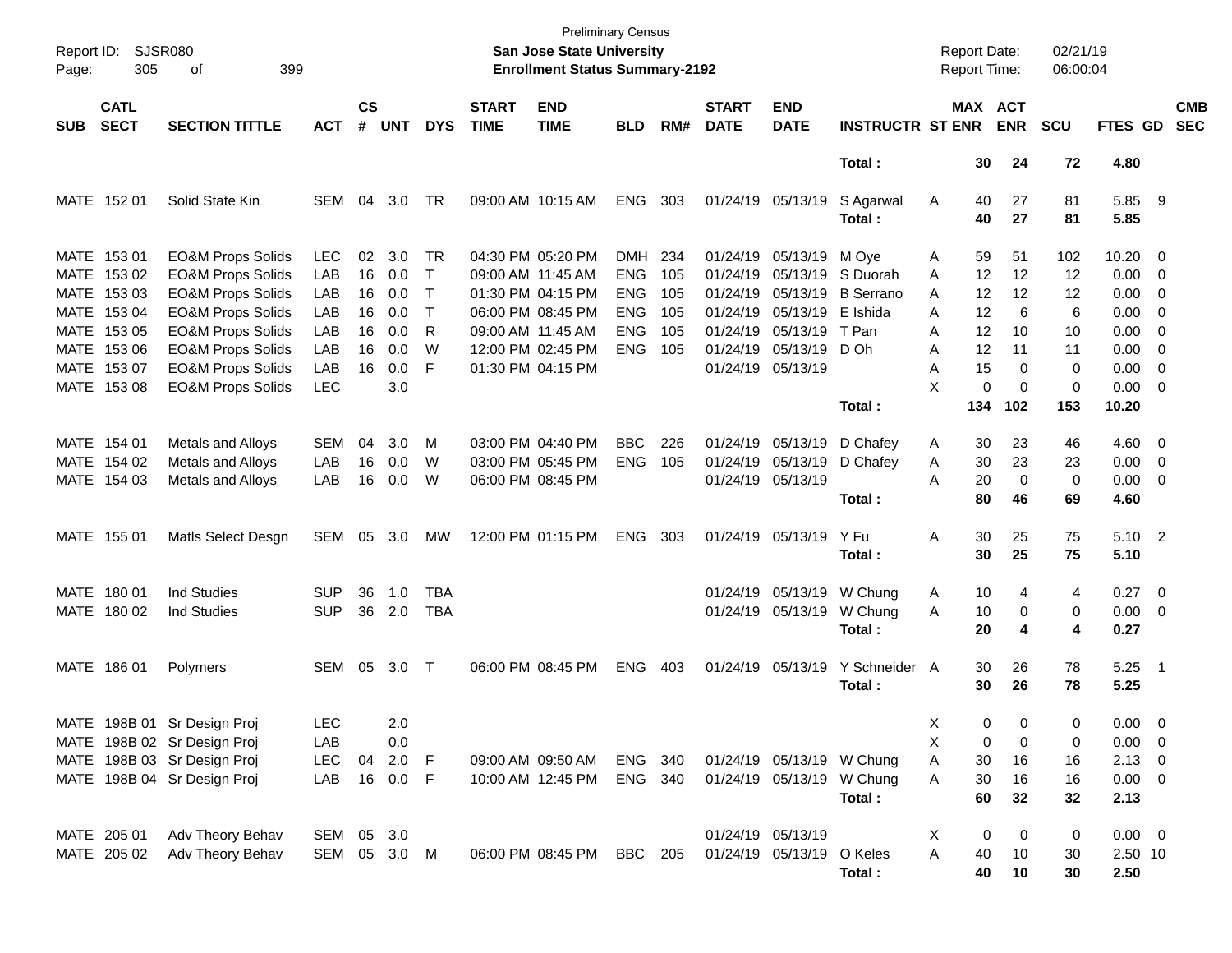Preliminary Census
**San Jose State University**
**Enrollment Status Summary-2192**

| SUB | CATL SECT | SECTION TITTLE | ACT | CS # | UNT | DYS | START TIME | END TIME | BLD | RM# | START DATE | END DATE | INSTRUCTR | ST | MAX ENR | ACT ENR | SCU | FTES | GD | CMB SEC |
|---|---|---|---|---|---|---|---|---|---|---|---|---|---|---|---|---|---|---|---|---|
| | | | | | | | | | | | | | **Total :** | | **30** | **24** | **72** | **4.80** | | |
| MATE | 152 01 | Solid State Kin | SEM | 04 | 3.0 | TR | 09:00 AM | 10:15 AM | ENG | 303 | 01/24/19 | 05/13/19 | S Agarwal | A | 40 | 27 | 81 | 5.85 | 9 | |
| | | | | | | | | | | | | | **Total :** | | **40** | **27** | **81** | **5.85** | | |
| MATE | 153 01 | EO&M Props Solids | LEC | 02 | 3.0 | TR | 04:30 PM | 05:20 PM | DMH | 234 | 01/24/19 | 05/13/19 | M Oye | A | 59 | 51 | 102 | 10.20 | 0 | |
| MATE | 153 02 | EO&M Props Solids | LAB | 16 | 0.0 | T | 09:00 AM | 11:45 AM | ENG | 105 | 01/24/19 | 05/13/19 | S Duorah | A | 12 | 12 | 12 | 0.00 | 0 | |
| MATE | 153 03 | EO&M Props Solids | LAB | 16 | 0.0 | T | 01:30 PM | 04:15 PM | ENG | 105 | 01/24/19 | 05/13/19 | B Serrano | A | 12 | 12 | 12 | 0.00 | 0 | |
| MATE | 153 04 | EO&M Props Solids | LAB | 16 | 0.0 | T | 06:00 PM | 08:45 PM | ENG | 105 | 01/24/19 | 05/13/19 | E Ishida | A | 12 | 6 | 6 | 0.00 | 0 | |
| MATE | 153 05 | EO&M Props Solids | LAB | 16 | 0.0 | R | 09:00 AM | 11:45 AM | ENG | 105 | 01/24/19 | 05/13/19 | T Pan | A | 12 | 10 | 10 | 0.00 | 0 | |
| MATE | 153 06 | EO&M Props Solids | LAB | 16 | 0.0 | W | 12:00 PM | 02:45 PM | ENG | 105 | 01/24/19 | 05/13/19 | D Oh | A | 12 | 11 | 11 | 0.00 | 0 | |
| MATE | 153 07 | EO&M Props Solids | LAB | 16 | 0.0 | F | 01:30 PM | 04:15 PM | | | 01/24/19 | 05/13/19 | | A | 15 | 0 | 0 | 0.00 | 0 | |
| MATE | 153 08 | EO&M Props Solids | LEC | | 3.0 | | | | | | | | | X | 0 | 0 | 0 | 0.00 | 0 | |
| | | | | | | | | | | | | | **Total :** | | **134** | **102** | **153** | **10.20** | | |
| MATE | 154 01 | Metals and Alloys | SEM | 04 | 3.0 | M | 03:00 PM | 04:40 PM | BBC | 226 | 01/24/19 | 05/13/19 | D Chafey | A | 30 | 23 | 46 | 4.60 | 0 | |
| MATE | 154 02 | Metals and Alloys | LAB | 16 | 0.0 | W | 03:00 PM | 05:45 PM | ENG | 105 | 01/24/19 | 05/13/19 | D Chafey | A | 30 | 23 | 23 | 0.00 | 0 | |
| MATE | 154 03 | Metals and Alloys | LAB | 16 | 0.0 | W | 06:00 PM | 08:45 PM | | | 01/24/19 | 05/13/19 | | A | 20 | 0 | 0 | 0.00 | 0 | |
| | | | | | | | | | | | | | **Total :** | | **80** | **46** | **69** | **4.60** | | |
| MATE | 155 01 | Matls Select Desgn | SEM | 05 | 3.0 | MW | 12:00 PM | 01:15 PM | ENG | 303 | 01/24/19 | 05/13/19 | Y Fu | A | 30 | 25 | 75 | 5.10 | 2 | |
| | | | | | | | | | | | | | **Total :** | | **30** | **25** | **75** | **5.10** | | |
| MATE | 180 01 | Ind Studies | SUP | 36 | 1.0 | TBA | | | | | 01/24/19 | 05/13/19 | W Chung | A | 10 | 4 | 4 | 0.27 | 0 | |
| MATE | 180 02 | Ind Studies | SUP | 36 | 2.0 | TBA | | | | | 01/24/19 | 05/13/19 | W Chung | A | 10 | 0 | 0 | 0.00 | 0 | |
| | | | | | | | | | | | | | **Total :** | | **20** | **4** | **4** | **0.27** | | |
| MATE | 186 01 | Polymers | SEM | 05 | 3.0 | T | 06:00 PM | 08:45 PM | ENG | 403 | 01/24/19 | 05/13/19 | Y Schneider | A | 30 | 26 | 78 | 5.25 | 1 | |
| | | | | | | | | | | | | | **Total :** | | **30** | **26** | **78** | **5.25** | | |
| MATE | 198B 01 | Sr Design Proj | LEC | | 2.0 | | | | | | | | | X | 0 | 0 | 0 | 0.00 | 0 | |
| MATE | 198B 02 | Sr Design Proj | LAB | | 0.0 | | | | | | | | | X | 0 | 0 | 0 | 0.00 | 0 | |
| MATE | 198B 03 | Sr Design Proj | LEC | 04 | 2.0 | F | 09:00 AM | 09:50 AM | ENG | 340 | 01/24/19 | 05/13/19 | W Chung | A | 30 | 16 | 16 | 2.13 | 0 | |
| MATE | 198B 04 | Sr Design Proj | LAB | 16 | 0.0 | F | 10:00 AM | 12:45 PM | ENG | 340 | 01/24/19 | 05/13/19 | W Chung | A | 30 | 16 | 16 | 0.00 | 0 | |
| | | | | | | | | | | | | | **Total :** | | **60** | **32** | **32** | **2.13** | | |
| MATE | 205 01 | Adv Theory Behav | SEM | 05 | 3.0 | | | | | | 01/24/19 | 05/13/19 | | X | 0 | 0 | 0 | 0.00 | 0 | |
| MATE | 205 02 | Adv Theory Behav | SEM | 05 | 3.0 | M | 06:00 PM | 08:45 PM | BBC | 205 | 01/24/19 | 05/13/19 | O Keles | A | 40 | 10 | 30 | 2.50 | 10 | |
| | | | | | | | | | | | | | **Total :** | | **40** | **10** | **30** | **2.50** | | |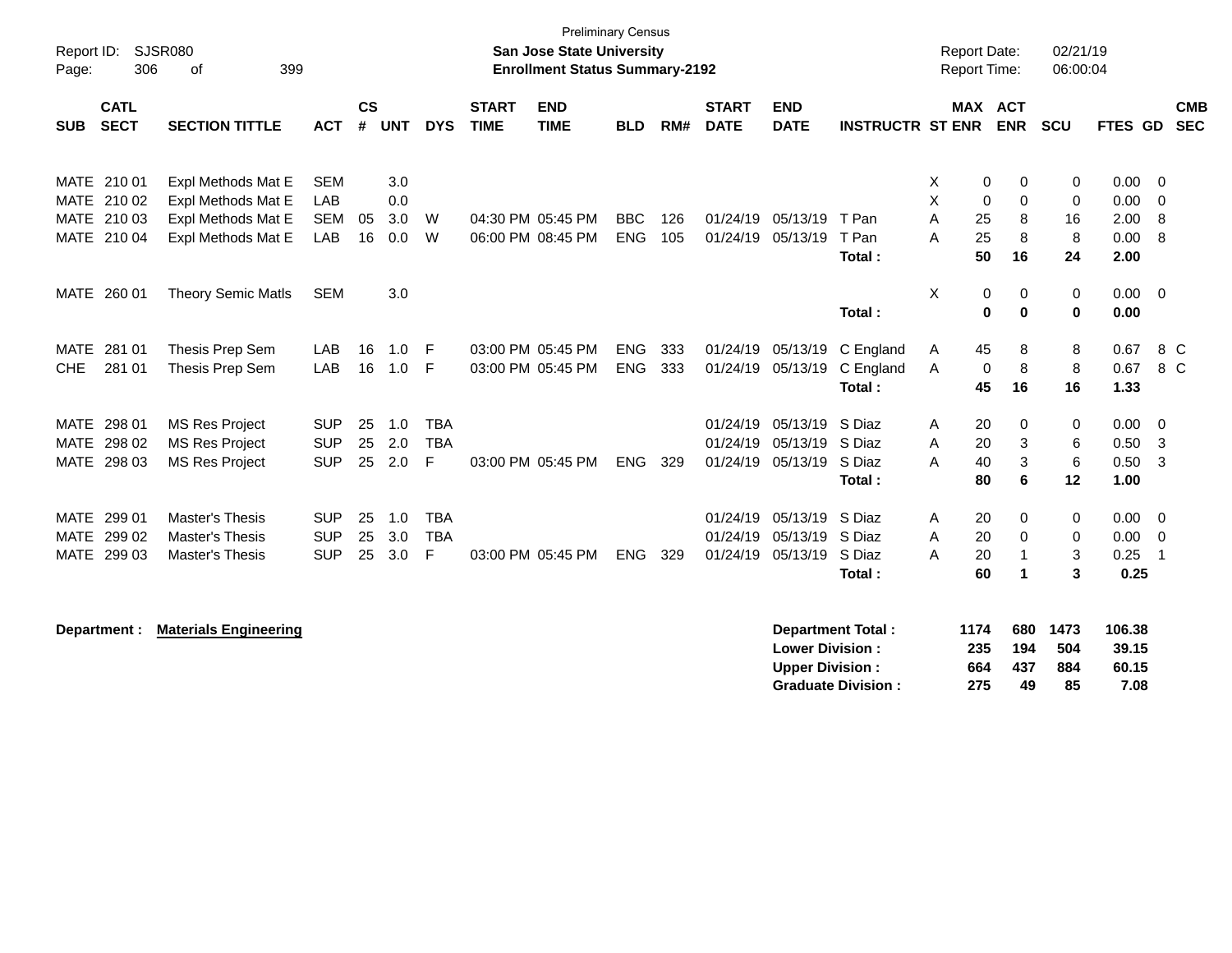Preliminary Census

**San Jose State University**

**Enrollment Status Summary-2192**

Report ID: SJSR080

Report Date: 02/21/19
Report Time: 06:00:04

| SUB | CATL SECT | SECTION TITTLE | ACT | CS # | UNT | DYS | START TIME | END TIME | BLD | RM# | START DATE | END DATE | INSTRUCTR | ST | MAX ENR | ACT ENR | SCU | FTES | GD | CMB SEC |
|---|---|---|---|---|---|---|---|---|---|---|---|---|---|---|---|---|---|---|---|---|
| MATE | 210 01 | Expl Methods Mat E | SEM | | 3.0 | | | | | | | | | X | 0 | 0 | 0 | 0.00 | 0 | |
| MATE | 210 02 | Expl Methods Mat E | LAB | | 0.0 | | | | | | | | | X | 0 | 0 | 0 | 0.00 | 0 | |
| MATE | 210 03 | Expl Methods Mat E | SEM | 05 | 3.0 | W | 04:30 PM | 05:45 PM | BBC | 126 | 01/24/19 | 05/13/19 | T Pan | A | 25 | 8 | 16 | 2.00 | 8 | |
| MATE | 210 04 | Expl Methods Mat E | LAB | 16 | 0.0 | W | 06:00 PM | 08:45 PM | ENG | 105 | 01/24/19 | 05/13/19 | T Pan | A | 25 | 8 | 8 | 0.00 | 8 | |
| | | | | | | | | | | | | | **Total :** | | **50** | **16** | **24** | **2.00** | | |
| MATE | 260 01 | Theory Semic Matls | SEM | | 3.0 | | | | | | | | | X | 0 | 0 | 0 | 0.00 | 0 | |
| | | | | | | | | | | | | | **Total :** | | **0** | **0** | **0** | **0.00** | | |
| MATE | 281 01 | Thesis Prep Sem | LAB | 16 | 1.0 | F | 03:00 PM | 05:45 PM | ENG | 333 | 01/24/19 | 05/13/19 | C England | A | 45 | 8 | 8 | 0.67 | 8 | C |
| CHE | 281 01 | Thesis Prep Sem | LAB | 16 | 1.0 | F | 03:00 PM | 05:45 PM | ENG | 333 | 01/24/19 | 05/13/19 | C England | A | 0 | 8 | 8 | 0.67 | 8 | C |
| | | | | | | | | | | | | | **Total :** | | **45** | **16** | **16** | **1.33** | | |
| MATE | 298 01 | MS Res Project | SUP | 25 | 1.0 | TBA | | | | | 01/24/19 | 05/13/19 | S Diaz | A | 20 | 0 | 0 | 0.00 | 0 | |
| MATE | 298 02 | MS Res Project | SUP | 25 | 2.0 | TBA | | | | | 01/24/19 | 05/13/19 | S Diaz | A | 20 | 3 | 6 | 0.50 | 3 | |
| MATE | 298 03 | MS Res Project | SUP | 25 | 2.0 | F | 03:00 PM | 05:45 PM | ENG | 329 | 01/24/19 | 05/13/19 | S Diaz | A | 40 | 3 | 6 | 0.50 | 3 | |
| | | | | | | | | | | | | | **Total :** | | **80** | **6** | **12** | **1.00** | | |
| MATE | 299 01 | Master's Thesis | SUP | 25 | 1.0 | TBA | | | | | 01/24/19 | 05/13/19 | S Diaz | A | 20 | 0 | 0 | 0.00 | 0 | |
| MATE | 299 02 | Master's Thesis | SUP | 25 | 3.0 | TBA | | | | | 01/24/19 | 05/13/19 | S Diaz | A | 20 | 0 | 0 | 0.00 | 0 | |
| MATE | 299 03 | Master's Thesis | SUP | 25 | 3.0 | F | 03:00 PM | 05:45 PM | ENG | 329 | 01/24/19 | 05/13/19 | S Diaz | A | 20 | 1 | 3 | 0.25 | 1 | |
| | | | | | | | | | | | | | **Total :** | | **60** | **1** | **3** | **0.25** | | |

**Department :** **Materials Engineering**

| | MAX ENR | ACT ENR | SCU | FTES |
|---|---|---|---|---|
| **Department Total :** | **1174** | **680** | **1473** | **106.38** |
| **Lower Division :** | **235** | **194** | **504** | **39.15** |
| **Upper Division :** | **664** | **437** | **884** | **60.15** |
| **Graduate Division :** | **275** | **49** | **85** | **7.08** |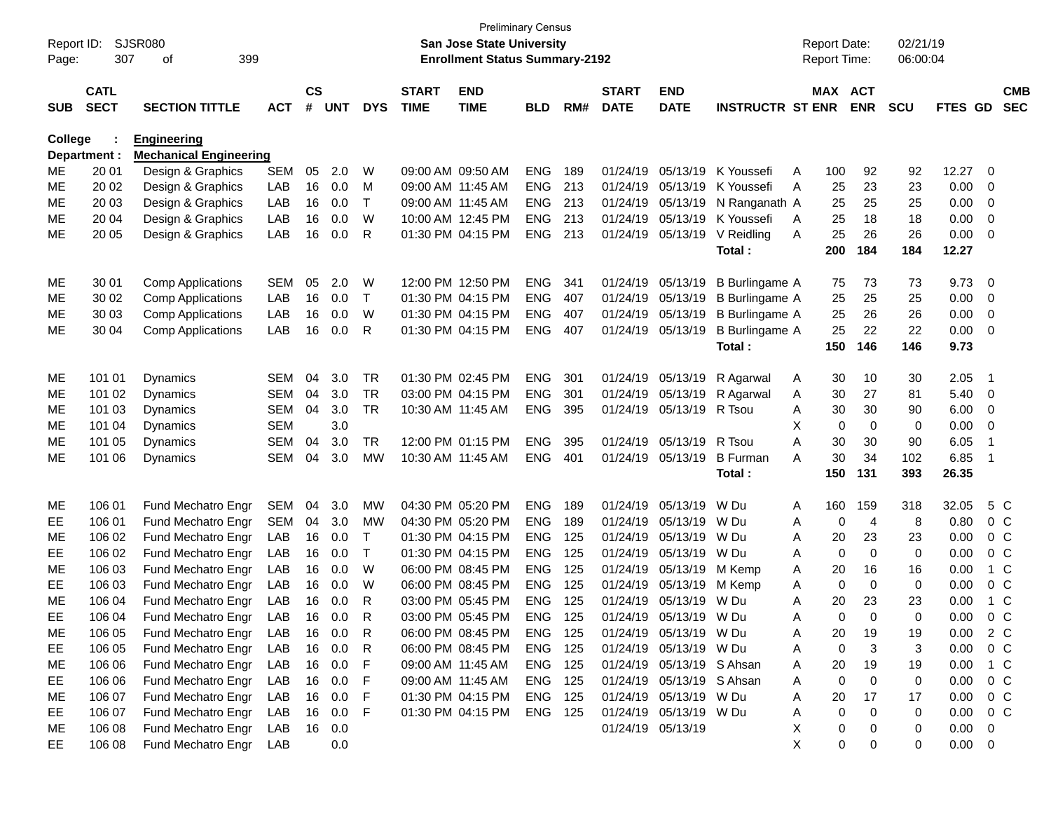Preliminary Census

**San Jose State University**

**Enrollment Status Summary-2192**

Report ID: SJSR080
Report Date: 02/21/19
Report Time: 06:00:04

**College : Engineering**

**Department : Mechanical Engineering**

| SUB | CATL SECT | SECTION TITTLE | ACT | CS # | UNT | DYS | START TIME | END TIME | BLD | RM# | START DATE | END DATE | INSTRUCTR | ST | MAX ENR | ACT ENR | SCU | FTES | GD | CMB SEC |
|---|---|---|---|---|---|---|---|---|---|---|---|---|---|---|---|---|---|---|---|---|
| ME | 20 01 | Design & Graphics | SEM | 05 | 2.0 | W | 09:00 AM | 09:50 AM | ENG | 189 | 01/24/19 | 05/13/19 | K Youssefi | A | 100 | 92 | 92 | 12.27 | 0 | |
| ME | 20 02 | Design & Graphics | LAB | 16 | 0.0 | M | 09:00 AM | 11:45 AM | ENG | 213 | 01/24/19 | 05/13/19 | K Youssefi | A | 25 | 23 | 23 | 0.00 | 0 | |
| ME | 20 03 | Design & Graphics | LAB | 16 | 0.0 | T | 09:00 AM | 11:45 AM | ENG | 213 | 01/24/19 | 05/13/19 | N Ranganath | A | 25 | 25 | 25 | 0.00 | 0 | |
| ME | 20 04 | Design & Graphics | LAB | 16 | 0.0 | W | 10:00 AM | 12:45 PM | ENG | 213 | 01/24/19 | 05/13/19 | K Youssefi | A | 25 | 18 | 18 | 0.00 | 0 | |
| ME | 20 05 | Design & Graphics | LAB | 16 | 0.0 | R | 01:30 PM | 04:15 PM | ENG | 213 | 01/24/19 | 05/13/19 | V Reidling | A | 25 | 26 | 26 | 0.00 | 0 | |
| | | | | | | | | | | | | | **Total :** | | **200** | **184** | **184** | **12.27** | | |
| ME | 30 01 | Comp Applications | SEM | 05 | 2.0 | W | 12:00 PM | 12:50 PM | ENG | 341 | 01/24/19 | 05/13/19 | B Burlingame | A | 75 | 73 | 73 | 9.73 | 0 | |
| ME | 30 02 | Comp Applications | LAB | 16 | 0.0 | T | 01:30 PM | 04:15 PM | ENG | 407 | 01/24/19 | 05/13/19 | B Burlingame | A | 25 | 25 | 25 | 0.00 | 0 | |
| ME | 30 03 | Comp Applications | LAB | 16 | 0.0 | W | 01:30 PM | 04:15 PM | ENG | 407 | 01/24/19 | 05/13/19 | B Burlingame | A | 25 | 26 | 26 | 0.00 | 0 | |
| ME | 30 04 | Comp Applications | LAB | 16 | 0.0 | R | 01:30 PM | 04:15 PM | ENG | 407 | 01/24/19 | 05/13/19 | B Burlingame | A | 25 | 22 | 22 | 0.00 | 0 | |
| | | | | | | | | | | | | | **Total :** | | **150** | **146** | **146** | **9.73** | | |
| ME | 101 01 | Dynamics | SEM | 04 | 3.0 | TR | 01:30 PM | 02:45 PM | ENG | 301 | 01/24/19 | 05/13/19 | R Agarwal | A | 30 | 10 | 30 | 2.05 | 1 | |
| ME | 101 02 | Dynamics | SEM | 04 | 3.0 | TR | 03:00 PM | 04:15 PM | ENG | 301 | 01/24/19 | 05/13/19 | R Agarwal | A | 30 | 27 | 81 | 5.40 | 0 | |
| ME | 101 03 | Dynamics | SEM | 04 | 3.0 | TR | 10:30 AM | 11:45 AM | ENG | 395 | 01/24/19 | 05/13/19 | R Tsou | A | 30 | 30 | 90 | 6.00 | 0 | |
| ME | 101 04 | Dynamics | SEM | | 3.0 | | | | | | | | | X | 0 | 0 | 0 | 0.00 | 0 | |
| ME | 101 05 | Dynamics | SEM | 04 | 3.0 | TR | 12:00 PM | 01:15 PM | ENG | 395 | 01/24/19 | 05/13/19 | R Tsou | A | 30 | 30 | 90 | 6.05 | 1 | |
| ME | 101 06 | Dynamics | SEM | 04 | 3.0 | MW | 10:30 AM | 11:45 AM | ENG | 401 | 01/24/19 | 05/13/19 | B Furman | A | 30 | 34 | 102 | 6.85 | 1 | |
| | | | | | | | | | | | | | **Total :** | | **150** | **131** | **393** | **26.35** | | |
| ME | 106 01 | Fund Mechatro Engr | SEM | 04 | 3.0 | MW | 04:30 PM | 05:20 PM | ENG | 189 | 01/24/19 | 05/13/19 | W Du | A | 160 | 159 | 318 | 32.05 | 5 | C |
| EE | 106 01 | Fund Mechatro Engr | SEM | 04 | 3.0 | MW | 04:30 PM | 05:20 PM | ENG | 189 | 01/24/19 | 05/13/19 | W Du | A | 0 | 4 | 8 | 0.80 | 0 | C |
| ME | 106 02 | Fund Mechatro Engr | LAB | 16 | 0.0 | T | 01:30 PM | 04:15 PM | ENG | 125 | 01/24/19 | 05/13/19 | W Du | A | 20 | 23 | 23 | 0.00 | 0 | C |
| EE | 106 02 | Fund Mechatro Engr | LAB | 16 | 0.0 | T | 01:30 PM | 04:15 PM | ENG | 125 | 01/24/19 | 05/13/19 | W Du | A | 0 | 0 | 0 | 0.00 | 0 | C |
| ME | 106 03 | Fund Mechatro Engr | LAB | 16 | 0.0 | W | 06:00 PM | 08:45 PM | ENG | 125 | 01/24/19 | 05/13/19 | M Kemp | A | 20 | 16 | 16 | 0.00 | 1 | C |
| EE | 106 03 | Fund Mechatro Engr | LAB | 16 | 0.0 | W | 06:00 PM | 08:45 PM | ENG | 125 | 01/24/19 | 05/13/19 | M Kemp | A | 0 | 0 | 0 | 0.00 | 0 | C |
| ME | 106 04 | Fund Mechatro Engr | LAB | 16 | 0.0 | R | 03:00 PM | 05:45 PM | ENG | 125 | 01/24/19 | 05/13/19 | W Du | A | 20 | 23 | 23 | 0.00 | 1 | C |
| EE | 106 04 | Fund Mechatro Engr | LAB | 16 | 0.0 | R | 03:00 PM | 05:45 PM | ENG | 125 | 01/24/19 | 05/13/19 | W Du | A | 0 | 0 | 0 | 0.00 | 0 | C |
| ME | 106 05 | Fund Mechatro Engr | LAB | 16 | 0.0 | R | 06:00 PM | 08:45 PM | ENG | 125 | 01/24/19 | 05/13/19 | W Du | A | 20 | 19 | 19 | 0.00 | 2 | C |
| EE | 106 05 | Fund Mechatro Engr | LAB | 16 | 0.0 | R | 06:00 PM | 08:45 PM | ENG | 125 | 01/24/19 | 05/13/19 | W Du | A | 0 | 3 | 3 | 0.00 | 0 | C |
| ME | 106 06 | Fund Mechatro Engr | LAB | 16 | 0.0 | F | 09:00 AM | 11:45 AM | ENG | 125 | 01/24/19 | 05/13/19 | S Ahsan | A | 20 | 19 | 19 | 0.00 | 1 | C |
| EE | 106 06 | Fund Mechatro Engr | LAB | 16 | 0.0 | F | 09:00 AM | 11:45 AM | ENG | 125 | 01/24/19 | 05/13/19 | S Ahsan | A | 0 | 0 | 0 | 0.00 | 0 | C |
| ME | 106 07 | Fund Mechatro Engr | LAB | 16 | 0.0 | F | 01:30 PM | 04:15 PM | ENG | 125 | 01/24/19 | 05/13/19 | W Du | A | 20 | 17 | 17 | 0.00 | 0 | C |
| EE | 106 07 | Fund Mechatro Engr | LAB | 16 | 0.0 | F | 01:30 PM | 04:15 PM | ENG | 125 | 01/24/19 | 05/13/19 | W Du | A | 0 | 0 | 0 | 0.00 | 0 | C |
| ME | 106 08 | Fund Mechatro Engr | LAB | 16 | 0.0 | | | | | | 01/24/19 | 05/13/19 | | X | 0 | 0 | 0 | 0.00 | 0 | |
| EE | 106 08 | Fund Mechatro Engr | LAB | | 0.0 | | | | | | | | | X | 0 | 0 | 0 | 0.00 | 0 | |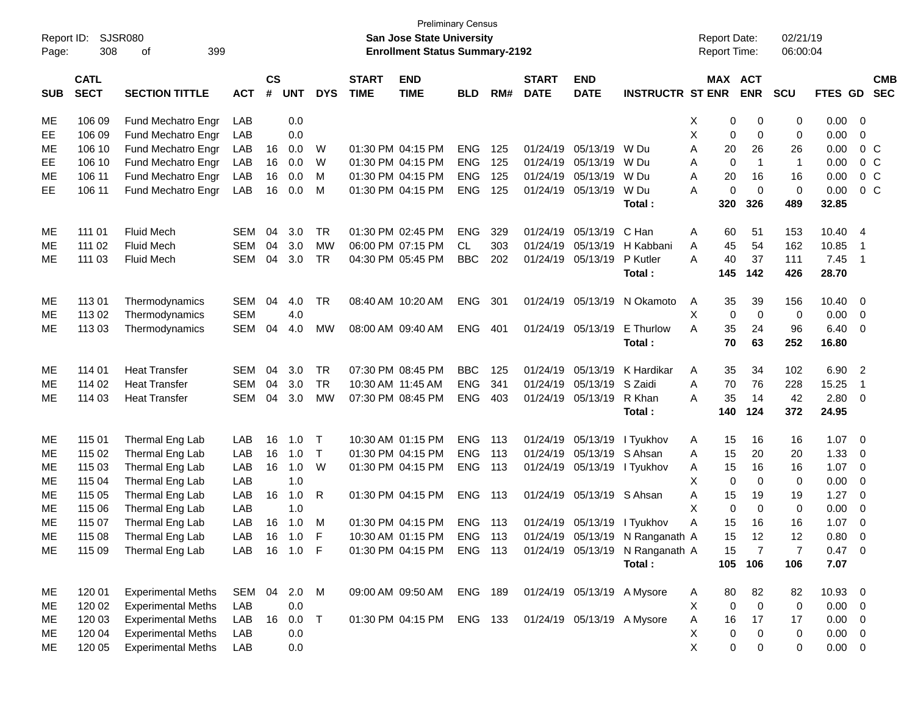Preliminary Census

**San Jose State University**

**Enrollment Status Summary-2192**

Report ID: SJSR080
Report Date: 02/21/19
Report Time: 06:00:04

| SUB | CATL SECT | SECTION TITTLE | ACT | CS # | UNT | DYS | START TIME | END TIME | BLD | RM# | START DATE | END DATE | INSTRUCTR | ST | MAX ENR | ACT ENR | SCU | FTES | GD | CMB SEC |
|---|---|---|---|---|---|---|---|---|---|---|---|---|---|---|---|---|---|---|---|---|
| ME | 106 09 | Fund Mechatro Engr | LAB | | 0.0 | | | | | | | | | X | 0 | 0 | 0 | 0.00 | 0 | |
| EE | 106 09 | Fund Mechatro Engr | LAB | | 0.0 | | | | | | | | | X | 0 | 0 | 0 | 0.00 | 0 | |
| ME | 106 10 | Fund Mechatro Engr | LAB | 16 | 0.0 | W | 01:30 PM | 04:15 PM | ENG | 125 | 01/24/19 | 05/13/19 | W Du | A | 20 | 26 | 26 | 0.00 | 0 | C |
| EE | 106 10 | Fund Mechatro Engr | LAB | 16 | 0.0 | W | 01:30 PM | 04:15 PM | ENG | 125 | 01/24/19 | 05/13/19 | W Du | A | 0 | 1 | 1 | 0.00 | 0 | C |
| ME | 106 11 | Fund Mechatro Engr | LAB | 16 | 0.0 | M | 01:30 PM | 04:15 PM | ENG | 125 | 01/24/19 | 05/13/19 | W Du | A | 20 | 16 | 16 | 0.00 | 0 | C |
| EE | 106 11 | Fund Mechatro Engr | LAB | 16 | 0.0 | M | 01:30 PM | 04:15 PM | ENG | 125 | 01/24/19 | 05/13/19 | W Du | A | 0 | 0 | 0 | 0.00 | 0 | C |
| | | | | | | | | | | | | | **Total :** | | **320** | **326** | **489** | **32.85** | | |
| ME | 111 01 | Fluid Mech | SEM | 04 | 3.0 | TR | 01:30 PM | 02:45 PM | ENG | 329 | 01/24/19 | 05/13/19 | C Han | A | 60 | 51 | 153 | 10.40 | 4 | |
| ME | 111 02 | Fluid Mech | SEM | 04 | 3.0 | MW | 06:00 PM | 07:15 PM | CL | 303 | 01/24/19 | 05/13/19 | H Kabbani | A | 45 | 54 | 162 | 10.85 | 1 | |
| ME | 111 03 | Fluid Mech | SEM | 04 | 3.0 | TR | 04:30 PM | 05:45 PM | BBC | 202 | 01/24/19 | 05/13/19 | P Kutler | A | 40 | 37 | 111 | 7.45 | 1 | |
| | | | | | | | | | | | | | **Total :** | | **145** | **142** | **426** | **28.70** | | |
| ME | 113 01 | Thermodynamics | SEM | 04 | 4.0 | TR | 08:40 AM | 10:20 AM | ENG | 301 | 01/24/19 | 05/13/19 | N Okamoto | A | 35 | 39 | 156 | 10.40 | 0 | |
| ME | 113 02 | Thermodynamics | SEM | | 4.0 | | | | | | | | | X | 0 | 0 | 0 | 0.00 | 0 | |
| ME | 113 03 | Thermodynamics | SEM | 04 | 4.0 | MW | 08:00 AM | 09:40 AM | ENG | 401 | 01/24/19 | 05/13/19 | E Thurlow | A | 35 | 24 | 96 | 6.40 | 0 | |
| | | | | | | | | | | | | | **Total :** | | **70** | **63** | **252** | **16.80** | | |
| ME | 114 01 | Heat Transfer | SEM | 04 | 3.0 | TR | 07:30 PM | 08:45 PM | BBC | 125 | 01/24/19 | 05/13/19 | K Hardikar | A | 35 | 34 | 102 | 6.90 | 2 | |
| ME | 114 02 | Heat Transfer | SEM | 04 | 3.0 | TR | 10:30 AM | 11:45 AM | ENG | 341 | 01/24/19 | 05/13/19 | S Zaidi | A | 70 | 76 | 228 | 15.25 | 1 | |
| ME | 114 03 | Heat Transfer | SEM | 04 | 3.0 | MW | 07:30 PM | 08:45 PM | ENG | 403 | 01/24/19 | 05/13/19 | R Khan | A | 35 | 14 | 42 | 2.80 | 0 | |
| | | | | | | | | | | | | | **Total :** | | **140** | **124** | **372** | **24.95** | | |
| ME | 115 01 | Thermal Eng Lab | LAB | 16 | 1.0 | T | 10:30 AM | 01:15 PM | ENG | 113 | 01/24/19 | 05/13/19 | I Tyukhov | A | 15 | 16 | 16 | 1.07 | 0 | |
| ME | 115 02 | Thermal Eng Lab | LAB | 16 | 1.0 | T | 01:30 PM | 04:15 PM | ENG | 113 | 01/24/19 | 05/13/19 | S Ahsan | A | 15 | 20 | 20 | 1.33 | 0 | |
| ME | 115 03 | Thermal Eng Lab | LAB | 16 | 1.0 | W | 01:30 PM | 04:15 PM | ENG | 113 | 01/24/19 | 05/13/19 | I Tyukhov | A | 15 | 16 | 16 | 1.07 | 0 | |
| ME | 115 04 | Thermal Eng Lab | LAB | | 1.0 | | | | | | | | | X | 0 | 0 | 0 | 0.00 | 0 | |
| ME | 115 05 | Thermal Eng Lab | LAB | 16 | 1.0 | R | 01:30 PM | 04:15 PM | ENG | 113 | 01/24/19 | 05/13/19 | S Ahsan | A | 15 | 19 | 19 | 1.27 | 0 | |
| ME | 115 06 | Thermal Eng Lab | LAB | | 1.0 | | | | | | | | | X | 0 | 0 | 0 | 0.00 | 0 | |
| ME | 115 07 | Thermal Eng Lab | LAB | 16 | 1.0 | M | 01:30 PM | 04:15 PM | ENG | 113 | 01/24/19 | 05/13/19 | I Tyukhov | A | 15 | 16 | 16 | 1.07 | 0 | |
| ME | 115 08 | Thermal Eng Lab | LAB | 16 | 1.0 | F | 10:30 AM | 01:15 PM | ENG | 113 | 01/24/19 | 05/13/19 | N Ranganath | A | 15 | 12 | 12 | 0.80 | 0 | |
| ME | 115 09 | Thermal Eng Lab | LAB | 16 | 1.0 | F | 01:30 PM | 04:15 PM | ENG | 113 | 01/24/19 | 05/13/19 | N Ranganath | A | 15 | 7 | 7 | 0.47 | 0 | |
| | | | | | | | | | | | | | **Total :** | | **105** | **106** | **106** | **7.07** | | |
| ME | 120 01 | Experimental Meths | SEM | 04 | 2.0 | M | 09:00 AM | 09:50 AM | ENG | 189 | 01/24/19 | 05/13/19 | A Mysore | A | 80 | 82 | 82 | 10.93 | 0 | |
| ME | 120 02 | Experimental Meths | LAB | | 0.0 | | | | | | | | | X | 0 | 0 | 0 | 0.00 | 0 | |
| ME | 120 03 | Experimental Meths | LAB | 16 | 0.0 | T | 01:30 PM | 04:15 PM | ENG | 133 | 01/24/19 | 05/13/19 | A Mysore | A | 16 | 17 | 17 | 0.00 | 0 | |
| ME | 120 04 | Experimental Meths | LAB | | 0.0 | | | | | | | | | X | 0 | 0 | 0 | 0.00 | 0 | |
| ME | 120 05 | Experimental Meths | LAB | | 0.0 | | | | | | | | | X | 0 | 0 | 0 | 0.00 | 0 | |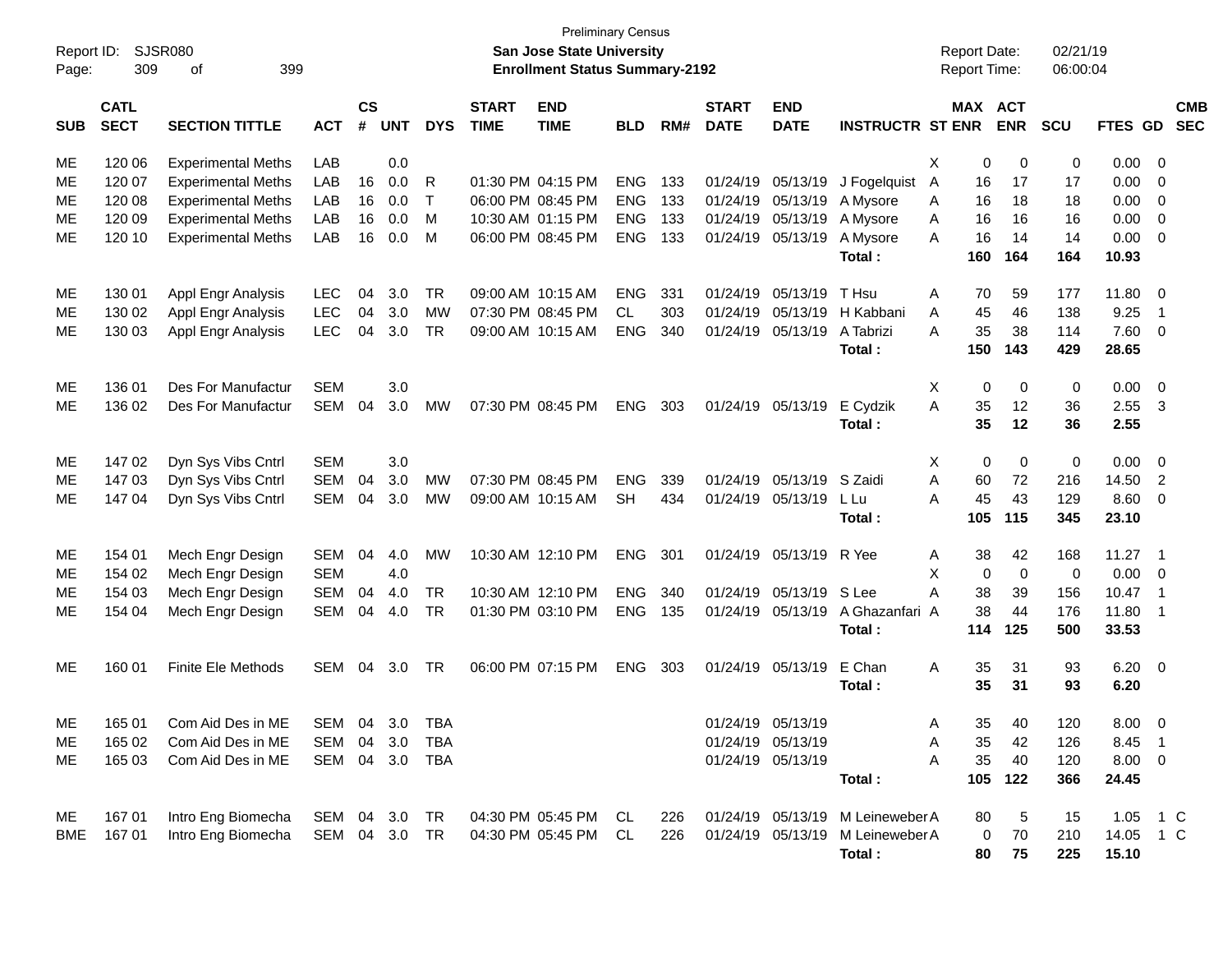Preliminary Census

**San Jose State University**

**Enrollment Status Summary-2192**

Report ID: SJSR080

Report Date: 02/21/19

Report Time: 06:00:04

| SUB | CATL SECT | SECTION TITTLE | ACT | CS # | UNT | DYS | START TIME | END TIME | BLD | RM# | START DATE | END DATE | INSTRUCTR | ST | MAX ENR | ACT ENR | SCU | FTES | GD | CMB SEC |
|---|---|---|---|---|---|---|---|---|---|---|---|---|---|---|---|---|---|---|---|---|
| ME | 120 06 | Experimental Meths | LAB | | 0.0 | | | | | | | | | X | 0 | 0 | 0 | 0.00 | 0 | |
| ME | 120 07 | Experimental Meths | LAB | 16 | 0.0 | R | 01:30 PM | 04:15 PM | ENG | 133 | 01/24/19 | 05/13/19 | J Fogelquist | A | 16 | 17 | 17 | 0.00 | 0 | |
| ME | 120 08 | Experimental Meths | LAB | 16 | 0.0 | T | 06:00 PM | 08:45 PM | ENG | 133 | 01/24/19 | 05/13/19 | A Mysore | A | 16 | 18 | 18 | 0.00 | 0 | |
| ME | 120 09 | Experimental Meths | LAB | 16 | 0.0 | M | 10:30 AM | 01:15 PM | ENG | 133 | 01/24/19 | 05/13/19 | A Mysore | A | 16 | 16 | 16 | 0.00 | 0 | |
| ME | 120 10 | Experimental Meths | LAB | 16 | 0.0 | M | 06:00 PM | 08:45 PM | ENG | 133 | 01/24/19 | 05/13/19 | A Mysore | A | 16 | 14 | 14 | 0.00 | 0 | |
| | | | | | | | | | | | | | **Total :** | | **160** | **164** | **164** | **10.93** | | |
| ME | 130 01 | Appl Engr Analysis | LEC | 04 | 3.0 | TR | 09:00 AM | 10:15 AM | ENG | 331 | 01/24/19 | 05/13/19 | T Hsu | A | 70 | 59 | 177 | 11.80 | 0 | |
| ME | 130 02 | Appl Engr Analysis | LEC | 04 | 3.0 | MW | 07:30 PM | 08:45 PM | CL | 303 | 01/24/19 | 05/13/19 | H Kabbani | A | 45 | 46 | 138 | 9.25 | 1 | |
| ME | 130 03 | Appl Engr Analysis | LEC | 04 | 3.0 | TR | 09:00 AM | 10:15 AM | ENG | 340 | 01/24/19 | 05/13/19 | A Tabrizi | A | 35 | 38 | 114 | 7.60 | 0 | |
| | | | | | | | | | | | | | **Total :** | | **150** | **143** | **429** | **28.65** | | |
| ME | 136 01 | Des For Manufactur | SEM | | 3.0 | | | | | | | | | X | 0 | 0 | 0 | 0.00 | 0 | |
| ME | 136 02 | Des For Manufactur | SEM | 04 | 3.0 | MW | 07:30 PM | 08:45 PM | ENG | 303 | 01/24/19 | 05/13/19 | E Cydzik | A | 35 | 12 | 36 | 2.55 | 3 | |
| | | | | | | | | | | | | | **Total :** | | **35** | **12** | **36** | **2.55** | | |
| ME | 147 02 | Dyn Sys Vibs Cntrl | SEM | | 3.0 | | | | | | | | | X | 0 | 0 | 0 | 0.00 | 0 | |
| ME | 147 03 | Dyn Sys Vibs Cntrl | SEM | 04 | 3.0 | MW | 07:30 PM | 08:45 PM | ENG | 339 | 01/24/19 | 05/13/19 | S Zaidi | A | 60 | 72 | 216 | 14.50 | 2 | |
| ME | 147 04 | Dyn Sys Vibs Cntrl | SEM | 04 | 3.0 | MW | 09:00 AM | 10:15 AM | SH | 434 | 01/24/19 | 05/13/19 | L Lu | A | 45 | 43 | 129 | 8.60 | 0 | |
| | | | | | | | | | | | | | **Total :** | | **105** | **115** | **345** | **23.10** | | |
| ME | 154 01 | Mech Engr Design | SEM | 04 | 4.0 | MW | 10:30 AM | 12:10 PM | ENG | 301 | 01/24/19 | 05/13/19 | R Yee | A | 38 | 42 | 168 | 11.27 | 1 | |
| ME | 154 02 | Mech Engr Design | SEM | | 4.0 | | | | | | | | | X | 0 | 0 | 0 | 0.00 | 0 | |
| ME | 154 03 | Mech Engr Design | SEM | 04 | 4.0 | TR | 10:30 AM | 12:10 PM | ENG | 340 | 01/24/19 | 05/13/19 | S Lee | A | 38 | 39 | 156 | 10.47 | 1 | |
| ME | 154 04 | Mech Engr Design | SEM | 04 | 4.0 | TR | 01:30 PM | 03:10 PM | ENG | 135 | 01/24/19 | 05/13/19 | A Ghazanfari | A | 38 | 44 | 176 | 11.80 | 1 | |
| | | | | | | | | | | | | | **Total :** | | **114** | **125** | **500** | **33.53** | | |
| ME | 160 01 | Finite Ele Methods | SEM | 04 | 3.0 | TR | 06:00 PM | 07:15 PM | ENG | 303 | 01/24/19 | 05/13/19 | E Chan | A | 35 | 31 | 93 | 6.20 | 0 | |
| | | | | | | | | | | | | | **Total :** | | **35** | **31** | **93** | **6.20** | | |
| ME | 165 01 | Com Aid Des in ME | SEM | 04 | 3.0 | TBA | | | | | 01/24/19 | 05/13/19 | | A | 35 | 40 | 120 | 8.00 | 0 | |
| ME | 165 02 | Com Aid Des in ME | SEM | 04 | 3.0 | TBA | | | | | 01/24/19 | 05/13/19 | | A | 35 | 42 | 126 | 8.45 | 1 | |
| ME | 165 03 | Com Aid Des in ME | SEM | 04 | 3.0 | TBA | | | | | 01/24/19 | 05/13/19 | | A | 35 | 40 | 120 | 8.00 | 0 | |
| | | | | | | | | | | | | | **Total :** | | **105** | **122** | **366** | **24.45** | | |
| ME | 167 01 | Intro Eng Biomecha | SEM | 04 | 3.0 | TR | 04:30 PM | 05:45 PM | CL | 226 | 01/24/19 | 05/13/19 | M Leineweber | A | 80 | 5 | 15 | 1.05 | 1 | C |
| BME | 167 01 | Intro Eng Biomecha | SEM | 04 | 3.0 | TR | 04:30 PM | 05:45 PM | CL | 226 | 01/24/19 | 05/13/19 | M Leineweber | A | 0 | 70 | 210 | 14.05 | 1 | C |
| | | | | | | | | | | | | | **Total :** | | **80** | **75** | **225** | **15.10** | | |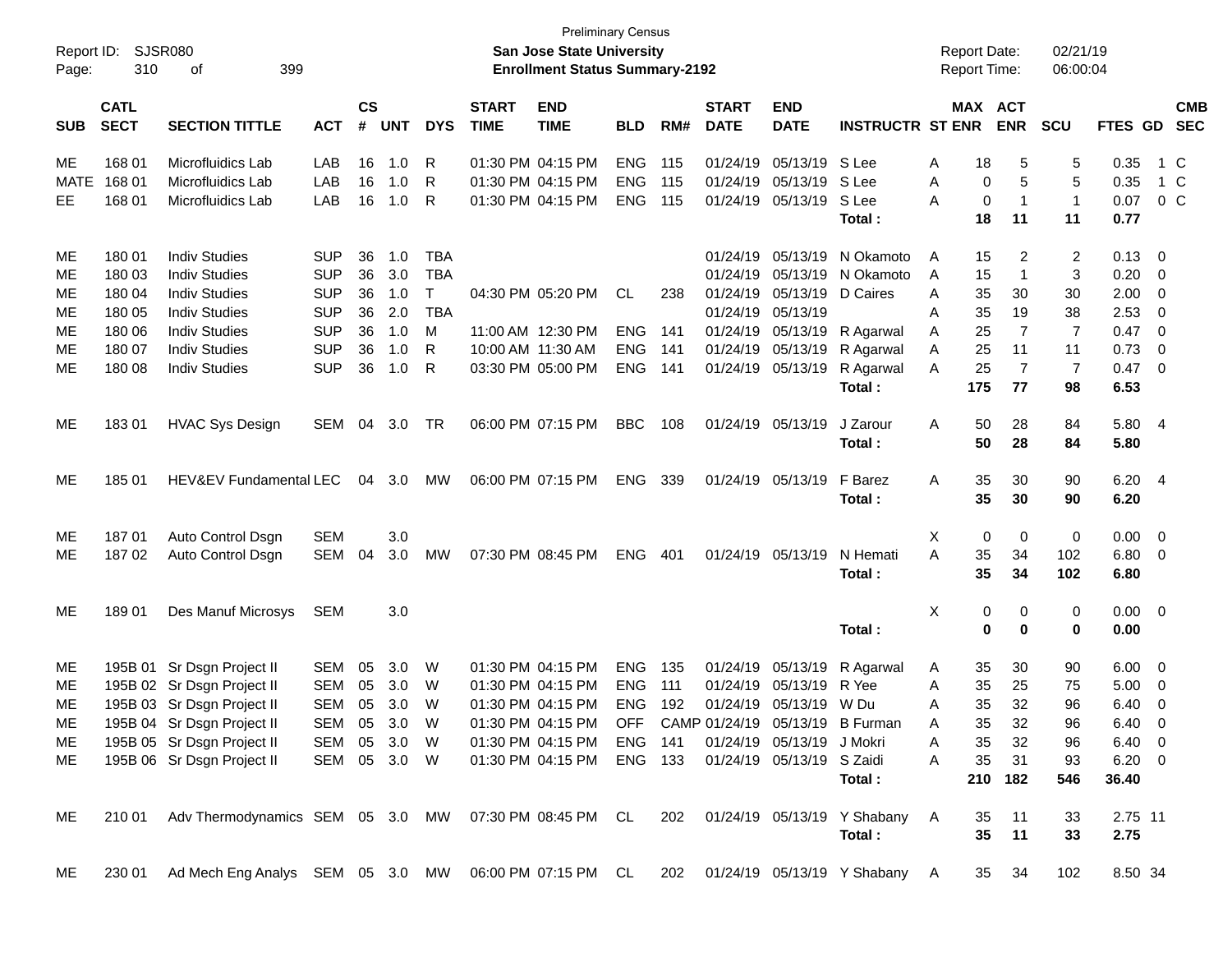| SUB | CATL SECT | SECTION TITTLE | ACT | CS # | UNT | DYS | START TIME | END TIME | BLD | RM# | START DATE | END DATE | INSTRUCTR | ST | MAX ENR | ACT ENR | SCU | FTES | GD | CMB SEC |
|---|---|---|---|---|---|---|---|---|---|---|---|---|---|---|---|---|---|---|---|---|
| ME | 168 01 | Microfluidics Lab | LAB | 16 | 1.0 | R | 01:30 PM | 04:15 PM | ENG | 115 | 01/24/19 | 05/13/19 | S Lee | A | 18 | 5 | 5 | 0.35 | 1 | C |
| MATE | 168 01 | Microfluidics Lab | LAB | 16 | 1.0 | R | 01:30 PM | 04:15 PM | ENG | 115 | 01/24/19 | 05/13/19 | S Lee | A | 0 | 5 | 5 | 0.35 | 1 | C |
| EE | 168 01 | Microfluidics Lab | LAB | 16 | 1.0 | R | 01:30 PM | 04:15 PM | ENG | 115 | 01/24/19 | 05/13/19 | S Lee | A | 0 | 1 | 1 | 0.07 | 0 | C |
| | | | | | | | | | | | | | **Total :** | | **18** | **11** | **11** | **0.77** | | |
| ME | 180 01 | Indiv Studies | SUP | 36 | 1.0 | TBA | | | | | 01/24/19 | 05/13/19 | N Okamoto | A | 15 | 2 | 2 | 0.13 | 0 | |
| ME | 180 03 | Indiv Studies | SUP | 36 | 3.0 | TBA | | | | | 01/24/19 | 05/13/19 | N Okamoto | A | 15 | 1 | 3 | 0.20 | 0 | |
| ME | 180 04 | Indiv Studies | SUP | 36 | 1.0 | T | 04:30 PM | 05:20 PM | CL | 238 | 01/24/19 | 05/13/19 | D Caires | A | 35 | 30 | 30 | 2.00 | 0 | |
| ME | 180 05 | Indiv Studies | SUP | 36 | 2.0 | TBA | | | | | 01/24/19 | 05/13/19 | | A | 35 | 19 | 38 | 2.53 | 0 | |
| ME | 180 06 | Indiv Studies | SUP | 36 | 1.0 | M | 11:00 AM | 12:30 PM | ENG | 141 | 01/24/19 | 05/13/19 | R Agarwal | A | 25 | 7 | 7 | 0.47 | 0 | |
| ME | 180 07 | Indiv Studies | SUP | 36 | 1.0 | R | 10:00 AM | 11:30 AM | ENG | 141 | 01/24/19 | 05/13/19 | R Agarwal | A | 25 | 11 | 11 | 0.73 | 0 | |
| ME | 180 08 | Indiv Studies | SUP | 36 | 1.0 | R | 03:30 PM | 05:00 PM | ENG | 141 | 01/24/19 | 05/13/19 | R Agarwal | A | 25 | 7 | 7 | 0.47 | 0 | |
| | | | | | | | | | | | | | **Total :** | | **175** | **77** | **98** | **6.53** | | |
| ME | 183 01 | HVAC Sys Design | SEM | 04 | 3.0 | TR | 06:00 PM | 07:15 PM | BBC | 108 | 01/24/19 | 05/13/19 | J Zarour | A | 50 | 28 | 84 | 5.80 | 4 | |
| | | | | | | | | | | | | | **Total :** | | **50** | **28** | **84** | **5.80** | | |
| ME | 185 01 | HEV&EV Fundamental | LEC | 04 | 3.0 | MW | 06:00 PM | 07:15 PM | ENG | 339 | 01/24/19 | 05/13/19 | F Barez | A | 35 | 30 | 90 | 6.20 | 4 | |
| | | | | | | | | | | | | | **Total :** | | **35** | **30** | **90** | **6.20** | | |
| ME | 187 01 | Auto Control Dsgn | SEM | | 3.0 | | | | | | | | | X | 0 | 0 | 0 | 0.00 | 0 | |
| ME | 187 02 | Auto Control Dsgn | SEM | 04 | 3.0 | MW | 07:30 PM | 08:45 PM | ENG | 401 | 01/24/19 | 05/13/19 | N Hemati | A | 35 | 34 | 102 | 6.80 | 0 | |
| | | | | | | | | | | | | | **Total :** | | **35** | **34** | **102** | **6.80** | | |
| ME | 189 01 | Des Manuf Microsys | SEM | | 3.0 | | | | | | | | | X | 0 | 0 | 0 | 0.00 | 0 | |
| | | | | | | | | | | | | | **Total :** | | **0** | **0** | **0** | **0.00** | | |
| ME | 195B 01 | Sr Dsgn Project II | SEM | 05 | 3.0 | W | 01:30 PM | 04:15 PM | ENG | 135 | 01/24/19 | 05/13/19 | R Agarwal | A | 35 | 30 | 90 | 6.00 | 0 | |
| ME | 195B 02 | Sr Dsgn Project II | SEM | 05 | 3.0 | W | 01:30 PM | 04:15 PM | ENG | 111 | 01/24/19 | 05/13/19 | R Yee | A | 35 | 25 | 75 | 5.00 | 0 | |
| ME | 195B 03 | Sr Dsgn Project II | SEM | 05 | 3.0 | W | 01:30 PM | 04:15 PM | ENG | 192 | 01/24/19 | 05/13/19 | W Du | A | 35 | 32 | 96 | 6.40 | 0 | |
| ME | 195B 04 | Sr Dsgn Project II | SEM | 05 | 3.0 | W | 01:30 PM | 04:15 PM | OFF | CAMP | 01/24/19 | 05/13/19 | B Furman | A | 35 | 32 | 96 | 6.40 | 0 | |
| ME | 195B 05 | Sr Dsgn Project II | SEM | 05 | 3.0 | W | 01:30 PM | 04:15 PM | ENG | 141 | 01/24/19 | 05/13/19 | J Mokri | A | 35 | 32 | 96 | 6.40 | 0 | |
| ME | 195B 06 | Sr Dsgn Project II | SEM | 05 | 3.0 | W | 01:30 PM | 04:15 PM | ENG | 133 | 01/24/19 | 05/13/19 | S Zaidi | A | 35 | 31 | 93 | 6.20 | 0 | |
| | | | | | | | | | | | | | **Total :** | | **210** | **182** | **546** | **36.40** | | |
| ME | 210 01 | Adv Thermodynamics | SEM | 05 | 3.0 | MW | 07:30 PM | 08:45 PM | CL | 202 | 01/24/19 | 05/13/19 | Y Shabany | A | 35 | 11 | 33 | 2.75 | 11 | |
| | | | | | | | | | | | | | **Total :** | | **35** | **11** | **33** | **2.75** | | |
| ME | 230 01 | Ad Mech Eng Analys | SEM | 05 | 3.0 | MW | 06:00 PM | 07:15 PM | CL | 202 | 01/24/19 | 05/13/19 | Y Shabany | A | 35 | 34 | 102 | 8.50 | 34 | |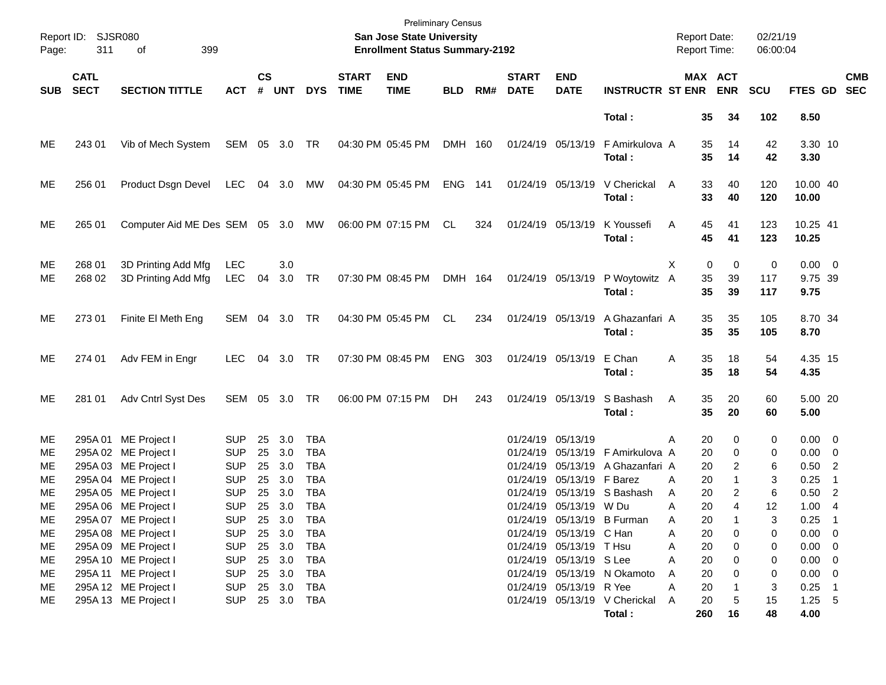Preliminary Census

**San Jose State University**

**Enrollment Status Summary-2192**

Report ID: SJSR080

Report Date: 02/21/19

Report Time: 06:00:04

| SUB | CATL SECT | SECTION TITTLE | ACT | CS # | UNT | DYS | START TIME | END TIME | BLD | RM# | START DATE | END DATE | INSTRUCTR | ST | MAX ENR | ACT ENR | SCU | FTES | GD | CMB SEC |
|---|---|---|---|---|---|---|---|---|---|---|---|---|---|---|---|---|---|---|---|---|
| | | | | | | | | | | | | | **Total :** | | **35** | **34** | **102** | **8.50** | | |
| ME | 243 01 | Vib of Mech System | SEM | 05 | 3.0 | TR | 04:30 PM | 05:45 PM | DMH | 160 | 01/24/19 | 05/13/19 | F Amirkulova | A | 35 | 14 | 42 | 3.30 | 10 | |
| | | | | | | | | | | | | | **Total :** | | **35** | **14** | **42** | **3.30** | | |
| ME | 256 01 | Product Dsgn Devel | LEC | 04 | 3.0 | MW | 04:30 PM | 05:45 PM | ENG | 141 | 01/24/19 | 05/13/19 | V Cherickal | A | 33 | 40 | 120 | 10.00 | 40 | |
| | | | | | | | | | | | | | **Total :** | | **33** | **40** | **120** | **10.00** | | |
| ME | 265 01 | Computer Aid ME Des | SEM | 05 | 3.0 | MW | 06:00 PM | 07:15 PM | CL | 324 | 01/24/19 | 05/13/19 | K Youssefi | A | 45 | 41 | 123 | 10.25 | 41 | |
| | | | | | | | | | | | | | **Total :** | | **45** | **41** | **123** | **10.25** | | |
| ME | 268 01 | 3D Printing Add Mfg | LEC | | 3.0 | | | | | | | | | X | 0 | 0 | 0 | 0.00 | 0 | |
| ME | 268 02 | 3D Printing Add Mfg | LEC | 04 | 3.0 | TR | 07:30 PM | 08:45 PM | DMH | 164 | 01/24/19 | 05/13/19 | P Woytowitz | A | 35 | 39 | 117 | 9.75 | 39 | |
| | | | | | | | | | | | | | **Total :** | | **35** | **39** | **117** | **9.75** | | |
| ME | 273 01 | Finite El Meth Eng | SEM | 04 | 3.0 | TR | 04:30 PM | 05:45 PM | CL | 234 | 01/24/19 | 05/13/19 | A Ghazanfari | A | 35 | 35 | 105 | 8.70 | 34 | |
| | | | | | | | | | | | | | **Total :** | | **35** | **35** | **105** | **8.70** | | |
| ME | 274 01 | Adv FEM in Engr | LEC | 04 | 3.0 | TR | 07:30 PM | 08:45 PM | ENG | 303 | 01/24/19 | 05/13/19 | E Chan | A | 35 | 18 | 54 | 4.35 | 15 | |
| | | | | | | | | | | | | | **Total :** | | **35** | **18** | **54** | **4.35** | | |
| ME | 281 01 | Adv Cntrl Syst Des | SEM | 05 | 3.0 | TR | 06:00 PM | 07:15 PM | DH | 243 | 01/24/19 | 05/13/19 | S Bashash | A | 35 | 20 | 60 | 5.00 | 20 | |
| | | | | | | | | | | | | | **Total :** | | **35** | **20** | **60** | **5.00** | | |
| ME | 295A 01 | ME Project I | SUP | 25 | 3.0 | TBA | | | | | 01/24/19 | 05/13/19 | | A | 20 | 0 | 0 | 0.00 | 0 | |
| ME | 295A 02 | ME Project I | SUP | 25 | 3.0 | TBA | | | | | 01/24/19 | 05/13/19 | F Amirkulova | A | 20 | 0 | 0 | 0.00 | 0 | |
| ME | 295A 03 | ME Project I | SUP | 25 | 3.0 | TBA | | | | | 01/24/19 | 05/13/19 | A Ghazanfari | A | 20 | 2 | 6 | 0.50 | 2 | |
| ME | 295A 04 | ME Project I | SUP | 25 | 3.0 | TBA | | | | | 01/24/19 | 05/13/19 | F Barez | A | 20 | 1 | 3 | 0.25 | 1 | |
| ME | 295A 05 | ME Project I | SUP | 25 | 3.0 | TBA | | | | | 01/24/19 | 05/13/19 | S Bashash | A | 20 | 2 | 6 | 0.50 | 2 | |
| ME | 295A 06 | ME Project I | SUP | 25 | 3.0 | TBA | | | | | 01/24/19 | 05/13/19 | W Du | A | 20 | 4 | 12 | 1.00 | 4 | |
| ME | 295A 07 | ME Project I | SUP | 25 | 3.0 | TBA | | | | | 01/24/19 | 05/13/19 | B Furman | A | 20 | 1 | 3 | 0.25 | 1 | |
| ME | 295A 08 | ME Project I | SUP | 25 | 3.0 | TBA | | | | | 01/24/19 | 05/13/19 | C Han | A | 20 | 0 | 0 | 0.00 | 0 | |
| ME | 295A 09 | ME Project I | SUP | 25 | 3.0 | TBA | | | | | 01/24/19 | 05/13/19 | T Hsu | A | 20 | 0 | 0 | 0.00 | 0 | |
| ME | 295A 10 | ME Project I | SUP | 25 | 3.0 | TBA | | | | | 01/24/19 | 05/13/19 | S Lee | A | 20 | 0 | 0 | 0.00 | 0 | |
| ME | 295A 11 | ME Project I | SUP | 25 | 3.0 | TBA | | | | | 01/24/19 | 05/13/19 | N Okamoto | A | 20 | 0 | 0 | 0.00 | 0 | |
| ME | 295A 12 | ME Project I | SUP | 25 | 3.0 | TBA | | | | | 01/24/19 | 05/13/19 | R Yee | A | 20 | 1 | 3 | 0.25 | 1 | |
| ME | 295A 13 | ME Project I | SUP | 25 | 3.0 | TBA | | | | | 01/24/19 | 05/13/19 | V Cherickal | A | 20 | 5 | 15 | 1.25 | 5 | |
| | | | | | | | | | | | | | **Total :** | | **260** | **16** | **48** | **4.00** | | |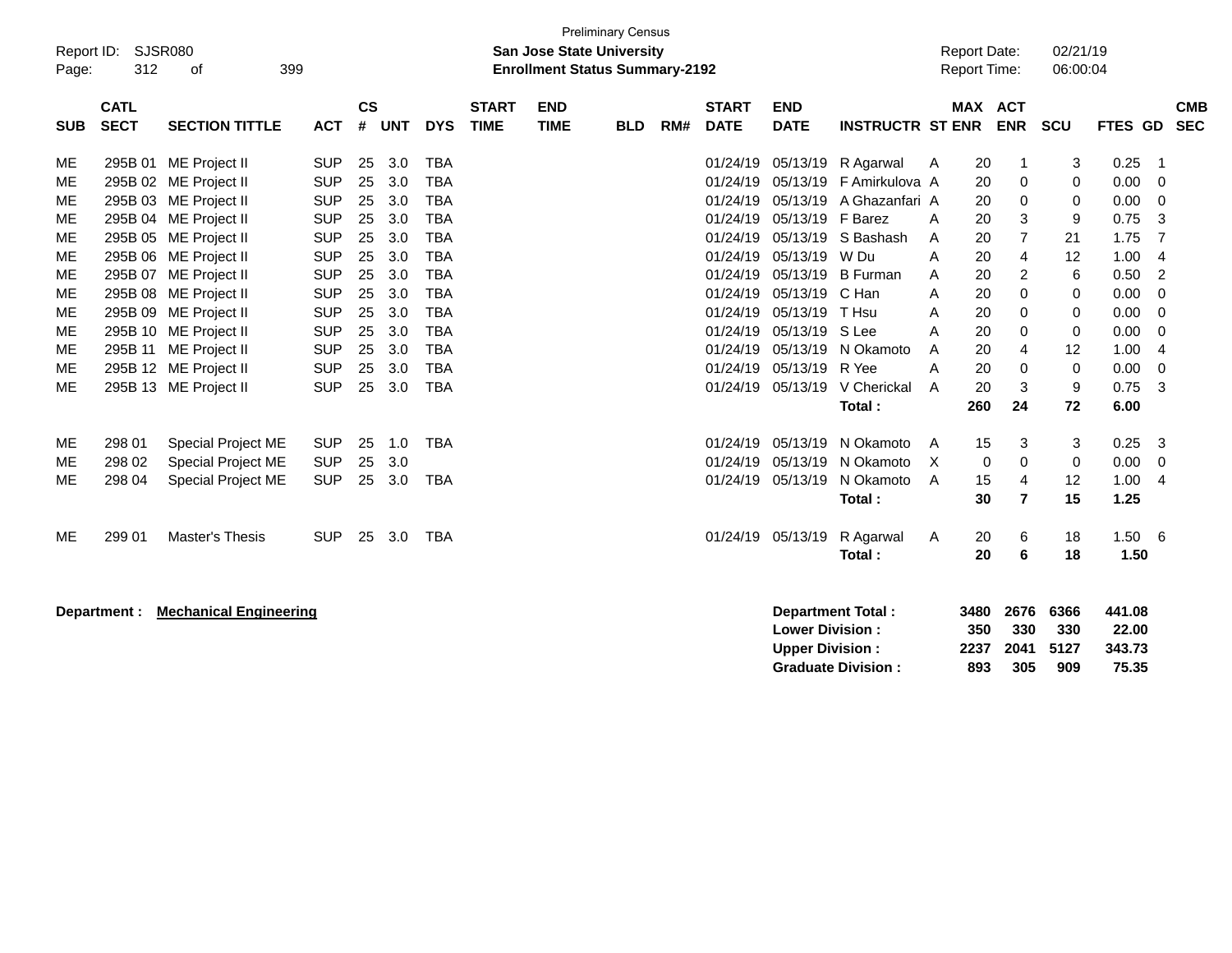Preliminary Census

**San Jose State University**
**Enrollment Status Summary-2192**

Report ID: SJSR080
Report Date: 02/21/19
Report Time: 06:00:04

| SUB | CATL SECT | SECTION TITTLE | ACT | CS # | UNT | DYS | START TIME | END TIME | BLD | RM# | START DATE | END DATE | INSTRUCTR | ST | MAX ENR | ACT ENR | SCU | FTES | GD | CMB SEC |
|---|---|---|---|---|---|---|---|---|---|---|---|---|---|---|---|---|---|---|---|---|
| ME | 295B 01 | ME Project II | SUP | 25 | 3.0 | TBA | | | | | 01/24/19 | 05/13/19 | R Agarwal | A | 20 | 1 | 3 | 0.25 | 1 | |
| ME | 295B 02 | ME Project II | SUP | 25 | 3.0 | TBA | | | | | 01/24/19 | 05/13/19 | F Amirkulova | A | 20 | 0 | 0 | 0.00 | 0 | |
| ME | 295B 03 | ME Project II | SUP | 25 | 3.0 | TBA | | | | | 01/24/19 | 05/13/19 | A Ghazanfari | A | 20 | 0 | 0 | 0.00 | 0 | |
| ME | 295B 04 | ME Project II | SUP | 25 | 3.0 | TBA | | | | | 01/24/19 | 05/13/19 | F Barez | A | 20 | 3 | 9 | 0.75 | 3 | |
| ME | 295B 05 | ME Project II | SUP | 25 | 3.0 | TBA | | | | | 01/24/19 | 05/13/19 | S Bashash | A | 20 | 7 | 21 | 1.75 | 7 | |
| ME | 295B 06 | ME Project II | SUP | 25 | 3.0 | TBA | | | | | 01/24/19 | 05/13/19 | W Du | A | 20 | 4 | 12 | 1.00 | 4 | |
| ME | 295B 07 | ME Project II | SUP | 25 | 3.0 | TBA | | | | | 01/24/19 | 05/13/19 | B Furman | A | 20 | 2 | 6 | 0.50 | 2 | |
| ME | 295B 08 | ME Project II | SUP | 25 | 3.0 | TBA | | | | | 01/24/19 | 05/13/19 | C Han | A | 20 | 0 | 0 | 0.00 | 0 | |
| ME | 295B 09 | ME Project II | SUP | 25 | 3.0 | TBA | | | | | 01/24/19 | 05/13/19 | T Hsu | A | 20 | 0 | 0 | 0.00 | 0 | |
| ME | 295B 10 | ME Project II | SUP | 25 | 3.0 | TBA | | | | | 01/24/19 | 05/13/19 | S Lee | A | 20 | 0 | 0 | 0.00 | 0 | |
| ME | 295B 11 | ME Project II | SUP | 25 | 3.0 | TBA | | | | | 01/24/19 | 05/13/19 | N Okamoto | A | 20 | 4 | 12 | 1.00 | 4 | |
| ME | 295B 12 | ME Project II | SUP | 25 | 3.0 | TBA | | | | | 01/24/19 | 05/13/19 | R Yee | A | 20 | 0 | 0 | 0.00 | 0 | |
| ME | 295B 13 | ME Project II | SUP | 25 | 3.0 | TBA | | | | | 01/24/19 | 05/13/19 | V Cherickal | A | 20 | 3 | 9 | 0.75 | 3 | |
| | | | | | | | | | | | | | **Total :** | | **260** | **24** | **72** | **6.00** | | |
| ME | 298 01 | Special Project ME | SUP | 25 | 1.0 | TBA | | | | | 01/24/19 | 05/13/19 | N Okamoto | A | 15 | 3 | 3 | 0.25 | 3 | |
| ME | 298 02 | Special Project ME | SUP | 25 | 3.0 | | | | | | 01/24/19 | 05/13/19 | N Okamoto | X | 0 | 0 | 0 | 0.00 | 0 | |
| ME | 298 04 | Special Project ME | SUP | 25 | 3.0 | TBA | | | | | 01/24/19 | 05/13/19 | N Okamoto | A | 15 | 4 | 12 | 1.00 | 4 | |
| | | | | | | | | | | | | | **Total :** | | **30** | **7** | **15** | **1.25** | | |
| ME | 299 01 | Master's Thesis | SUP | 25 | 3.0 | TBA | | | | | 01/24/19 | 05/13/19 | R Agarwal | A | 20 | 6 | 18 | 1.50 | 6 | |
| | | | | | | | | | | | | | **Total :** | | **20** | **6** | **18** | **1.50** | | |

**Department :** **Mechanical Engineering**

| | MAX ENR | ACT ENR | SCU | FTES |
|---|---|---|---|---|
| **Department Total :** | **3480** | **2676** | **6366** | **441.08** |
| **Lower Division :** | **350** | **330** | **330** | **22.00** |
| **Upper Division :** | **2237** | **2041** | **5127** | **343.73** |
| **Graduate Division :** | **893** | **305** | **909** | **75.35** |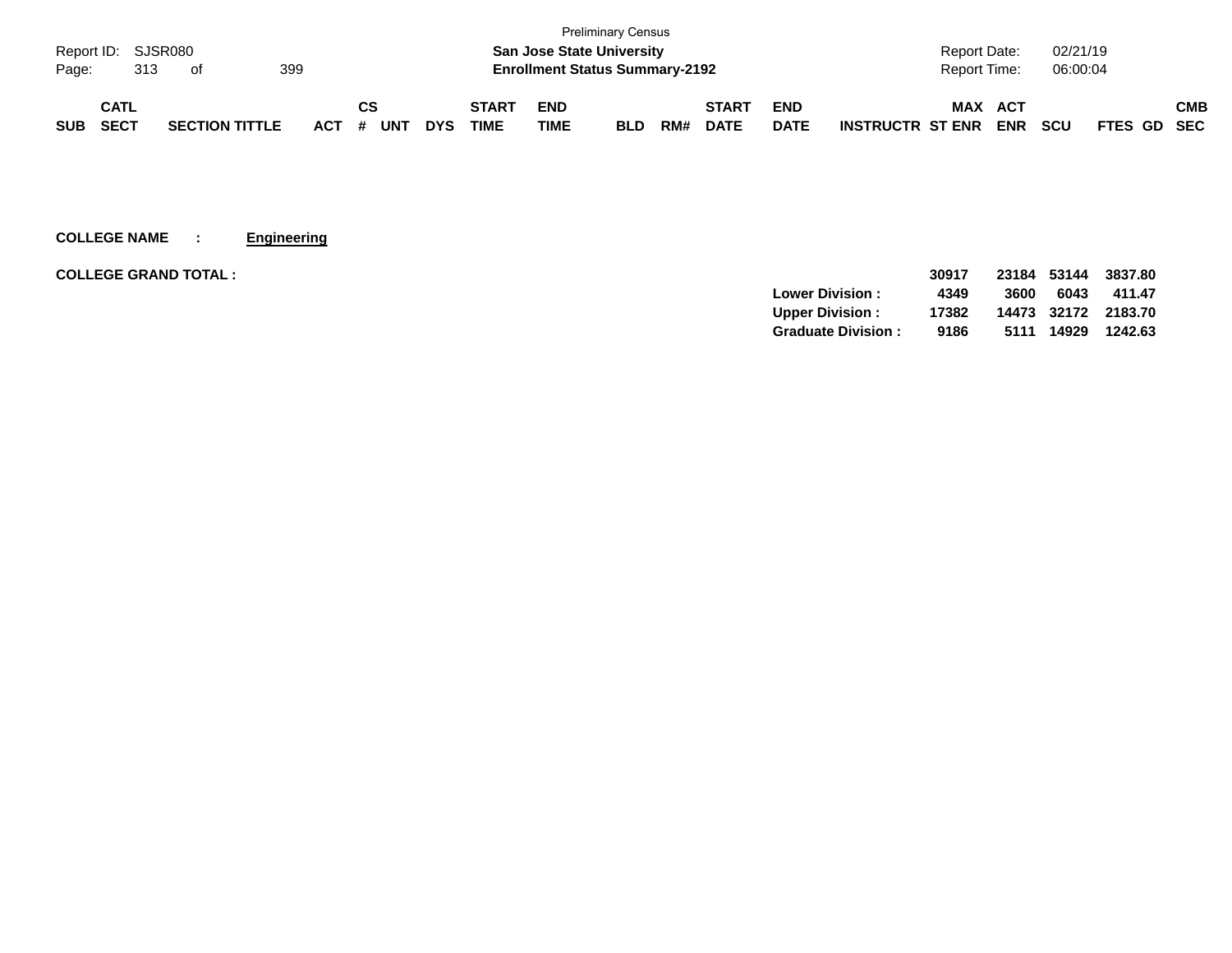Preliminary Census

**San Jose State University**

**Enrollment Status Summary-2192**

Report ID: SJSR080

Report Date: 02/21/19

Report Time: 06:00:04

| SUB | CATL SECT | SECTION TITTLE | ACT | CS # | UNT | DYS | START TIME | END TIME | BLD | RM# | START DATE | END DATE | INSTRUCTR | MAX ST ENR | ACT ENR | SCU | FTES | GD | CMB SEC |
|---|---|---|---|---|---|---|---|---|---|---|---|---|---|---|---|---|---|---|---|

**COLLEGE NAME : Engineering**

| | | | | | |
|---|---|---|---|---|---|
| **COLLEGE GRAND TOTAL :** | | **30917** | **23184** | **53144** | **3837.80** |
| | **Lower Division :** | **4349** | **3600** | **6043** | **411.47** |
| | **Upper Division :** | **17382** | **14473** | **32172** | **2183.70** |
| | **Graduate Division :** | **9186** | **5111** | **14929** | **1242.63** |